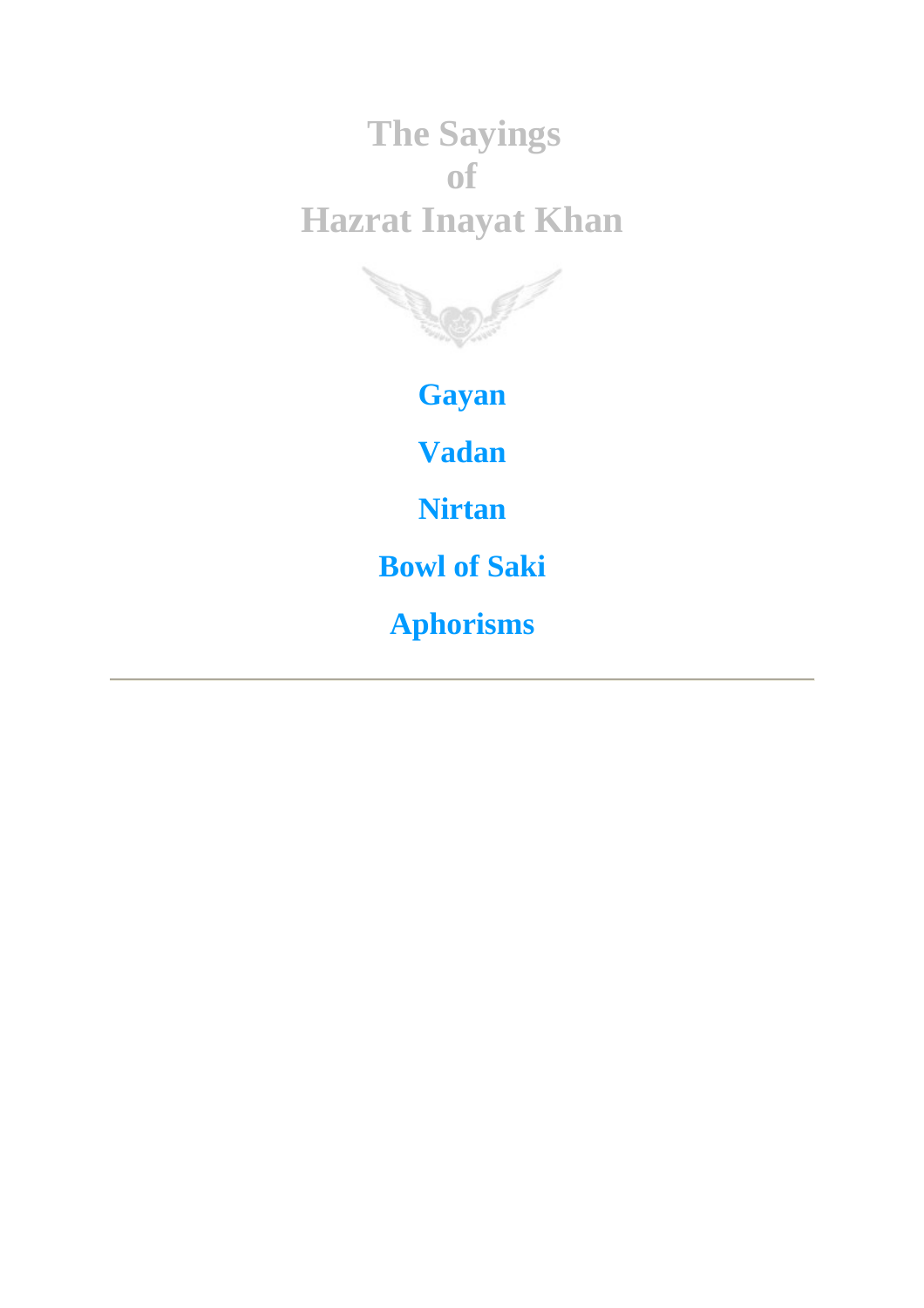# The Sayings of Hazrat Inayat Khan

**Gayan**

**Vadan**

**Nirtan**

**Bowl of Saki**

**Aphorisms**

---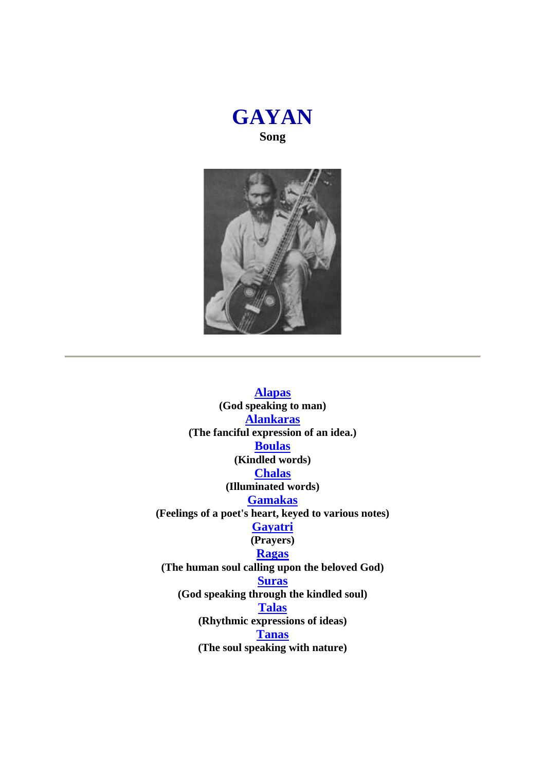# GAYAN

**Song**

---

**Alapas**
**(God speaking to man)**

**Alankaras**
**(The fanciful expression of an idea.)**

**Boulas**
**(Kindled words)**

**Chalas**
**(Illuminated words)**

**Gamakas**
**(Feelings of a poet's heart, keyed to various notes)**

**Gayatri**
**(Prayers)**

**Ragas**
**(The human soul calling upon the beloved God)**

**Suras**
**(God speaking through the kindled soul)**

**Talas**
**(Rhythmic expressions of ideas)**

**Tanas**
**(The soul speaking with nature)**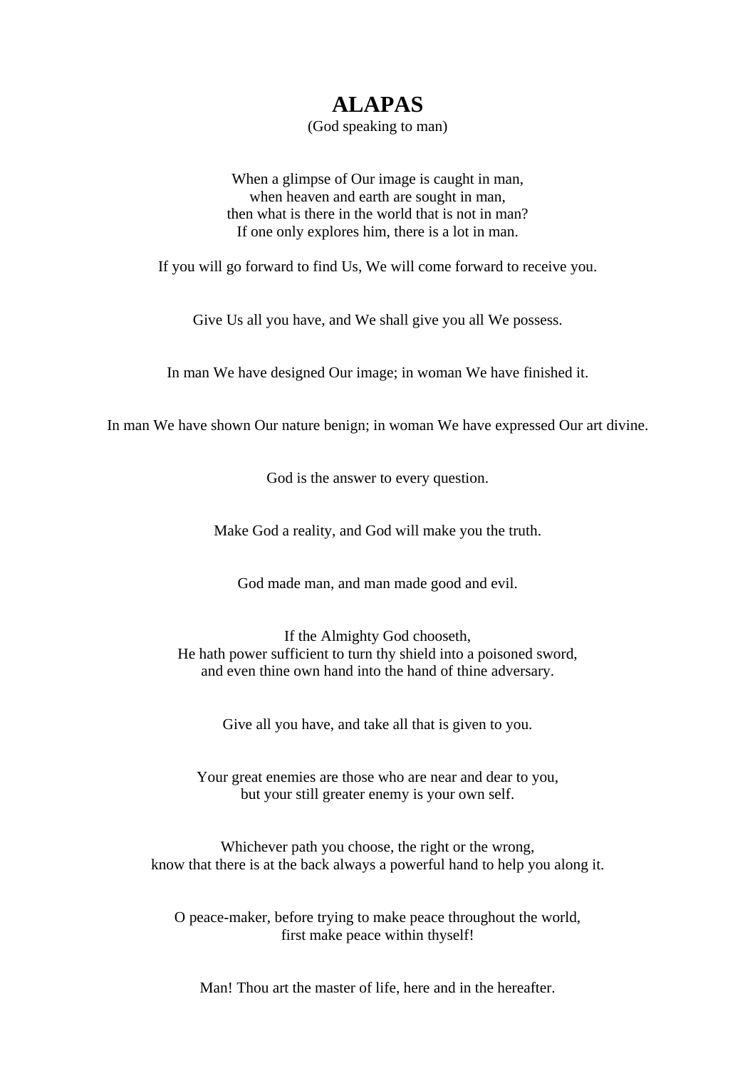# ALAPAS

(God speaking to man)

When a glimpse of Our image is caught in man,
when heaven and earth are sought in man,
then what is there in the world that is not in man?
If one only explores him, there is a lot in man.

If you will go forward to find Us, We will come forward to receive you.

Give Us all you have, and We shall give you all We possess.

In man We have designed Our image; in woman We have finished it.

In man We have shown Our nature benign; in woman We have expressed Our art divine.

God is the answer to every question.

Make God a reality, and God will make you the truth.

God made man, and man made good and evil.

If the Almighty God chooseth,
He hath power sufficient to turn thy shield into a poisoned sword,
and even thine own hand into the hand of thine adversary.

Give all you have, and take all that is given to you.

Your great enemies are those who are near and dear to you,
but your still greater enemy is your own self.

Whichever path you choose, the right or the wrong,
know that there is at the back always a powerful hand to help you along it.

O peace-maker, before trying to make peace throughout the world,
first make peace within thyself!

Man! Thou art the master of life, here and in the hereafter.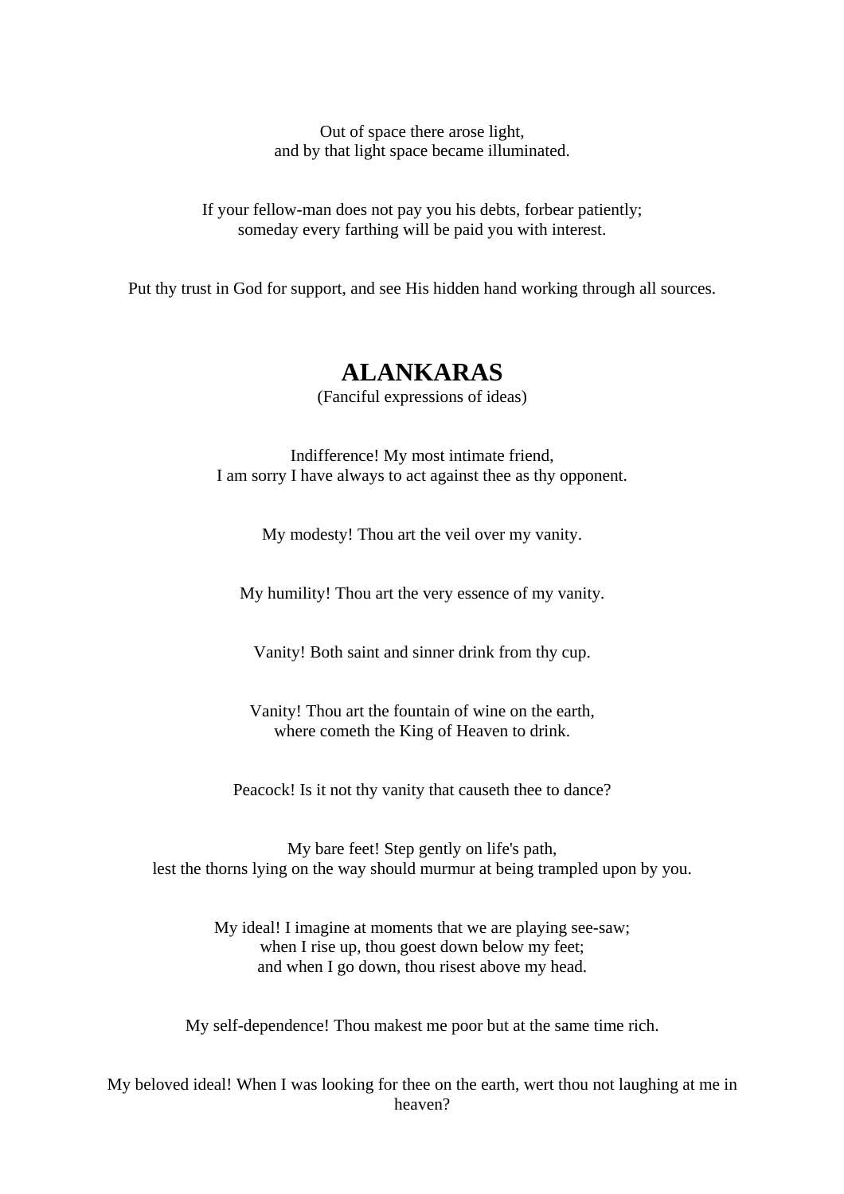Out of space there arose light,
and by that light space became illuminated.

If your fellow-man does not pay you his debts, forbear patiently;
someday every farthing will be paid you with interest.

Put thy trust in God for support, and see His hidden hand working through all sources.

# ALANKARAS

(Fanciful expressions of ideas)

Indifference! My most intimate friend,
I am sorry I have always to act against thee as thy opponent.

My modesty! Thou art the veil over my vanity.

My humility! Thou art the very essence of my vanity.

Vanity! Both saint and sinner drink from thy cup.

Vanity! Thou art the fountain of wine on the earth,
where cometh the King of Heaven to drink.

Peacock! Is it not thy vanity that causeth thee to dance?

My bare feet! Step gently on life's path,
lest the thorns lying on the way should murmur at being trampled upon by you.

My ideal! I imagine at moments that we are playing see-saw;
when I rise up, thou goest down below my feet;
and when I go down, thou risest above my head.

My self-dependence! Thou makest me poor but at the same time rich.

My beloved ideal! When I was looking for thee on the earth, wert thou not laughing at me in heaven?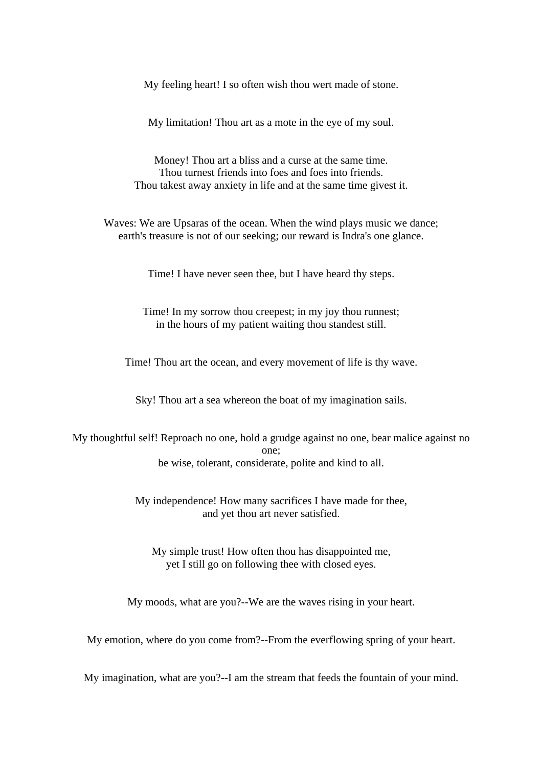My feeling heart! I so often wish thou wert made of stone.

My limitation! Thou art as a mote in the eye of my soul.

Money! Thou art a bliss and a curse at the same time.
Thou turnest friends into foes and foes into friends.
Thou takest away anxiety in life and at the same time givest it.

Waves: We are Upsaras of the ocean. When the wind plays music we dance;
earth's treasure is not of our seeking; our reward is Indra's one glance.

Time! I have never seen thee, but I have heard thy steps.

Time! In my sorrow thou creepest; in my joy thou runnest;
in the hours of my patient waiting thou standest still.

Time! Thou art the ocean, and every movement of life is thy wave.

Sky! Thou art a sea whereon the boat of my imagination sails.

My thoughtful self! Reproach no one, hold a grudge against no one, bear malice against no one;
be wise, tolerant, considerate, polite and kind to all.

My independence! How many sacrifices I have made for thee,
and yet thou art never satisfied.

My simple trust! How often thou has disappointed me,
yet I still go on following thee with closed eyes.

My moods, what are you?--We are the waves rising in your heart.

My emotion, where do you come from?--From the everflowing spring of your heart.

My imagination, what are you?--I am the stream that feeds the fountain of your mind.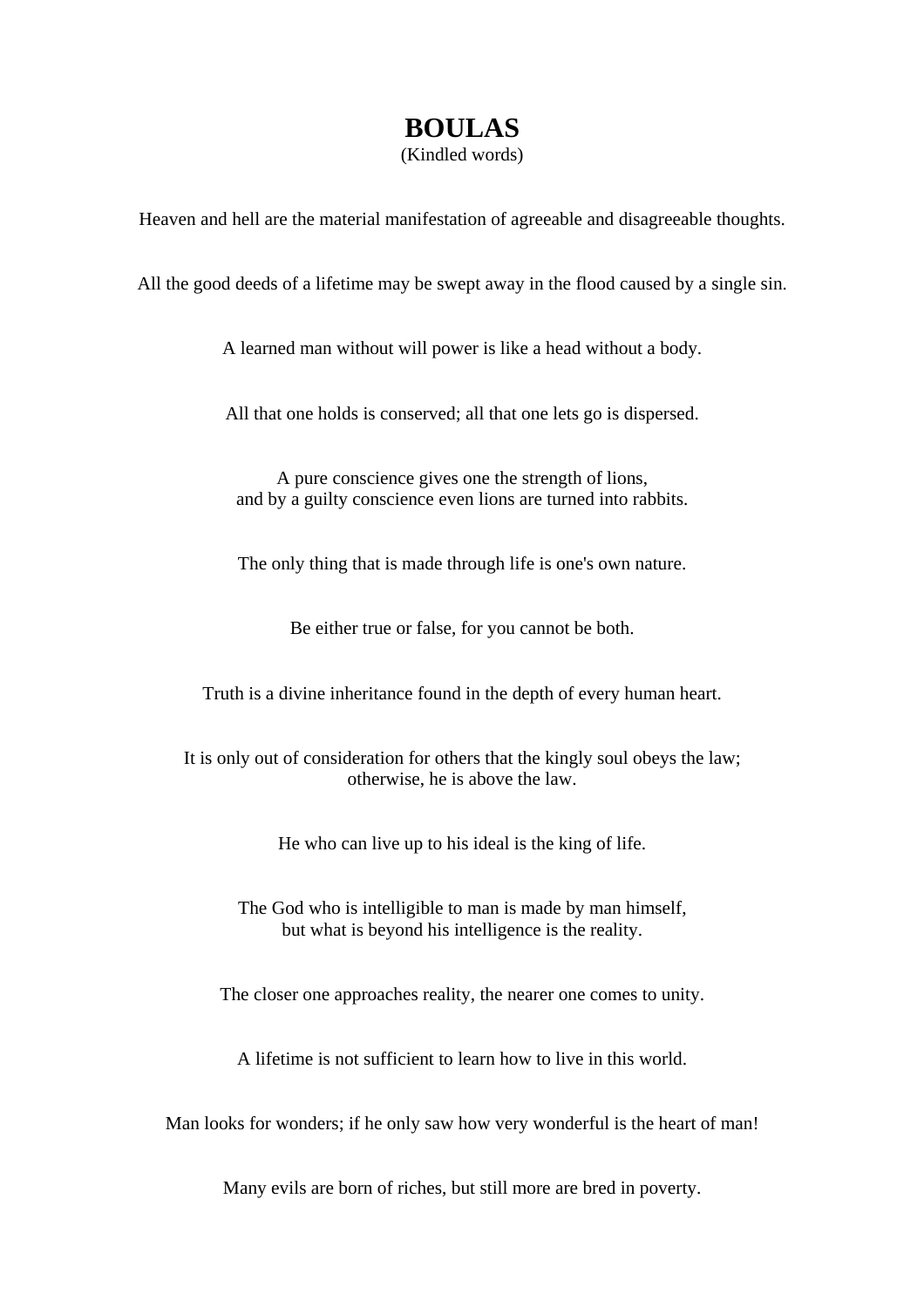# BOULAS

(Kindled words)

Heaven and hell are the material manifestation of agreeable and disagreeable thoughts.

All the good deeds of a lifetime may be swept away in the flood caused by a single sin.

A learned man without will power is like a head without a body.

All that one holds is conserved; all that one lets go is dispersed.

A pure conscience gives one the strength of lions,  
and by a guilty conscience even lions are turned into rabbits.

The only thing that is made through life is one's own nature.

Be either true or false, for you cannot be both.

Truth is a divine inheritance found in the depth of every human heart.

It is only out of consideration for others that the kingly soul obeys the law;  
otherwise, he is above the law.

He who can live up to his ideal is the king of life.

The God who is intelligible to man is made by man himself,  
but what is beyond his intelligence is the reality.

The closer one approaches reality, the nearer one comes to unity.

A lifetime is not sufficient to learn how to live in this world.

Man looks for wonders; if he only saw how very wonderful is the heart of man!

Many evils are born of riches, but still more are bred in poverty.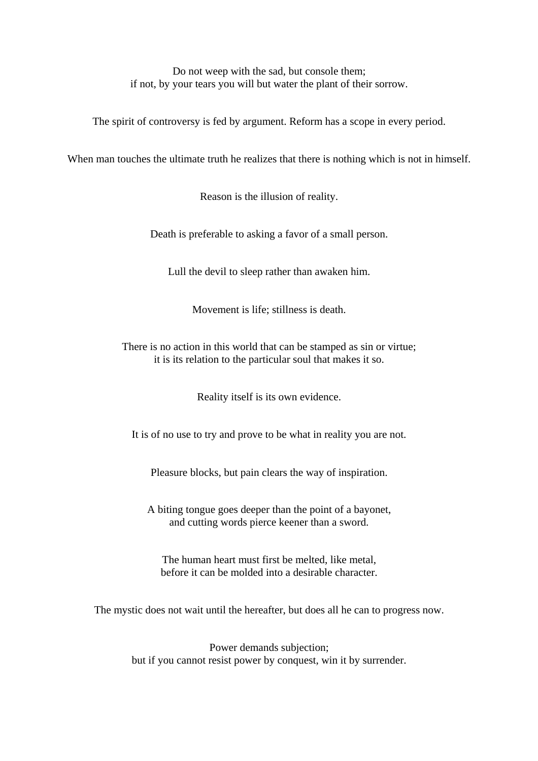Do not weep with the sad, but console them;
if not, by your tears you will but water the plant of their sorrow.

The spirit of controversy is fed by argument. Reform has a scope in every period.

When man touches the ultimate truth he realizes that there is nothing which is not in himself.

Reason is the illusion of reality.

Death is preferable to asking a favor of a small person.

Lull the devil to sleep rather than awaken him.

Movement is life; stillness is death.

There is no action in this world that can be stamped as sin or virtue;
it is its relation to the particular soul that makes it so.

Reality itself is its own evidence.

It is of no use to try and prove to be what in reality you are not.

Pleasure blocks, but pain clears the way of inspiration.

A biting tongue goes deeper than the point of a bayonet,
and cutting words pierce keener than a sword.

The human heart must first be melted, like metal,
before it can be molded into a desirable character.

The mystic does not wait until the hereafter, but does all he can to progress now.

Power demands subjection;
but if you cannot resist power by conquest, win it by surrender.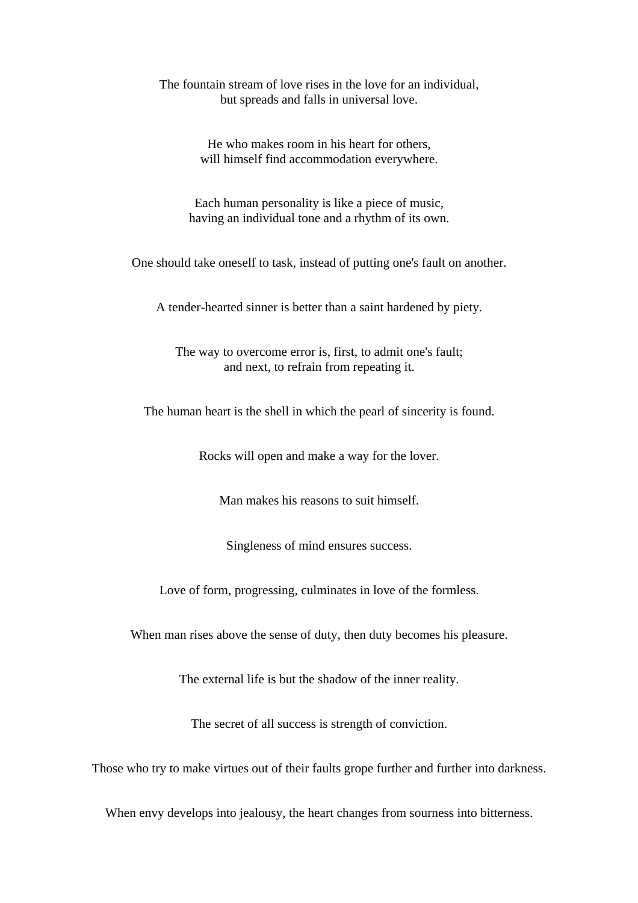The fountain stream of love rises in the love for an individual,
but spreads and falls in universal love.

He who makes room in his heart for others,
will himself find accommodation everywhere.

Each human personality is like a piece of music,
having an individual tone and a rhythm of its own.

One should take oneself to task, instead of putting one's fault on another.

A tender-hearted sinner is better than a saint hardened by piety.

The way to overcome error is, first, to admit one's fault;
and next, to refrain from repeating it.

The human heart is the shell in which the pearl of sincerity is found.

Rocks will open and make a way for the lover.

Man makes his reasons to suit himself.

Singleness of mind ensures success.

Love of form, progressing, culminates in love of the formless.

When man rises above the sense of duty, then duty becomes his pleasure.

The external life is but the shadow of the inner reality.

The secret of all success is strength of conviction.

Those who try to make virtues out of their faults grope further and further into darkness.

When envy develops into jealousy, the heart changes from sourness into bitterness.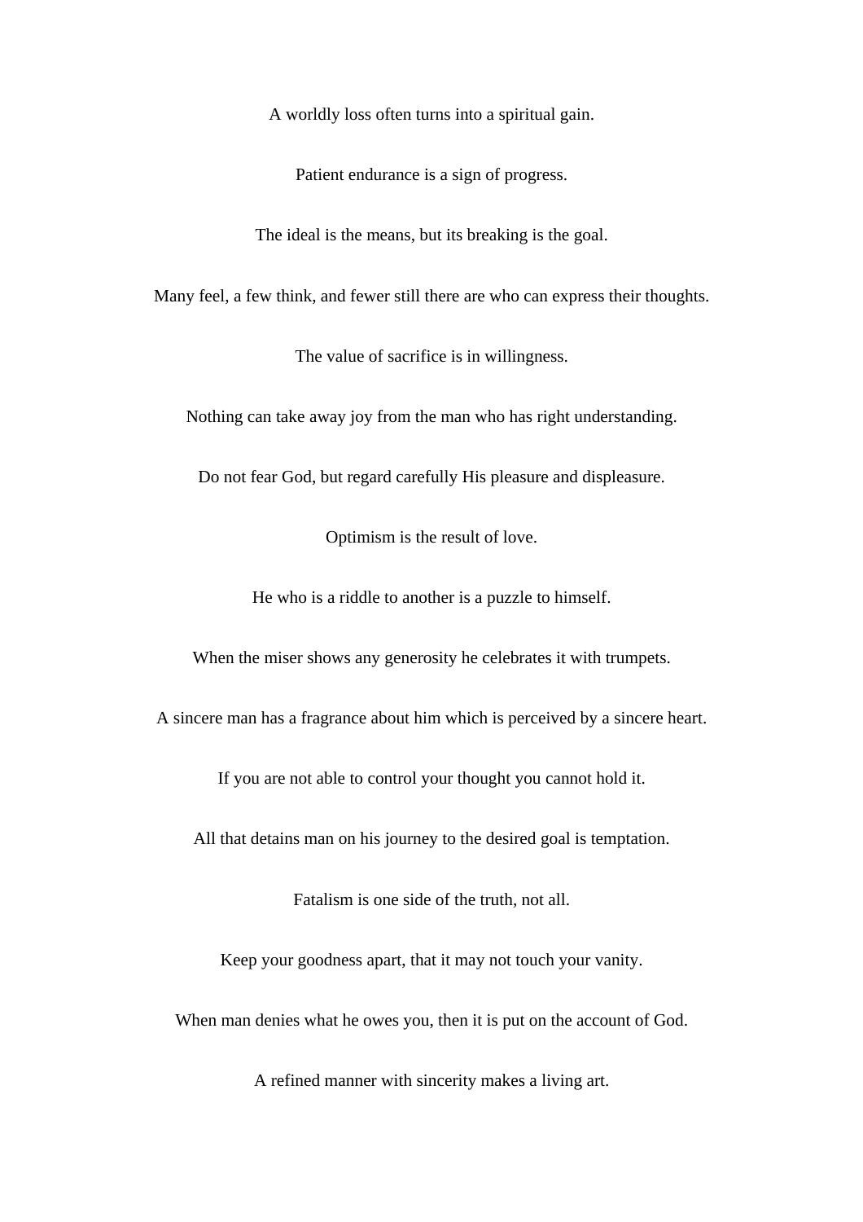A worldly loss often turns into a spiritual gain.

Patient endurance is a sign of progress.

The ideal is the means, but its breaking is the goal.

Many feel, a few think, and fewer still there are who can express their thoughts.

The value of sacrifice is in willingness.

Nothing can take away joy from the man who has right understanding.

Do not fear God, but regard carefully His pleasure and displeasure.

Optimism is the result of love.

He who is a riddle to another is a puzzle to himself.

When the miser shows any generosity he celebrates it with trumpets.

A sincere man has a fragrance about him which is perceived by a sincere heart.

If you are not able to control your thought you cannot hold it.

All that detains man on his journey to the desired goal is temptation.

Fatalism is one side of the truth, not all.

Keep your goodness apart, that it may not touch your vanity.

When man denies what he owes you, then it is put on the account of God.

A refined manner with sincerity makes a living art.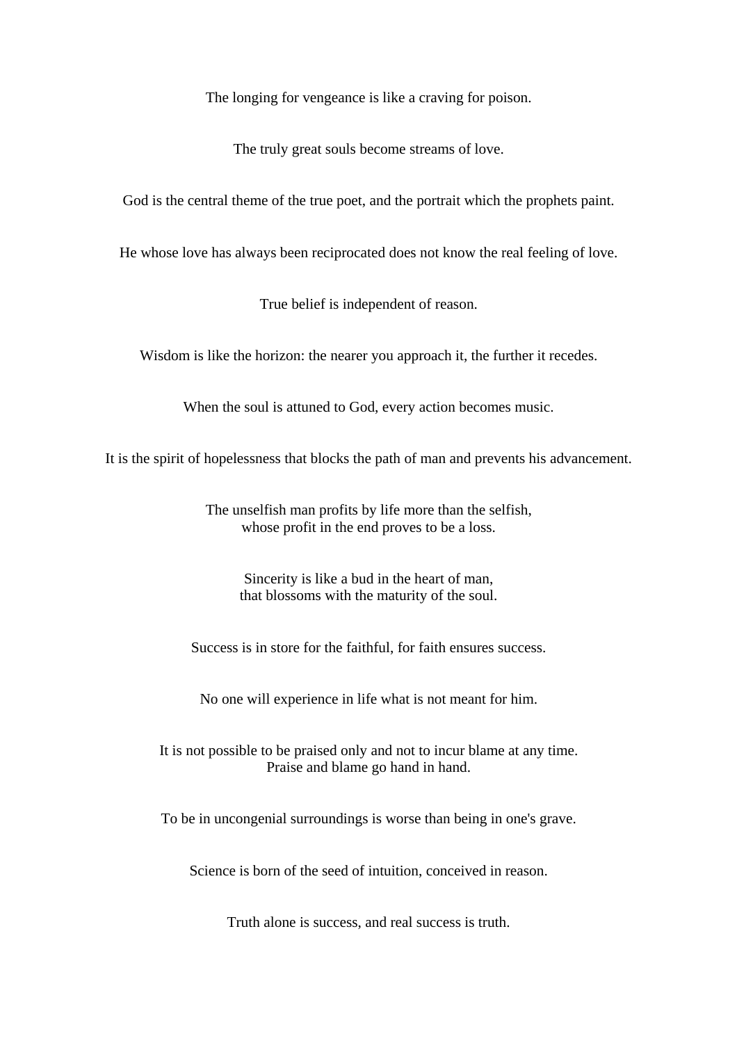The longing for vengeance is like a craving for poison.

The truly great souls become streams of love.

God is the central theme of the true poet, and the portrait which the prophets paint.

He whose love has always been reciprocated does not know the real feeling of love.

True belief is independent of reason.

Wisdom is like the horizon: the nearer you approach it, the further it recedes.

When the soul is attuned to God, every action becomes music.

It is the spirit of hopelessness that blocks the path of man and prevents his advancement.

The unselfish man profits by life more than the selfish,
whose profit in the end proves to be a loss.

Sincerity is like a bud in the heart of man,
that blossoms with the maturity of the soul.

Success is in store for the faithful, for faith ensures success.

No one will experience in life what is not meant for him.

It is not possible to be praised only and not to incur blame at any time.
Praise and blame go hand in hand.

To be in uncongenial surroundings is worse than being in one's grave.

Science is born of the seed of intuition, conceived in reason.

Truth alone is success, and real success is truth.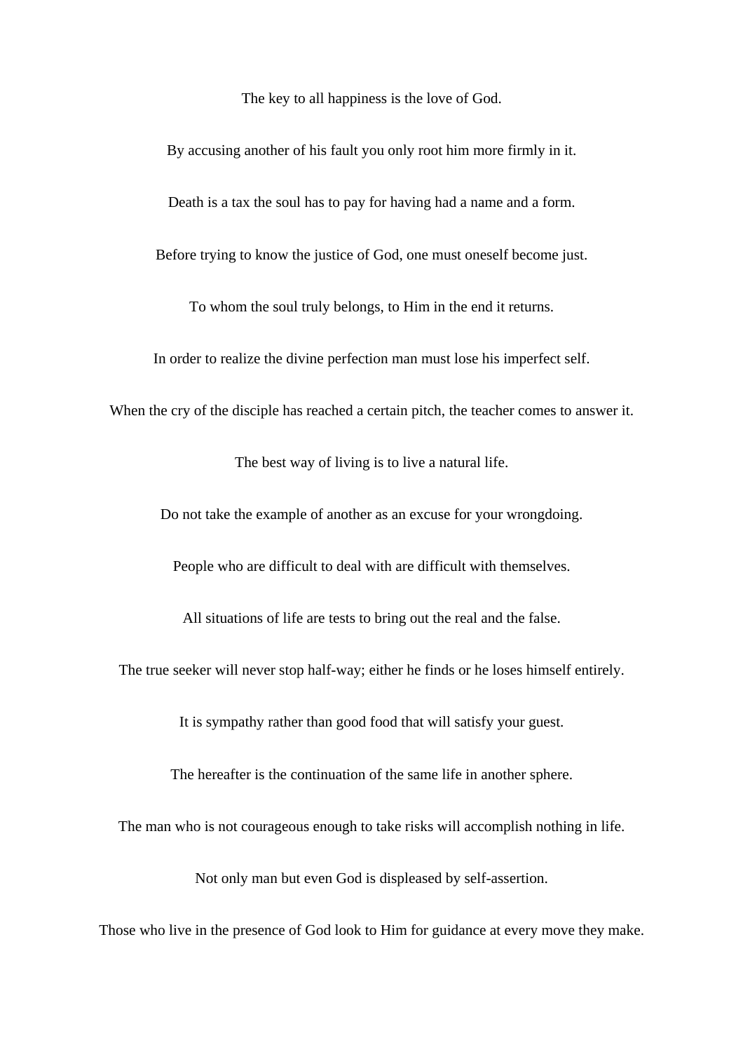The key to all happiness is the love of God.

By accusing another of his fault you only root him more firmly in it.

Death is a tax the soul has to pay for having had a name and a form.

Before trying to know the justice of God, one must oneself become just.

To whom the soul truly belongs, to Him in the end it returns.

In order to realize the divine perfection man must lose his imperfect self.

When the cry of the disciple has reached a certain pitch, the teacher comes to answer it.

The best way of living is to live a natural life.

Do not take the example of another as an excuse for your wrongdoing.

People who are difficult to deal with are difficult with themselves.

All situations of life are tests to bring out the real and the false.

The true seeker will never stop half-way; either he finds or he loses himself entirely.

It is sympathy rather than good food that will satisfy your guest.

The hereafter is the continuation of the same life in another sphere.

The man who is not courageous enough to take risks will accomplish nothing in life.

Not only man but even God is displeased by self-assertion.

Those who live in the presence of God look to Him for guidance at every move they make.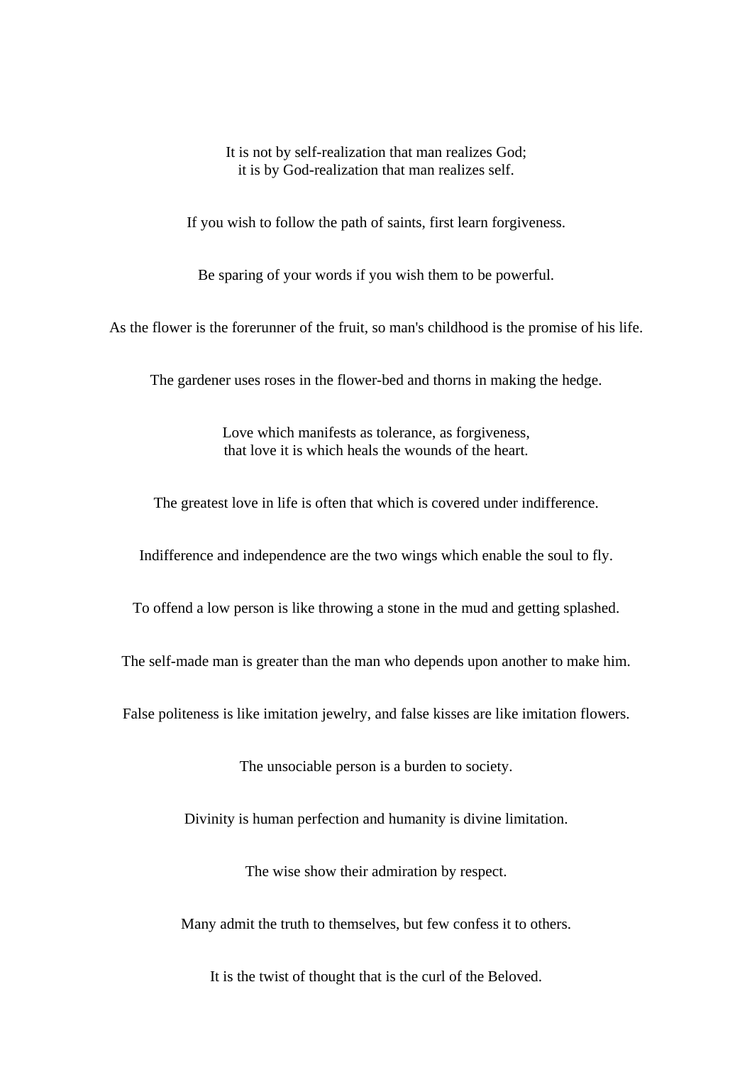It is not by self-realization that man realizes God;
it is by God-realization that man realizes self.

If you wish to follow the path of saints, first learn forgiveness.

Be sparing of your words if you wish them to be powerful.

As the flower is the forerunner of the fruit, so man's childhood is the promise of his life.

The gardener uses roses in the flower-bed and thorns in making the hedge.

Love which manifests as tolerance, as forgiveness,
that love it is which heals the wounds of the heart.

The greatest love in life is often that which is covered under indifference.

Indifference and independence are the two wings which enable the soul to fly.

To offend a low person is like throwing a stone in the mud and getting splashed.

The self-made man is greater than the man who depends upon another to make him.

False politeness is like imitation jewelry, and false kisses are like imitation flowers.

The unsociable person is a burden to society.

Divinity is human perfection and humanity is divine limitation.

The wise show their admiration by respect.

Many admit the truth to themselves, but few confess it to others.

It is the twist of thought that is the curl of the Beloved.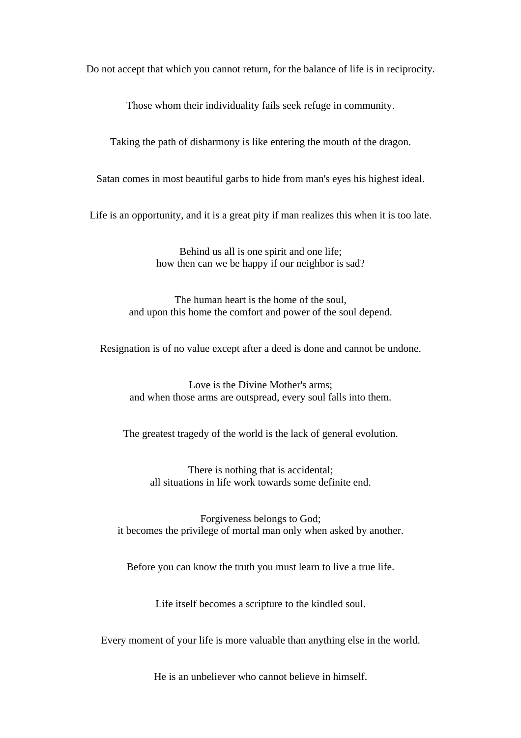Do not accept that which you cannot return, for the balance of life is in reciprocity.

Those whom their individuality fails seek refuge in community.

Taking the path of disharmony is like entering the mouth of the dragon.

Satan comes in most beautiful garbs to hide from man's eyes his highest ideal.

Life is an opportunity, and it is a great pity if man realizes this when it is too late.

Behind us all is one spirit and one life;  
how then can we be happy if our neighbor is sad?

The human heart is the home of the soul,  
and upon this home the comfort and power of the soul depend.

Resignation is of no value except after a deed is done and cannot be undone.

Love is the Divine Mother's arms;  
and when those arms are outspread, every soul falls into them.

The greatest tragedy of the world is the lack of general evolution.

There is nothing that is accidental;  
all situations in life work towards some definite end.

Forgiveness belongs to God;  
it becomes the privilege of mortal man only when asked by another.

Before you can know the truth you must learn to live a true life.

Life itself becomes a scripture to the kindled soul.

Every moment of your life is more valuable than anything else in the world.

He is an unbeliever who cannot believe in himself.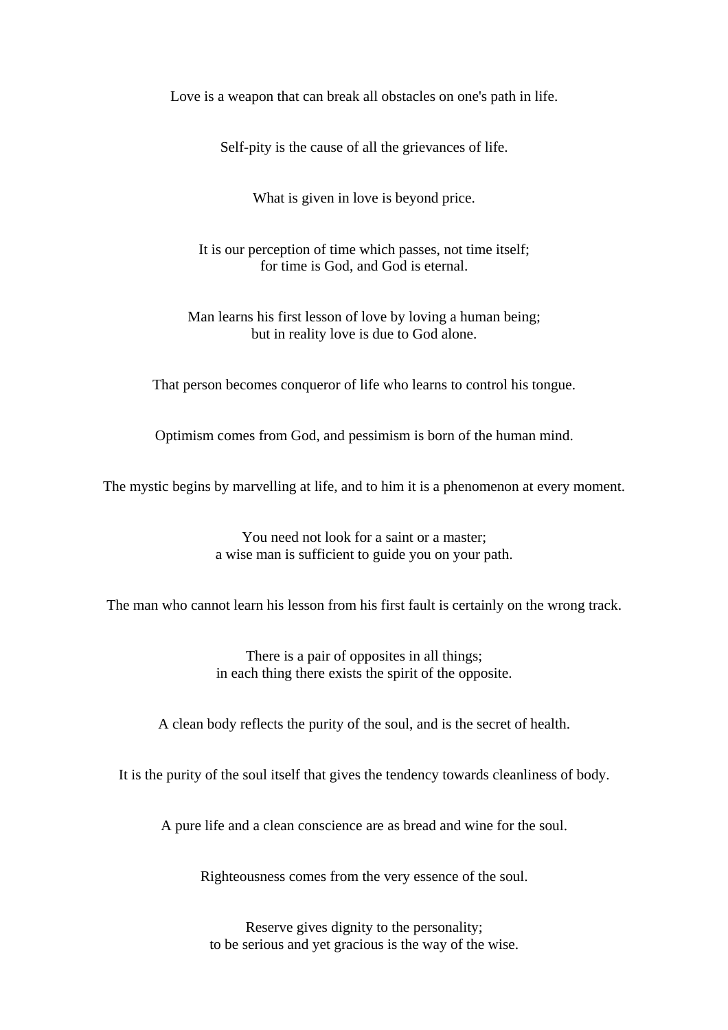Love is a weapon that can break all obstacles on one's path in life.

Self-pity is the cause of all the grievances of life.

What is given in love is beyond price.

It is our perception of time which passes, not time itself;
for time is God, and God is eternal.

Man learns his first lesson of love by loving a human being;
but in reality love is due to God alone.

That person becomes conqueror of life who learns to control his tongue.

Optimism comes from God, and pessimism is born of the human mind.

The mystic begins by marvelling at life, and to him it is a phenomenon at every moment.

You need not look for a saint or a master;
a wise man is sufficient to guide you on your path.

The man who cannot learn his lesson from his first fault is certainly on the wrong track.

There is a pair of opposites in all things;
in each thing there exists the spirit of the opposite.

A clean body reflects the purity of the soul, and is the secret of health.

It is the purity of the soul itself that gives the tendency towards cleanliness of body.

A pure life and a clean conscience are as bread and wine for the soul.

Righteousness comes from the very essence of the soul.

Reserve gives dignity to the personality;
to be serious and yet gracious is the way of the wise.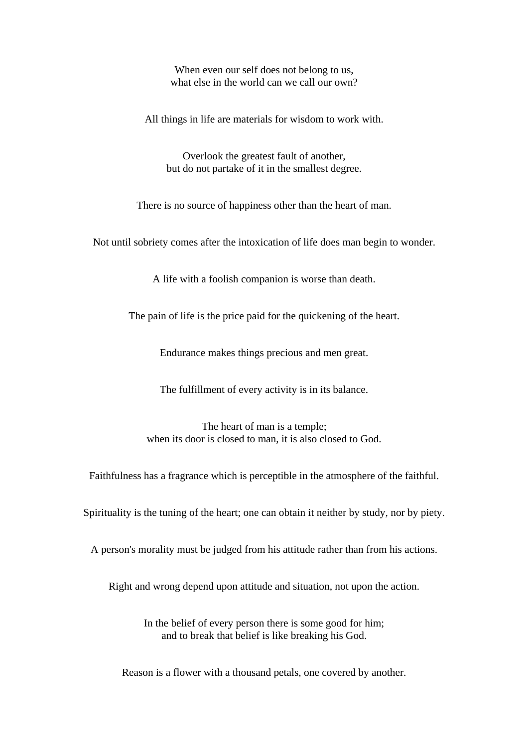When even our self does not belong to us,
what else in the world can we call our own?

All things in life are materials for wisdom to work with.

Overlook the greatest fault of another,
but do not partake of it in the smallest degree.

There is no source of happiness other than the heart of man.

Not until sobriety comes after the intoxication of life does man begin to wonder.

A life with a foolish companion is worse than death.

The pain of life is the price paid for the quickening of the heart.

Endurance makes things precious and men great.

The fulfillment of every activity is in its balance.

The heart of man is a temple;
when its door is closed to man, it is also closed to God.

Faithfulness has a fragrance which is perceptible in the atmosphere of the faithful.

Spirituality is the tuning of the heart; one can obtain it neither by study, nor by piety.

A person's morality must be judged from his attitude rather than from his actions.

Right and wrong depend upon attitude and situation, not upon the action.

In the belief of every person there is some good for him;
and to break that belief is like breaking his God.

Reason is a flower with a thousand petals, one covered by another.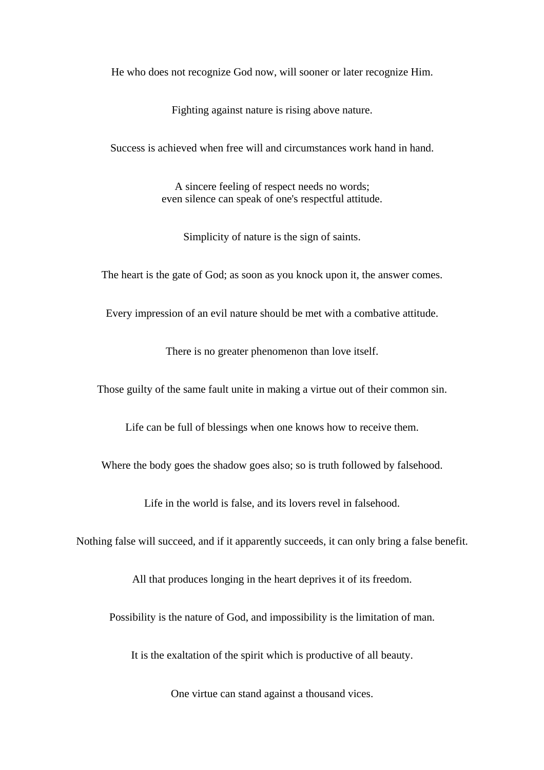He who does not recognize God now, will sooner or later recognize Him.

Fighting against nature is rising above nature.

Success is achieved when free will and circumstances work hand in hand.

A sincere feeling of respect needs no words;
even silence can speak of one's respectful attitude.

Simplicity of nature is the sign of saints.

The heart is the gate of God; as soon as you knock upon it, the answer comes.

Every impression of an evil nature should be met with a combative attitude.

There is no greater phenomenon than love itself.

Those guilty of the same fault unite in making a virtue out of their common sin.

Life can be full of blessings when one knows how to receive them.

Where the body goes the shadow goes also; so is truth followed by falsehood.

Life in the world is false, and its lovers revel in falsehood.

Nothing false will succeed, and if it apparently succeeds, it can only bring a false benefit.

All that produces longing in the heart deprives it of its freedom.

Possibility is the nature of God, and impossibility is the limitation of man.

It is the exaltation of the spirit which is productive of all beauty.

One virtue can stand against a thousand vices.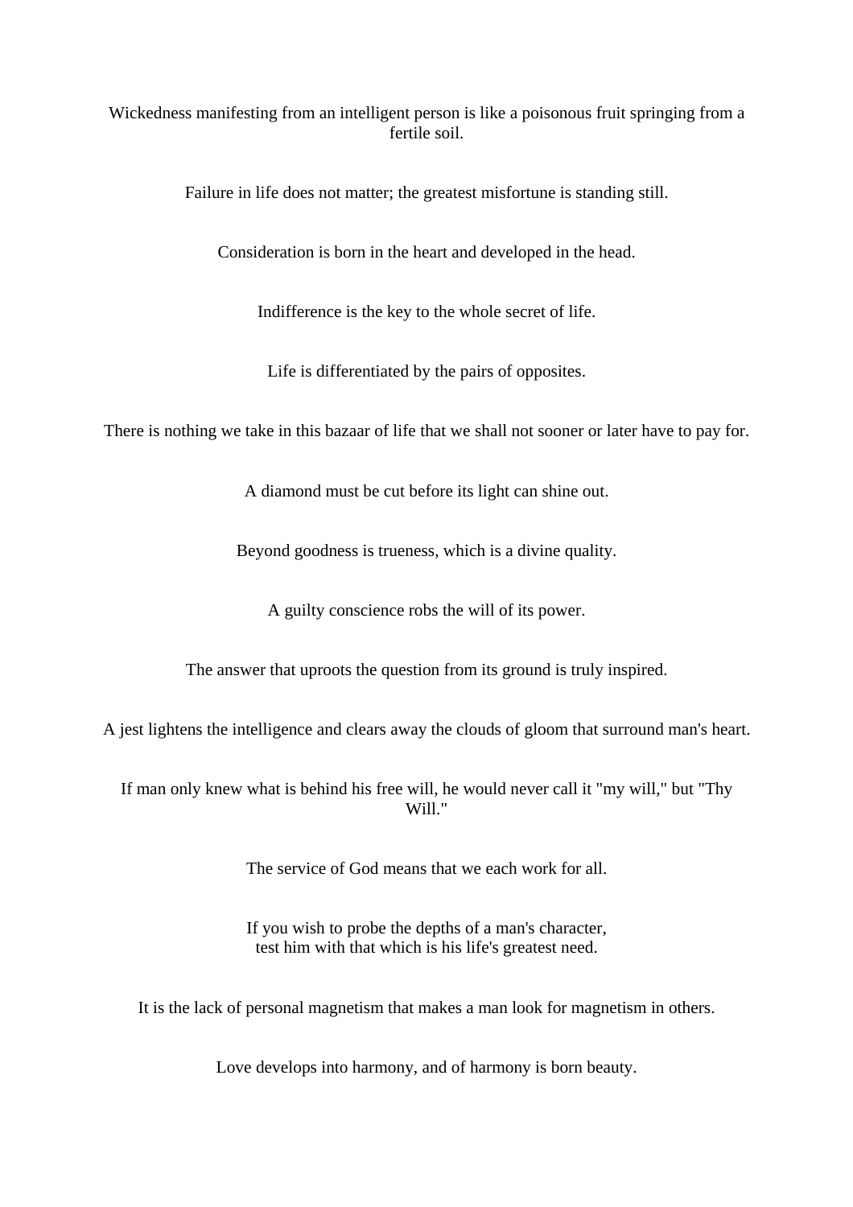Wickedness manifesting from an intelligent person is like a poisonous fruit springing from a fertile soil.

Failure in life does not matter; the greatest misfortune is standing still.

Consideration is born in the heart and developed in the head.

Indifference is the key to the whole secret of life.

Life is differentiated by the pairs of opposites.

There is nothing we take in this bazaar of life that we shall not sooner or later have to pay for.

A diamond must be cut before its light can shine out.

Beyond goodness is trueness, which is a divine quality.

A guilty conscience robs the will of its power.

The answer that uproots the question from its ground is truly inspired.

A jest lightens the intelligence and clears away the clouds of gloom that surround man's heart.

If man only knew what is behind his free will, he would never call it "my will," but "Thy Will."

The service of God means that we each work for all.

If you wish to probe the depths of a man's character,
test him with that which is his life's greatest need.

It is the lack of personal magnetism that makes a man look for magnetism in others.

Love develops into harmony, and of harmony is born beauty.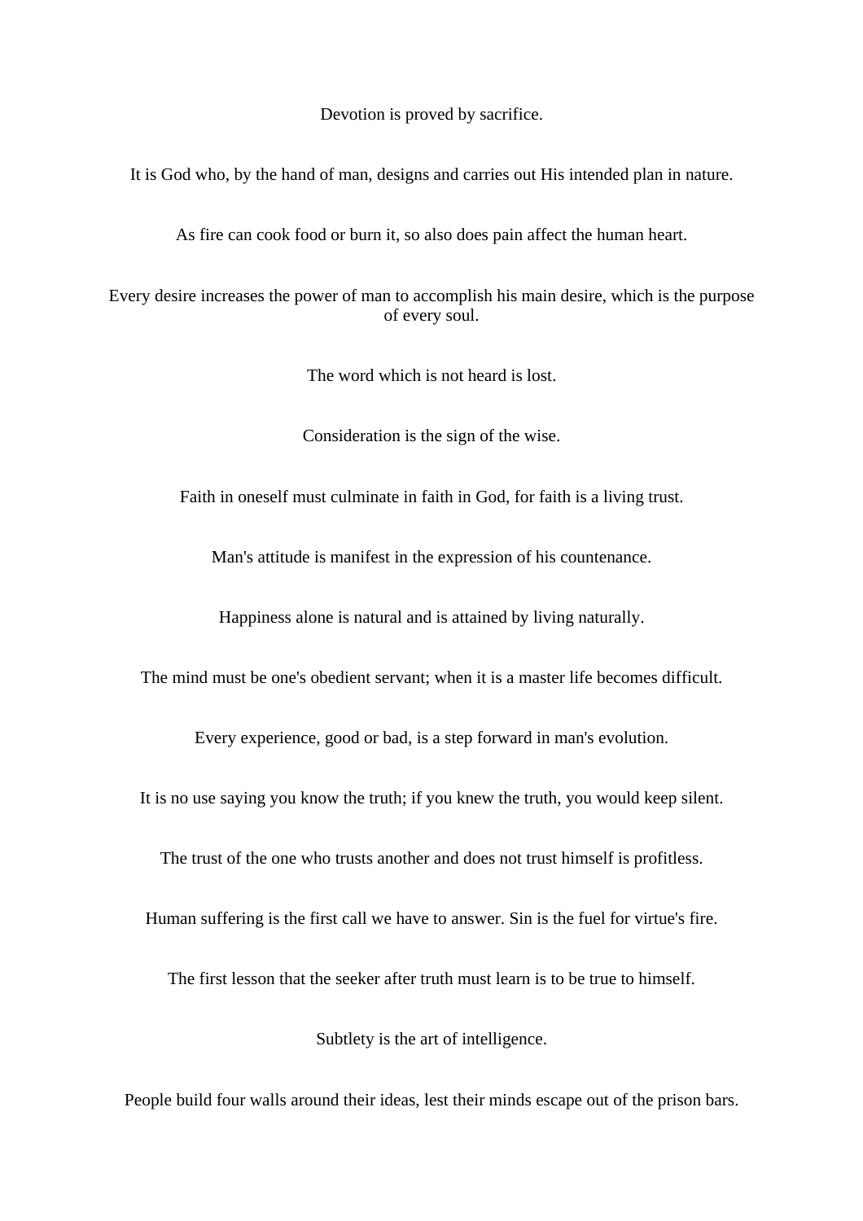Devotion is proved by sacrifice.

It is God who, by the hand of man, designs and carries out His intended plan in nature.

As fire can cook food or burn it, so also does pain affect the human heart.

Every desire increases the power of man to accomplish his main desire, which is the purpose of every soul.

The word which is not heard is lost.

Consideration is the sign of the wise.

Faith in oneself must culminate in faith in God, for faith is a living trust.

Man's attitude is manifest in the expression of his countenance.

Happiness alone is natural and is attained by living naturally.

The mind must be one's obedient servant; when it is a master life becomes difficult.

Every experience, good or bad, is a step forward in man's evolution.

It is no use saying you know the truth; if you knew the truth, you would keep silent.

The trust of the one who trusts another and does not trust himself is profitless.

Human suffering is the first call we have to answer. Sin is the fuel for virtue's fire.

The first lesson that the seeker after truth must learn is to be true to himself.

Subtlety is the art of intelligence.

People build four walls around their ideas, lest their minds escape out of the prison bars.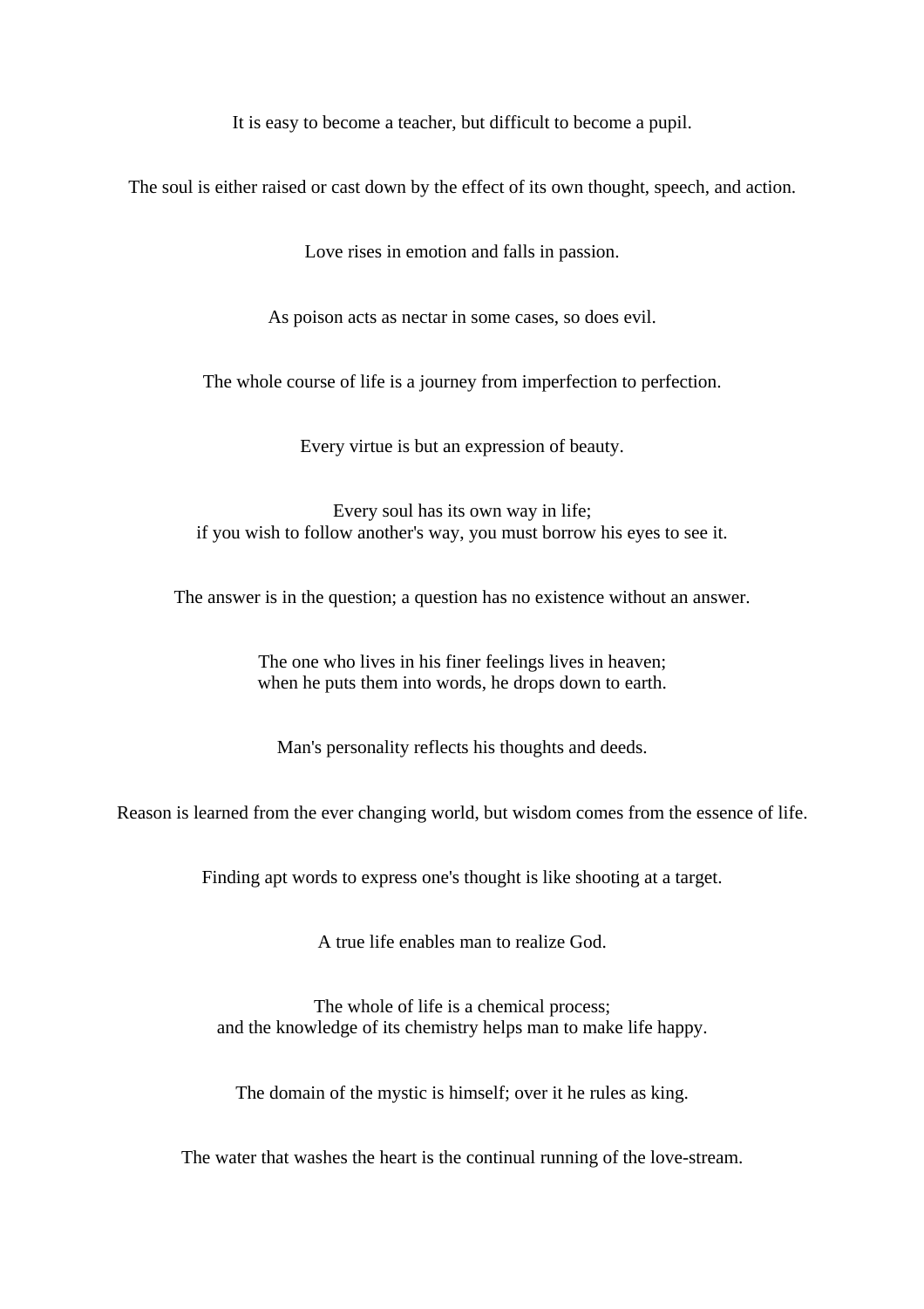It is easy to become a teacher, but difficult to become a pupil.

The soul is either raised or cast down by the effect of its own thought, speech, and action.

Love rises in emotion and falls in passion.

As poison acts as nectar in some cases, so does evil.

The whole course of life is a journey from imperfection to perfection.

Every virtue is but an expression of beauty.

Every soul has its own way in life;
if you wish to follow another's way, you must borrow his eyes to see it.

The answer is in the question; a question has no existence without an answer.

The one who lives in his finer feelings lives in heaven;
when he puts them into words, he drops down to earth.

Man's personality reflects his thoughts and deeds.

Reason is learned from the ever changing world, but wisdom comes from the essence of life.

Finding apt words to express one's thought is like shooting at a target.

A true life enables man to realize God.

The whole of life is a chemical process;
and the knowledge of its chemistry helps man to make life happy.

The domain of the mystic is himself; over it he rules as king.

The water that washes the heart is the continual running of the love-stream.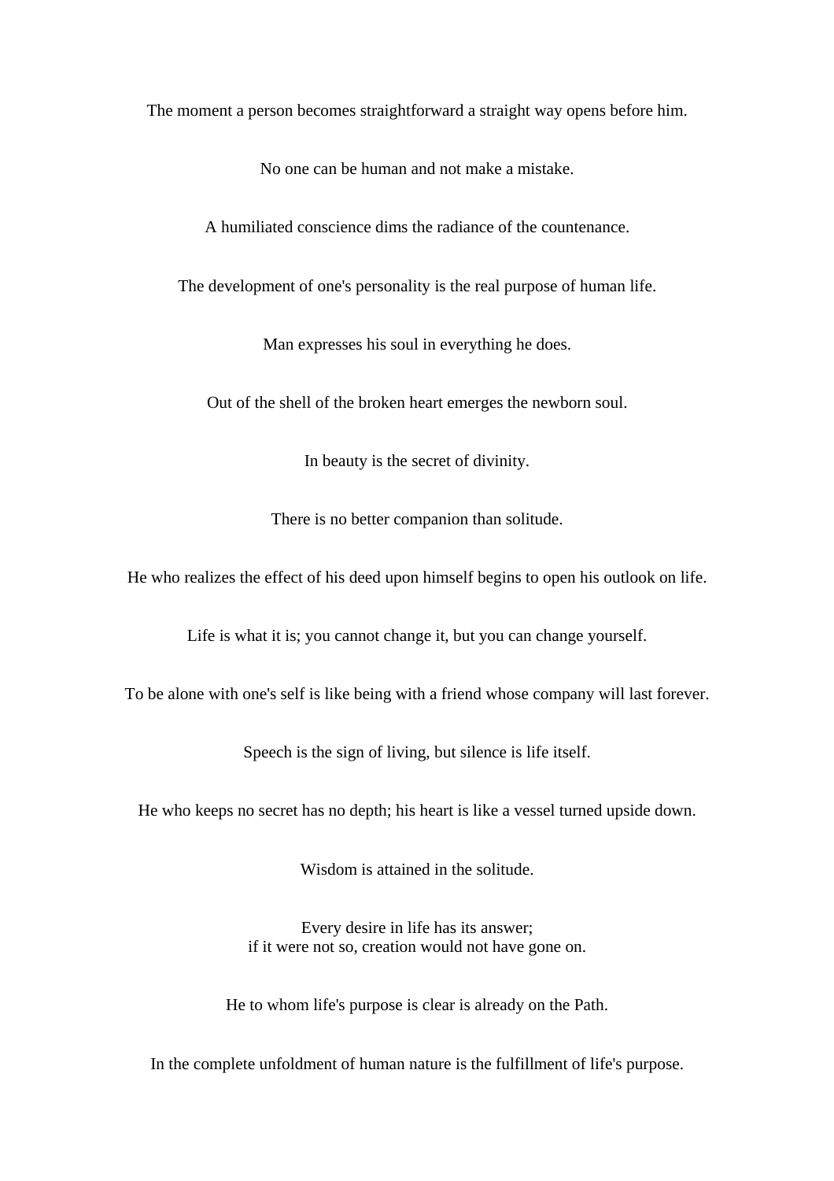The moment a person becomes straightforward a straight way opens before him.

No one can be human and not make a mistake.

A humiliated conscience dims the radiance of the countenance.

The development of one's personality is the real purpose of human life.

Man expresses his soul in everything he does.

Out of the shell of the broken heart emerges the newborn soul.

In beauty is the secret of divinity.

There is no better companion than solitude.

He who realizes the effect of his deed upon himself begins to open his outlook on life.

Life is what it is; you cannot change it, but you can change yourself.

To be alone with one's self is like being with a friend whose company will last forever.

Speech is the sign of living, but silence is life itself.

He who keeps no secret has no depth; his heart is like a vessel turned upside down.

Wisdom is attained in the solitude.

Every desire in life has its answer;
if it were not so, creation would not have gone on.

He to whom life's purpose is clear is already on the Path.

In the complete unfoldment of human nature is the fulfillment of life's purpose.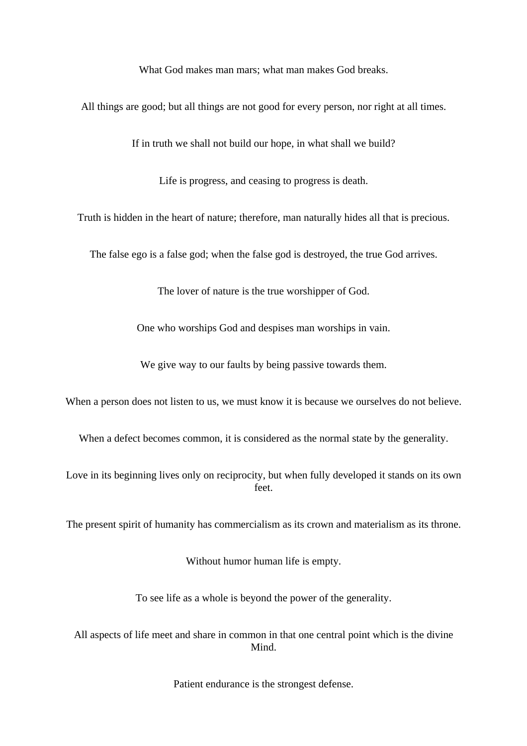What God makes man mars; what man makes God breaks.

All things are good; but all things are not good for every person, nor right at all times.

If in truth we shall not build our hope, in what shall we build?

Life is progress, and ceasing to progress is death.

Truth is hidden in the heart of nature; therefore, man naturally hides all that is precious.

The false ego is a false god; when the false god is destroyed, the true God arrives.

The lover of nature is the true worshipper of God.

One who worships God and despises man worships in vain.

We give way to our faults by being passive towards them.

When a person does not listen to us, we must know it is because we ourselves do not believe.

When a defect becomes common, it is considered as the normal state by the generality.

Love in its beginning lives only on reciprocity, but when fully developed it stands on its own feet.

The present spirit of humanity has commercialism as its crown and materialism as its throne.

Without humor human life is empty.

To see life as a whole is beyond the power of the generality.

All aspects of life meet and share in common in that one central point which is the divine Mind.

Patient endurance is the strongest defense.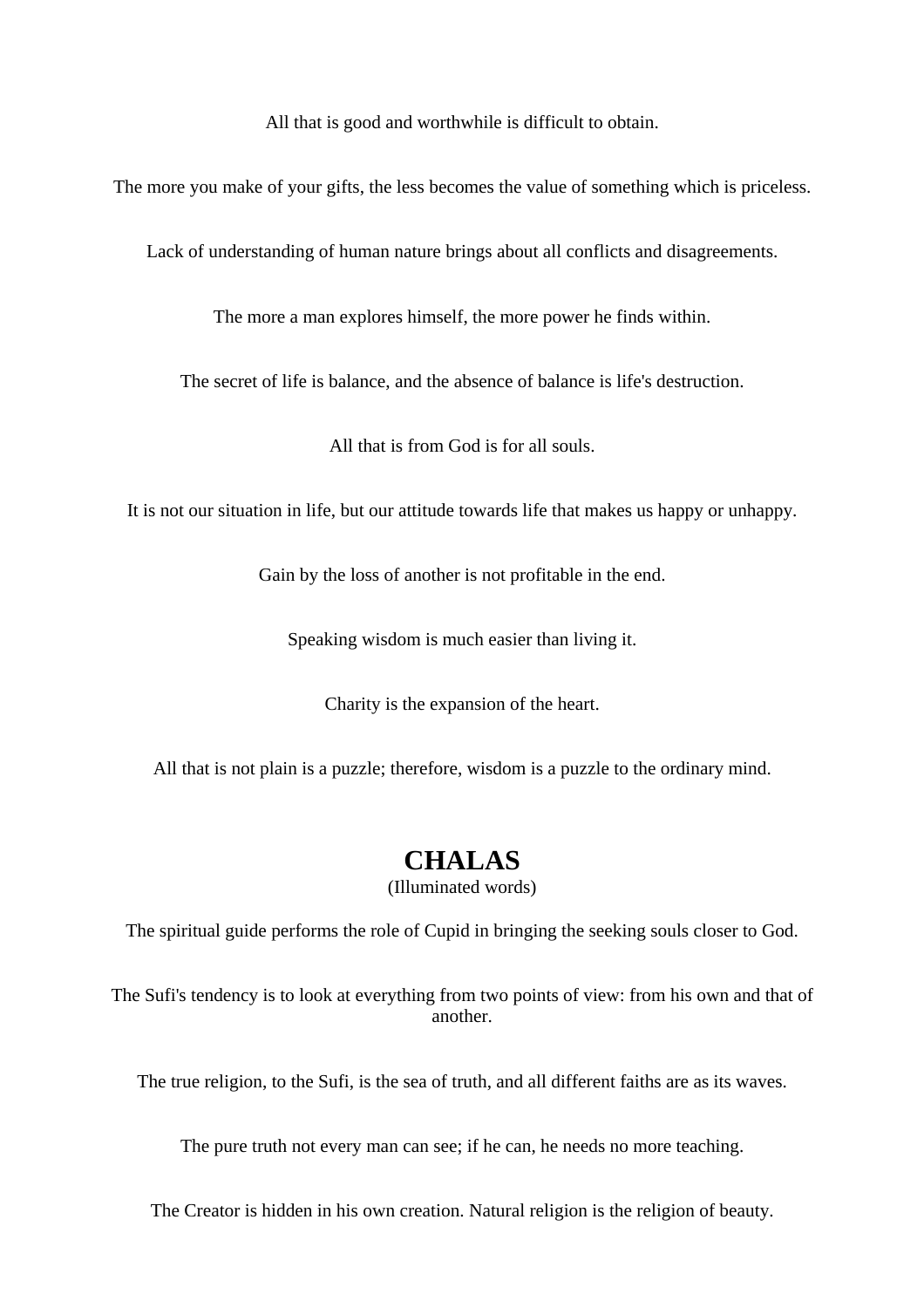All that is good and worthwhile is difficult to obtain.

The more you make of your gifts, the less becomes the value of something which is priceless.

Lack of understanding of human nature brings about all conflicts and disagreements.

The more a man explores himself, the more power he finds within.

The secret of life is balance, and the absence of balance is life's destruction.

All that is from God is for all souls.

It is not our situation in life, but our attitude towards life that makes us happy or unhappy.

Gain by the loss of another is not profitable in the end.

Speaking wisdom is much easier than living it.

Charity is the expansion of the heart.

All that is not plain is a puzzle; therefore, wisdom is a puzzle to the ordinary mind.

## CHALAS

(Illuminated words)

The spiritual guide performs the role of Cupid in bringing the seeking souls closer to God.

The Sufi's tendency is to look at everything from two points of view: from his own and that of another.

The true religion, to the Sufi, is the sea of truth, and all different faiths are as its waves.

The pure truth not every man can see; if he can, he needs no more teaching.

The Creator is hidden in his own creation. Natural religion is the religion of beauty.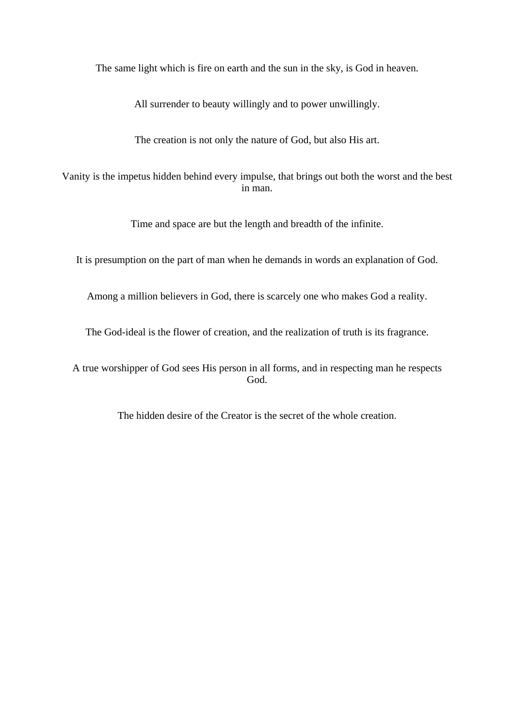The same light which is fire on earth and the sun in the sky, is God in heaven.

All surrender to beauty willingly and to power unwillingly.

The creation is not only the nature of God, but also His art.

Vanity is the impetus hidden behind every impulse, that brings out both the worst and the best in man.

Time and space are but the length and breadth of the infinite.

It is presumption on the part of man when he demands in words an explanation of God.

Among a million believers in God, there is scarcely one who makes God a reality.

The God-ideal is the flower of creation, and the realization of truth is its fragrance.

A true worshipper of God sees His person in all forms, and in respecting man he respects God.

The hidden desire of the Creator is the secret of the whole creation.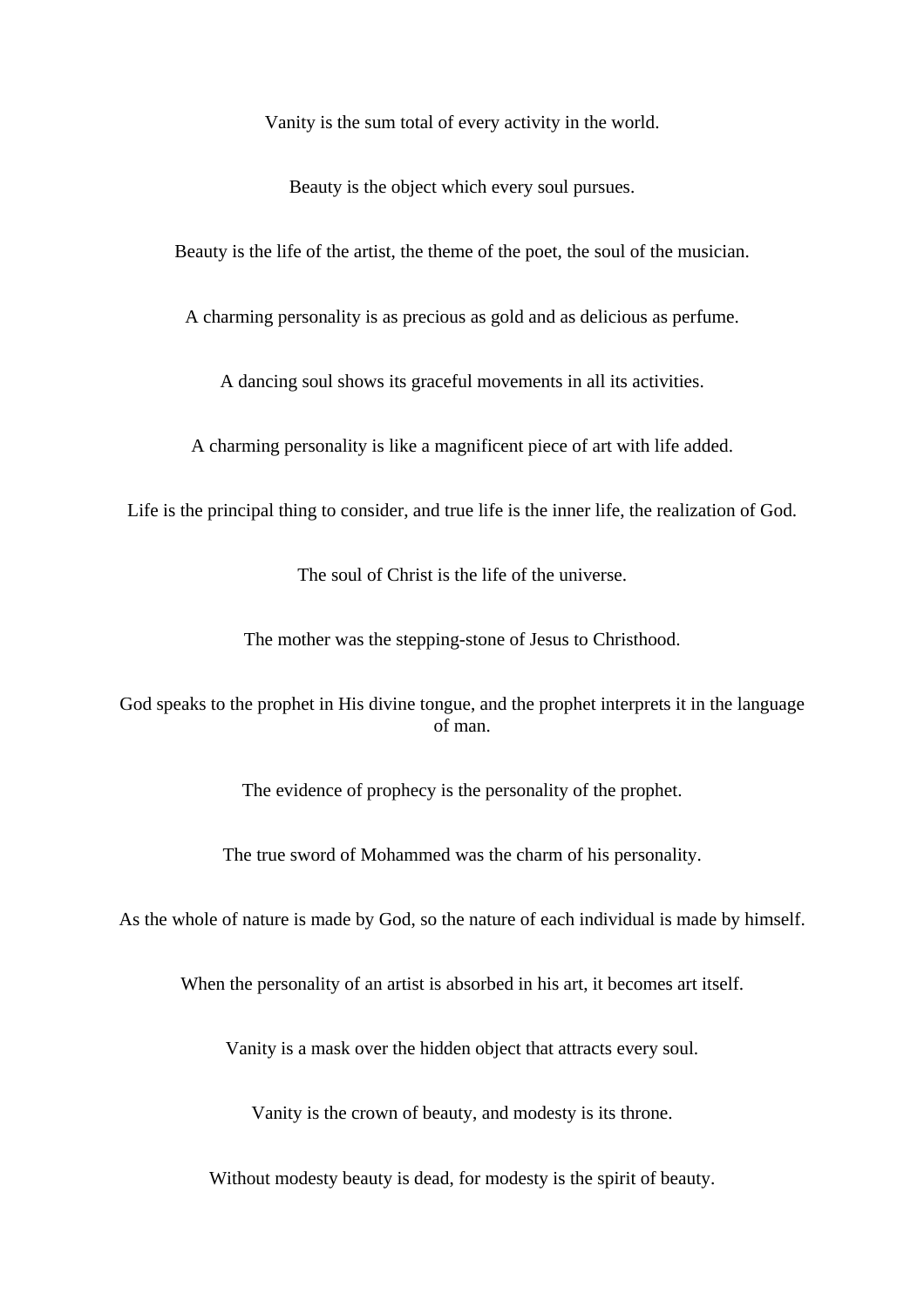Vanity is the sum total of every activity in the world.

Beauty is the object which every soul pursues.

Beauty is the life of the artist, the theme of the poet, the soul of the musician.

A charming personality is as precious as gold and as delicious as perfume.

A dancing soul shows its graceful movements in all its activities.

A charming personality is like a magnificent piece of art with life added.

Life is the principal thing to consider, and true life is the inner life, the realization of God.

The soul of Christ is the life of the universe.

The mother was the stepping-stone of Jesus to Christhood.

God speaks to the prophet in His divine tongue, and the prophet interprets it in the language of man.

The evidence of prophecy is the personality of the prophet.

The true sword of Mohammed was the charm of his personality.

As the whole of nature is made by God, so the nature of each individual is made by himself.

When the personality of an artist is absorbed in his art, it becomes art itself.

Vanity is a mask over the hidden object that attracts every soul.

Vanity is the crown of beauty, and modesty is its throne.

Without modesty beauty is dead, for modesty is the spirit of beauty.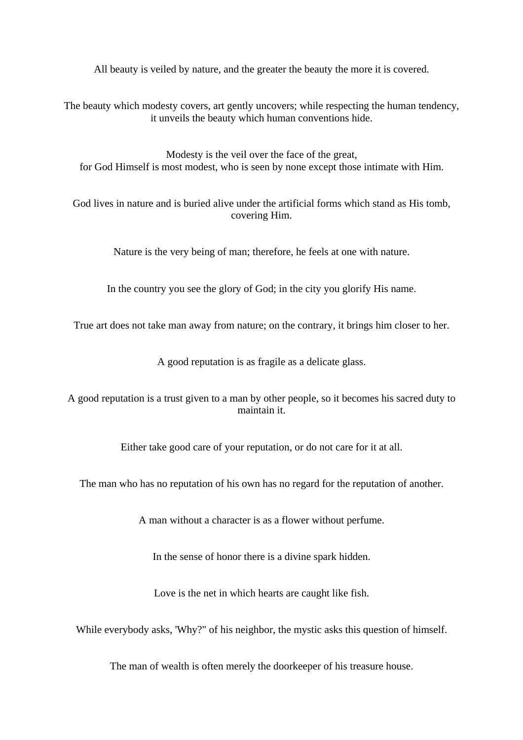All beauty is veiled by nature, and the greater the beauty the more it is covered.

The beauty which modesty covers, art gently uncovers; while respecting the human tendency, it unveils the beauty which human conventions hide.

Modesty is the veil over the face of the great,
for God Himself is most modest, who is seen by none except those intimate with Him.

God lives in nature and is buried alive under the artificial forms which stand as His tomb, covering Him.

Nature is the very being of man; therefore, he feels at one with nature.

In the country you see the glory of God; in the city you glorify His name.

True art does not take man away from nature; on the contrary, it brings him closer to her.

A good reputation is as fragile as a delicate glass.

A good reputation is a trust given to a man by other people, so it becomes his sacred duty to maintain it.

Either take good care of your reputation, or do not care for it at all.

The man who has no reputation of his own has no regard for the reputation of another.

A man without a character is as a flower without perfume.

In the sense of honor there is a divine spark hidden.

Love is the net in which hearts are caught like fish.

While everybody asks, 'Why?" of his neighbor, the mystic asks this question of himself.

The man of wealth is often merely the doorkeeper of his treasure house.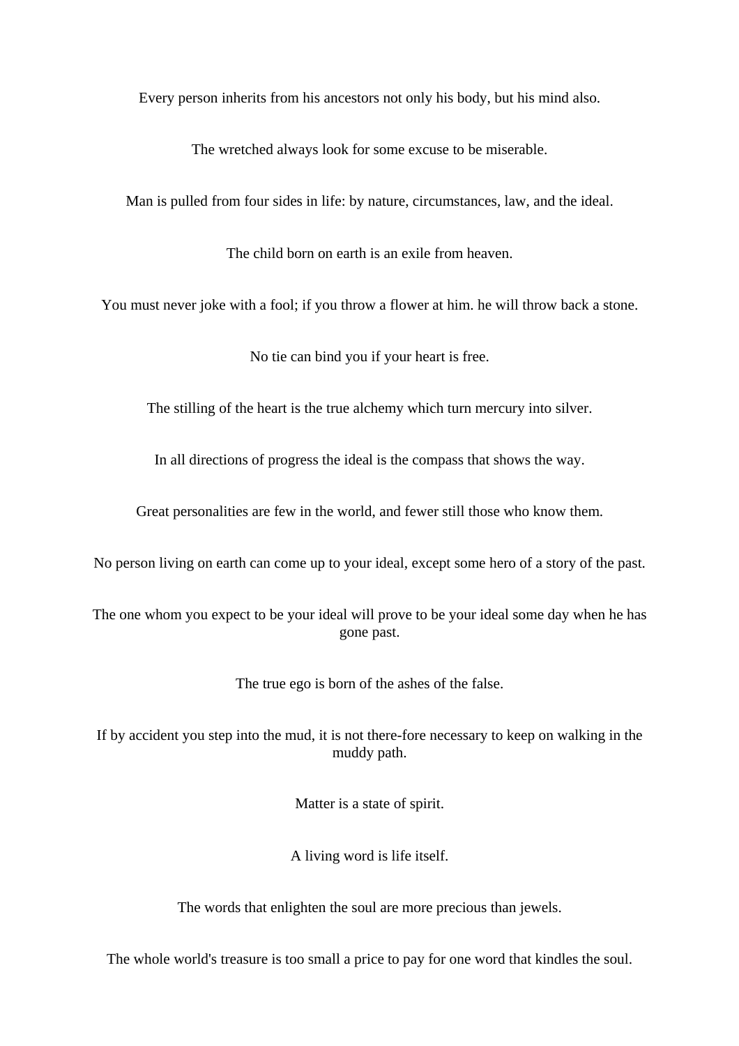Every person inherits from his ancestors not only his body, but his mind also.

The wretched always look for some excuse to be miserable.

Man is pulled from four sides in life: by nature, circumstances, law, and the ideal.

The child born on earth is an exile from heaven.

You must never joke with a fool; if you throw a flower at him. he will throw back a stone.

No tie can bind you if your heart is free.

The stilling of the heart is the true alchemy which turn mercury into silver.

In all directions of progress the ideal is the compass that shows the way.

Great personalities are few in the world, and fewer still those who know them.

No person living on earth can come up to your ideal, except some hero of a story of the past.

The one whom you expect to be your ideal will prove to be your ideal some day when he has gone past.

The true ego is born of the ashes of the false.

If by accident you step into the mud, it is not there-fore necessary to keep on walking in the muddy path.

Matter is a state of spirit.

A living word is life itself.

The words that enlighten the soul are more precious than jewels.

The whole world's treasure is too small a price to pay for one word that kindles the soul.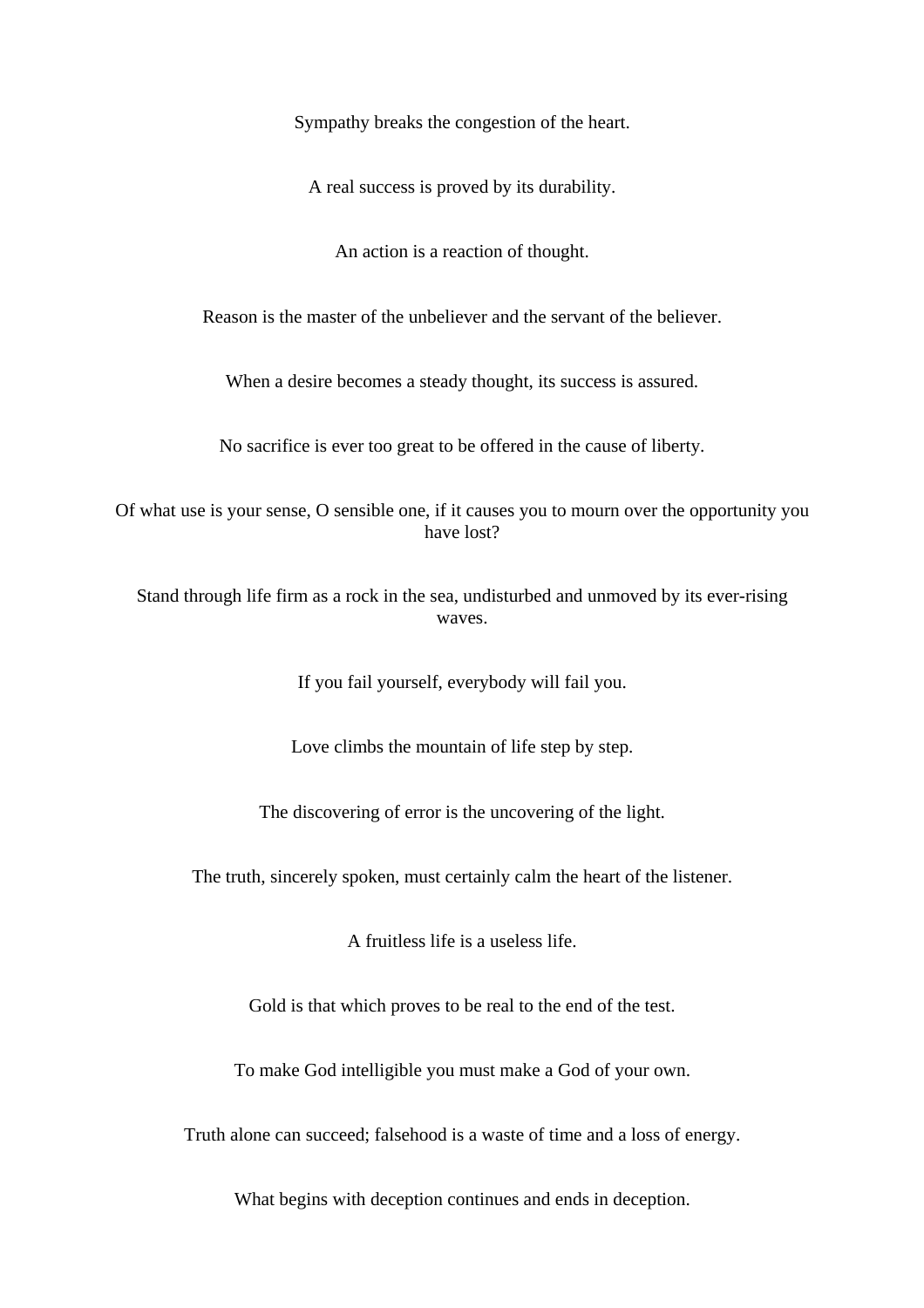Sympathy breaks the congestion of the heart.

A real success is proved by its durability.

An action is a reaction of thought.

Reason is the master of the unbeliever and the servant of the believer.

When a desire becomes a steady thought, its success is assured.

No sacrifice is ever too great to be offered in the cause of liberty.

Of what use is your sense, O sensible one, if it causes you to mourn over the opportunity you have lost?

Stand through life firm as a rock in the sea, undisturbed and unmoved by its ever-rising waves.

If you fail yourself, everybody will fail you.

Love climbs the mountain of life step by step.

The discovering of error is the uncovering of the light.

The truth, sincerely spoken, must certainly calm the heart of the listener.

A fruitless life is a useless life.

Gold is that which proves to be real to the end of the test.

To make God intelligible you must make a God of your own.

Truth alone can succeed; falsehood is a waste of time and a loss of energy.

What begins with deception continues and ends in deception.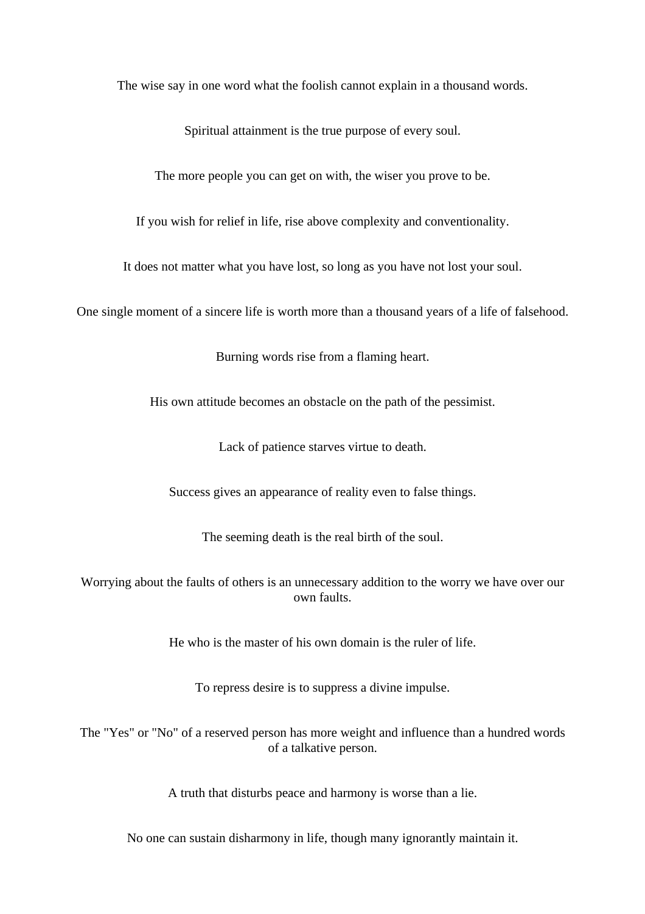The wise say in one word what the foolish cannot explain in a thousand words.

Spiritual attainment is the true purpose of every soul.

The more people you can get on with, the wiser you prove to be.

If you wish for relief in life, rise above complexity and conventionality.

It does not matter what you have lost, so long as you have not lost your soul.

One single moment of a sincere life is worth more than a thousand years of a life of falsehood.

Burning words rise from a flaming heart.

His own attitude becomes an obstacle on the path of the pessimist.

Lack of patience starves virtue to death.

Success gives an appearance of reality even to false things.

The seeming death is the real birth of the soul.

Worrying about the faults of others is an unnecessary addition to the worry we have over our own faults.

He who is the master of his own domain is the ruler of life.

To repress desire is to suppress a divine impulse.

The "Yes" or "No" of a reserved person has more weight and influence than a hundred words of a talkative person.

A truth that disturbs peace and harmony is worse than a lie.

No one can sustain disharmony in life, though many ignorantly maintain it.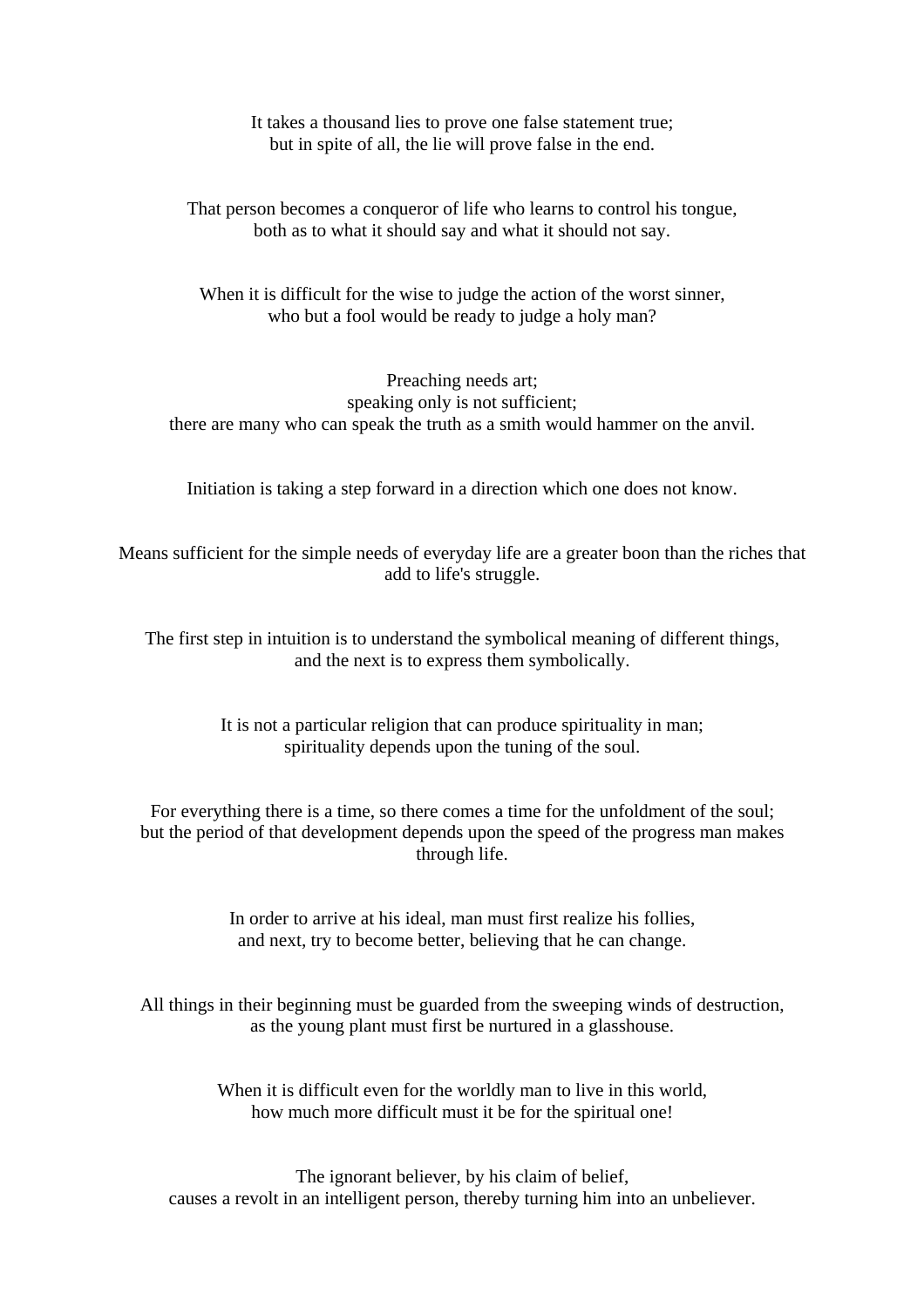It takes a thousand lies to prove one false statement true;
but in spite of all, the lie will prove false in the end.

That person becomes a conqueror of life who learns to control his tongue,
both as to what it should say and what it should not say.

When it is difficult for the wise to judge the action of the worst sinner,
who but a fool would be ready to judge a holy man?

Preaching needs art;
speaking only is not sufficient;
there are many who can speak the truth as a smith would hammer on the anvil.

Initiation is taking a step forward in a direction which one does not know.

Means sufficient for the simple needs of everyday life are a greater boon than the riches that add to life's struggle.

The first step in intuition is to understand the symbolical meaning of different things,
and the next is to express them symbolically.

It is not a particular religion that can produce spirituality in man;
spirituality depends upon the tuning of the soul.

For everything there is a time, so there comes a time for the unfoldment of the soul;
but the period of that development depends upon the speed of the progress man makes through life.

In order to arrive at his ideal, man must first realize his follies,
and next, try to become better, believing that he can change.

All things in their beginning must be guarded from the sweeping winds of destruction,
as the young plant must first be nurtured in a glasshouse.

When it is difficult even for the worldly man to live in this world,
how much more difficult must it be for the spiritual one!

The ignorant believer, by his claim of belief,
causes a revolt in an intelligent person, thereby turning him into an unbeliever.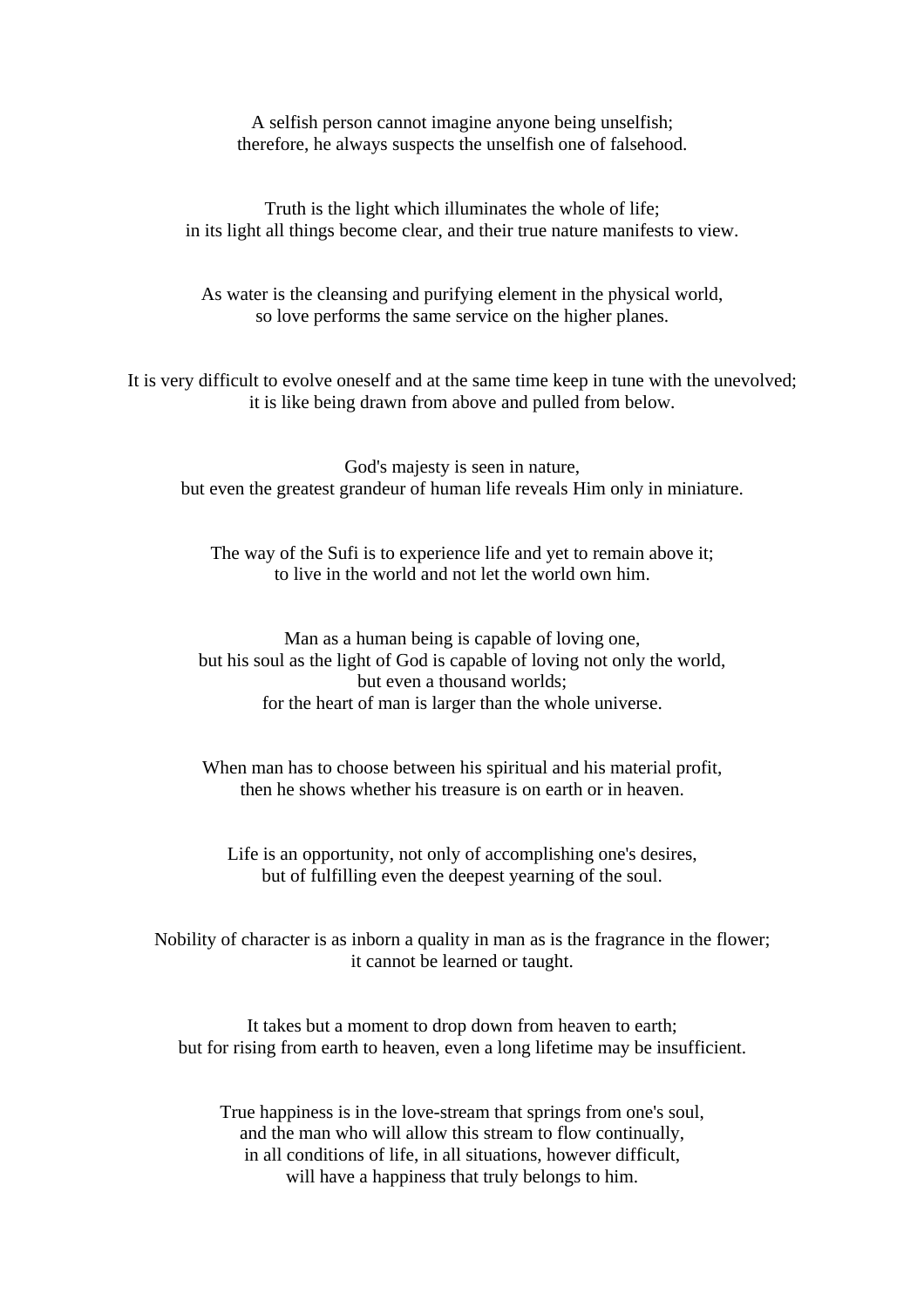A selfish person cannot imagine anyone being unselfish;  
therefore, he always suspects the unselfish one of falsehood.

Truth is the light which illuminates the whole of life;  
in its light all things become clear, and their true nature manifests to view.

As water is the cleansing and purifying element in the physical world,  
so love performs the same service on the higher planes.

It is very difficult to evolve oneself and at the same time keep in tune with the unevolved;  
it is like being drawn from above and pulled from below.

God's majesty is seen in nature,  
but even the greatest grandeur of human life reveals Him only in miniature.

The way of the Sufi is to experience life and yet to remain above it;  
to live in the world and not let the world own him.

Man as a human being is capable of loving one,  
but his soul as the light of God is capable of loving not only the world,  
but even a thousand worlds;  
for the heart of man is larger than the whole universe.

When man has to choose between his spiritual and his material profit,  
then he shows whether his treasure is on earth or in heaven.

Life is an opportunity, not only of accomplishing one's desires,  
but of fulfilling even the deepest yearning of the soul.

Nobility of character is as inborn a quality in man as is the fragrance in the flower;  
it cannot be learned or taught.

It takes but a moment to drop down from heaven to earth;  
but for rising from earth to heaven, even a long lifetime may be insufficient.

True happiness is in the love-stream that springs from one's soul,  
and the man who will allow this stream to flow continually,  
in all conditions of life, in all situations, however difficult,  
will have a happiness that truly belongs to him.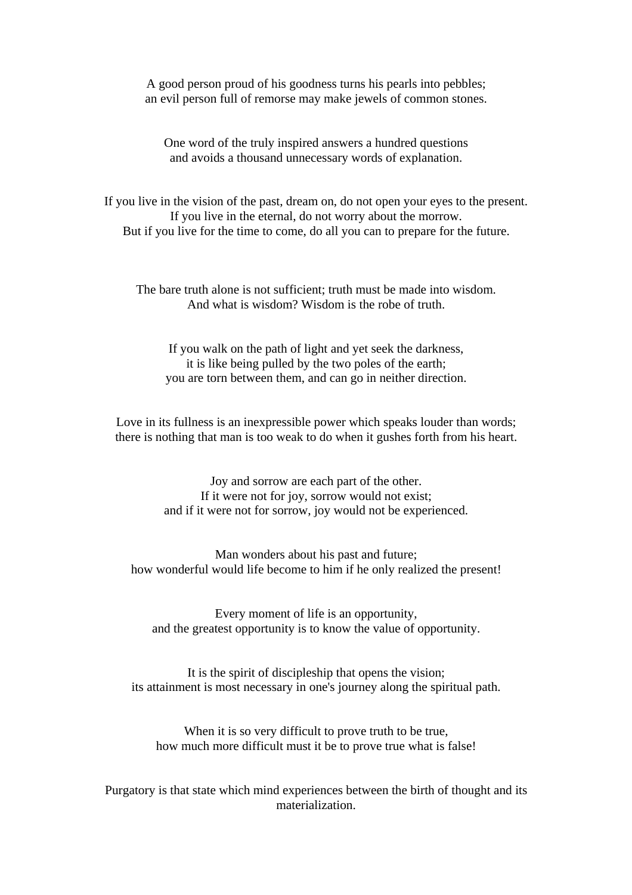A good person proud of his goodness turns his pearls into pebbles;
an evil person full of remorse may make jewels of common stones.

One word of the truly inspired answers a hundred questions
and avoids a thousand unnecessary words of explanation.

If you live in the vision of the past, dream on, do not open your eyes to the present.
If you live in the eternal, do not worry about the morrow.
But if you live for the time to come, do all you can to prepare for the future.

The bare truth alone is not sufficient; truth must be made into wisdom.
And what is wisdom? Wisdom is the robe of truth.

If you walk on the path of light and yet seek the darkness,
it is like being pulled by the two poles of the earth;
you are torn between them, and can go in neither direction.

Love in its fullness is an inexpressible power which speaks louder than words;
there is nothing that man is too weak to do when it gushes forth from his heart.

Joy and sorrow are each part of the other.
If it were not for joy, sorrow would not exist;
and if it were not for sorrow, joy would not be experienced.

Man wonders about his past and future;
how wonderful would life become to him if he only realized the present!

Every moment of life is an opportunity,
and the greatest opportunity is to know the value of opportunity.

It is the spirit of discipleship that opens the vision;
its attainment is most necessary in one's journey along the spiritual path.

When it is so very difficult to prove truth to be true,
how much more difficult must it be to prove true what is false!

Purgatory is that state which mind experiences between the birth of thought and its materialization.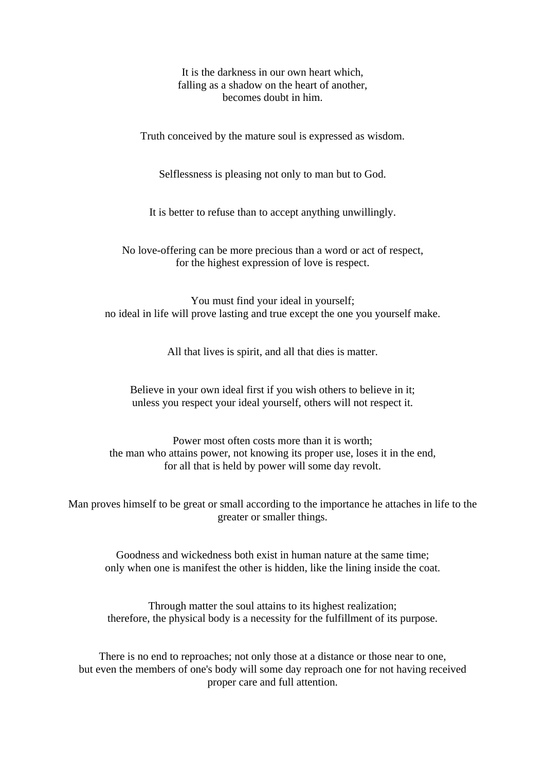It is the darkness in our own heart which,
falling as a shadow on the heart of another,
becomes doubt in him.

Truth conceived by the mature soul is expressed as wisdom.

Selflessness is pleasing not only to man but to God.

It is better to refuse than to accept anything unwillingly.

No love-offering can be more precious than a word or act of respect,
for the highest expression of love is respect.

You must find your ideal in yourself;
no ideal in life will prove lasting and true except the one you yourself make.

All that lives is spirit, and all that dies is matter.

Believe in your own ideal first if you wish others to believe in it;
unless you respect your ideal yourself, others will not respect it.

Power most often costs more than it is worth;
the man who attains power, not knowing its proper use, loses it in the end,
for all that is held by power will some day revolt.

Man proves himself to be great or small according to the importance he attaches in life to the greater or smaller things.

Goodness and wickedness both exist in human nature at the same time;
only when one is manifest the other is hidden, like the lining inside the coat.

Through matter the soul attains to its highest realization;
therefore, the physical body is a necessity for the fulfillment of its purpose.

There is no end to reproaches; not only those at a distance or those near to one,
but even the members of one's body will some day reproach one for not having received
proper care and full attention.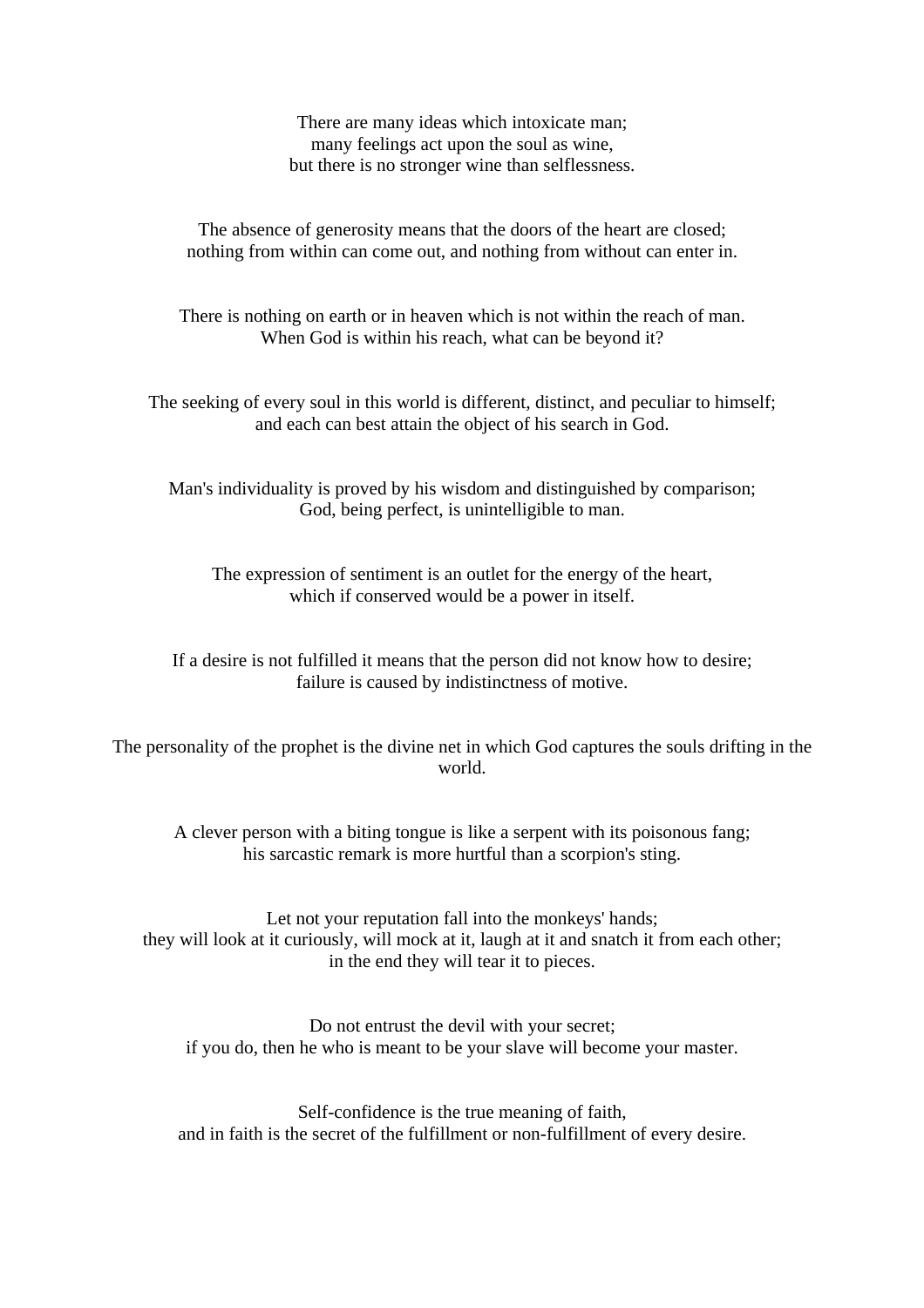There are many ideas which intoxicate man;
many feelings act upon the soul as wine,
but there is no stronger wine than selflessness.

The absence of generosity means that the doors of the heart are closed;
nothing from within can come out, and nothing from without can enter in.

There is nothing on earth or in heaven which is not within the reach of man.
When God is within his reach, what can be beyond it?

The seeking of every soul in this world is different, distinct, and peculiar to himself;
and each can best attain the object of his search in God.

Man's individuality is proved by his wisdom and distinguished by comparison;
God, being perfect, is unintelligible to man.

The expression of sentiment is an outlet for the energy of the heart,
which if conserved would be a power in itself.

If a desire is not fulfilled it means that the person did not know how to desire;
failure is caused by indistinctness of motive.

The personality of the prophet is the divine net in which God captures the souls drifting in the world.

A clever person with a biting tongue is like a serpent with its poisonous fang;
his sarcastic remark is more hurtful than a scorpion's sting.

Let not your reputation fall into the monkeys' hands;
they will look at it curiously, will mock at it, laugh at it and snatch it from each other;
in the end they will tear it to pieces.

Do not entrust the devil with your secret;
if you do, then he who is meant to be your slave will become your master.

Self-confidence is the true meaning of faith,
and in faith is the secret of the fulfillment or non-fulfillment of every desire.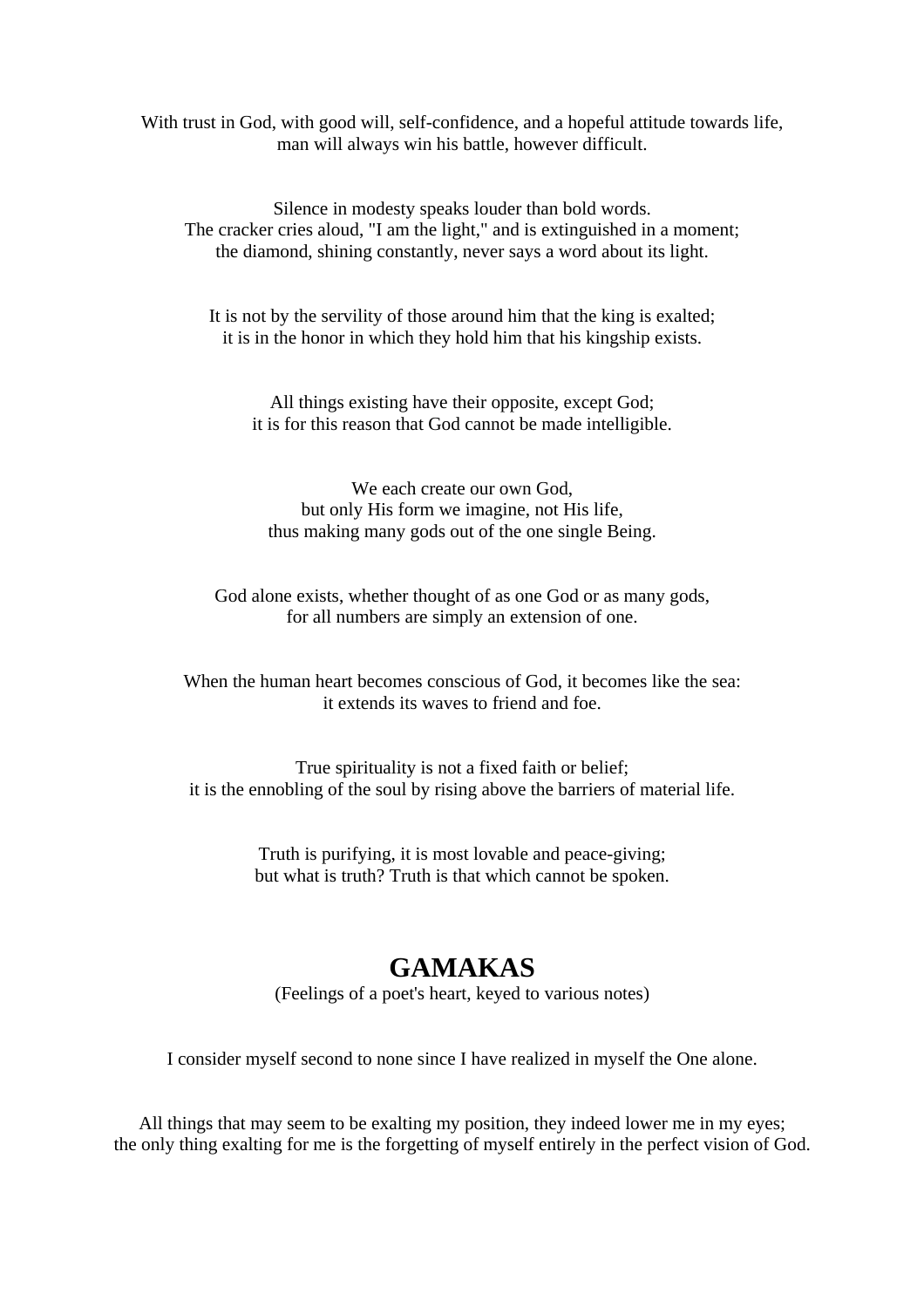With trust in God, with good will, self-confidence, and a hopeful attitude towards life,
man will always win his battle, however difficult.

Silence in modesty speaks louder than bold words.
The cracker cries aloud, "I am the light," and is extinguished in a moment;
the diamond, shining constantly, never says a word about its light.

It is not by the servility of those around him that the king is exalted;
it is in the honor in which they hold him that his kingship exists.

All things existing have their opposite, except God;
it is for this reason that God cannot be made intelligible.

We each create our own God,
but only His form we imagine, not His life,
thus making many gods out of the one single Being.

God alone exists, whether thought of as one God or as many gods,
for all numbers are simply an extension of one.

When the human heart becomes conscious of God, it becomes like the sea:
it extends its waves to friend and foe.

True spirituality is not a fixed faith or belief;
it is the ennobling of the soul by rising above the barriers of material life.

Truth is purifying, it is most lovable and peace-giving;
but what is truth? Truth is that which cannot be spoken.

# GAMAKAS

(Feelings of a poet's heart, keyed to various notes)

I consider myself second to none since I have realized in myself the One alone.

All things that may seem to be exalting my position, they indeed lower me in my eyes;
the only thing exalting for me is the forgetting of myself entirely in the perfect vision of God.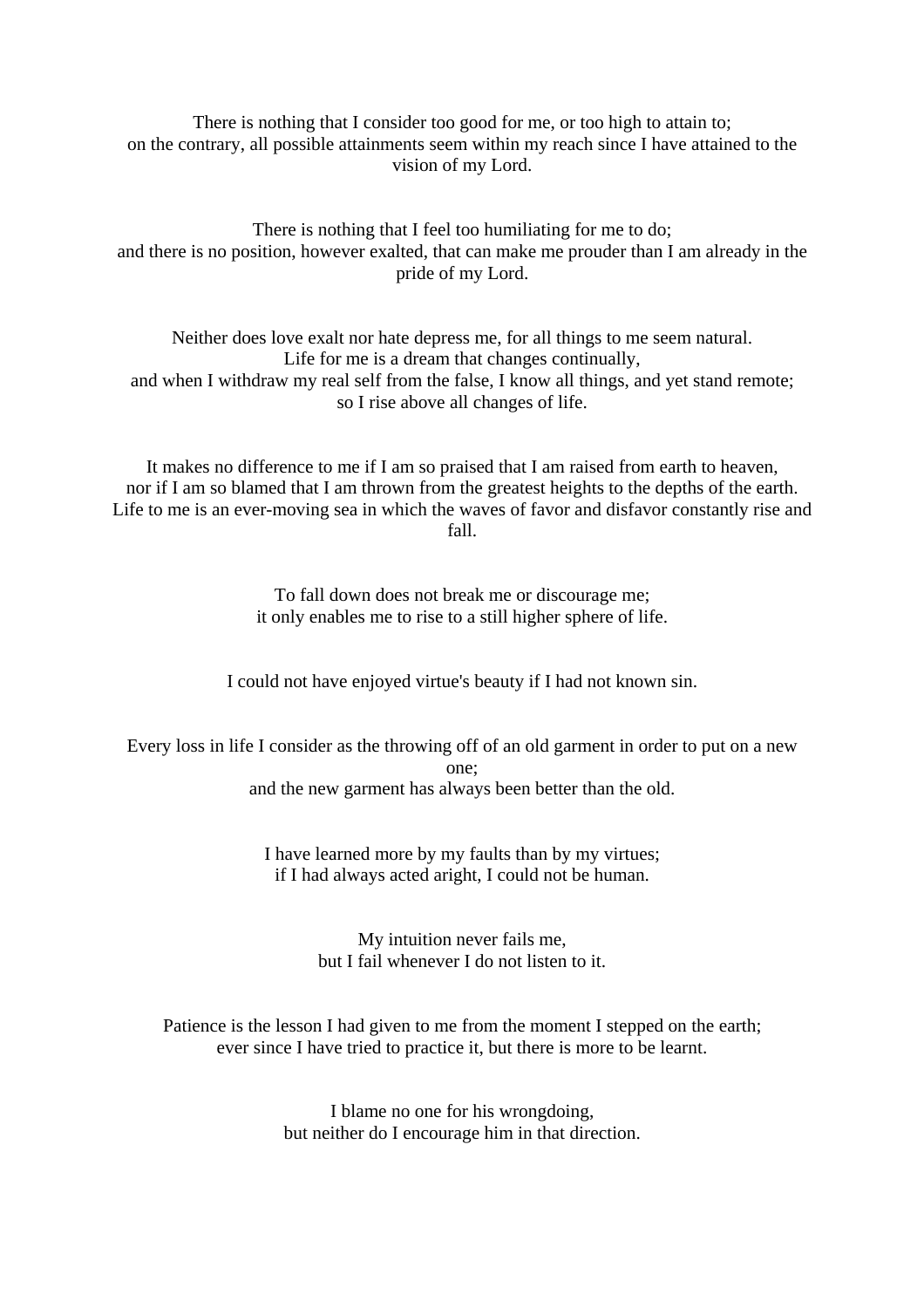There is nothing that I consider too good for me, or too high to attain to;
on the contrary, all possible attainments seem within my reach since I have attained to the vision of my Lord.

There is nothing that I feel too humiliating for me to do;
and there is no position, however exalted, that can make me prouder than I am already in the pride of my Lord.

Neither does love exalt nor hate depress me, for all things to me seem natural.
Life for me is a dream that changes continually,
and when I withdraw my real self from the false, I know all things, and yet stand remote;
so I rise above all changes of life.

It makes no difference to me if I am so praised that I am raised from earth to heaven,
nor if I am so blamed that I am thrown from the greatest heights to the depths of the earth.
Life to me is an ever-moving sea in which the waves of favor and disfavor constantly rise and fall.

To fall down does not break me or discourage me;
it only enables me to rise to a still higher sphere of life.

I could not have enjoyed virtue's beauty if I had not known sin.

Every loss in life I consider as the throwing off of an old garment in order to put on a new one;
and the new garment has always been better than the old.

I have learned more by my faults than by my virtues;
if I had always acted aright, I could not be human.

My intuition never fails me,
but I fail whenever I do not listen to it.

Patience is the lesson I had given to me from the moment I stepped on the earth;
ever since I have tried to practice it, but there is more to be learnt.

I blame no one for his wrongdoing,
but neither do I encourage him in that direction.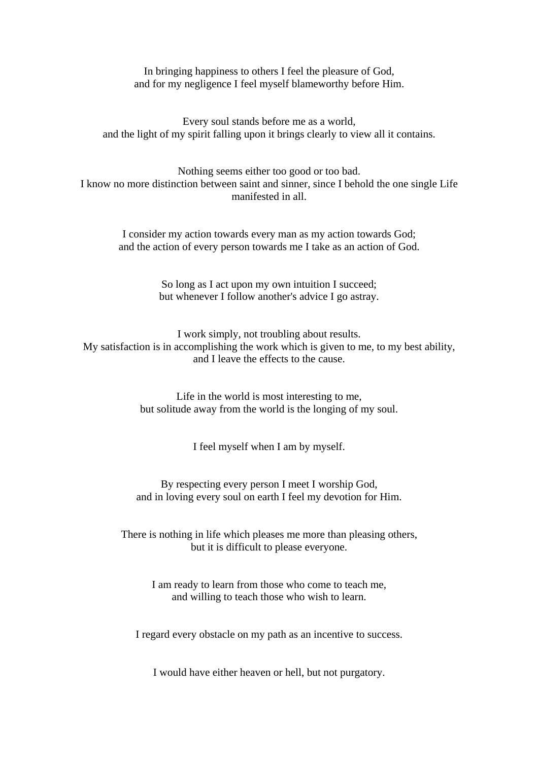In bringing happiness to others I feel the pleasure of God,
and for my negligence I feel myself blameworthy before Him.

Every soul stands before me as a world,
and the light of my spirit falling upon it brings clearly to view all it contains.

Nothing seems either too good or too bad.
I know no more distinction between saint and sinner, since I behold the one single Life manifested in all.

I consider my action towards every man as my action towards God;
and the action of every person towards me I take as an action of God.

So long as I act upon my own intuition I succeed;
but whenever I follow another's advice I go astray.

I work simply, not troubling about results.
My satisfaction is in accomplishing the work which is given to me, to my best ability, and I leave the effects to the cause.

Life in the world is most interesting to me,
but solitude away from the world is the longing of my soul.

I feel myself when I am by myself.

By respecting every person I meet I worship God,
and in loving every soul on earth I feel my devotion for Him.

There is nothing in life which pleases me more than pleasing others,
but it is difficult to please everyone.

I am ready to learn from those who come to teach me,
and willing to teach those who wish to learn.

I regard every obstacle on my path as an incentive to success.

I would have either heaven or hell, but not purgatory.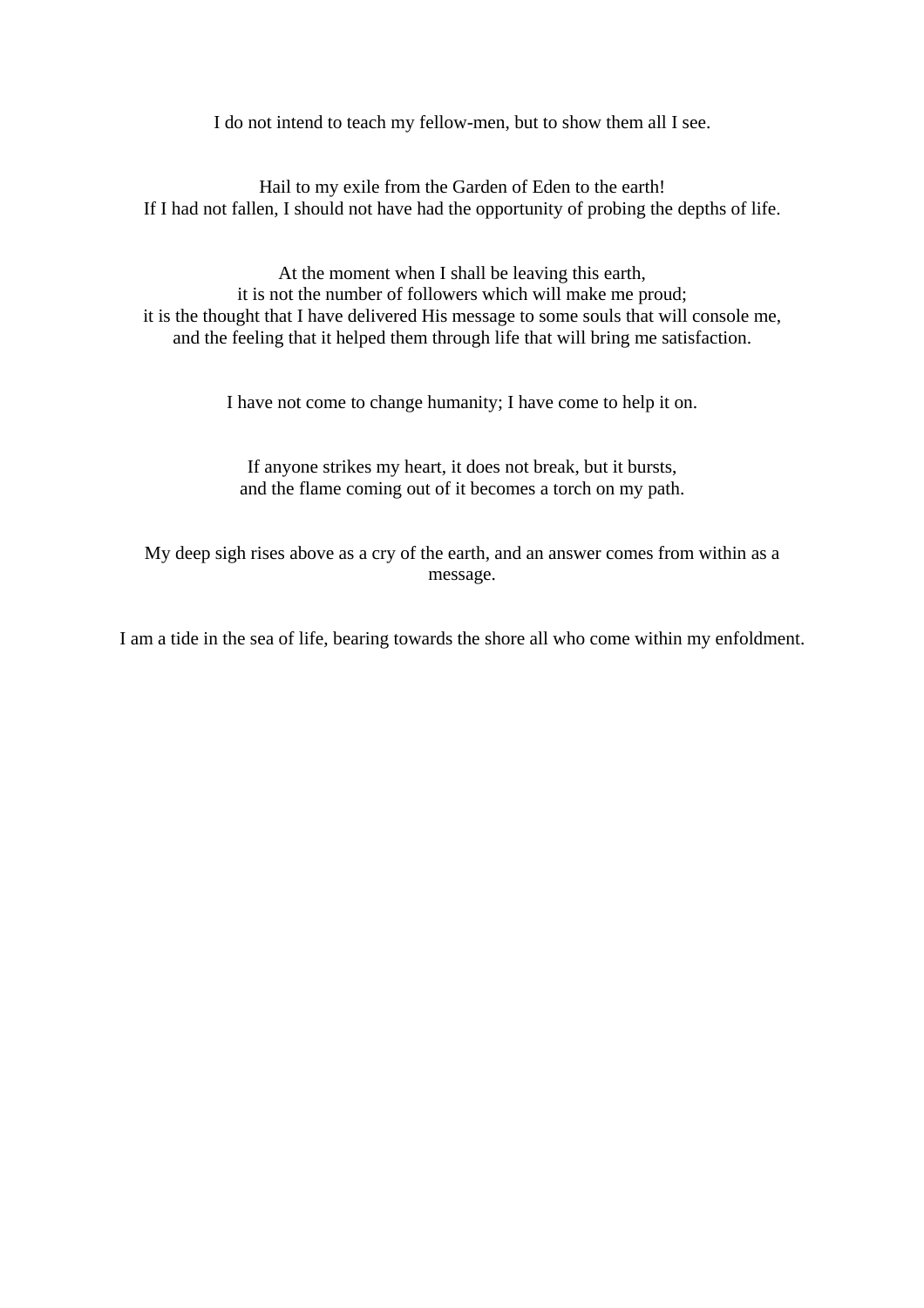I do not intend to teach my fellow-men, but to show them all I see.

Hail to my exile from the Garden of Eden to the earth!
If I had not fallen, I should not have had the opportunity of probing the depths of life.

At the moment when I shall be leaving this earth,
it is not the number of followers which will make me proud;
it is the thought that I have delivered His message to some souls that will console me,
and the feeling that it helped them through life that will bring me satisfaction.

I have not come to change humanity; I have come to help it on.

If anyone strikes my heart, it does not break, but it bursts,
and the flame coming out of it becomes a torch on my path.

My deep sigh rises above as a cry of the earth, and an answer comes from within as a message.

I am a tide in the sea of life, bearing towards the shore all who come within my enfoldment.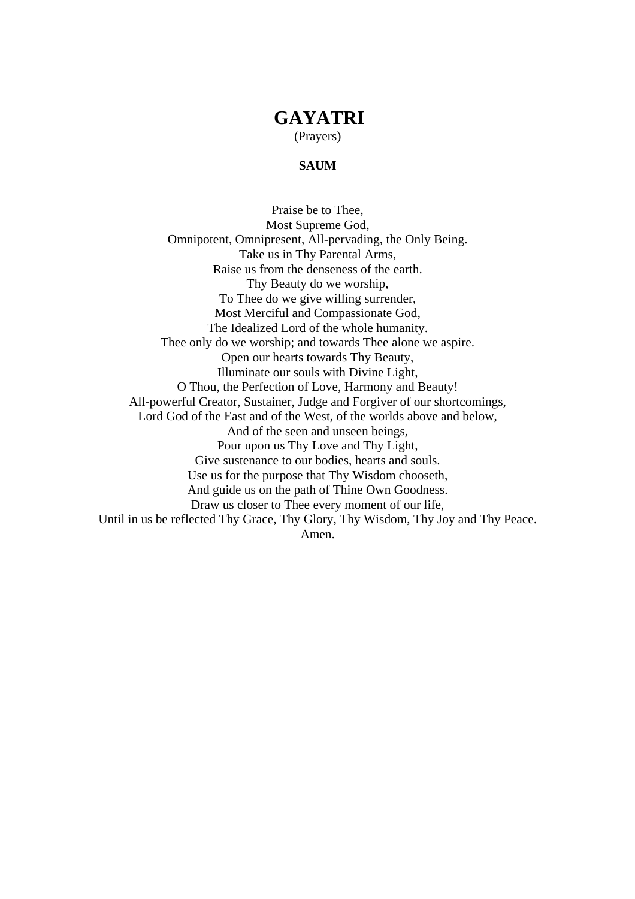# GAYATRI

(Prayers)

**SAUM**

Praise be to Thee,  
Most Supreme God,  
Omnipotent, Omnipresent, All-pervading, the Only Being.  
Take us in Thy Parental Arms,  
Raise us from the denseness of the earth.  
Thy Beauty do we worship,  
To Thee do we give willing surrender,  
Most Merciful and Compassionate God,  
The Idealized Lord of the whole humanity.  
Thee only do we worship; and towards Thee alone we aspire.  
Open our hearts towards Thy Beauty,  
Illuminate our souls with Divine Light,  
O Thou, the Perfection of Love, Harmony and Beauty!  
All-powerful Creator, Sustainer, Judge and Forgiver of our shortcomings,  
Lord God of the East and of the West, of the worlds above and below,  
And of the seen and unseen beings,  
Pour upon us Thy Love and Thy Light,  
Give sustenance to our bodies, hearts and souls.  
Use us for the purpose that Thy Wisdom chooseth,  
And guide us on the path of Thine Own Goodness.  
Draw us closer to Thee every moment of our life,  
Until in us be reflected Thy Grace, Thy Glory, Thy Wisdom, Thy Joy and Thy Peace.  
Amen.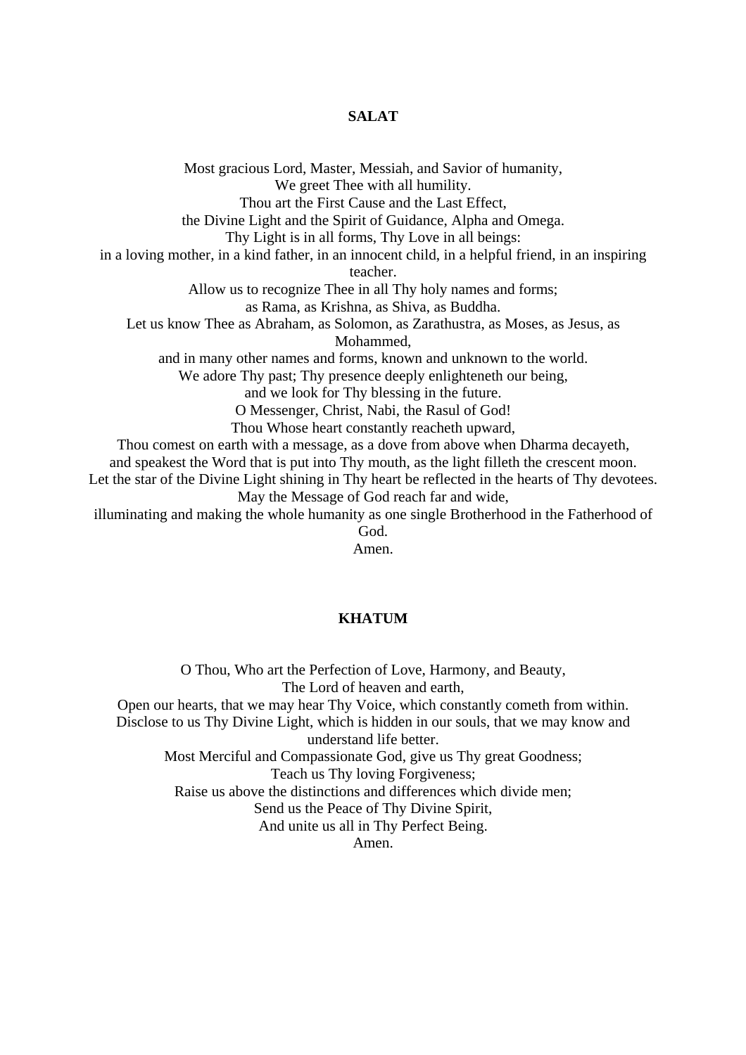## SALAT

Most gracious Lord, Master, Messiah, and Savior of humanity,
We greet Thee with all humility.
Thou art the First Cause and the Last Effect,
the Divine Light and the Spirit of Guidance, Alpha and Omega.
Thy Light is in all forms, Thy Love in all beings:
in a loving mother, in a kind father, in an innocent child, in a helpful friend, in an inspiring teacher.
Allow us to recognize Thee in all Thy holy names and forms;
as Rama, as Krishna, as Shiva, as Buddha.
Let us know Thee as Abraham, as Solomon, as Zarathustra, as Moses, as Jesus, as Mohammed,
and in many other names and forms, known and unknown to the world.
We adore Thy past; Thy presence deeply enlighteneth our being,
and we look for Thy blessing in the future.
O Messenger, Christ, Nabi, the Rasul of God!
Thou Whose heart constantly reacheth upward,
Thou comest on earth with a message, as a dove from above when Dharma decayeth,
and speakest the Word that is put into Thy mouth, as the light filleth the crescent moon.
Let the star of the Divine Light shining in Thy heart be reflected in the hearts of Thy devotees.
May the Message of God reach far and wide,
illuminating and making the whole humanity as one single Brotherhood in the Fatherhood of God.
Amen.

## KHATUM

O Thou, Who art the Perfection of Love, Harmony, and Beauty,
The Lord of heaven and earth,
Open our hearts, that we may hear Thy Voice, which constantly cometh from within.
Disclose to us Thy Divine Light, which is hidden in our souls, that we may know and understand life better.
Most Merciful and Compassionate God, give us Thy great Goodness;
Teach us Thy loving Forgiveness;
Raise us above the distinctions and differences which divide men;
Send us the Peace of Thy Divine Spirit,
And unite us all in Thy Perfect Being.
Amen.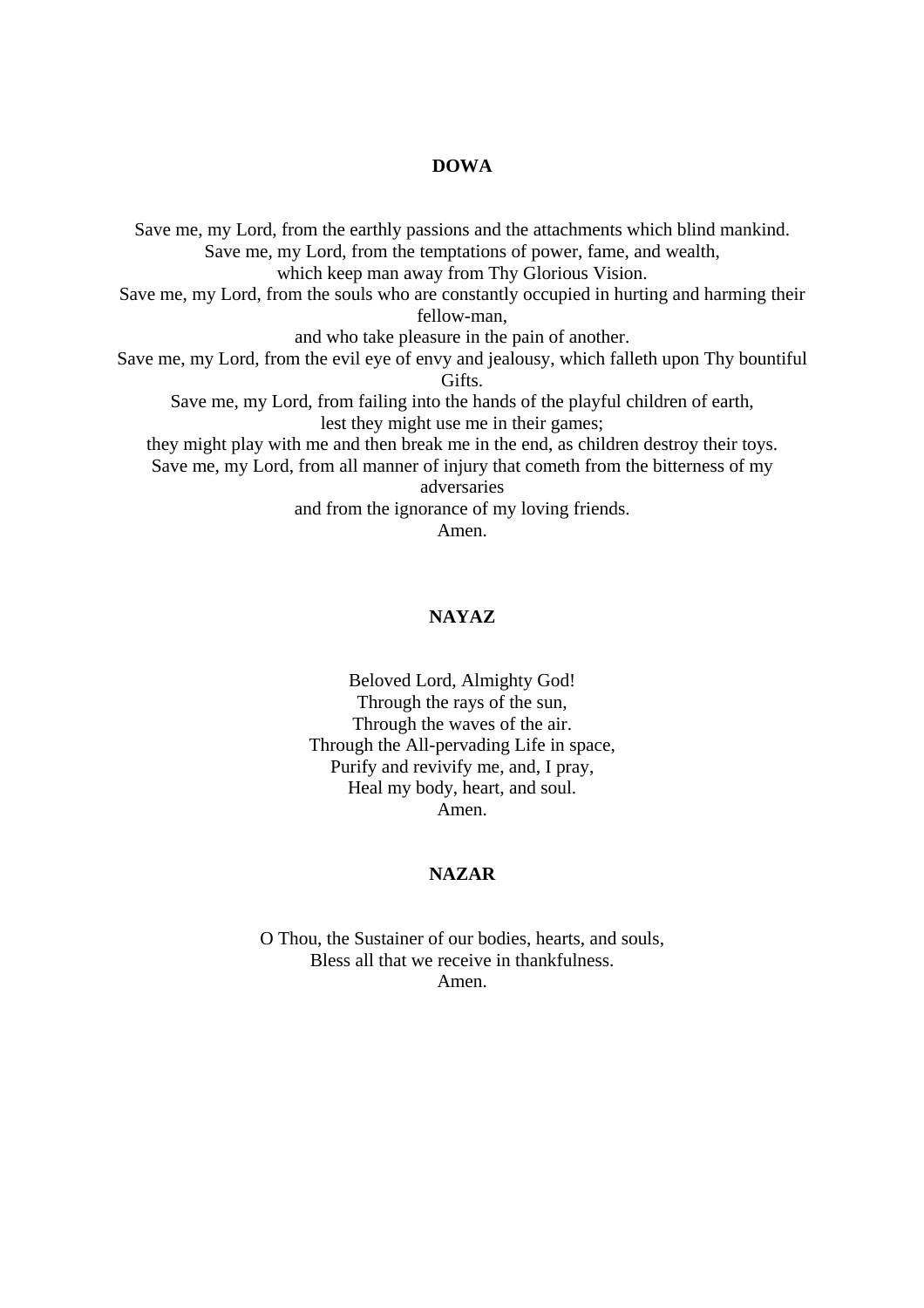**DOWA**

Save me, my Lord, from the earthly passions and the attachments which blind mankind.
Save me, my Lord, from the temptations of power, fame, and wealth,
which keep man away from Thy Glorious Vision.
Save me, my Lord, from the souls who are constantly occupied in hurting and harming their fellow-man,
and who take pleasure in the pain of another.
Save me, my Lord, from the evil eye of envy and jealousy, which falleth upon Thy bountiful Gifts.
Save me, my Lord, from failing into the hands of the playful children of earth,
lest they might use me in their games;
they might play with me and then break me in the end, as children destroy their toys.
Save me, my Lord, from all manner of injury that cometh from the bitterness of my adversaries
and from the ignorance of my loving friends.
Amen.

**NAYAZ**

Beloved Lord, Almighty God!
Through the rays of the sun,
Through the waves of the air.
Through the All-pervading Life in space,
Purify and revivify me, and, I pray,
Heal my body, heart, and soul.
Amen.

**NAZAR**

O Thou, the Sustainer of our bodies, hearts, and souls,
Bless all that we receive in thankfulness.
Amen.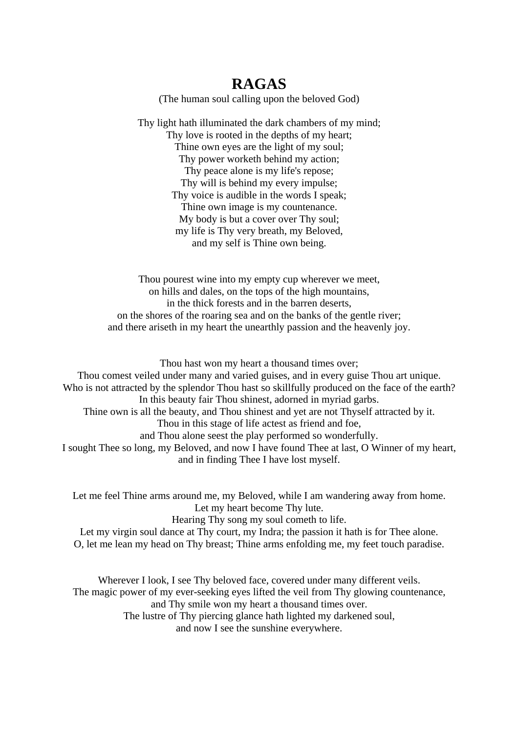# RAGAS

(The human soul calling upon the beloved God)

Thy light hath illuminated the dark chambers of my mind;  
Thy love is rooted in the depths of my heart;  
Thine own eyes are the light of my soul;  
Thy power worketh behind my action;  
Thy peace alone is my life's repose;  
Thy will is behind my every impulse;  
Thy voice is audible in the words I speak;  
Thine own image is my countenance.  
My body is but a cover over Thy soul;  
my life is Thy very breath, my Beloved,  
and my self is Thine own being.

Thou pourest wine into my empty cup wherever we meet,  
on hills and dales, on the tops of the high mountains,  
in the thick forests and in the barren deserts,  
on the shores of the roaring sea and on the banks of the gentle river;  
and there ariseth in my heart the unearthly passion and the heavenly joy.

Thou hast won my heart a thousand times over;  
Thou comest veiled under many and varied guises, and in every guise Thou art unique.  
Who is not attracted by the splendor Thou hast so skillfully produced on the face of the earth?  
In this beauty fair Thou shinest, adorned in myriad garbs.  
Thine own is all the beauty, and Thou shinest and yet are not Thyself attracted by it.  
Thou in this stage of life actest as friend and foe,  
and Thou alone seest the play performed so wonderfully.  
I sought Thee so long, my Beloved, and now I have found Thee at last, O Winner of my heart,  
and in finding Thee I have lost myself.

Let me feel Thine arms around me, my Beloved, while I am wandering away from home.  
Let my heart become Thy lute.  
Hearing Thy song my soul cometh to life.  
Let my virgin soul dance at Thy court, my Indra; the passion it hath is for Thee alone.  
O, let me lean my head on Thy breast; Thine arms enfolding me, my feet touch paradise.

Wherever I look, I see Thy beloved face, covered under many different veils.  
The magic power of my ever-seeking eyes lifted the veil from Thy glowing countenance,  
and Thy smile won my heart a thousand times over.  
The lustre of Thy piercing glance hath lighted my darkened soul,  
and now I see the sunshine everywhere.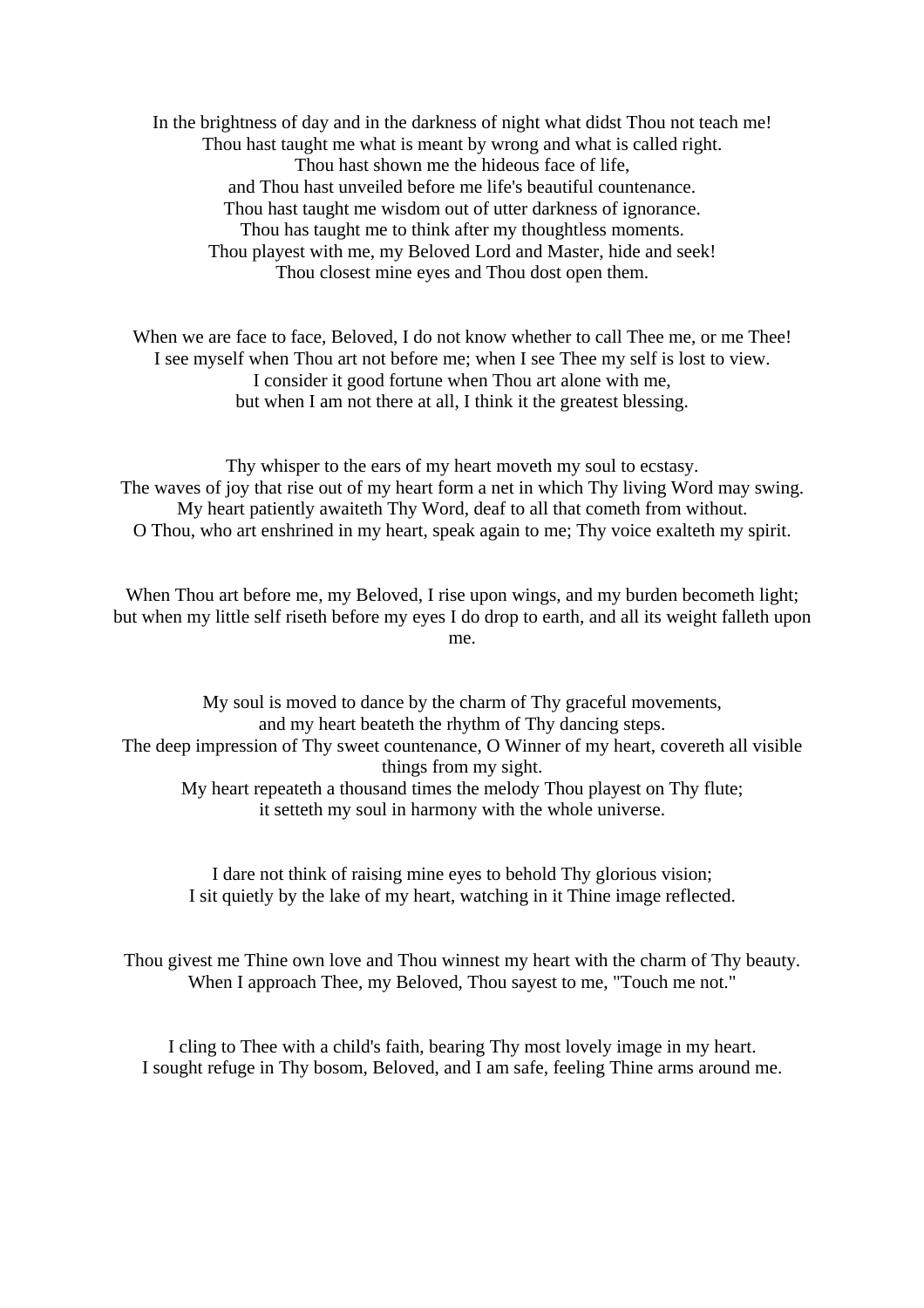In the brightness of day and in the darkness of night what didst Thou not teach me!
Thou hast taught me what is meant by wrong and what is called right.
Thou hast shown me the hideous face of life,
and Thou hast unveiled before me life's beautiful countenance.
Thou hast taught me wisdom out of utter darkness of ignorance.
Thou has taught me to think after my thoughtless moments.
Thou playest with me, my Beloved Lord and Master, hide and seek!
Thou closest mine eyes and Thou dost open them.

When we are face to face, Beloved, I do not know whether to call Thee me, or me Thee!
I see myself when Thou art not before me; when I see Thee my self is lost to view.
I consider it good fortune when Thou art alone with me,
but when I am not there at all, I think it the greatest blessing.

Thy whisper to the ears of my heart moveth my soul to ecstasy.
The waves of joy that rise out of my heart form a net in which Thy living Word may swing.
My heart patiently awaiteth Thy Word, deaf to all that cometh from without.
O Thou, who art enshrined in my heart, speak again to me; Thy voice exalteth my spirit.

When Thou art before me, my Beloved, I rise upon wings, and my burden becometh light;
but when my little self riseth before my eyes I do drop to earth, and all its weight falleth upon me.

My soul is moved to dance by the charm of Thy graceful movements,
and my heart beateth the rhythm of Thy dancing steps.
The deep impression of Thy sweet countenance, O Winner of my heart, covereth all visible things from my sight.
My heart repeateth a thousand times the melody Thou playest on Thy flute;
it setteth my soul in harmony with the whole universe.

I dare not think of raising mine eyes to behold Thy glorious vision;
I sit quietly by the lake of my heart, watching in it Thine image reflected.

Thou givest me Thine own love and Thou winnest my heart with the charm of Thy beauty.
When I approach Thee, my Beloved, Thou sayest to me, "Touch me not."

I cling to Thee with a child's faith, bearing Thy most lovely image in my heart.
I sought refuge in Thy bosom, Beloved, and I am safe, feeling Thine arms around me.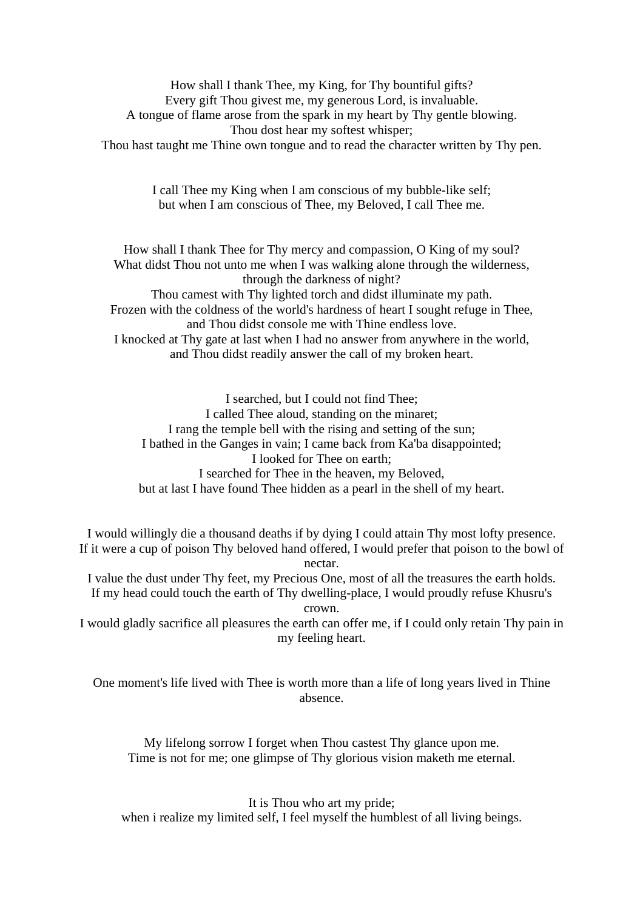How shall I thank Thee, my King, for Thy bountiful gifts?
Every gift Thou givest me, my generous Lord, is invaluable.
A tongue of flame arose from the spark in my heart by Thy gentle blowing.
Thou dost hear my softest whisper;
Thou hast taught me Thine own tongue and to read the character written by Thy pen.

I call Thee my King when I am conscious of my bubble-like self;
but when I am conscious of Thee, my Beloved, I call Thee me.

How shall I thank Thee for Thy mercy and compassion, O King of my soul?
What didst Thou not unto me when I was walking alone through the wilderness, through the darkness of night?
Thou camest with Thy lighted torch and didst illuminate my path.
Frozen with the coldness of the world's hardness of heart I sought refuge in Thee, and Thou didst console me with Thine endless love.
I knocked at Thy gate at last when I had no answer from anywhere in the world, and Thou didst readily answer the call of my broken heart.

I searched, but I could not find Thee;
I called Thee aloud, standing on the minaret;
I rang the temple bell with the rising and setting of the sun;
I bathed in the Ganges in vain; I came back from Ka'ba disappointed;
I looked for Thee on earth;
I searched for Thee in the heaven, my Beloved,
but at last I have found Thee hidden as a pearl in the shell of my heart.

I would willingly die a thousand deaths if by dying I could attain Thy most lofty presence.
If it were a cup of poison Thy beloved hand offered, I would prefer that poison to the bowl of nectar.
I value the dust under Thy feet, my Precious One, most of all the treasures the earth holds.
If my head could touch the earth of Thy dwelling-place, I would proudly refuse Khusru's crown.
I would gladly sacrifice all pleasures the earth can offer me, if I could only retain Thy pain in my feeling heart.

One moment's life lived with Thee is worth more than a life of long years lived in Thine absence.

My lifelong sorrow I forget when Thou castest Thy glance upon me.
Time is not for me; one glimpse of Thy glorious vision maketh me eternal.

It is Thou who art my pride;
when i realize my limited self, I feel myself the humblest of all living beings.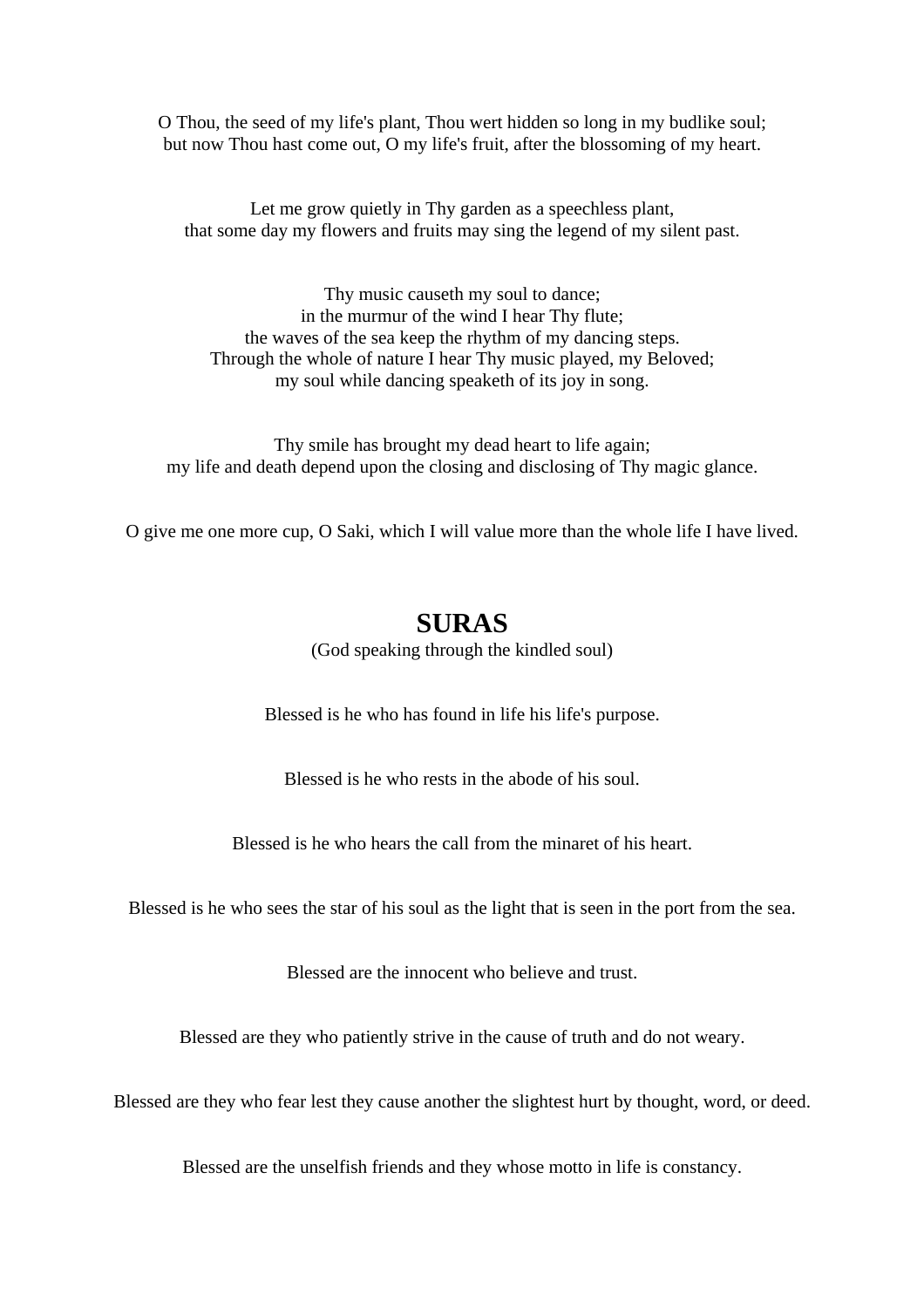O Thou, the seed of my life's plant, Thou wert hidden so long in my budlike soul;
but now Thou hast come out, O my life's fruit, after the blossoming of my heart.

Let me grow quietly in Thy garden as a speechless plant,
that some day my flowers and fruits may sing the legend of my silent past.

Thy music causeth my soul to dance;
in the murmur of the wind I hear Thy flute;
the waves of the sea keep the rhythm of my dancing steps.
Through the whole of nature I hear Thy music played, my Beloved;
my soul while dancing speaketh of its joy in song.

Thy smile has brought my dead heart to life again;
my life and death depend upon the closing and disclosing of Thy magic glance.

O give me one more cup, O Saki, which I will value more than the whole life I have lived.

## SURAS

(God speaking through the kindled soul)

Blessed is he who has found in life his life's purpose.

Blessed is he who rests in the abode of his soul.

Blessed is he who hears the call from the minaret of his heart.

Blessed is he who sees the star of his soul as the light that is seen in the port from the sea.

Blessed are the innocent who believe and trust.

Blessed are they who patiently strive in the cause of truth and do not weary.

Blessed are they who fear lest they cause another the slightest hurt by thought, word, or deed.

Blessed are the unselfish friends and they whose motto in life is constancy.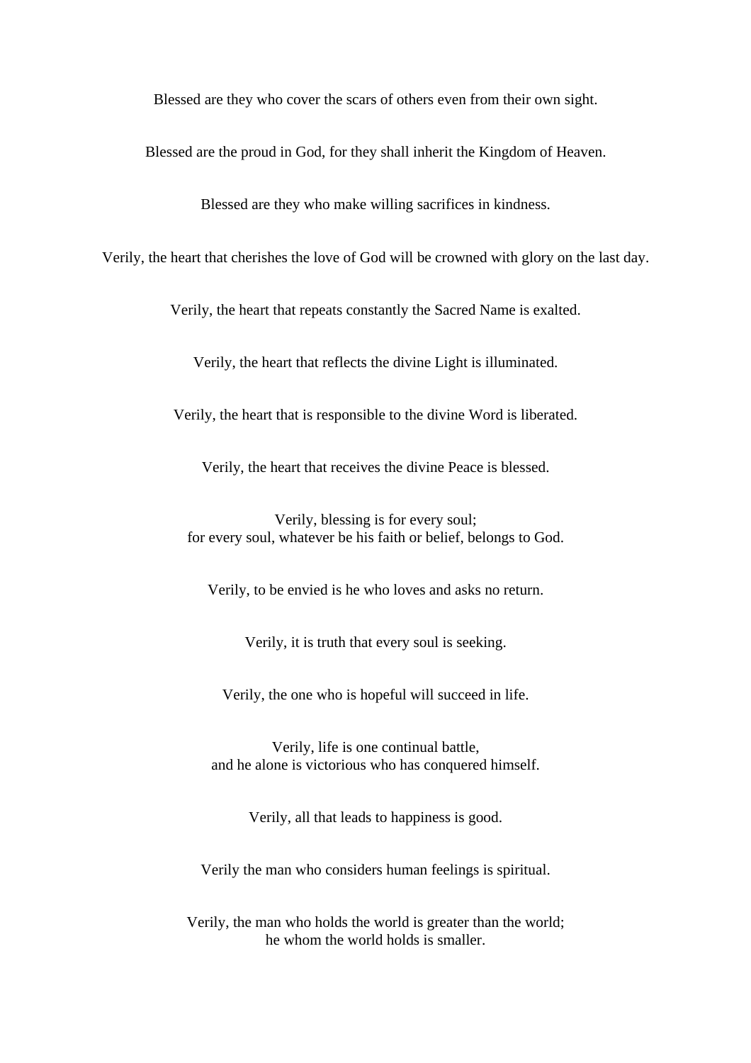Blessed are they who cover the scars of others even from their own sight.

Blessed are the proud in God, for they shall inherit the Kingdom of Heaven.

Blessed are they who make willing sacrifices in kindness.

Verily, the heart that cherishes the love of God will be crowned with glory on the last day.

Verily, the heart that repeats constantly the Sacred Name is exalted.

Verily, the heart that reflects the divine Light is illuminated.

Verily, the heart that is responsible to the divine Word is liberated.

Verily, the heart that receives the divine Peace is blessed.

Verily, blessing is for every soul;
for every soul, whatever be his faith or belief, belongs to God.

Verily, to be envied is he who loves and asks no return.

Verily, it is truth that every soul is seeking.

Verily, the one who is hopeful will succeed in life.

Verily, life is one continual battle,
and he alone is victorious who has conquered himself.

Verily, all that leads to happiness is good.

Verily the man who considers human feelings is spiritual.

Verily, the man who holds the world is greater than the world;
he whom the world holds is smaller.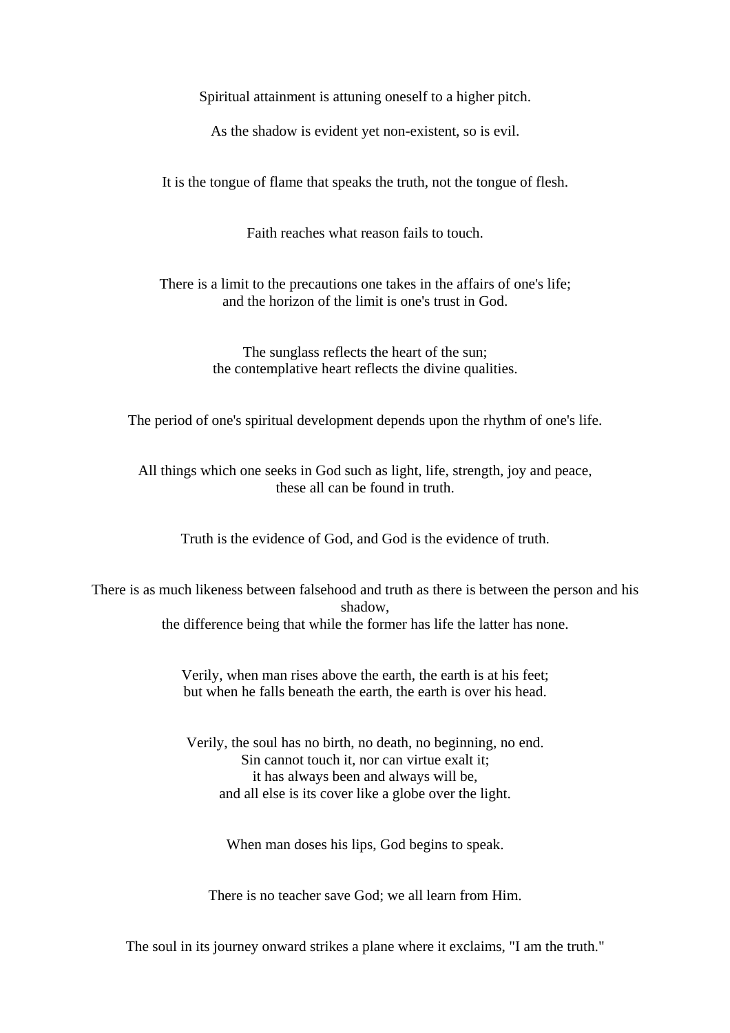Spiritual attainment is attuning oneself to a higher pitch.

As the shadow is evident yet non-existent, so is evil.

It is the tongue of flame that speaks the truth, not the tongue of flesh.

Faith reaches what reason fails to touch.

There is a limit to the precautions one takes in the affairs of one's life;
and the horizon of the limit is one's trust in God.

The sunglass reflects the heart of the sun;
the contemplative heart reflects the divine qualities.

The period of one's spiritual development depends upon the rhythm of one's life.

All things which one seeks in God such as light, life, strength, joy and peace,
these all can be found in truth.

Truth is the evidence of God, and God is the evidence of truth.

There is as much likeness between falsehood and truth as there is between the person and his shadow,
the difference being that while the former has life the latter has none.

Verily, when man rises above the earth, the earth is at his feet;
but when he falls beneath the earth, the earth is over his head.

Verily, the soul has no birth, no death, no beginning, no end.
Sin cannot touch it, nor can virtue exalt it;
it has always been and always will be,
and all else is its cover like a globe over the light.

When man doses his lips, God begins to speak.

There is no teacher save God; we all learn from Him.

The soul in its journey onward strikes a plane where it exclaims, "I am the truth."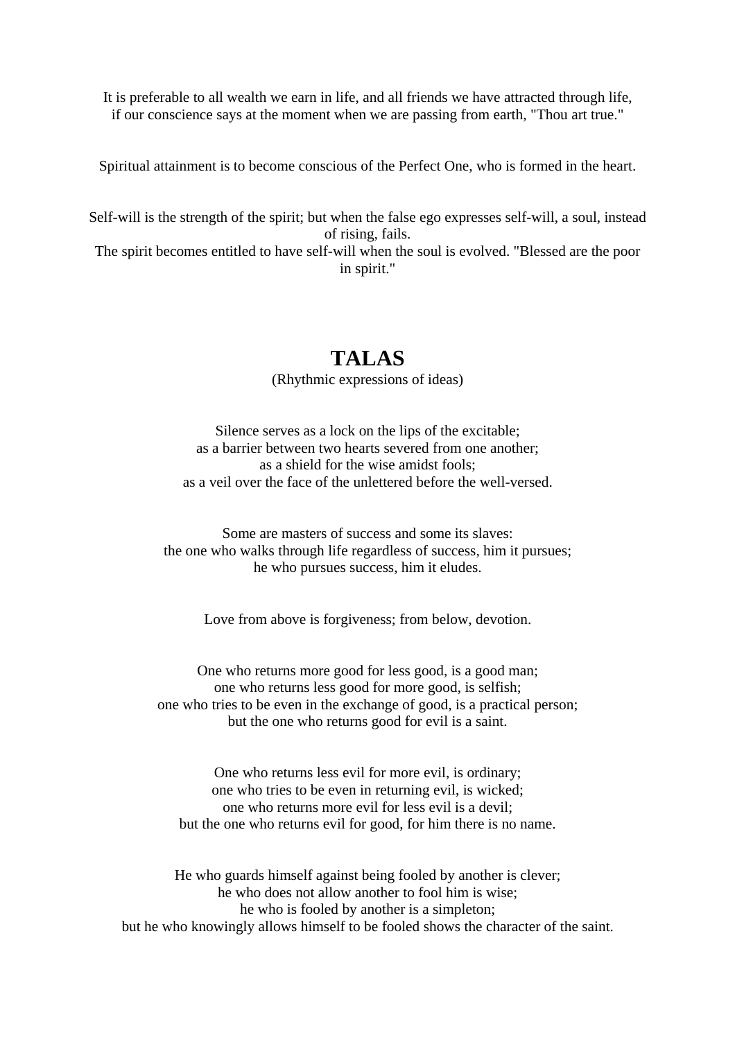It is preferable to all wealth we earn in life, and all friends we have attracted through life, if our conscience says at the moment when we are passing from earth, "Thou art true."

Spiritual attainment is to become conscious of the Perfect One, who is formed in the heart.

Self-will is the strength of the spirit; but when the false ego expresses self-will, a soul, instead of rising, fails.
The spirit becomes entitled to have self-will when the soul is evolved. "Blessed are the poor in spirit."

# TALAS

(Rhythmic expressions of ideas)

Silence serves as a lock on the lips of the excitable;
as a barrier between two hearts severed from one another;
as a shield for the wise amidst fools;
as a veil over the face of the unlettered before the well-versed.

Some are masters of success and some its slaves:
the one who walks through life regardless of success, him it pursues;
he who pursues success, him it eludes.

Love from above is forgiveness; from below, devotion.

One who returns more good for less good, is a good man;
one who returns less good for more good, is selfish;
one who tries to be even in the exchange of good, is a practical person;
but the one who returns good for evil is a saint.

One who returns less evil for more evil, is ordinary;
one who tries to be even in returning evil, is wicked;
one who returns more evil for less evil is a devil;
but the one who returns evil for good, for him there is no name.

He who guards himself against being fooled by another is clever;
he who does not allow another to fool him is wise;
he who is fooled by another is a simpleton;
but he who knowingly allows himself to be fooled shows the character of the saint.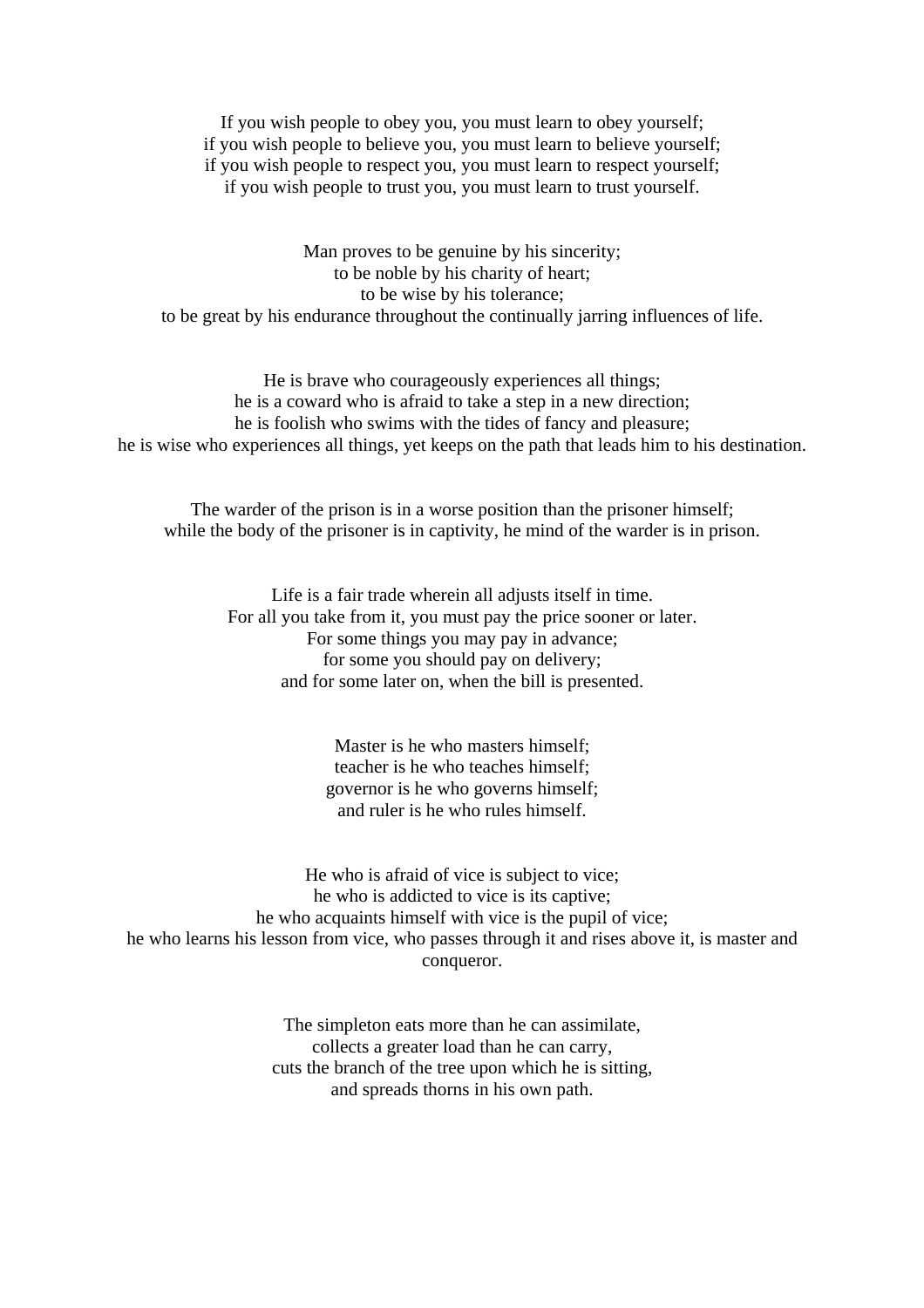If you wish people to obey you, you must learn to obey yourself;
if you wish people to believe you, you must learn to believe yourself;
if you wish people to respect you, you must learn to respect yourself;
if you wish people to trust you, you must learn to trust yourself.

Man proves to be genuine by his sincerity;
to be noble by his charity of heart;
to be wise by his tolerance;
to be great by his endurance throughout the continually jarring influences of life.

He is brave who courageously experiences all things;
he is a coward who is afraid to take a step in a new direction;
he is foolish who swims with the tides of fancy and pleasure;
he is wise who experiences all things, yet keeps on the path that leads him to his destination.

The warder of the prison is in a worse position than the prisoner himself;
while the body of the prisoner is in captivity, he mind of the warder is in prison.

Life is a fair trade wherein all adjusts itself in time.
For all you take from it, you must pay the price sooner or later.
For some things you may pay in advance;
for some you should pay on delivery;
and for some later on, when the bill is presented.

Master is he who masters himself;
teacher is he who teaches himself;
governor is he who governs himself;
and ruler is he who rules himself.

He who is afraid of vice is subject to vice;
he who is addicted to vice is its captive;
he who acquaints himself with vice is the pupil of vice;
he who learns his lesson from vice, who passes through it and rises above it, is master and conqueror.

The simpleton eats more than he can assimilate,
collects a greater load than he can carry,
cuts the branch of the tree upon which he is sitting,
and spreads thorns in his own path.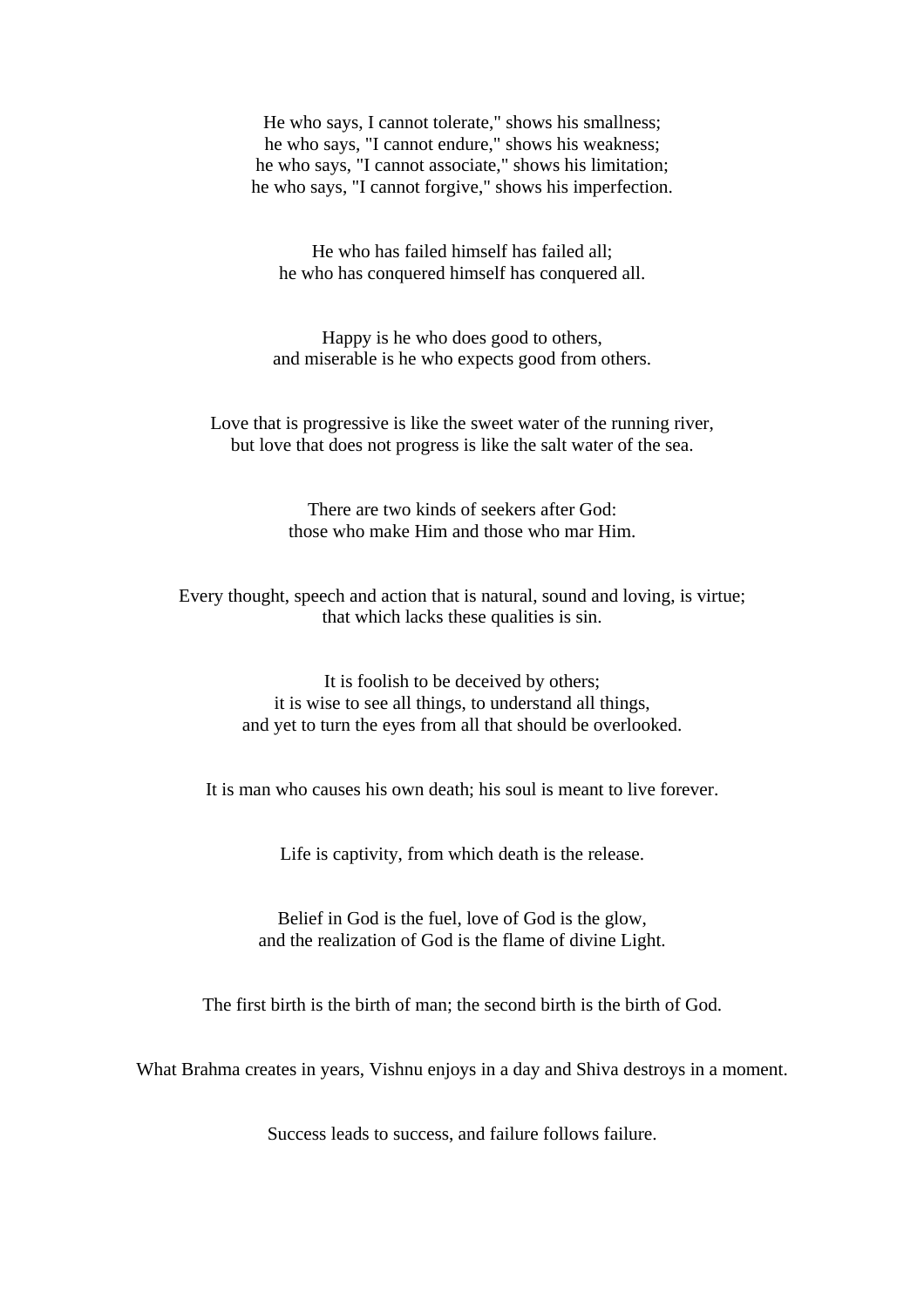He who says, I cannot tolerate," shows his smallness;
he who says, "I cannot endure," shows his weakness;
he who says, "I cannot associate," shows his limitation;
he who says, "I cannot forgive," shows his imperfection.

He who has failed himself has failed all;
he who has conquered himself has conquered all.

Happy is he who does good to others,
and miserable is he who expects good from others.

Love that is progressive is like the sweet water of the running river,
but love that does not progress is like the salt water of the sea.

There are two kinds of seekers after God:
those who make Him and those who mar Him.

Every thought, speech and action that is natural, sound and loving, is virtue;
that which lacks these qualities is sin.

It is foolish to be deceived by others;
it is wise to see all things, to understand all things,
and yet to turn the eyes from all that should be overlooked.

It is man who causes his own death; his soul is meant to live forever.

Life is captivity, from which death is the release.

Belief in God is the fuel, love of God is the glow,
and the realization of God is the flame of divine Light.

The first birth is the birth of man; the second birth is the birth of God.

What Brahma creates in years, Vishnu enjoys in a day and Shiva destroys in a moment.

Success leads to success, and failure follows failure.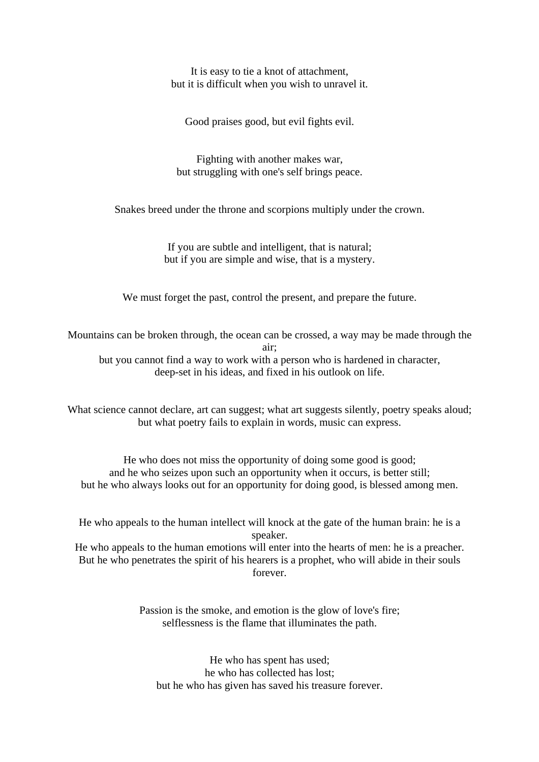It is easy to tie a knot of attachment,
but it is difficult when you wish to unravel it.

Good praises good, but evil fights evil.

Fighting with another makes war,
but struggling with one's self brings peace.

Snakes breed under the throne and scorpions multiply under the crown.

If you are subtle and intelligent, that is natural;
but if you are simple and wise, that is a mystery.

We must forget the past, control the present, and prepare the future.

Mountains can be broken through, the ocean can be crossed, a way may be made through the air;
but you cannot find a way to work with a person who is hardened in character,
deep-set in his ideas, and fixed in his outlook on life.

What science cannot declare, art can suggest; what art suggests silently, poetry speaks aloud;
but what poetry fails to explain in words, music can express.

He who does not miss the opportunity of doing some good is good;
and he who seizes upon such an opportunity when it occurs, is better still;
but he who always looks out for an opportunity for doing good, is blessed among men.

He who appeals to the human intellect will knock at the gate of the human brain: he is a speaker.
He who appeals to the human emotions will enter into the hearts of men: he is a preacher.
But he who penetrates the spirit of his hearers is a prophet, who will abide in their souls forever.

Passion is the smoke, and emotion is the glow of love's fire;
selflessness is the flame that illuminates the path.

He who has spent has used;
he who has collected has lost;
but he who has given has saved his treasure forever.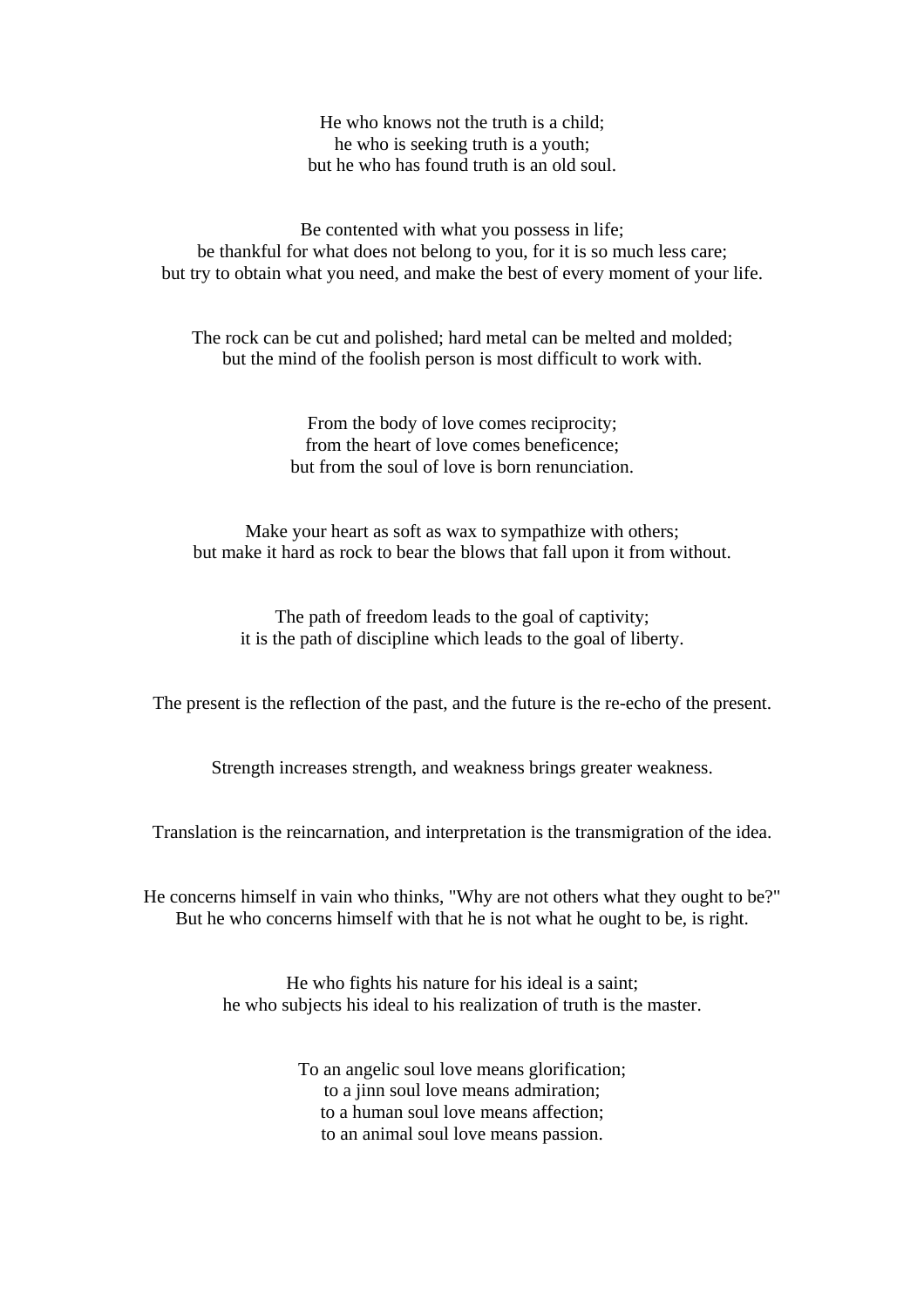He who knows not the truth is a child;
he who is seeking truth is a youth;
but he who has found truth is an old soul.

Be contented with what you possess in life;
be thankful for what does not belong to you, for it is so much less care;
but try to obtain what you need, and make the best of every moment of your life.

The rock can be cut and polished; hard metal can be melted and molded;
but the mind of the foolish person is most difficult to work with.

From the body of love comes reciprocity;
from the heart of love comes beneficence;
but from the soul of love is born renunciation.

Make your heart as soft as wax to sympathize with others;
but make it hard as rock to bear the blows that fall upon it from without.

The path of freedom leads to the goal of captivity;
it is the path of discipline which leads to the goal of liberty.

The present is the reflection of the past, and the future is the re-echo of the present.

Strength increases strength, and weakness brings greater weakness.

Translation is the reincarnation, and interpretation is the transmigration of the idea.

He concerns himself in vain who thinks, "Why are not others what they ought to be?"
But he who concerns himself with that he is not what he ought to be, is right.

He who fights his nature for his ideal is a saint;
he who subjects his ideal to his realization of truth is the master.

To an angelic soul love means glorification;
to a jinn soul love means admiration;
to a human soul love means affection;
to an animal soul love means passion.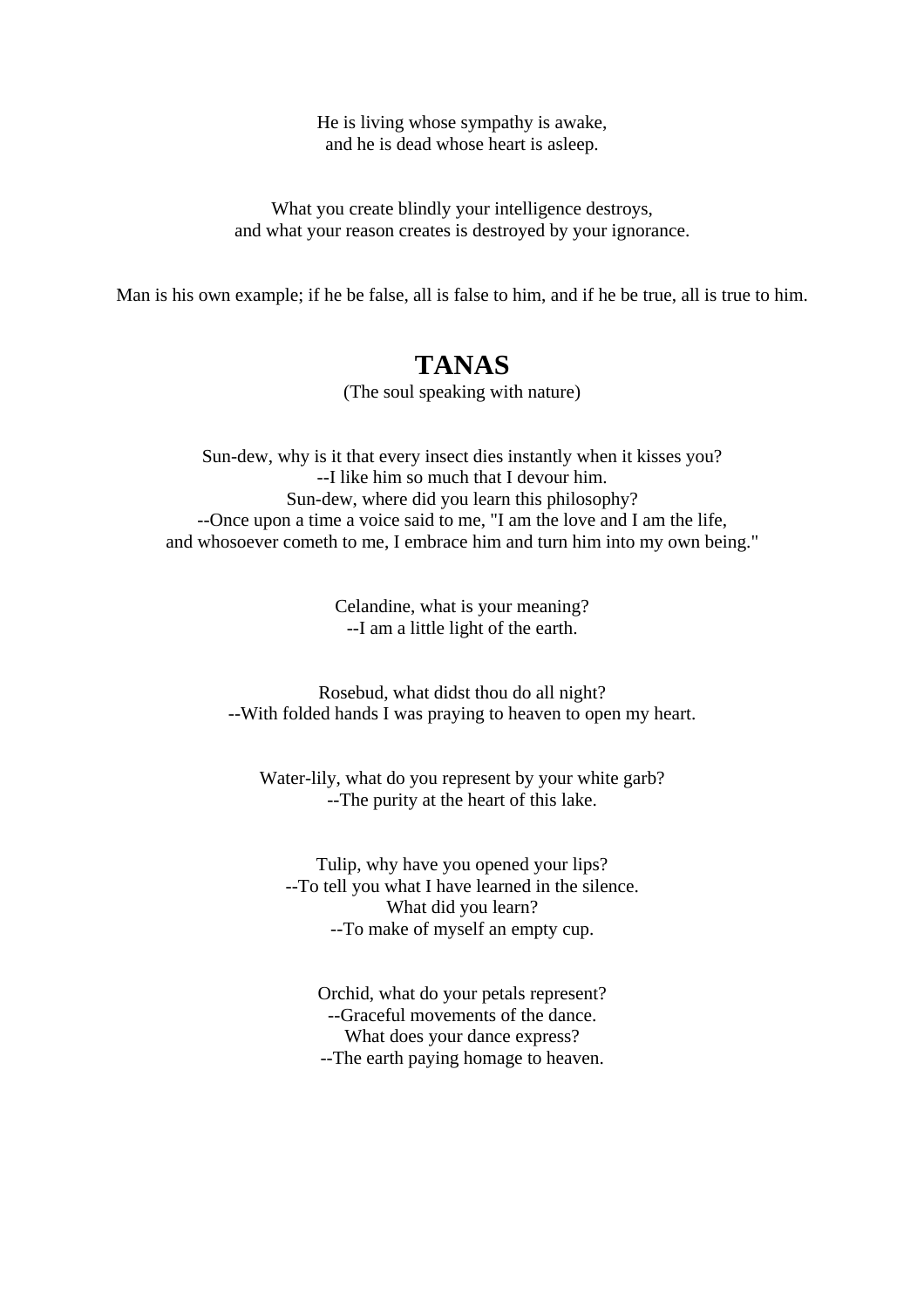He is living whose sympathy is awake,  
and he is dead whose heart is asleep.

What you create blindly your intelligence destroys,  
and what your reason creates is destroyed by your ignorance.

Man is his own example; if he be false, all is false to him, and if he be true, all is true to him.

## TANAS

(The soul speaking with nature)

Sun-dew, why is it that every insect dies instantly when it kisses you?  
--I like him so much that I devour him.  
Sun-dew, where did you learn this philosophy?  
--Once upon a time a voice said to me, "I am the love and I am the life,  
and whosoever cometh to me, I embrace him and turn him into my own being."

Celandine, what is your meaning?  
--I am a little light of the earth.

Rosebud, what didst thou do all night?  
--With folded hands I was praying to heaven to open my heart.

Water-lily, what do you represent by your white garb?  
--The purity at the heart of this lake.

Tulip, why have you opened your lips?  
--To tell you what I have learned in the silence.  
What did you learn?  
--To make of myself an empty cup.

Orchid, what do your petals represent?  
--Graceful movements of the dance.  
What does your dance express?  
--The earth paying homage to heaven.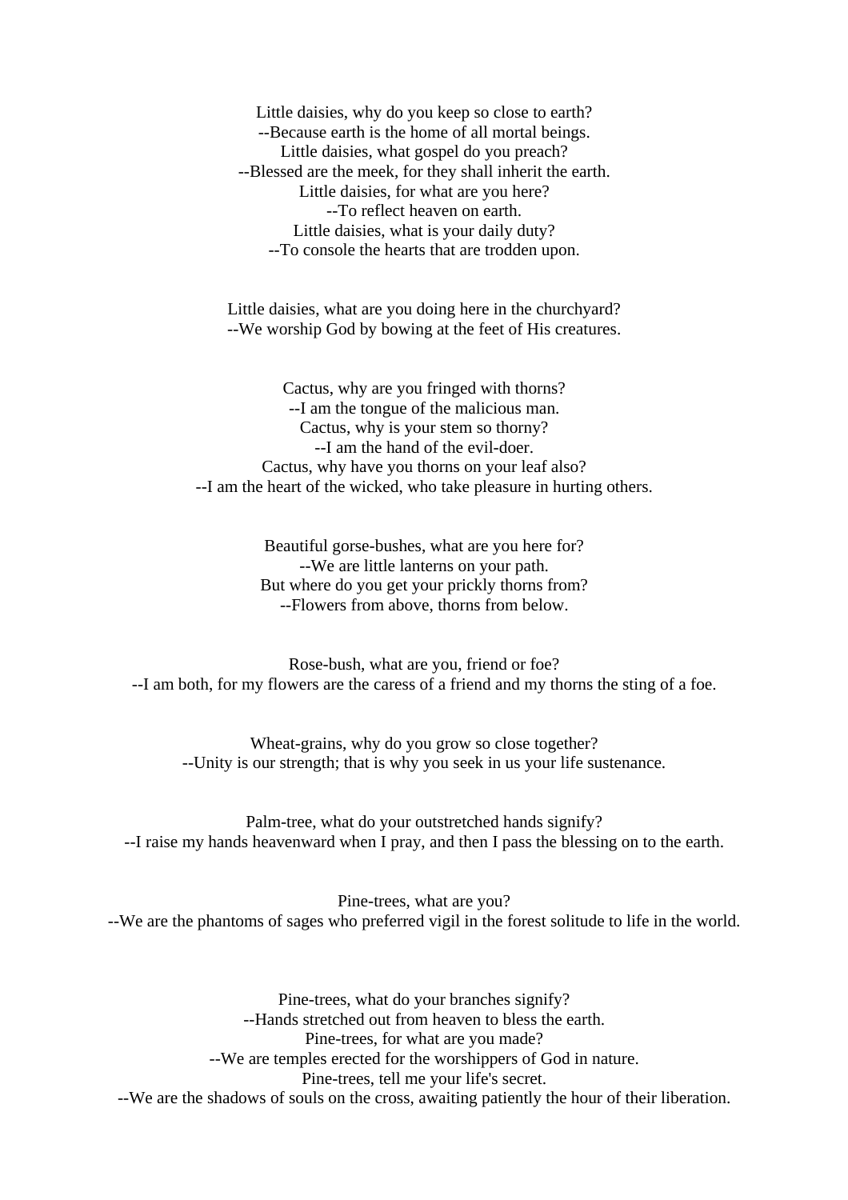Little daisies, why do you keep so close to earth?  
--Because earth is the home of all mortal beings.  
Little daisies, what gospel do you preach?  
--Blessed are the meek, for they shall inherit the earth.  
Little daisies, for what are you here?  
--To reflect heaven on earth.  
Little daisies, what is your daily duty?  
--To console the hearts that are trodden upon.

Little daisies, what are you doing here in the churchyard?  
--We worship God by bowing at the feet of His creatures.

Cactus, why are you fringed with thorns?  
--I am the tongue of the malicious man.  
Cactus, why is your stem so thorny?  
--I am the hand of the evil-doer.  
Cactus, why have you thorns on your leaf also?  
--I am the heart of the wicked, who take pleasure in hurting others.

Beautiful gorse-bushes, what are you here for?  
--We are little lanterns on your path.  
But where do you get your prickly thorns from?  
--Flowers from above, thorns from below.

Rose-bush, what are you, friend or foe?  
--I am both, for my flowers are the caress of a friend and my thorns the sting of a foe.

Wheat-grains, why do you grow so close together?  
--Unity is our strength; that is why you seek in us your life sustenance.

Palm-tree, what do your outstretched hands signify?  
--I raise my hands heavenward when I pray, and then I pass the blessing on to the earth.

Pine-trees, what are you?  
--We are the phantoms of sages who preferred vigil in the forest solitude to life in the world.

Pine-trees, what do your branches signify?  
--Hands stretched out from heaven to bless the earth.  
Pine-trees, for what are you made?  
--We are temples erected for the worshippers of God in nature.  
Pine-trees, tell me your life's secret.  
--We are the shadows of souls on the cross, awaiting patiently the hour of their liberation.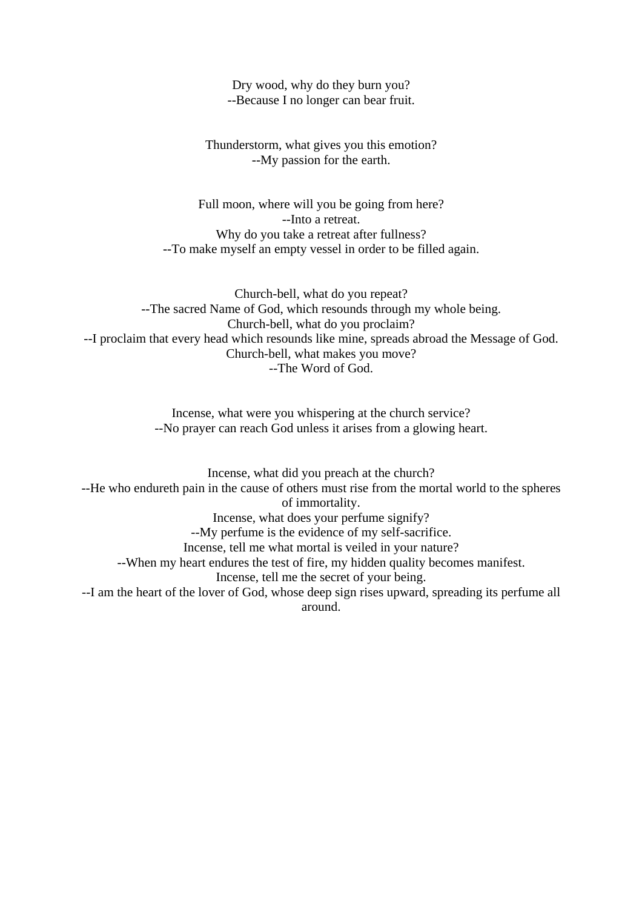Dry wood, why do they burn you?  
--Because I no longer can bear fruit.

Thunderstorm, what gives you this emotion?  
--My passion for the earth.

Full moon, where will you be going from here?  
--Into a retreat.  
Why do you take a retreat after fullness?  
--To make myself an empty vessel in order to be filled again.

Church-bell, what do you repeat?  
--The sacred Name of God, which resounds through my whole being.  
Church-bell, what do you proclaim?  
--I proclaim that every head which resounds like mine, spreads abroad the Message of God.  
Church-bell, what makes you move?  
--The Word of God.

Incense, what were you whispering at the church service?  
--No prayer can reach God unless it arises from a glowing heart.

Incense, what did you preach at the church?  
--He who endureth pain in the cause of others must rise from the mortal world to the spheres of immortality.  
Incense, what does your perfume signify?  
--My perfume is the evidence of my self-sacrifice.  
Incense, tell me what mortal is veiled in your nature?  
--When my heart endures the test of fire, my hidden quality becomes manifest.  
Incense, tell me the secret of your being.  
--I am the heart of the lover of God, whose deep sign rises upward, spreading its perfume all around.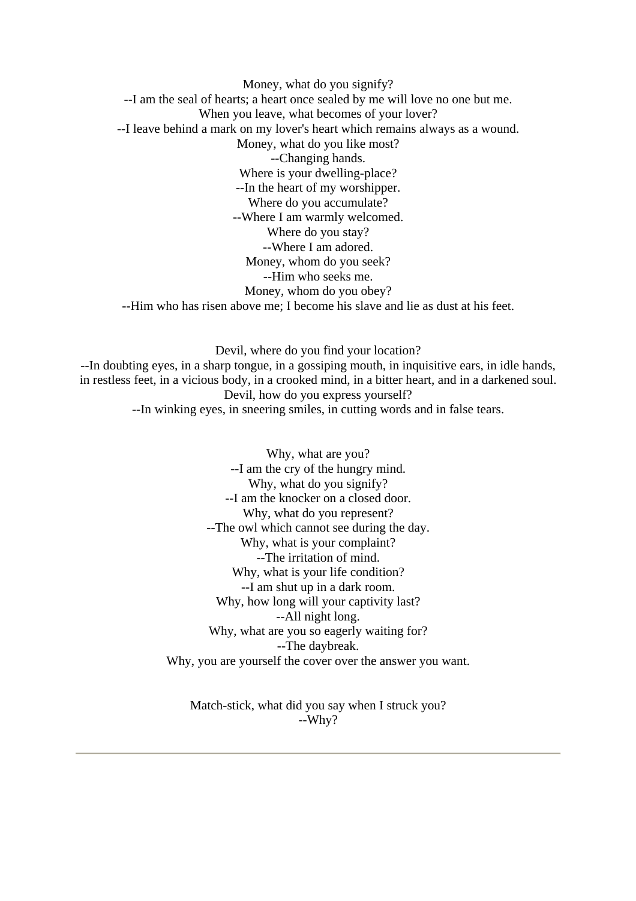Money, what do you signify?  
--I am the seal of hearts; a heart once sealed by me will love no one but me.  
When you leave, what becomes of your lover?  
--I leave behind a mark on my lover's heart which remains always as a wound.  
Money, what do you like most?  
--Changing hands.  
Where is your dwelling-place?  
--In the heart of my worshipper.  
Where do you accumulate?  
--Where I am warmly welcomed.  
Where do you stay?  
--Where I am adored.  
Money, whom do you seek?  
--Him who seeks me.  
Money, whom do you obey?  
--Him who has risen above me; I become his slave and lie as dust at his feet.

Devil, where do you find your location?  
--In doubting eyes, in a sharp tongue, in a gossiping mouth, in inquisitive ears, in idle hands, in restless feet, in a vicious body, in a crooked mind, in a bitter heart, and in a darkened soul.  
Devil, how do you express yourself?  
--In winking eyes, in sneering smiles, in cutting words and in false tears.

Why, what are you?  
--I am the cry of the hungry mind.  
Why, what do you signify?  
--I am the knocker on a closed door.  
Why, what do you represent?  
--The owl which cannot see during the day.  
Why, what is your complaint?  
--The irritation of mind.  
Why, what is your life condition?  
--I am shut up in a dark room.  
Why, how long will your captivity last?  
--All night long.  
Why, what are you so eagerly waiting for?  
--The daybreak.  
Why, you are yourself the cover over the answer you want.

Match-stick, what did you say when I struck you?  
--Why?

---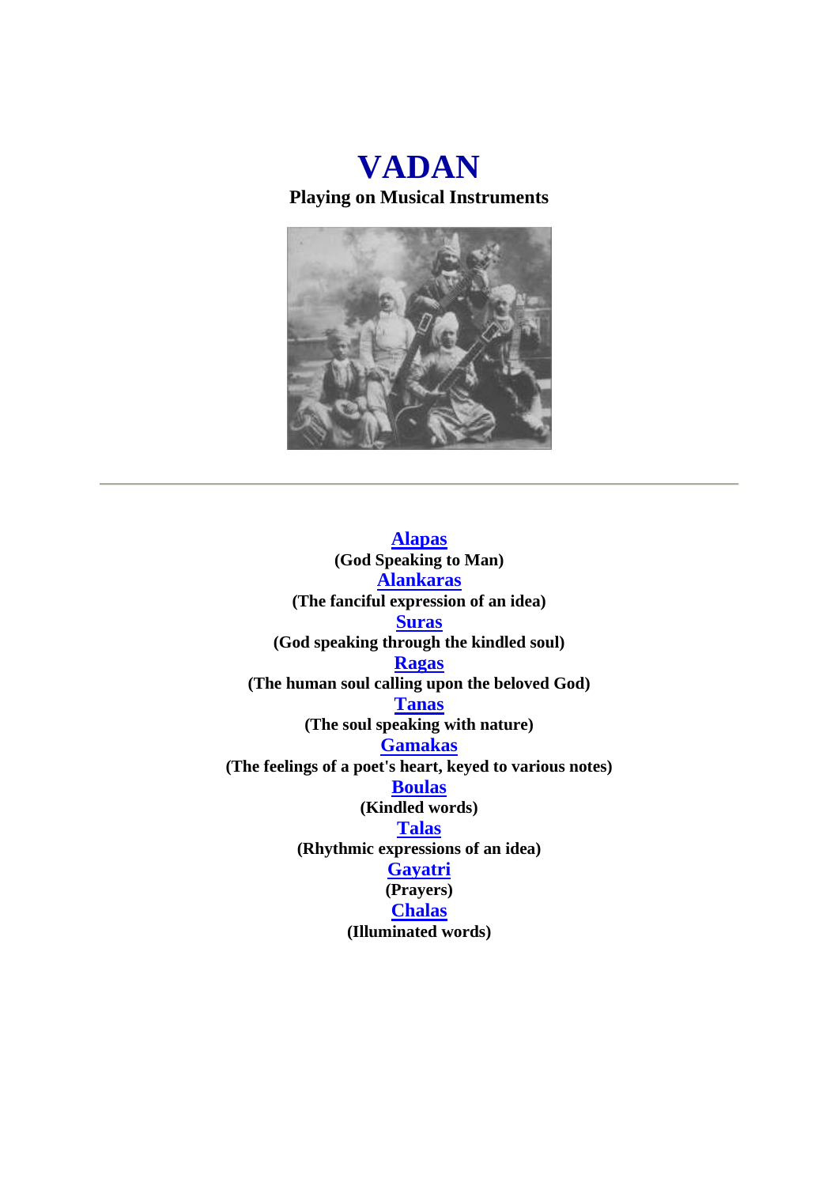# VADAN

**Playing on Musical Instruments**

---

**Alapas**
**(God Speaking to Man)**

**Alankaras**
**(The fanciful expression of an idea)**

**Suras**
**(God speaking through the kindled soul)**

**Ragas**
**(The human soul calling upon the beloved God)**

**Tanas**
**(The soul speaking with nature)**

**Gamakas**
**(The feelings of a poet's heart, keyed to various notes)**

**Boulas**
**(Kindled words)**

**Talas**
**(Rhythmic expressions of an idea)**

**Gayatri**
**(Prayers)**

**Chalas**
**(Illuminated words)**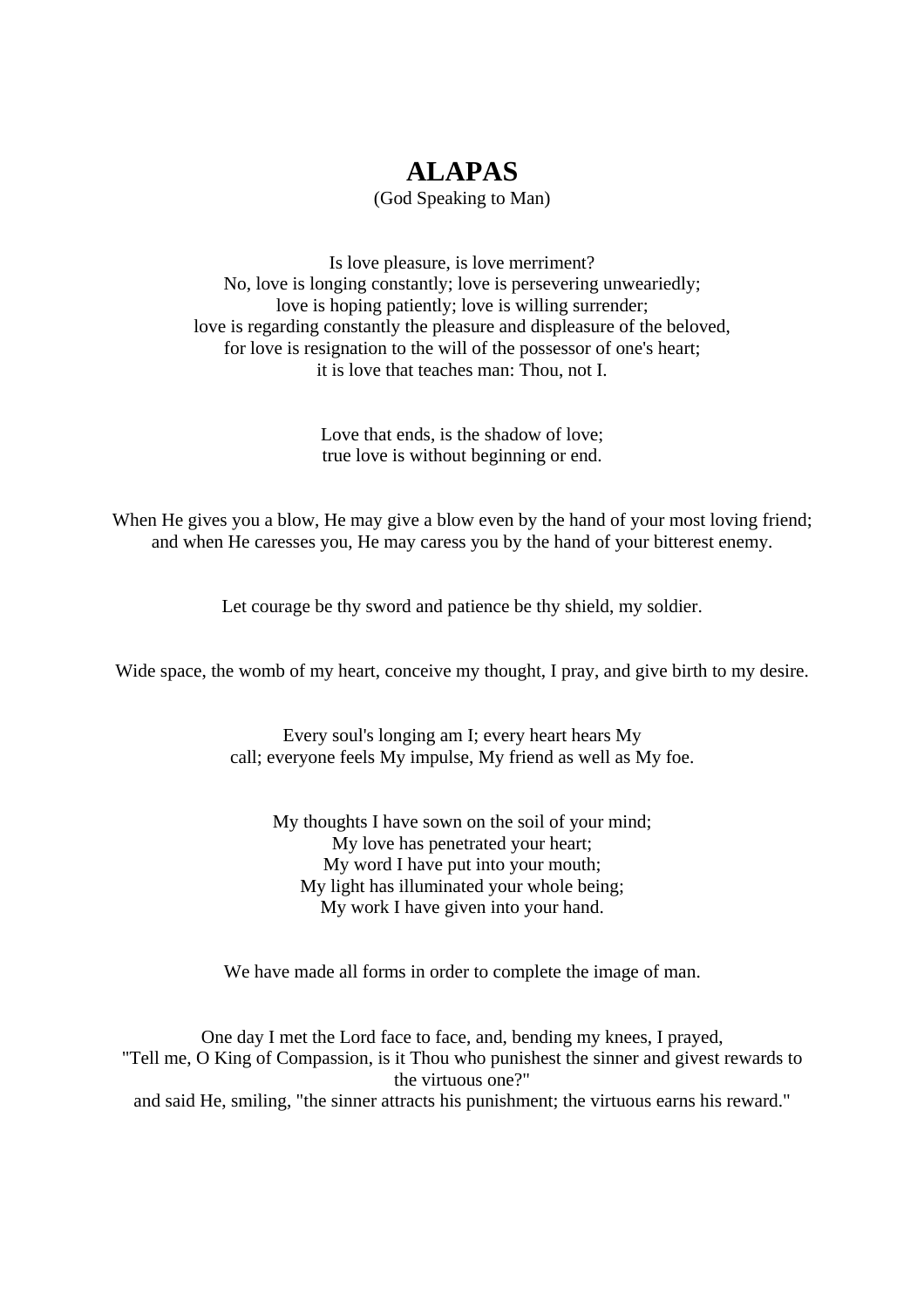# ALAPAS

(God Speaking to Man)

Is love pleasure, is love merriment?
No, love is longing constantly; love is persevering unweariedly;
love is hoping patiently; love is willing surrender;
love is regarding constantly the pleasure and displeasure of the beloved,
for love is resignation to the will of the possessor of one's heart;
it is love that teaches man: Thou, not I.

Love that ends, is the shadow of love;
true love is without beginning or end.

When He gives you a blow, He may give a blow even by the hand of your most loving friend;
and when He caresses you, He may caress you by the hand of your bitterest enemy.

Let courage be thy sword and patience be thy shield, my soldier.

Wide space, the womb of my heart, conceive my thought, I pray, and give birth to my desire.

Every soul's longing am I; every heart hears My
call; everyone feels My impulse, My friend as well as My foe.

My thoughts I have sown on the soil of your mind;
My love has penetrated your heart;
My word I have put into your mouth;
My light has illuminated your whole being;
My work I have given into your hand.

We have made all forms in order to complete the image of man.

One day I met the Lord face to face, and, bending my knees, I prayed,
"Tell me, O King of Compassion, is it Thou who punishest the sinner and givest rewards to the virtuous one?"
and said He, smiling, "the sinner attracts his punishment; the virtuous earns his reward."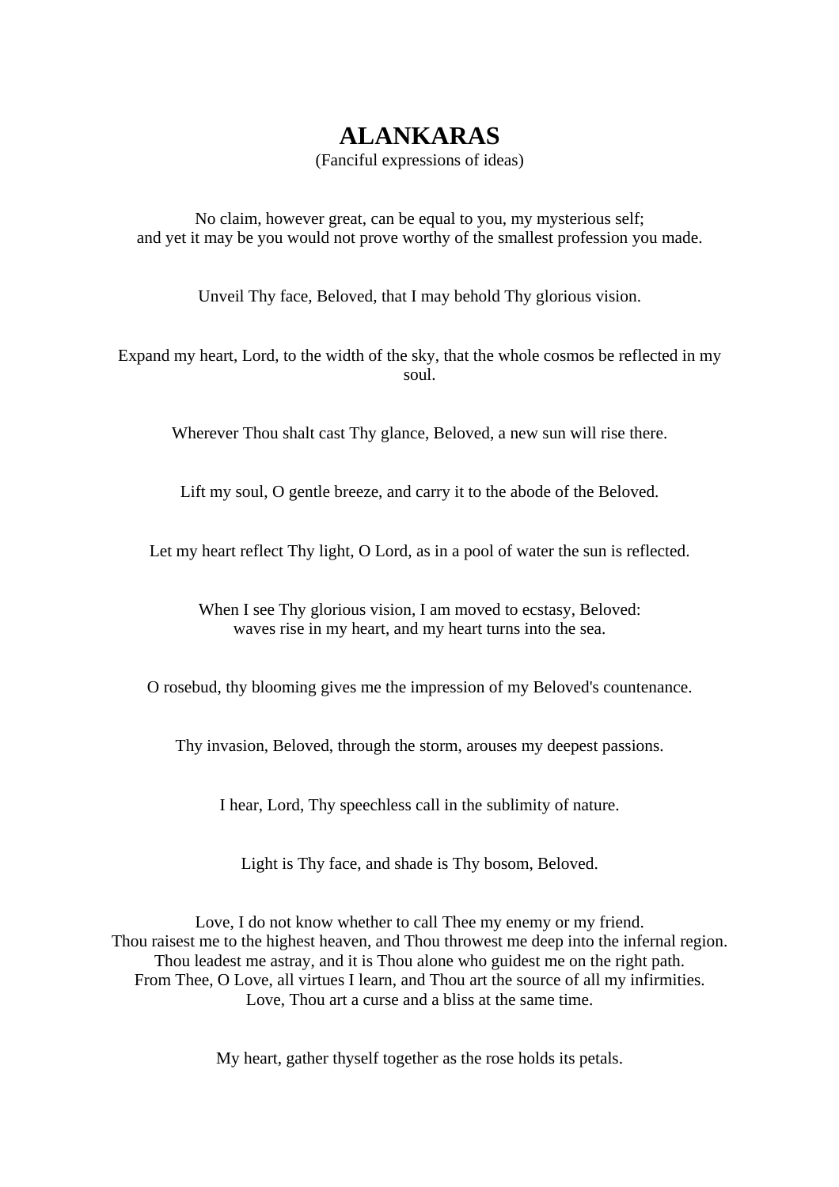# ALANKARAS

(Fanciful expressions of ideas)

No claim, however great, can be equal to you, my mysterious self;
and yet it may be you would not prove worthy of the smallest profession you made.

Unveil Thy face, Beloved, that I may behold Thy glorious vision.

Expand my heart, Lord, to the width of the sky, that the whole cosmos be reflected in my soul.

Wherever Thou shalt cast Thy glance, Beloved, a new sun will rise there.

Lift my soul, O gentle breeze, and carry it to the abode of the Beloved.

Let my heart reflect Thy light, O Lord, as in a pool of water the sun is reflected.

When I see Thy glorious vision, I am moved to ecstasy, Beloved:
waves rise in my heart, and my heart turns into the sea.

O rosebud, thy blooming gives me the impression of my Beloved's countenance.

Thy invasion, Beloved, through the storm, arouses my deepest passions.

I hear, Lord, Thy speechless call in the sublimity of nature.

Light is Thy face, and shade is Thy bosom, Beloved.

Love, I do not know whether to call Thee my enemy or my friend.
Thou raisest me to the highest heaven, and Thou throwest me deep into the infernal region.
Thou leadest me astray, and it is Thou alone who guidest me on the right path.
From Thee, O Love, all virtues I learn, and Thou art the source of all my infirmities.
Love, Thou art a curse and a bliss at the same time.

My heart, gather thyself together as the rose holds its petals.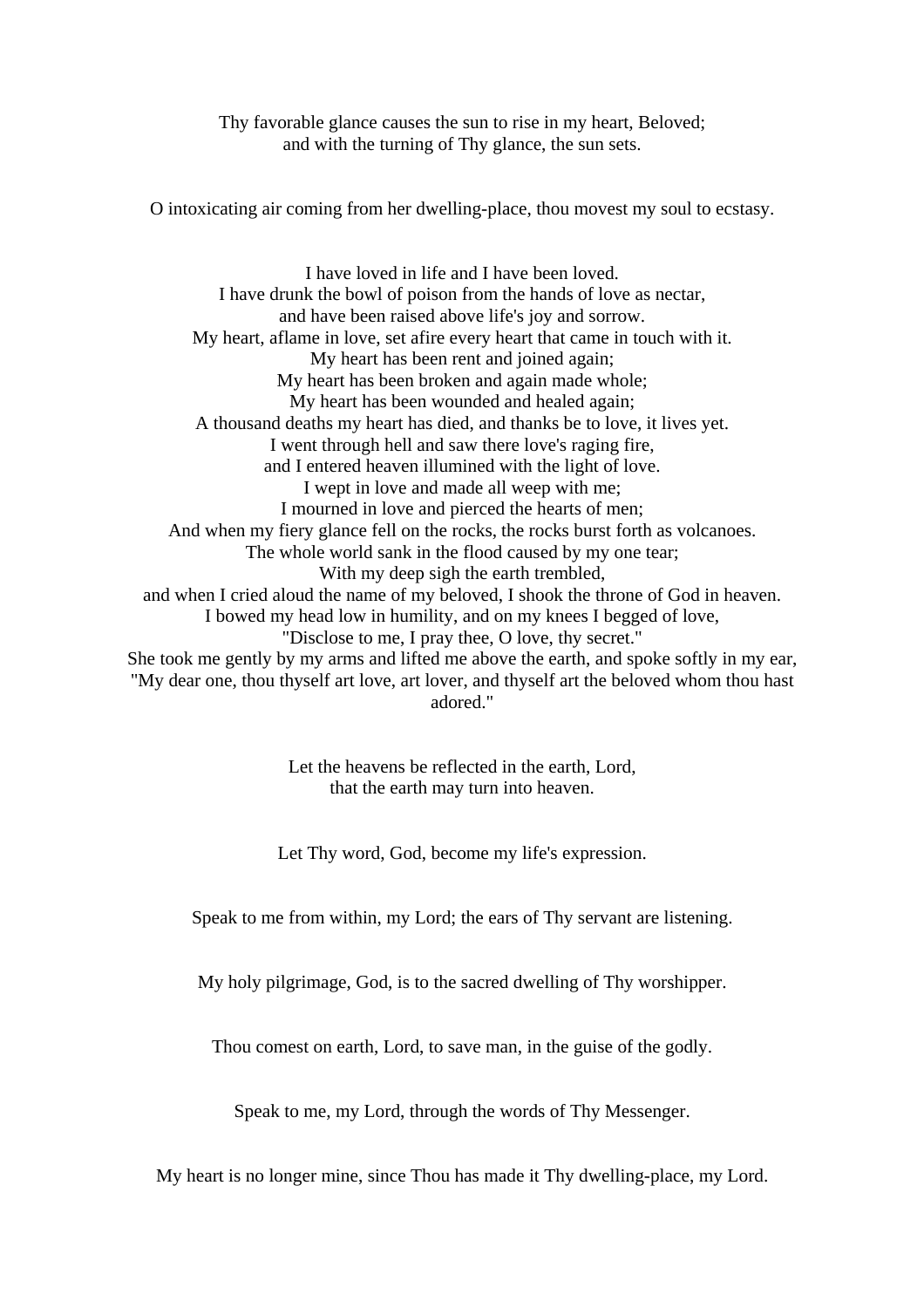Thy favorable glance causes the sun to rise in my heart, Beloved;
and with the turning of Thy glance, the sun sets.

O intoxicating air coming from her dwelling-place, thou movest my soul to ecstasy.

I have loved in life and I have been loved.
I have drunk the bowl of poison from the hands of love as nectar,
and have been raised above life's joy and sorrow.
My heart, aflame in love, set afire every heart that came in touch with it.
My heart has been rent and joined again;
My heart has been broken and again made whole;
My heart has been wounded and healed again;
A thousand deaths my heart has died, and thanks be to love, it lives yet.
I went through hell and saw there love's raging fire,
and I entered heaven illumined with the light of love.
I wept in love and made all weep with me;
I mourned in love and pierced the hearts of men;
And when my fiery glance fell on the rocks, the rocks burst forth as volcanoes.
The whole world sank in the flood caused by my one tear;
With my deep sigh the earth trembled,
and when I cried aloud the name of my beloved, I shook the throne of God in heaven.
I bowed my head low in humility, and on my knees I begged of love,
"Disclose to me, I pray thee, O love, thy secret."
She took me gently by my arms and lifted me above the earth, and spoke softly in my ear,
"My dear one, thou thyself art love, art lover, and thyself art the beloved whom thou hast adored."

Let the heavens be reflected in the earth, Lord,
that the earth may turn into heaven.

Let Thy word, God, become my life's expression.

Speak to me from within, my Lord; the ears of Thy servant are listening.

My holy pilgrimage, God, is to the sacred dwelling of Thy worshipper.

Thou comest on earth, Lord, to save man, in the guise of the godly.

Speak to me, my Lord, through the words of Thy Messenger.

My heart is no longer mine, since Thou has made it Thy dwelling-place, my Lord.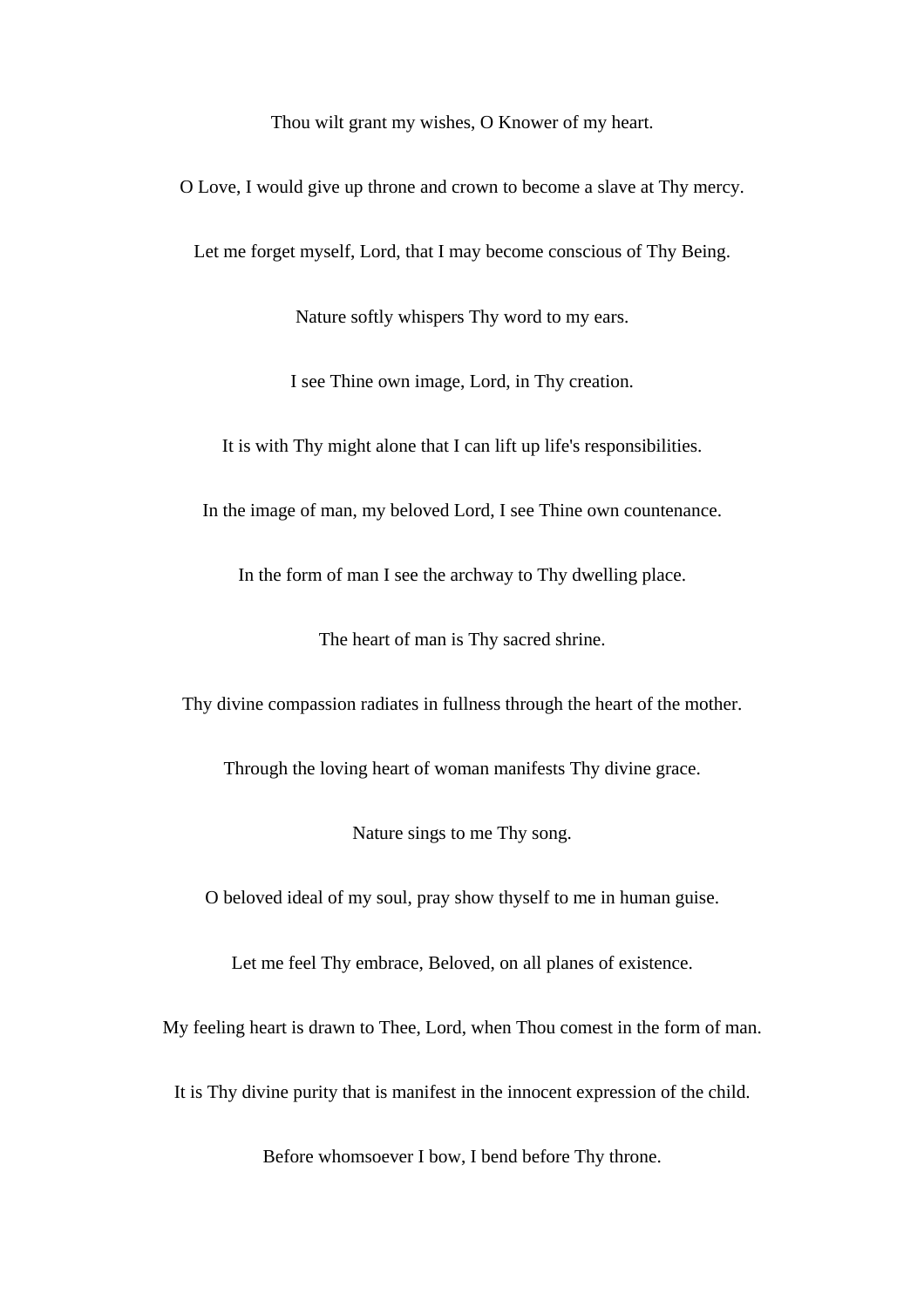Thou wilt grant my wishes, O Knower of my heart.

O Love, I would give up throne and crown to become a slave at Thy mercy.

Let me forget myself, Lord, that I may become conscious of Thy Being.

Nature softly whispers Thy word to my ears.

I see Thine own image, Lord, in Thy creation.

It is with Thy might alone that I can lift up life's responsibilities.

In the image of man, my beloved Lord, I see Thine own countenance.

In the form of man I see the archway to Thy dwelling place.

The heart of man is Thy sacred shrine.

Thy divine compassion radiates in fullness through the heart of the mother.

Through the loving heart of woman manifests Thy divine grace.

Nature sings to me Thy song.

O beloved ideal of my soul, pray show thyself to me in human guise.

Let me feel Thy embrace, Beloved, on all planes of existence.

My feeling heart is drawn to Thee, Lord, when Thou comest in the form of man.

It is Thy divine purity that is manifest in the innocent expression of the child.

Before whomsoever I bow, I bend before Thy throne.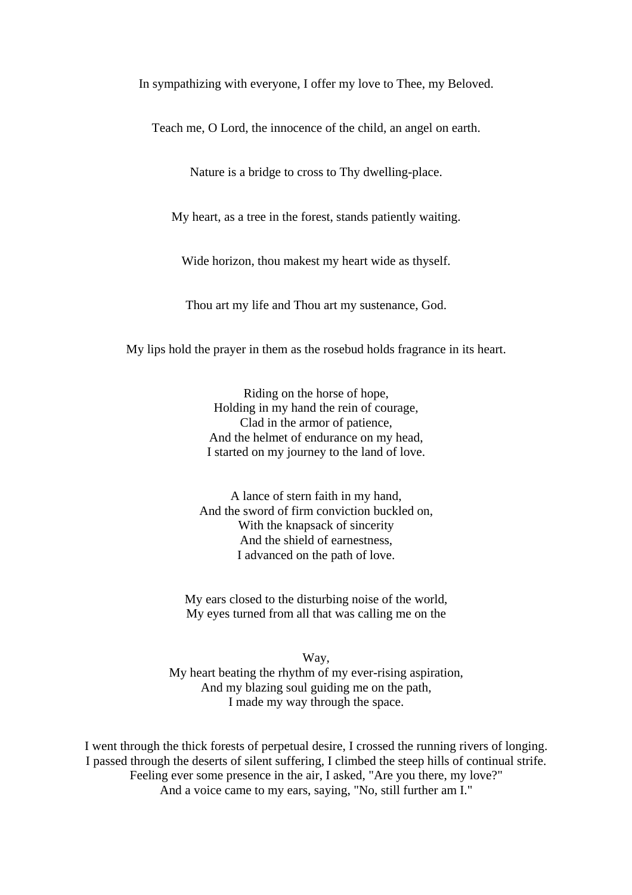In sympathizing with everyone, I offer my love to Thee, my Beloved.

Teach me, O Lord, the innocence of the child, an angel on earth.

Nature is a bridge to cross to Thy dwelling-place.

My heart, as a tree in the forest, stands patiently waiting.

Wide horizon, thou makest my heart wide as thyself.

Thou art my life and Thou art my sustenance, God.

My lips hold the prayer in them as the rosebud holds fragrance in its heart.

Riding on the horse of hope,  
Holding in my hand the rein of courage,  
Clad in the armor of patience,  
And the helmet of endurance on my head,  
I started on my journey to the land of love.

A lance of stern faith in my hand,  
And the sword of firm conviction buckled on,  
With the knapsack of sincerity  
And the shield of earnestness,  
I advanced on the path of love.

My ears closed to the disturbing noise of the world,  
My eyes turned from all that was calling me on the

Way,  
My heart beating the rhythm of my ever-rising aspiration,  
And my blazing soul guiding me on the path,  
I made my way through the space.

I went through the thick forests of perpetual desire, I crossed the running rivers of longing.  
I passed through the deserts of silent suffering, I climbed the steep hills of continual strife.  
Feeling ever some presence in the air, I asked, "Are you there, my love?"  
And a voice came to my ears, saying, "No, still further am I."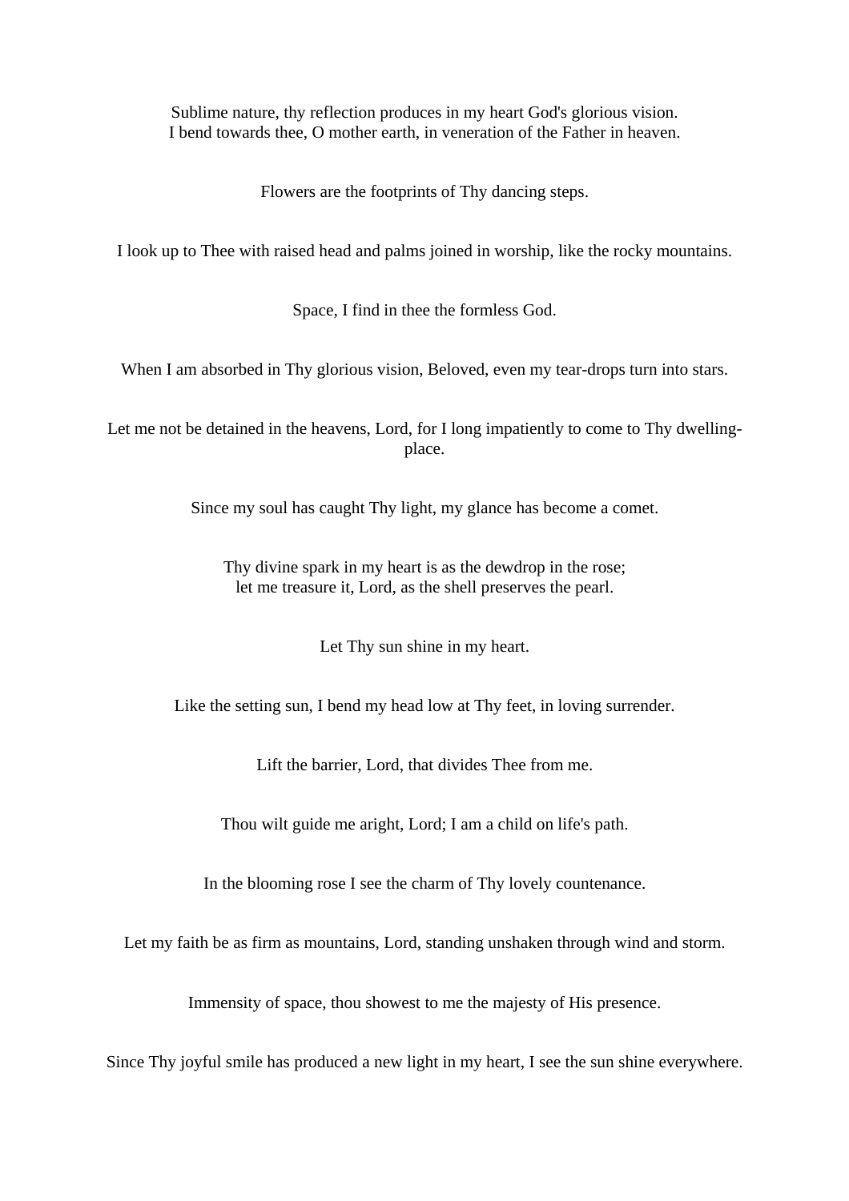Sublime nature, thy reflection produces in my heart God's glorious vision.
I bend towards thee, O mother earth, in veneration of the Father in heaven.

Flowers are the footprints of Thy dancing steps.

I look up to Thee with raised head and palms joined in worship, like the rocky mountains.

Space, I find in thee the formless God.

When I am absorbed in Thy glorious vision, Beloved, even my tear-drops turn into stars.

Let me not be detained in the heavens, Lord, for I long impatiently to come to Thy dwelling-place.

Since my soul has caught Thy light, my glance has become a comet.

Thy divine spark in my heart is as the dewdrop in the rose;
let me treasure it, Lord, as the shell preserves the pearl.

Let Thy sun shine in my heart.

Like the setting sun, I bend my head low at Thy feet, in loving surrender.

Lift the barrier, Lord, that divides Thee from me.

Thou wilt guide me aright, Lord; I am a child on life's path.

In the blooming rose I see the charm of Thy lovely countenance.

Let my faith be as firm as mountains, Lord, standing unshaken through wind and storm.

Immensity of space, thou showest to me the majesty of His presence.

Since Thy joyful smile has produced a new light in my heart, I see the sun shine everywhere.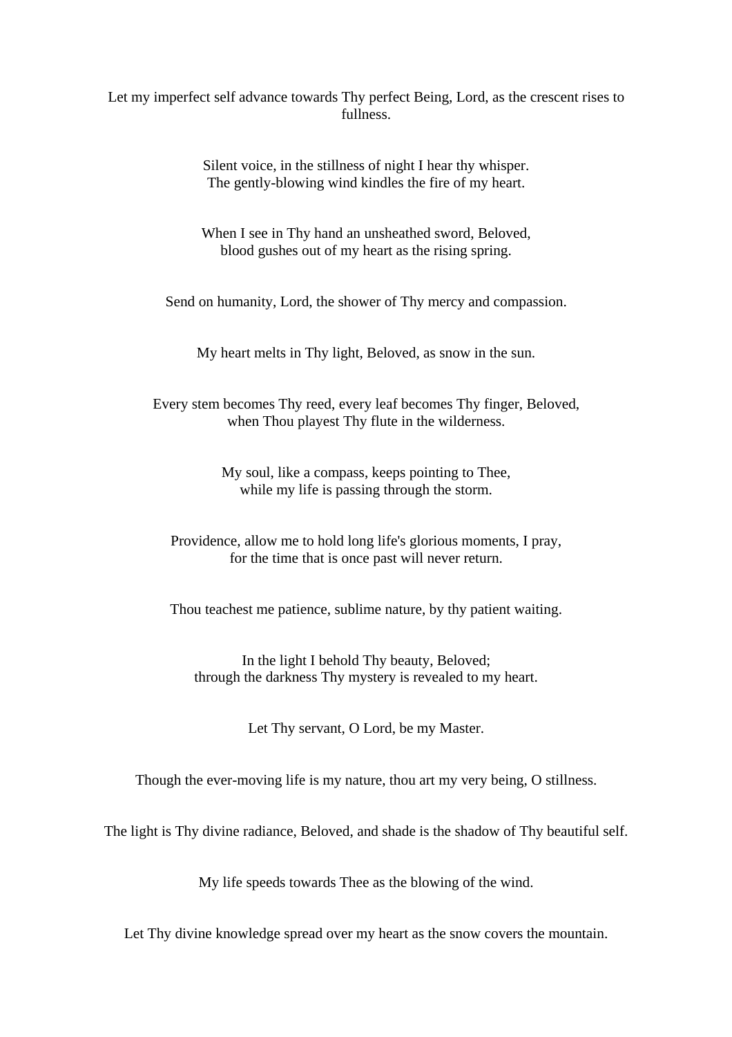Let my imperfect self advance towards Thy perfect Being, Lord, as the crescent rises to fullness.

Silent voice, in the stillness of night I hear thy whisper.  
The gently-blowing wind kindles the fire of my heart.

When I see in Thy hand an unsheathed sword, Beloved,  
blood gushes out of my heart as the rising spring.

Send on humanity, Lord, the shower of Thy mercy and compassion.

My heart melts in Thy light, Beloved, as snow in the sun.

Every stem becomes Thy reed, every leaf becomes Thy finger, Beloved,  
when Thou playest Thy flute in the wilderness.

My soul, like a compass, keeps pointing to Thee,  
while my life is passing through the storm.

Providence, allow me to hold long life's glorious moments, I pray,  
for the time that is once past will never return.

Thou teachest me patience, sublime nature, by thy patient waiting.

In the light I behold Thy beauty, Beloved;  
through the darkness Thy mystery is revealed to my heart.

Let Thy servant, O Lord, be my Master.

Though the ever-moving life is my nature, thou art my very being, O stillness.

The light is Thy divine radiance, Beloved, and shade is the shadow of Thy beautiful self.

My life speeds towards Thee as the blowing of the wind.

Let Thy divine knowledge spread over my heart as the snow covers the mountain.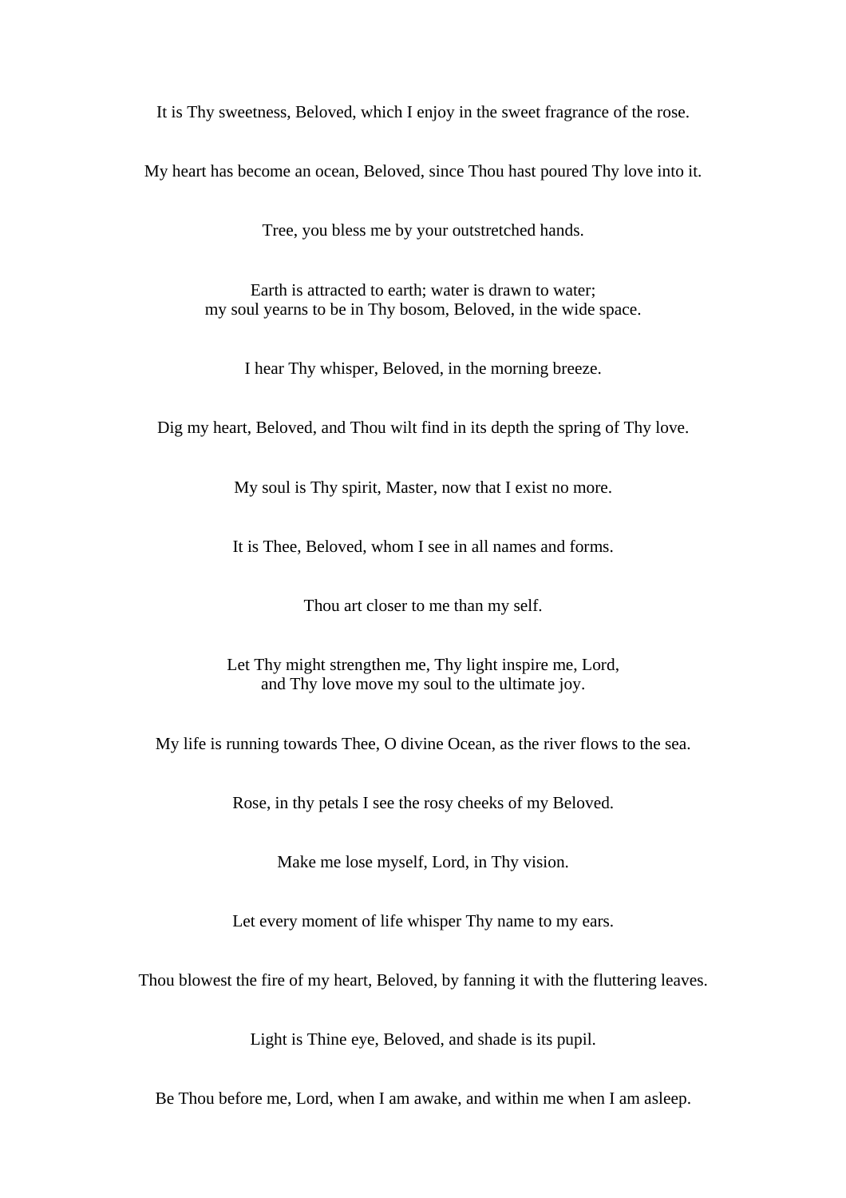It is Thy sweetness, Beloved, which I enjoy in the sweet fragrance of the rose.

My heart has become an ocean, Beloved, since Thou hast poured Thy love into it.

Tree, you bless me by your outstretched hands.

Earth is attracted to earth; water is drawn to water;  
my soul yearns to be in Thy bosom, Beloved, in the wide space.

I hear Thy whisper, Beloved, in the morning breeze.

Dig my heart, Beloved, and Thou wilt find in its depth the spring of Thy love.

My soul is Thy spirit, Master, now that I exist no more.

It is Thee, Beloved, whom I see in all names and forms.

Thou art closer to me than my self.

Let Thy might strengthen me, Thy light inspire me, Lord,  
and Thy love move my soul to the ultimate joy.

My life is running towards Thee, O divine Ocean, as the river flows to the sea.

Rose, in thy petals I see the rosy cheeks of my Beloved.

Make me lose myself, Lord, in Thy vision.

Let every moment of life whisper Thy name to my ears.

Thou blowest the fire of my heart, Beloved, by fanning it with the fluttering leaves.

Light is Thine eye, Beloved, and shade is its pupil.

Be Thou before me, Lord, when I am awake, and within me when I am asleep.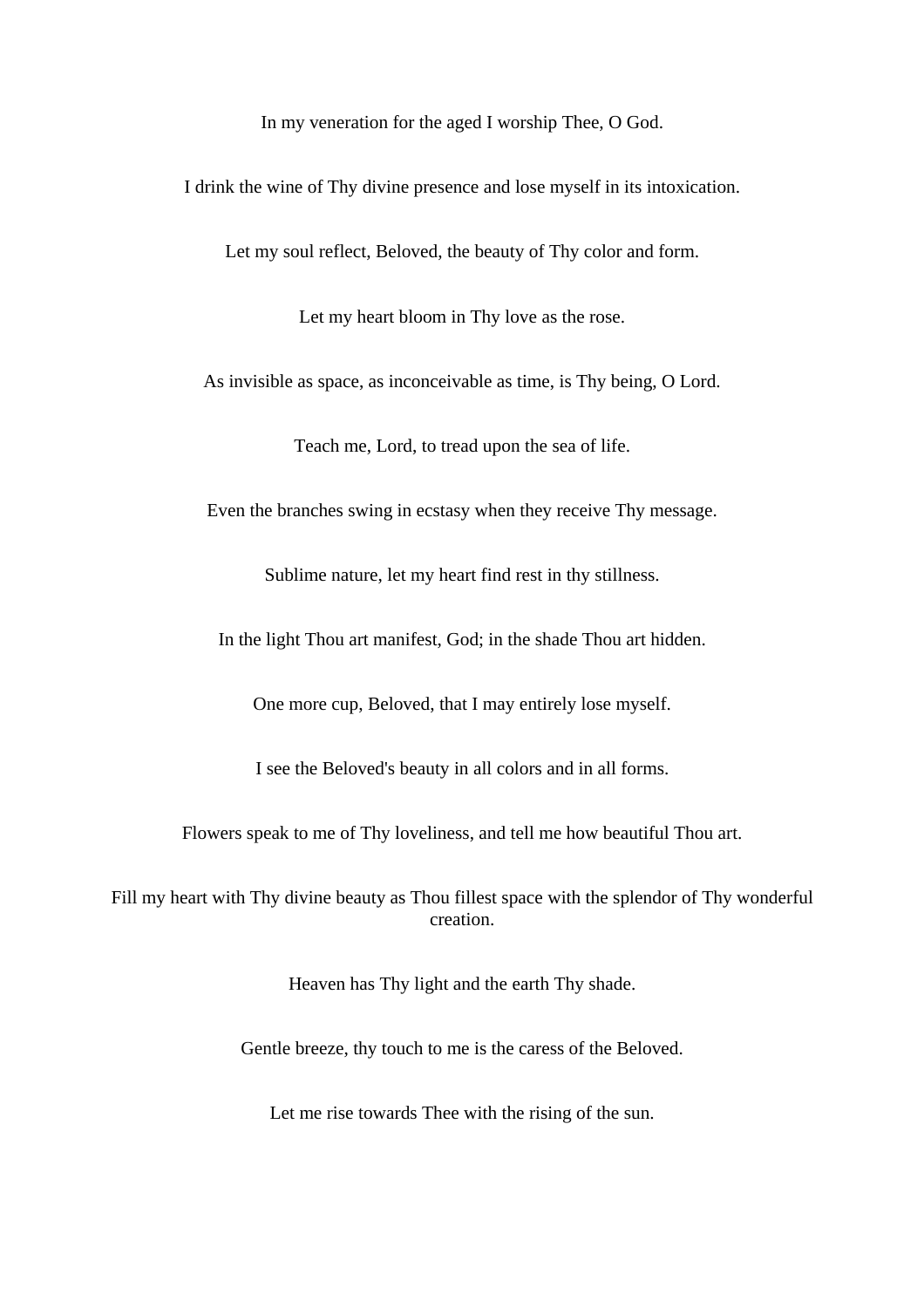In my veneration for the aged I worship Thee, O God.

I drink the wine of Thy divine presence and lose myself in its intoxication.

Let my soul reflect, Beloved, the beauty of Thy color and form.

Let my heart bloom in Thy love as the rose.

As invisible as space, as inconceivable as time, is Thy being, O Lord.

Teach me, Lord, to tread upon the sea of life.

Even the branches swing in ecstasy when they receive Thy message.

Sublime nature, let my heart find rest in thy stillness.

In the light Thou art manifest, God; in the shade Thou art hidden.

One more cup, Beloved, that I may entirely lose myself.

I see the Beloved's beauty in all colors and in all forms.

Flowers speak to me of Thy loveliness, and tell me how beautiful Thou art.

Fill my heart with Thy divine beauty as Thou fillest space with the splendor of Thy wonderful creation.

Heaven has Thy light and the earth Thy shade.

Gentle breeze, thy touch to me is the caress of the Beloved.

Let me rise towards Thee with the rising of the sun.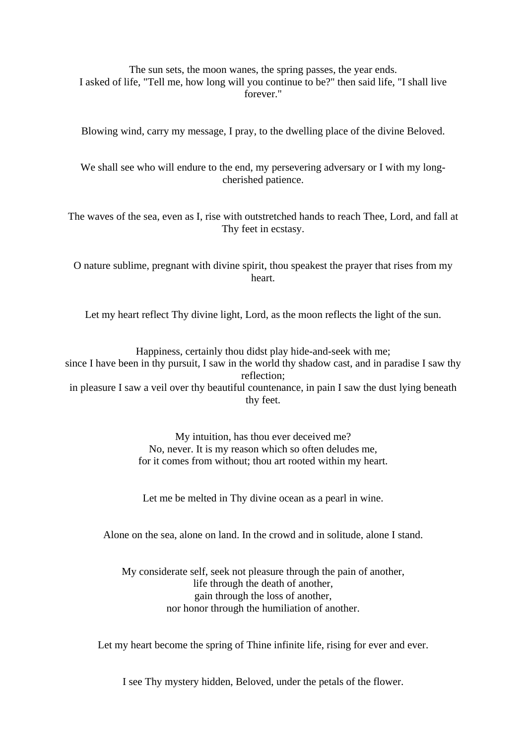The sun sets, the moon wanes, the spring passes, the year ends.
I asked of life, "Tell me, how long will you continue to be?" then said life, "I shall live forever."

Blowing wind, carry my message, I pray, to the dwelling place of the divine Beloved.

We shall see who will endure to the end, my persevering adversary or I with my long-cherished patience.

The waves of the sea, even as I, rise with outstretched hands to reach Thee, Lord, and fall at Thy feet in ecstasy.

O nature sublime, pregnant with divine spirit, thou speakest the prayer that rises from my heart.

Let my heart reflect Thy divine light, Lord, as the moon reflects the light of the sun.

Happiness, certainly thou didst play hide-and-seek with me;
since I have been in thy pursuit, I saw in the world thy shadow cast, and in paradise I saw thy reflection;
in pleasure I saw a veil over thy beautiful countenance, in pain I saw the dust lying beneath thy feet.

My intuition, has thou ever deceived me?
No, never. It is my reason which so often deludes me,
for it comes from without; thou art rooted within my heart.

Let me be melted in Thy divine ocean as a pearl in wine.

Alone on the sea, alone on land. In the crowd and in solitude, alone I stand.

My considerate self, seek not pleasure through the pain of another,
life through the death of another,
gain through the loss of another,
nor honor through the humiliation of another.

Let my heart become the spring of Thine infinite life, rising for ever and ever.

I see Thy mystery hidden, Beloved, under the petals of the flower.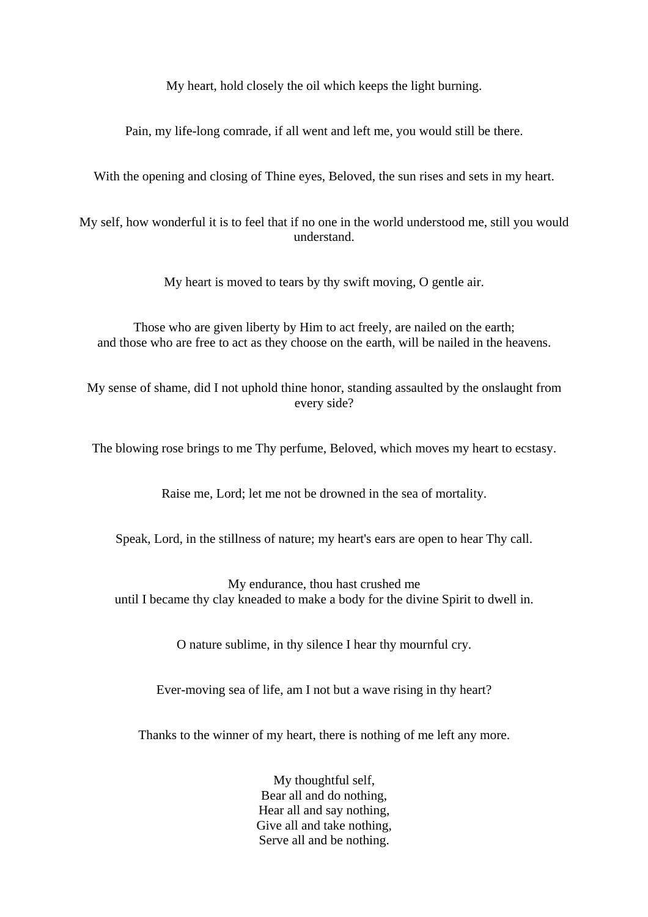My heart, hold closely the oil which keeps the light burning.

Pain, my life-long comrade, if all went and left me, you would still be there.

With the opening and closing of Thine eyes, Beloved, the sun rises and sets in my heart.

My self, how wonderful it is to feel that if no one in the world understood me, still you would understand.

My heart is moved to tears by thy swift moving, O gentle air.

Those who are given liberty by Him to act freely, are nailed on the earth;
and those who are free to act as they choose on the earth, will be nailed in the heavens.

My sense of shame, did I not uphold thine honor, standing assaulted by the onslaught from every side?

The blowing rose brings to me Thy perfume, Beloved, which moves my heart to ecstasy.

Raise me, Lord; let me not be drowned in the sea of mortality.

Speak, Lord, in the stillness of nature; my heart's ears are open to hear Thy call.

My endurance, thou hast crushed me
until I became thy clay kneaded to make a body for the divine Spirit to dwell in.

O nature sublime, in thy silence I hear thy mournful cry.

Ever-moving sea of life, am I not but a wave rising in thy heart?

Thanks to the winner of my heart, there is nothing of me left any more.

My thoughtful self,
Bear all and do nothing,
Hear all and say nothing,
Give all and take nothing,
Serve all and be nothing.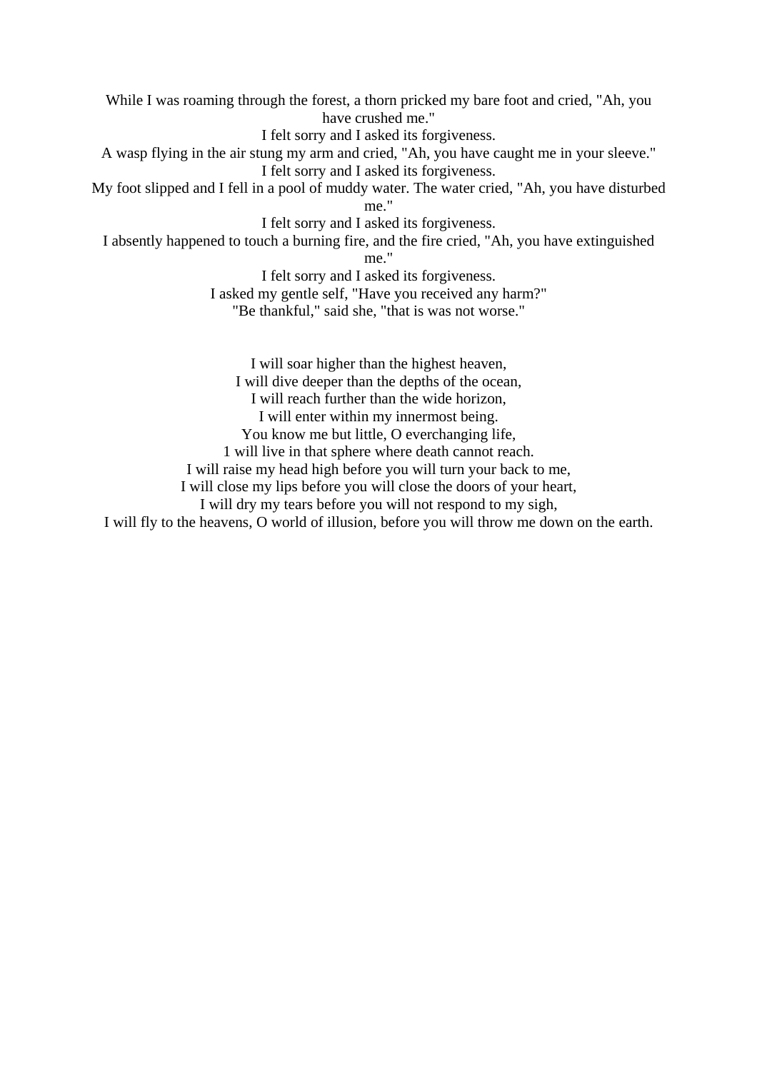While I was roaming through the forest, a thorn pricked my bare foot and cried, "Ah, you have crushed me."  
I felt sorry and I asked its forgiveness.  
A wasp flying in the air stung my arm and cried, "Ah, you have caught me in your sleeve."  
I felt sorry and I asked its forgiveness.  
My foot slipped and I fell in a pool of muddy water. The water cried, "Ah, you have disturbed me."  
I felt sorry and I asked its forgiveness.  
I absently happened to touch a burning fire, and the fire cried, "Ah, you have extinguished me."  
I felt sorry and I asked its forgiveness.  
I asked my gentle self, "Have you received any harm?"  
"Be thankful," said she, "that is was not worse."

I will soar higher than the highest heaven,  
I will dive deeper than the depths of the ocean,  
I will reach further than the wide horizon,  
I will enter within my innermost being.  
You know me but little, O everchanging life,  
1 will live in that sphere where death cannot reach.  
I will raise my head high before you will turn your back to me,  
I will close my lips before you will close the doors of your heart,  
I will dry my tears before you will not respond to my sigh,  
I will fly to the heavens, O world of illusion, before you will throw me down on the earth.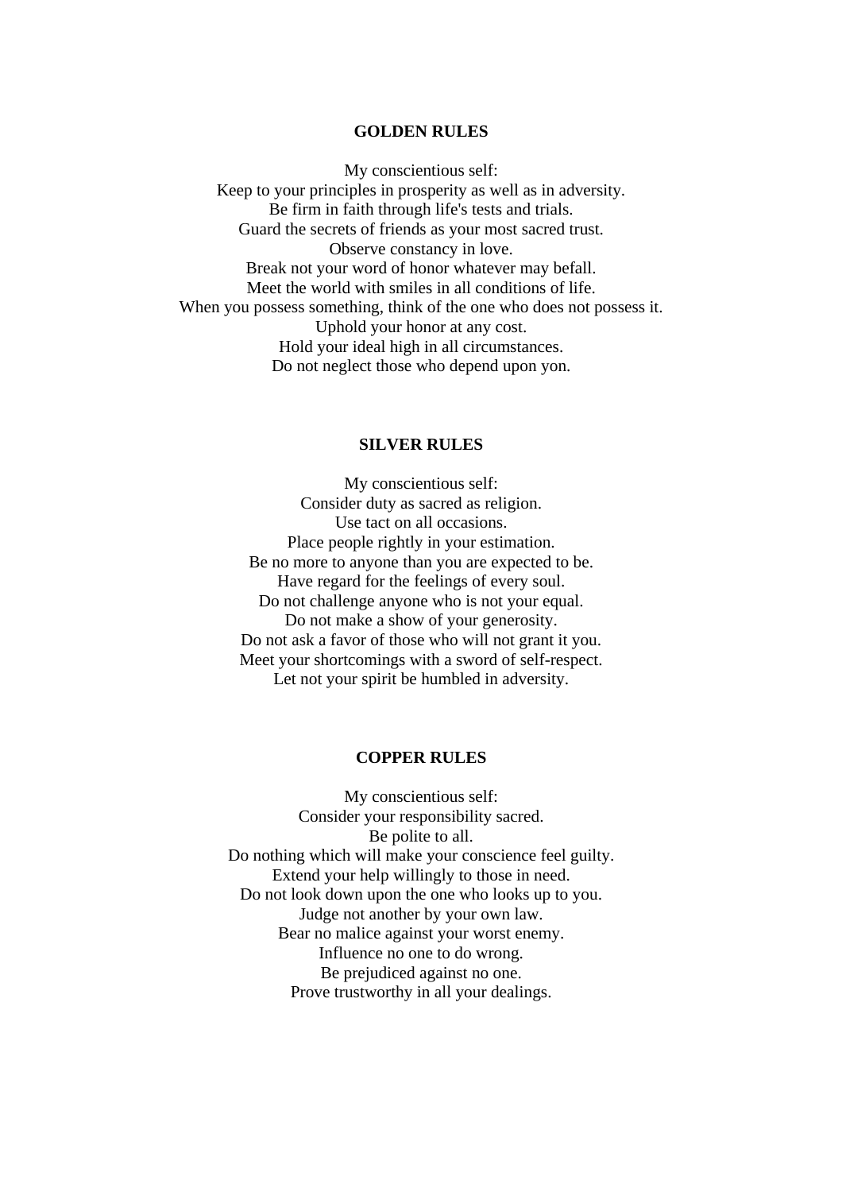**GOLDEN RULES**

My conscientious self:
Keep to your principles in prosperity as well as in adversity.
Be firm in faith through life's tests and trials.
Guard the secrets of friends as your most sacred trust.
Observe constancy in love.
Break not your word of honor whatever may befall.
Meet the world with smiles in all conditions of life.
When you possess something, think of the one who does not possess it.
Uphold your honor at any cost.
Hold your ideal high in all circumstances.
Do not neglect those who depend upon yon.

**SILVER RULES**

My conscientious self:
Consider duty as sacred as religion.
Use tact on all occasions.
Place people rightly in your estimation.
Be no more to anyone than you are expected to be.
Have regard for the feelings of every soul.
Do not challenge anyone who is not your equal.
Do not make a show of your generosity.
Do not ask a favor of those who will not grant it you.
Meet your shortcomings with a sword of self-respect.
Let not your spirit be humbled in adversity.

**COPPER RULES**

My conscientious self:
Consider your responsibility sacred.
Be polite to all.
Do nothing which will make your conscience feel guilty.
Extend your help willingly to those in need.
Do not look down upon the one who looks up to you.
Judge not another by your own law.
Bear no malice against your worst enemy.
Influence no one to do wrong.
Be prejudiced against no one.
Prove trustworthy in all your dealings.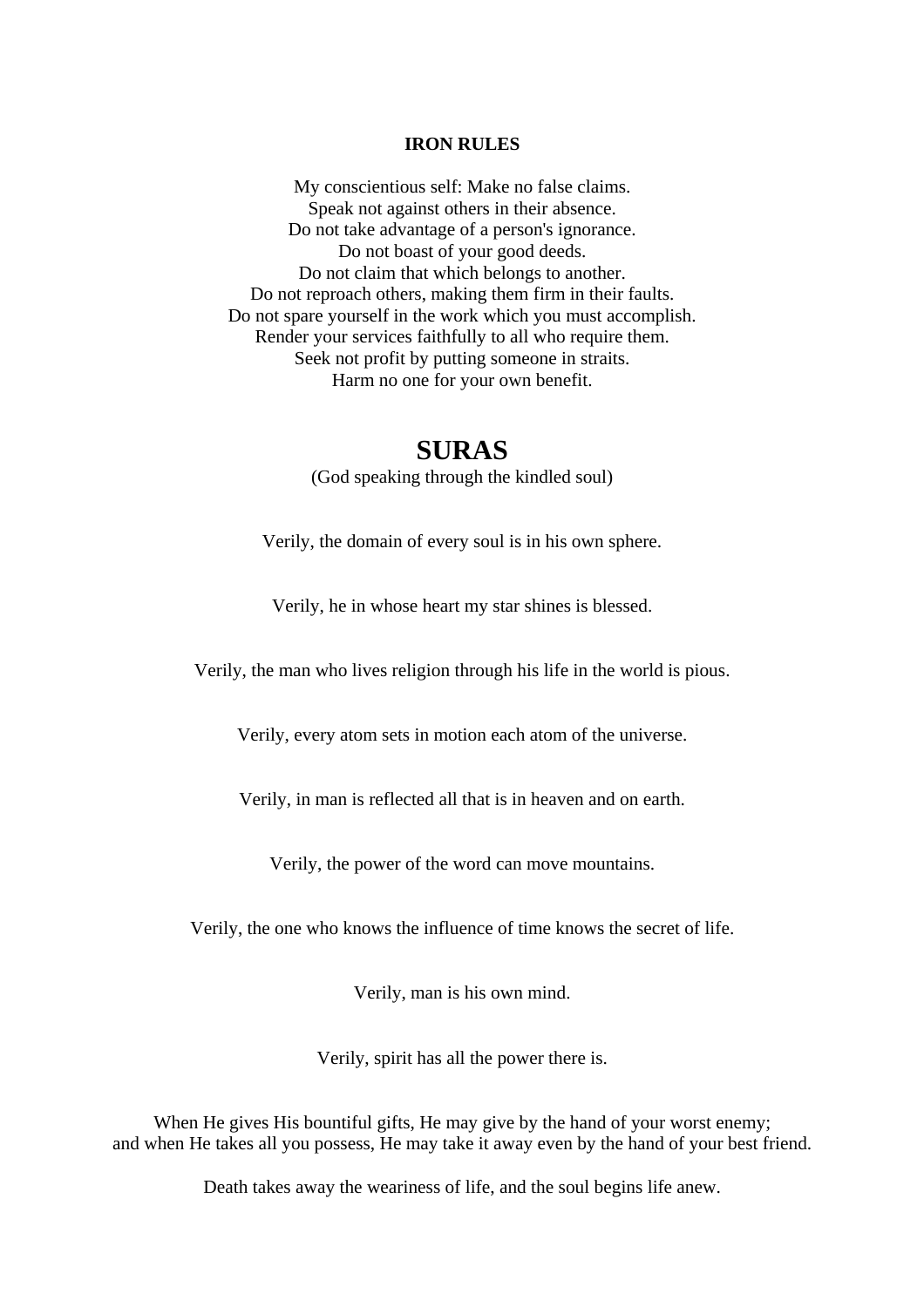### IRON RULES

My conscientious self: Make no false claims.  
Speak not against others in their absence.  
Do not take advantage of a person's ignorance.  
Do not boast of your good deeds.  
Do not claim that which belongs to another.  
Do not reproach others, making them firm in their faults.  
Do not spare yourself in the work which you must accomplish.  
Render your services faithfully to all who require them.  
Seek not profit by putting someone in straits.  
Harm no one for your own benefit.

## SURAS

(God speaking through the kindled soul)

Verily, the domain of every soul is in his own sphere.

Verily, he in whose heart my star shines is blessed.

Verily, the man who lives religion through his life in the world is pious.

Verily, every atom sets in motion each atom of the universe.

Verily, in man is reflected all that is in heaven and on earth.

Verily, the power of the word can move mountains.

Verily, the one who knows the influence of time knows the secret of life.

Verily, man is his own mind.

Verily, spirit has all the power there is.

When He gives His bountiful gifts, He may give by the hand of your worst enemy;  
and when He takes all you possess, He may take it away even by the hand of your best friend.

Death takes away the weariness of life, and the soul begins life anew.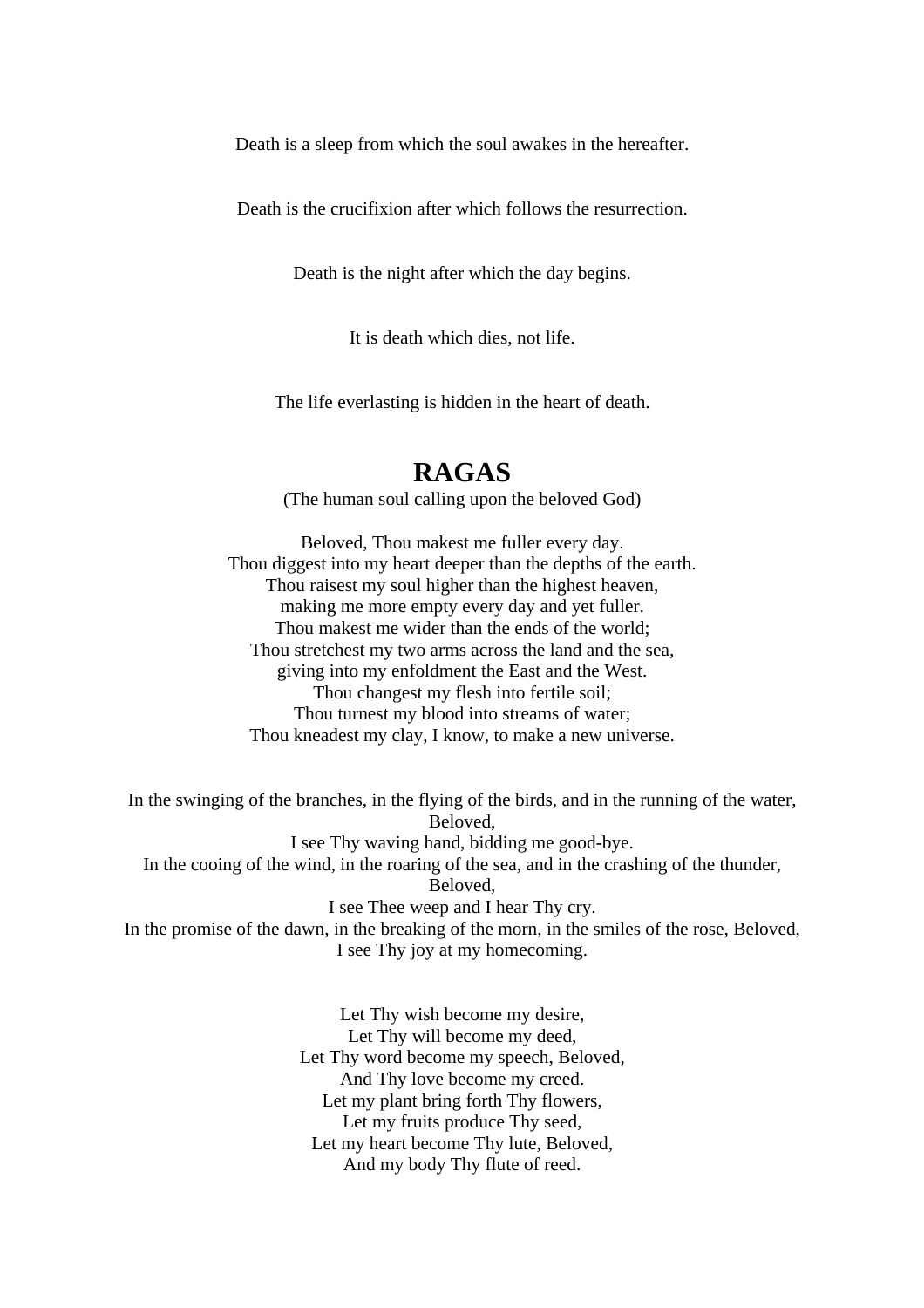Death is a sleep from which the soul awakes in the hereafter.

Death is the crucifixion after which follows the resurrection.

Death is the night after which the day begins.

It is death which dies, not life.

The life everlasting is hidden in the heart of death.

## RAGAS

(The human soul calling upon the beloved God)

Beloved, Thou makest me fuller every day.
Thou diggest into my heart deeper than the depths of the earth.
Thou raisest my soul higher than the highest heaven,
making me more empty every day and yet fuller.
Thou makest me wider than the ends of the world;
Thou stretchest my two arms across the land and the sea,
giving into my enfoldment the East and the West.
Thou changest my flesh into fertile soil;
Thou turnest my blood into streams of water;
Thou kneadest my clay, I know, to make a new universe.

In the swinging of the branches, in the flying of the birds, and in the running of the water, Beloved,
I see Thy waving hand, bidding me good-bye.
In the cooing of the wind, in the roaring of the sea, and in the crashing of the thunder, Beloved,
I see Thee weep and I hear Thy cry.
In the promise of the dawn, in the breaking of the morn, in the smiles of the rose, Beloved,
I see Thy joy at my homecoming.

Let Thy wish become my desire,
Let Thy will become my deed,
Let Thy word become my speech, Beloved,
And Thy love become my creed.
Let my plant bring forth Thy flowers,
Let my fruits produce Thy seed,
Let my heart become Thy lute, Beloved,
And my body Thy flute of reed.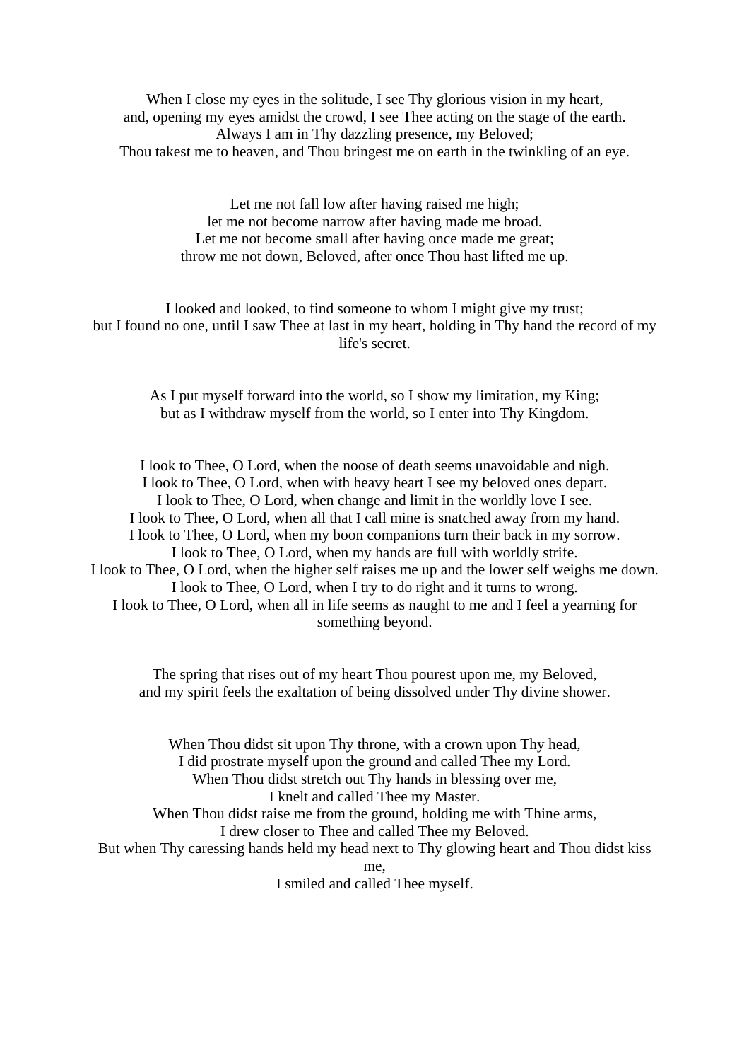When I close my eyes in the solitude, I see Thy glorious vision in my heart,
and, opening my eyes amidst the crowd, I see Thee acting on the stage of the earth.
Always I am in Thy dazzling presence, my Beloved;
Thou takest me to heaven, and Thou bringest me on earth in the twinkling of an eye.

Let me not fall low after having raised me high;
let me not become narrow after having made me broad.
Let me not become small after having once made me great;
throw me not down, Beloved, after once Thou hast lifted me up.

I looked and looked, to find someone to whom I might give my trust;
but I found no one, until I saw Thee at last in my heart, holding in Thy hand the record of my life's secret.

As I put myself forward into the world, so I show my limitation, my King;
but as I withdraw myself from the world, so I enter into Thy Kingdom.

I look to Thee, O Lord, when the noose of death seems unavoidable and nigh.
I look to Thee, O Lord, when with heavy heart I see my beloved ones depart.
I look to Thee, O Lord, when change and limit in the worldly love I see.
I look to Thee, O Lord, when all that I call mine is snatched away from my hand.
I look to Thee, O Lord, when my boon companions turn their back in my sorrow.
I look to Thee, O Lord, when my hands are full with worldly strife.
I look to Thee, O Lord, when the higher self raises me up and the lower self weighs me down.
I look to Thee, O Lord, when I try to do right and it turns to wrong.
I look to Thee, O Lord, when all in life seems as naught to me and I feel a yearning for something beyond.

The spring that rises out of my heart Thou pourest upon me, my Beloved,
and my spirit feels the exaltation of being dissolved under Thy divine shower.

When Thou didst sit upon Thy throne, with a crown upon Thy head,
I did prostrate myself upon the ground and called Thee my Lord.
When Thou didst stretch out Thy hands in blessing over me,
I knelt and called Thee my Master.
When Thou didst raise me from the ground, holding me with Thine arms,
I drew closer to Thee and called Thee my Beloved.
But when Thy caressing hands held my head next to Thy glowing heart and Thou didst kiss me,
I smiled and called Thee myself.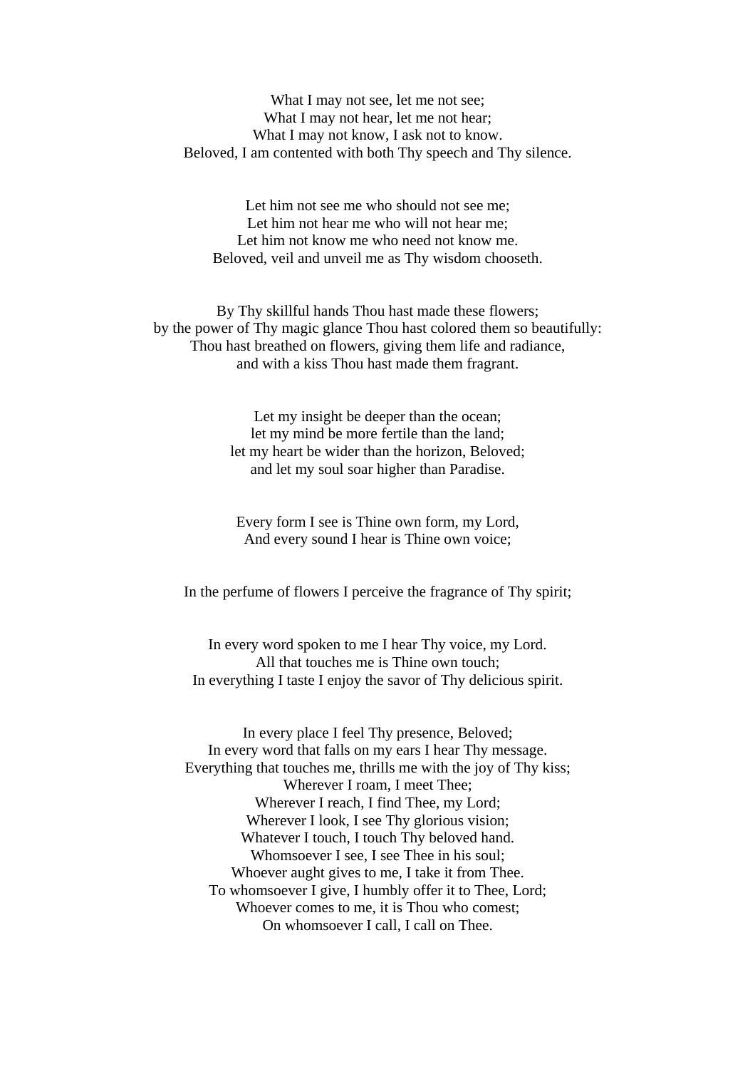What I may not see, let me not see;  
What I may not hear, let me not hear;  
What I may not know, I ask not to know.  
Beloved, I am contented with both Thy speech and Thy silence.

Let him not see me who should not see me;  
Let him not hear me who will not hear me;  
Let him not know me who need not know me.  
Beloved, veil and unveil me as Thy wisdom chooseth.

By Thy skillful hands Thou hast made these flowers;  
by the power of Thy magic glance Thou hast colored them so beautifully:  
Thou hast breathed on flowers, giving them life and radiance,  
and with a kiss Thou hast made them fragrant.

Let my insight be deeper than the ocean;  
let my mind be more fertile than the land;  
let my heart be wider than the horizon, Beloved;  
and let my soul soar higher than Paradise.

Every form I see is Thine own form, my Lord,  
And every sound I hear is Thine own voice;

In the perfume of flowers I perceive the fragrance of Thy spirit;

In every word spoken to me I hear Thy voice, my Lord.  
All that touches me is Thine own touch;  
In everything I taste I enjoy the savor of Thy delicious spirit.

In every place I feel Thy presence, Beloved;  
In every word that falls on my ears I hear Thy message.  
Everything that touches me, thrills me with the joy of Thy kiss;  
Wherever I roam, I meet Thee;  
Wherever I reach, I find Thee, my Lord;  
Wherever I look, I see Thy glorious vision;  
Whatever I touch, I touch Thy beloved hand.  
Whomsoever I see, I see Thee in his soul;  
Whoever aught gives to me, I take it from Thee.  
To whomsoever I give, I humbly offer it to Thee, Lord;  
Whoever comes to me, it is Thou who comest;  
On whomsoever I call, I call on Thee.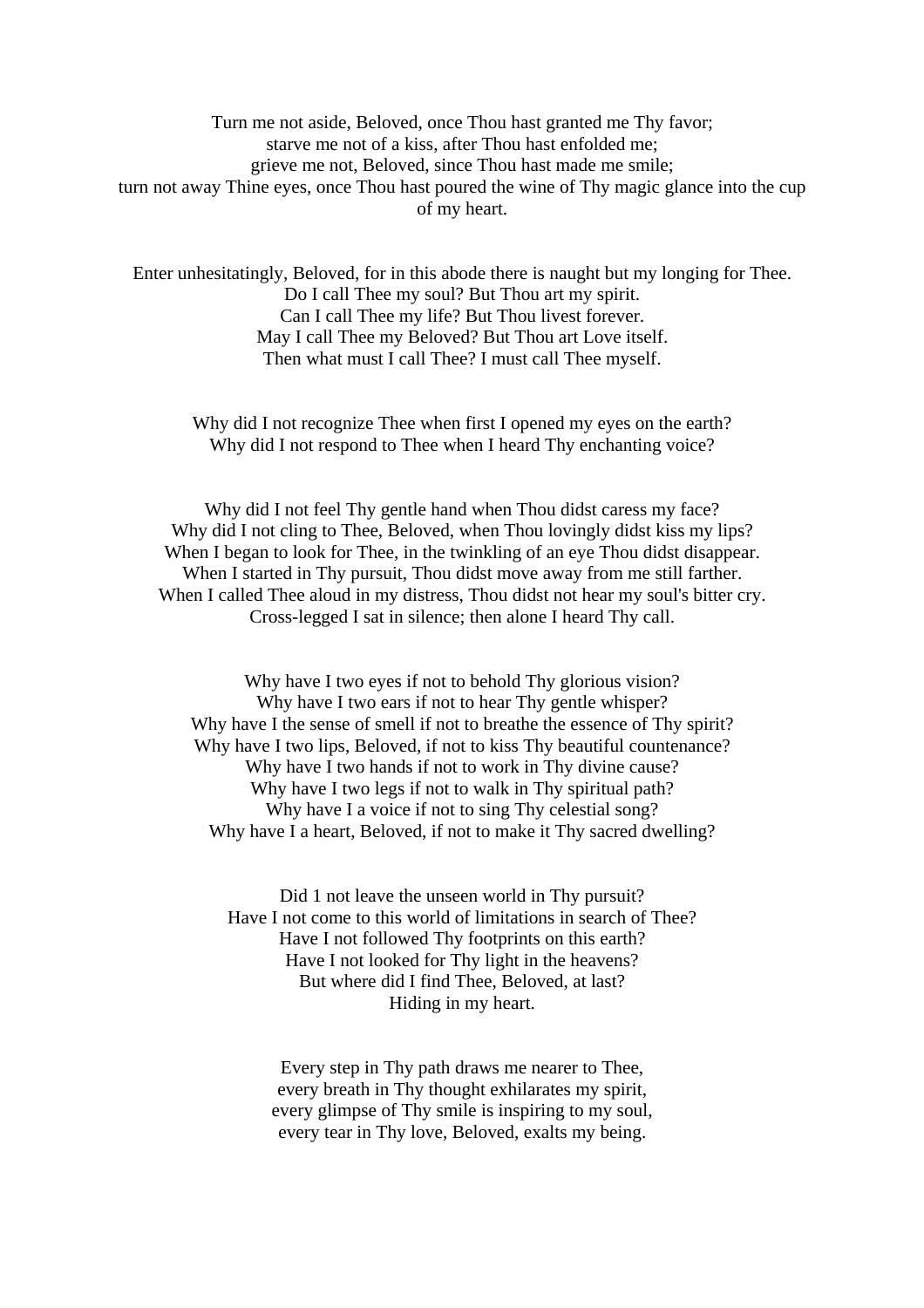Turn me not aside, Beloved, once Thou hast granted me Thy favor;  
starve me not of a kiss, after Thou hast enfolded me;  
grieve me not, Beloved, since Thou hast made me smile;  
turn not away Thine eyes, once Thou hast poured the wine of Thy magic glance into the cup of my heart.

Enter unhesitatingly, Beloved, for in this abode there is naught but my longing for Thee.  
Do I call Thee my soul? But Thou art my spirit.  
Can I call Thee my life? But Thou livest forever.  
May I call Thee my Beloved? But Thou art Love itself.  
Then what must I call Thee? I must call Thee myself.

Why did I not recognize Thee when first I opened my eyes on the earth?  
Why did I not respond to Thee when I heard Thy enchanting voice?

Why did I not feel Thy gentle hand when Thou didst caress my face?  
Why did I not cling to Thee, Beloved, when Thou lovingly didst kiss my lips?  
When I began to look for Thee, in the twinkling of an eye Thou didst disappear.  
When I started in Thy pursuit, Thou didst move away from me still farther.  
When I called Thee aloud in my distress, Thou didst not hear my soul's bitter cry.  
Cross-legged I sat in silence; then alone I heard Thy call.

Why have I two eyes if not to behold Thy glorious vision?  
Why have I two ears if not to hear Thy gentle whisper?  
Why have I the sense of smell if not to breathe the essence of Thy spirit?  
Why have I two lips, Beloved, if not to kiss Thy beautiful countenance?  
Why have I two hands if not to work in Thy divine cause?  
Why have I two legs if not to walk in Thy spiritual path?  
Why have I a voice if not to sing Thy celestial song?  
Why have I a heart, Beloved, if not to make it Thy sacred dwelling?

Did 1 not leave the unseen world in Thy pursuit?  
Have I not come to this world of limitations in search of Thee?  
Have I not followed Thy footprints on this earth?  
Have I not looked for Thy light in the heavens?  
But where did I find Thee, Beloved, at last?  
Hiding in my heart.

Every step in Thy path draws me nearer to Thee,  
every breath in Thy thought exhilarates my spirit,  
every glimpse of Thy smile is inspiring to my soul,  
every tear in Thy love, Beloved, exalts my being.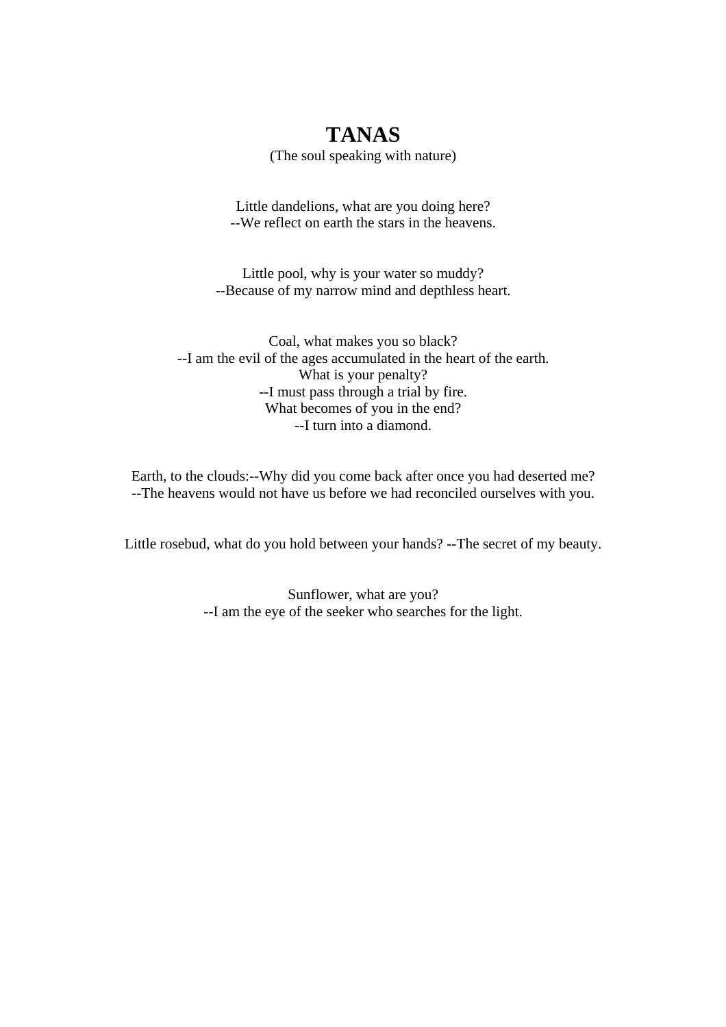# TANAS

(The soul speaking with nature)

Little dandelions, what are you doing here?
--We reflect on earth the stars in the heavens.

Little pool, why is your water so muddy?
--Because of my narrow mind and depthless heart.

Coal, what makes you so black?
--I am the evil of the ages accumulated in the heart of the earth.
What is your penalty?
--I must pass through a trial by fire.
What becomes of you in the end?
--I turn into a diamond.

Earth, to the clouds:--Why did you come back after once you had deserted me?
--The heavens would not have us before we had reconciled ourselves with you.

Little rosebud, what do you hold between your hands? --The secret of my beauty.

Sunflower, what are you?
--I am the eye of the seeker who searches for the light.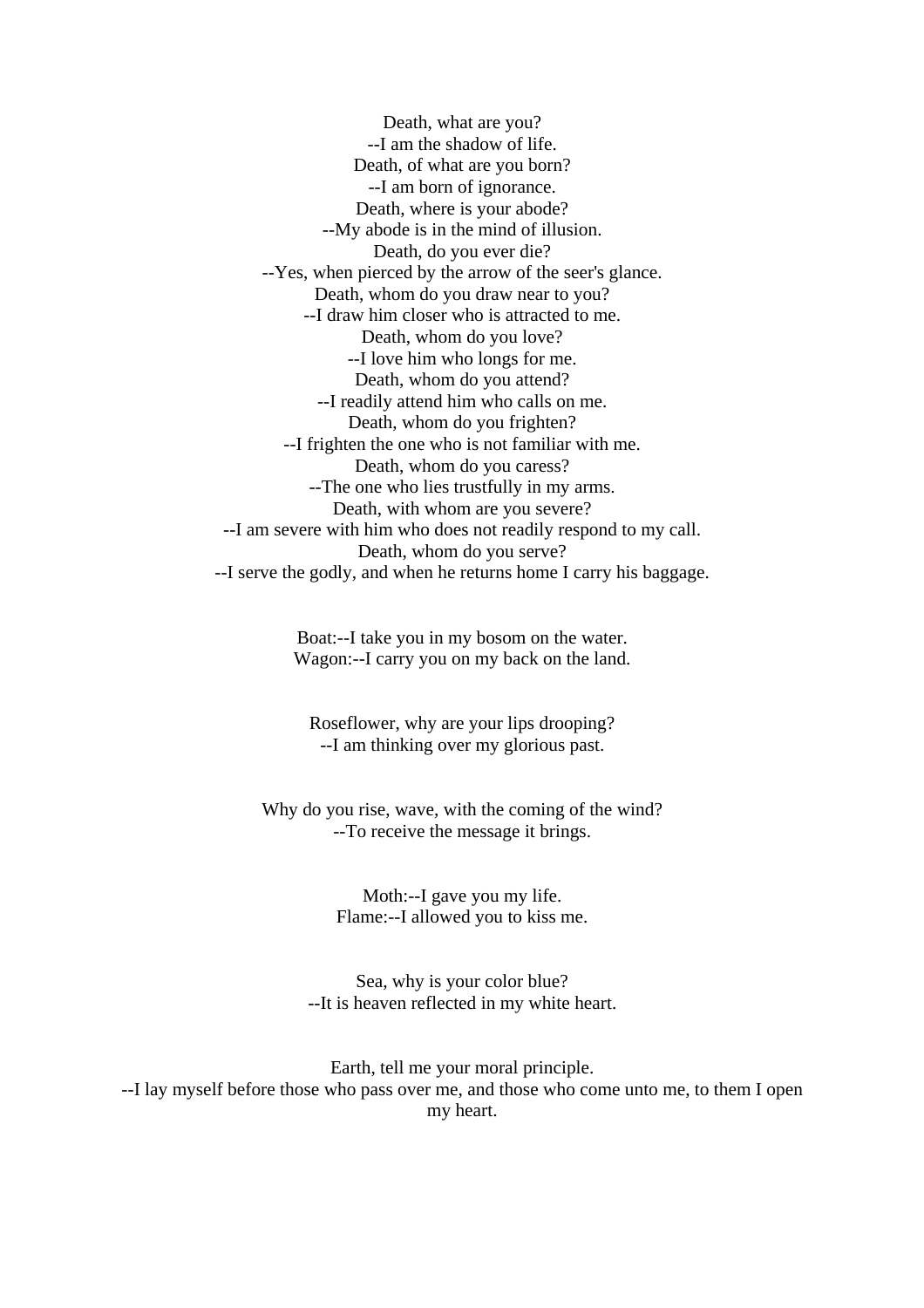Death, what are you?  
--I am the shadow of life.  
Death, of what are you born?  
--I am born of ignorance.  
Death, where is your abode?  
--My abode is in the mind of illusion.  
Death, do you ever die?  
--Yes, when pierced by the arrow of the seer's glance.  
Death, whom do you draw near to you?  
--I draw him closer who is attracted to me.  
Death, whom do you love?  
--I love him who longs for me.  
Death, whom do you attend?  
--I readily attend him who calls on me.  
Death, whom do you frighten?  
--I frighten the one who is not familiar with me.  
Death, whom do you caress?  
--The one who lies trustfully in my arms.  
Death, with whom are you severe?  
--I am severe with him who does not readily respond to my call.  
Death, whom do you serve?  
--I serve the godly, and when he returns home I carry his baggage.

Boat:--I take you in my bosom on the water.  
Wagon:--I carry you on my back on the land.

Roseflower, why are your lips drooping?  
--I am thinking over my glorious past.

Why do you rise, wave, with the coming of the wind?  
--To receive the message it brings.

Moth:--I gave you my life.  
Flame:--I allowed you to kiss me.

Sea, why is your color blue?  
--It is heaven reflected in my white heart.

Earth, tell me your moral principle.  
--I lay myself before those who pass over me, and those who come unto me, to them I open my heart.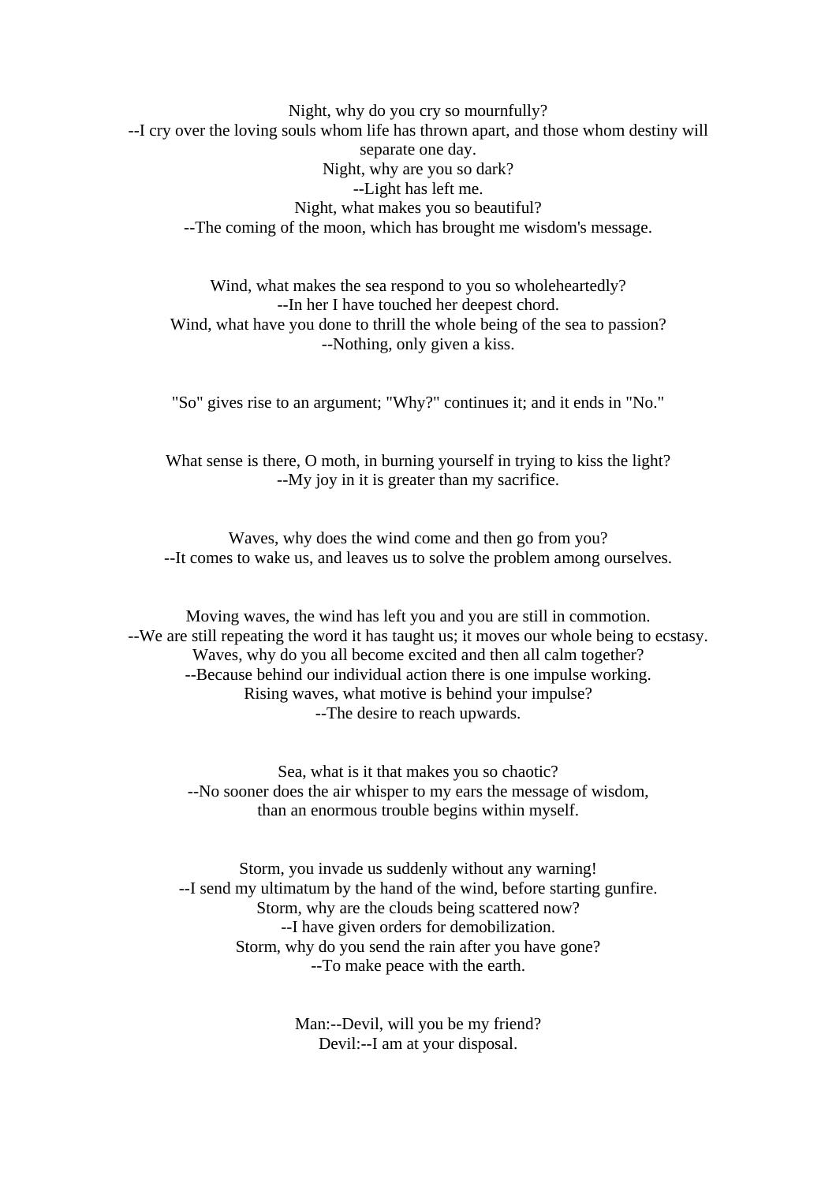Night, why do you cry so mournfully?  
--I cry over the loving souls whom life has thrown apart, and those whom destiny will separate one day.  
Night, why are you so dark?  
--Light has left me.  
Night, what makes you so beautiful?  
--The coming of the moon, which has brought me wisdom's message.

Wind, what makes the sea respond to you so wholeheartedly?  
--In her I have touched her deepest chord.  
Wind, what have you done to thrill the whole being of the sea to passion?  
--Nothing, only given a kiss.

"So" gives rise to an argument; "Why?" continues it; and it ends in "No."

What sense is there, O moth, in burning yourself in trying to kiss the light?  
--My joy in it is greater than my sacrifice.

Waves, why does the wind come and then go from you?  
--It comes to wake us, and leaves us to solve the problem among ourselves.

Moving waves, the wind has left you and you are still in commotion.  
--We are still repeating the word it has taught us; it moves our whole being to ecstasy.  
Waves, why do you all become excited and then all calm together?  
--Because behind our individual action there is one impulse working.  
Rising waves, what motive is behind your impulse?  
--The desire to reach upwards.

Sea, what is it that makes you so chaotic?  
--No sooner does the air whisper to my ears the message of wisdom,  
than an enormous trouble begins within myself.

Storm, you invade us suddenly without any warning!  
--I send my ultimatum by the hand of the wind, before starting gunfire.  
Storm, why are the clouds being scattered now?  
--I have given orders for demobilization.  
Storm, why do you send the rain after you have gone?  
--To make peace with the earth.

Man:--Devil, will you be my friend?  
Devil:--I am at your disposal.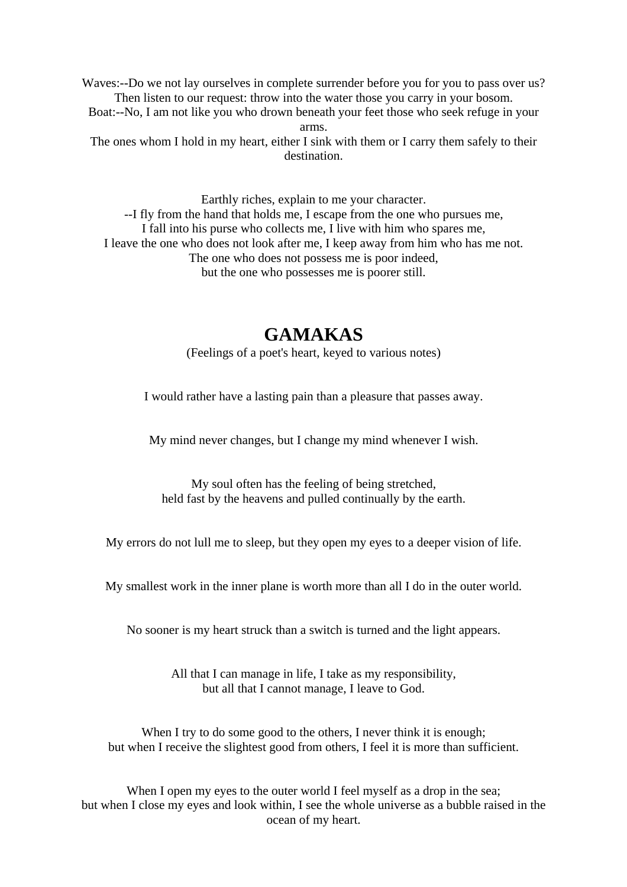Waves:--Do we not lay ourselves in complete surrender before you for you to pass over us?
Then listen to our request: throw into the water those you carry in your bosom.
Boat:--No, I am not like you who drown beneath your feet those who seek refuge in your arms.
The ones whom I hold in my heart, either I sink with them or I carry them safely to their destination.

Earthly riches, explain to me your character.
--I fly from the hand that holds me, I escape from the one who pursues me,
I fall into his purse who collects me, I live with him who spares me,
I leave the one who does not look after me, I keep away from him who has me not.
The one who does not possess me is poor indeed,
but the one who possesses me is poorer still.

## GAMAKAS

(Feelings of a poet's heart, keyed to various notes)

I would rather have a lasting pain than a pleasure that passes away.

My mind never changes, but I change my mind whenever I wish.

My soul often has the feeling of being stretched,
held fast by the heavens and pulled continually by the earth.

My errors do not lull me to sleep, but they open my eyes to a deeper vision of life.

My smallest work in the inner plane is worth more than all I do in the outer world.

No sooner is my heart struck than a switch is turned and the light appears.

All that I can manage in life, I take as my responsibility,
but all that I cannot manage, I leave to God.

When I try to do some good to the others, I never think it is enough;
but when I receive the slightest good from others, I feel it is more than sufficient.

When I open my eyes to the outer world I feel myself as a drop in the sea;
but when I close my eyes and look within, I see the whole universe as a bubble raised in the ocean of my heart.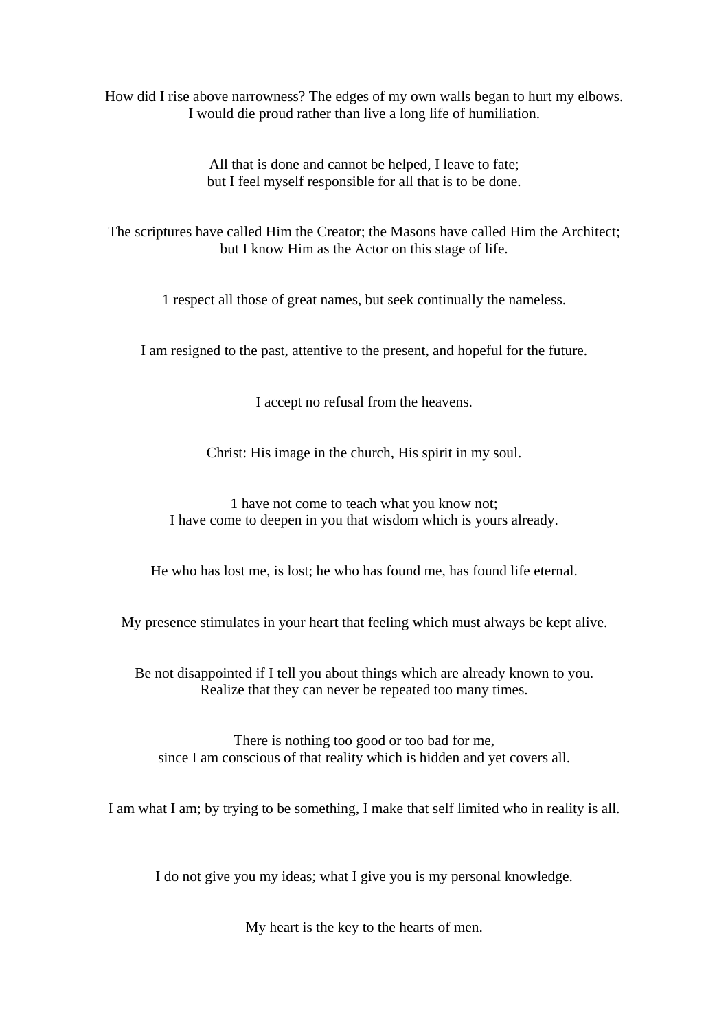How did I rise above narrowness? The edges of my own walls began to hurt my elbows.
I would die proud rather than live a long life of humiliation.

All that is done and cannot be helped, I leave to fate;
but I feel myself responsible for all that is to be done.

The scriptures have called Him the Creator; the Masons have called Him the Architect;
but I know Him as the Actor on this stage of life.

1 respect all those of great names, but seek continually the nameless.

I am resigned to the past, attentive to the present, and hopeful for the future.

I accept no refusal from the heavens.

Christ: His image in the church, His spirit in my soul.

1 have not come to teach what you know not;
I have come to deepen in you that wisdom which is yours already.

He who has lost me, is lost; he who has found me, has found life eternal.

My presence stimulates in your heart that feeling which must always be kept alive.

Be not disappointed if I tell you about things which are already known to you.
Realize that they can never be repeated too many times.

There is nothing too good or too bad for me,
since I am conscious of that reality which is hidden and yet covers all.

I am what I am; by trying to be something, I make that self limited who in reality is all.

I do not give you my ideas; what I give you is my personal knowledge.

My heart is the key to the hearts of men.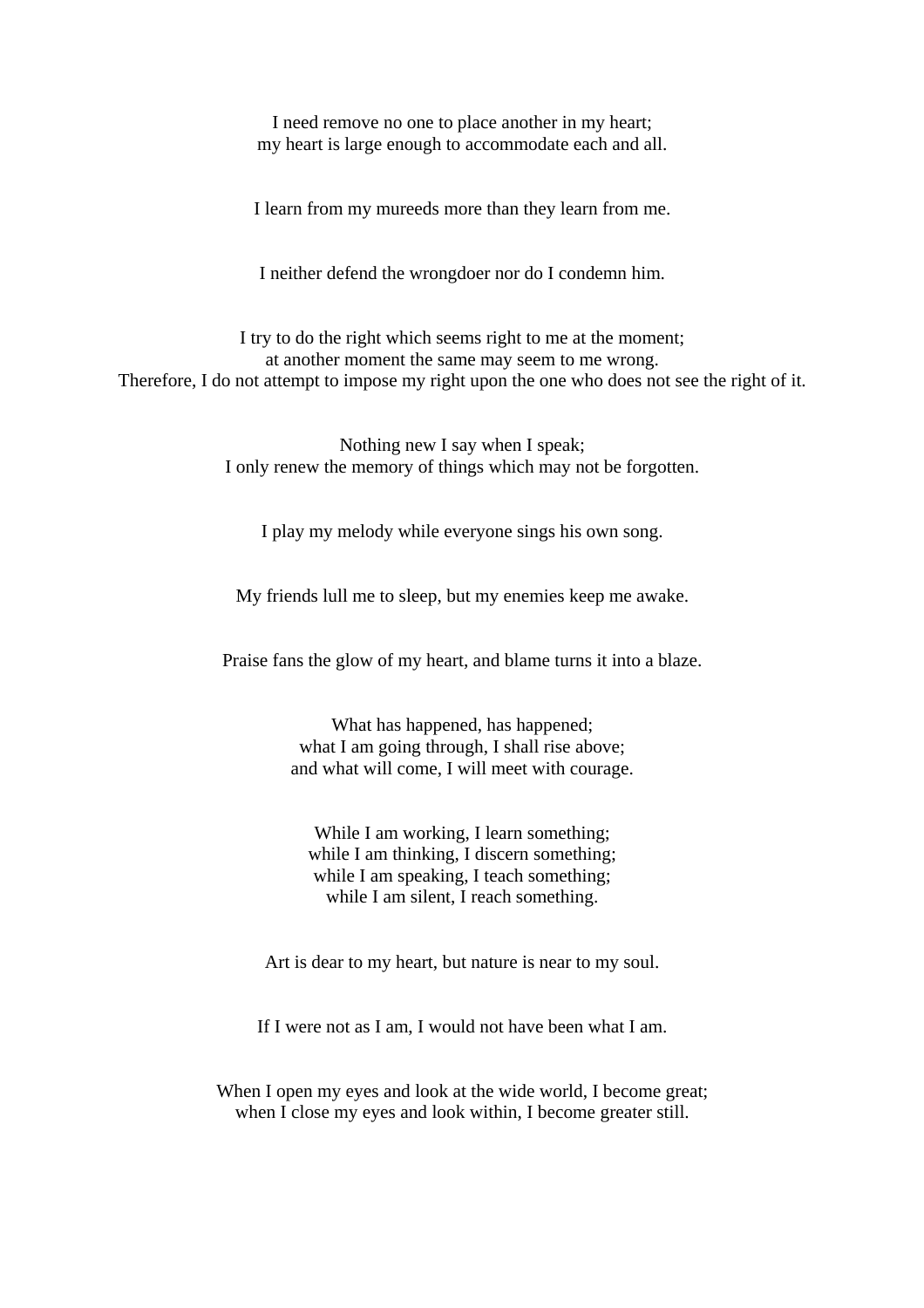I need remove no one to place another in my heart;
my heart is large enough to accommodate each and all.

I learn from my mureeds more than they learn from me.

I neither defend the wrongdoer nor do I condemn him.

I try to do the right which seems right to me at the moment;
at another moment the same may seem to me wrong.
Therefore, I do not attempt to impose my right upon the one who does not see the right of it.

Nothing new I say when I speak;
I only renew the memory of things which may not be forgotten.

I play my melody while everyone sings his own song.

My friends lull me to sleep, but my enemies keep me awake.

Praise fans the glow of my heart, and blame turns it into a blaze.

What has happened, has happened;
what I am going through, I shall rise above;
and what will come, I will meet with courage.

While I am working, I learn something;
while I am thinking, I discern something;
while I am speaking, I teach something;
while I am silent, I reach something.

Art is dear to my heart, but nature is near to my soul.

If I were not as I am, I would not have been what I am.

When I open my eyes and look at the wide world, I become great;
when I close my eyes and look within, I become greater still.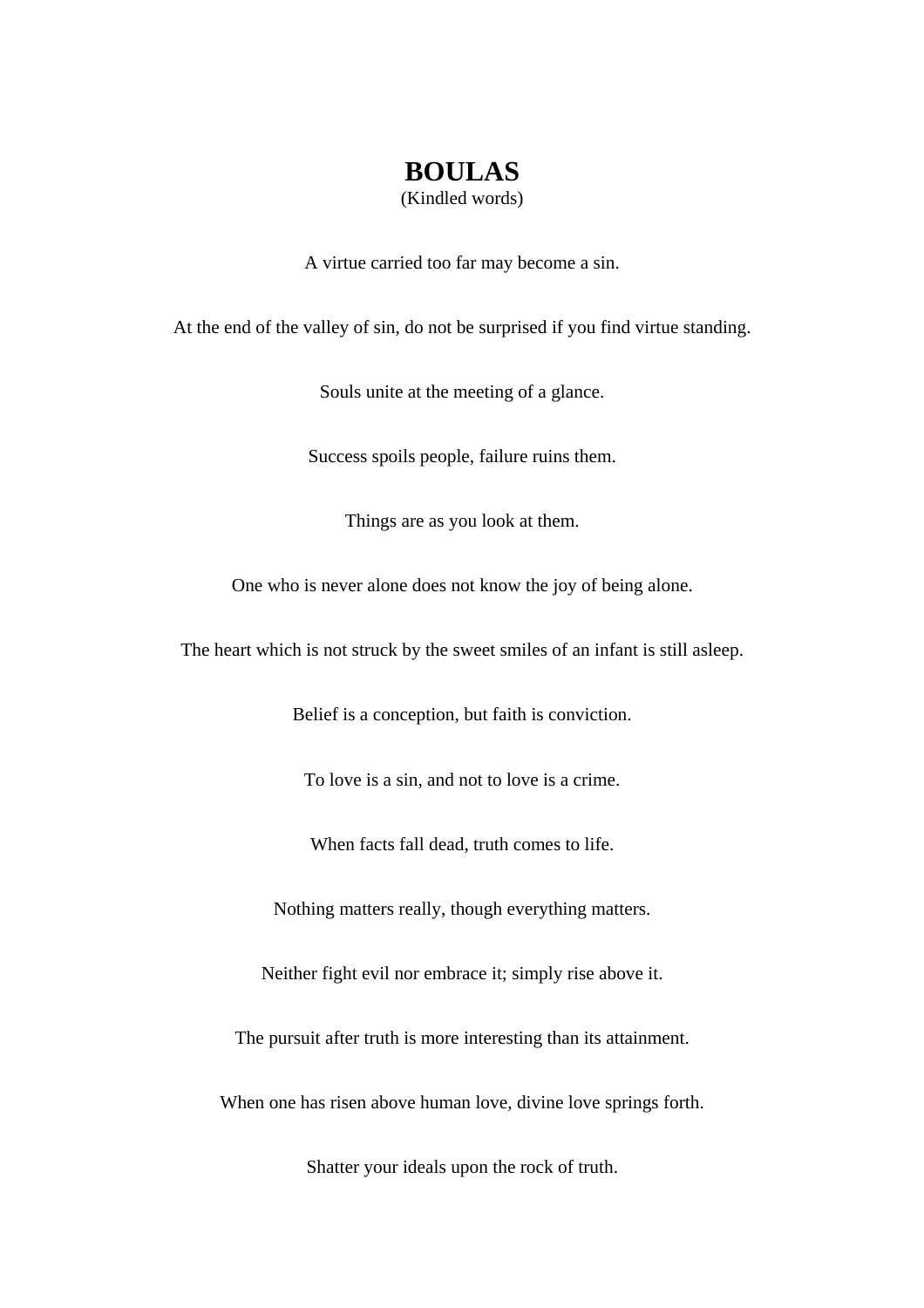# BOULAS

(Kindled words)

A virtue carried too far may become a sin.

At the end of the valley of sin, do not be surprised if you find virtue standing.

Souls unite at the meeting of a glance.

Success spoils people, failure ruins them.

Things are as you look at them.

One who is never alone does not know the joy of being alone.

The heart which is not struck by the sweet smiles of an infant is still asleep.

Belief is a conception, but faith is conviction.

To love is a sin, and not to love is a crime.

When facts fall dead, truth comes to life.

Nothing matters really, though everything matters.

Neither fight evil nor embrace it; simply rise above it.

The pursuit after truth is more interesting than its attainment.

When one has risen above human love, divine love springs forth.

Shatter your ideals upon the rock of truth.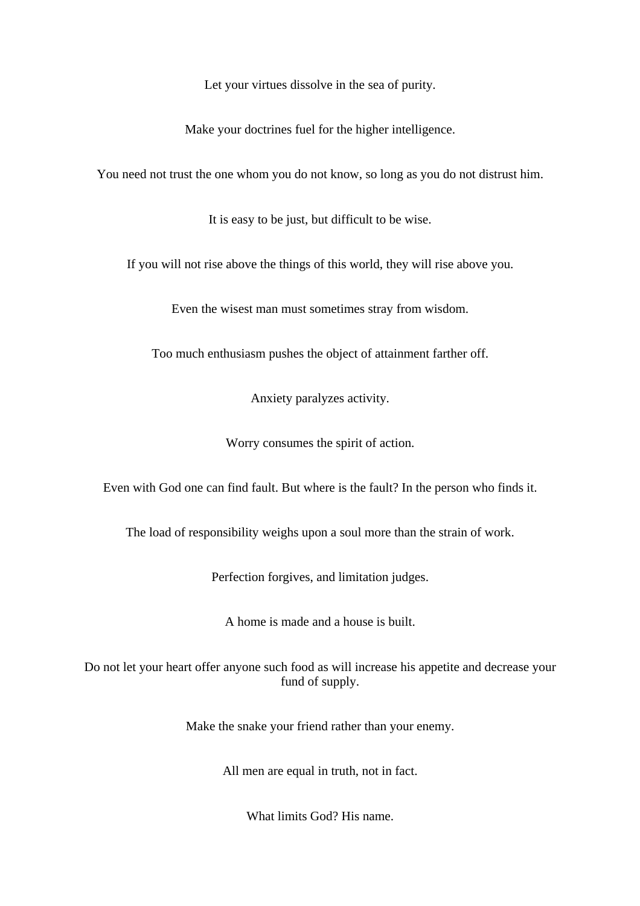Let your virtues dissolve in the sea of purity.

Make your doctrines fuel for the higher intelligence.

You need not trust the one whom you do not know, so long as you do not distrust him.

It is easy to be just, but difficult to be wise.

If you will not rise above the things of this world, they will rise above you.

Even the wisest man must sometimes stray from wisdom.

Too much enthusiasm pushes the object of attainment farther off.

Anxiety paralyzes activity.

Worry consumes the spirit of action.

Even with God one can find fault. But where is the fault? In the person who finds it.

The load of responsibility weighs upon a soul more than the strain of work.

Perfection forgives, and limitation judges.

A home is made and a house is built.

Do not let your heart offer anyone such food as will increase his appetite and decrease your fund of supply.

Make the snake your friend rather than your enemy.

All men are equal in truth, not in fact.

What limits God? His name.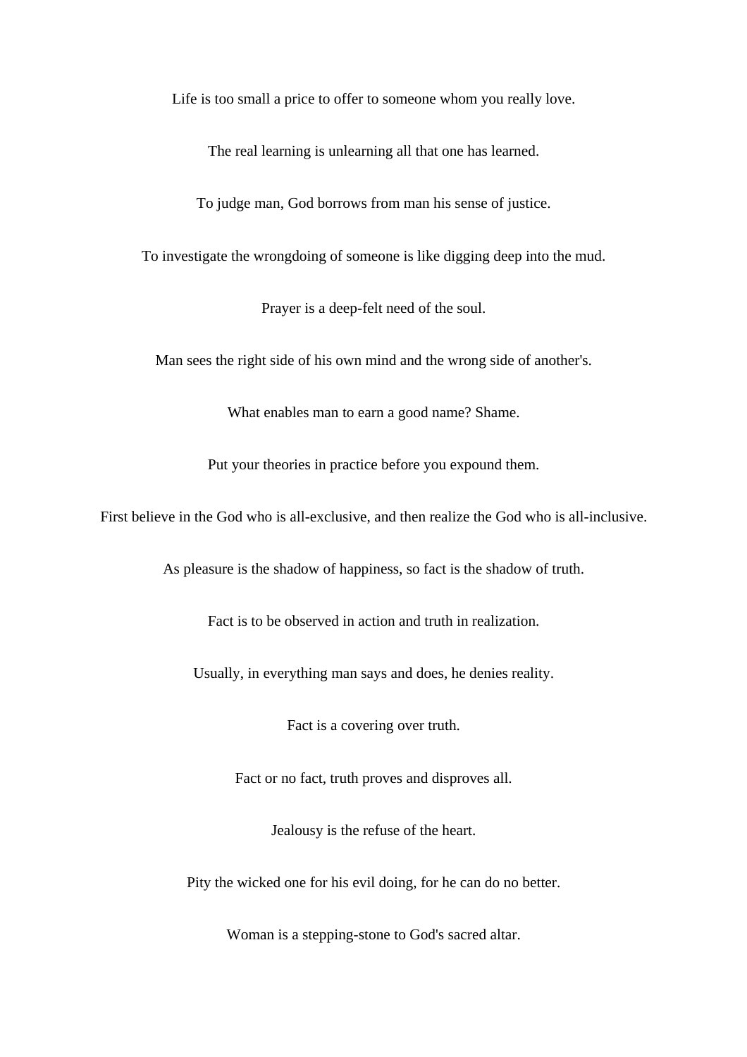Life is too small a price to offer to someone whom you really love.

The real learning is unlearning all that one has learned.

To judge man, God borrows from man his sense of justice.

To investigate the wrongdoing of someone is like digging deep into the mud.

Prayer is a deep-felt need of the soul.

Man sees the right side of his own mind and the wrong side of another's.

What enables man to earn a good name? Shame.

Put your theories in practice before you expound them.

First believe in the God who is all-exclusive, and then realize the God who is all-inclusive.

As pleasure is the shadow of happiness, so fact is the shadow of truth.

Fact is to be observed in action and truth in realization.

Usually, in everything man says and does, he denies reality.

Fact is a covering over truth.

Fact or no fact, truth proves and disproves all.

Jealousy is the refuse of the heart.

Pity the wicked one for his evil doing, for he can do no better.

Woman is a stepping-stone to God's sacred altar.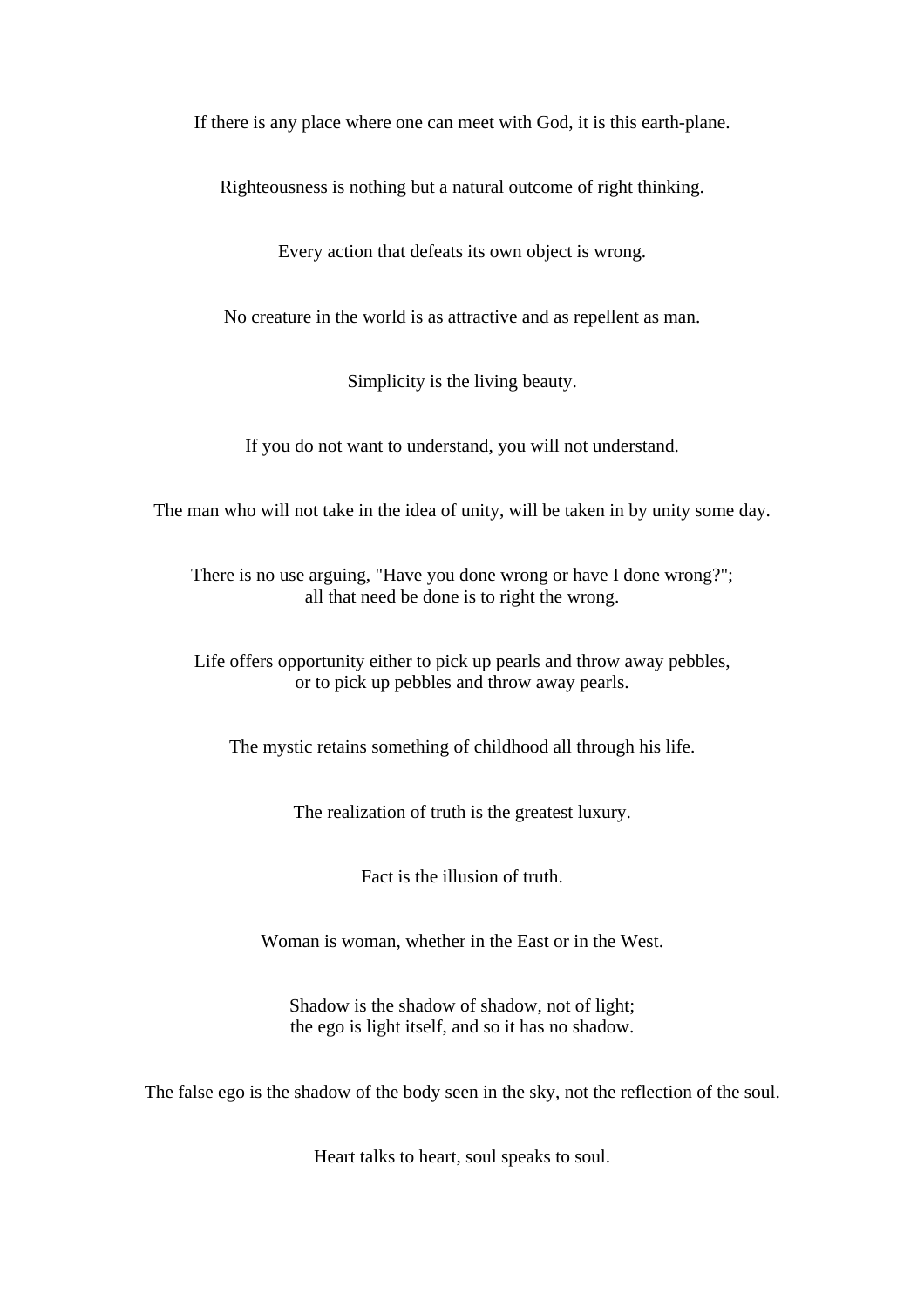If there is any place where one can meet with God, it is this earth-plane.

Righteousness is nothing but a natural outcome of right thinking.

Every action that defeats its own object is wrong.

No creature in the world is as attractive and as repellent as man.

Simplicity is the living beauty.

If you do not want to understand, you will not understand.

The man who will not take in the idea of unity, will be taken in by unity some day.

There is no use arguing, "Have you done wrong or have I done wrong?";
all that need be done is to right the wrong.

Life offers opportunity either to pick up pearls and throw away pebbles,
or to pick up pebbles and throw away pearls.

The mystic retains something of childhood all through his life.

The realization of truth is the greatest luxury.

Fact is the illusion of truth.

Woman is woman, whether in the East or in the West.

Shadow is the shadow of shadow, not of light;
the ego is light itself, and so it has no shadow.

The false ego is the shadow of the body seen in the sky, not the reflection of the soul.

Heart talks to heart, soul speaks to soul.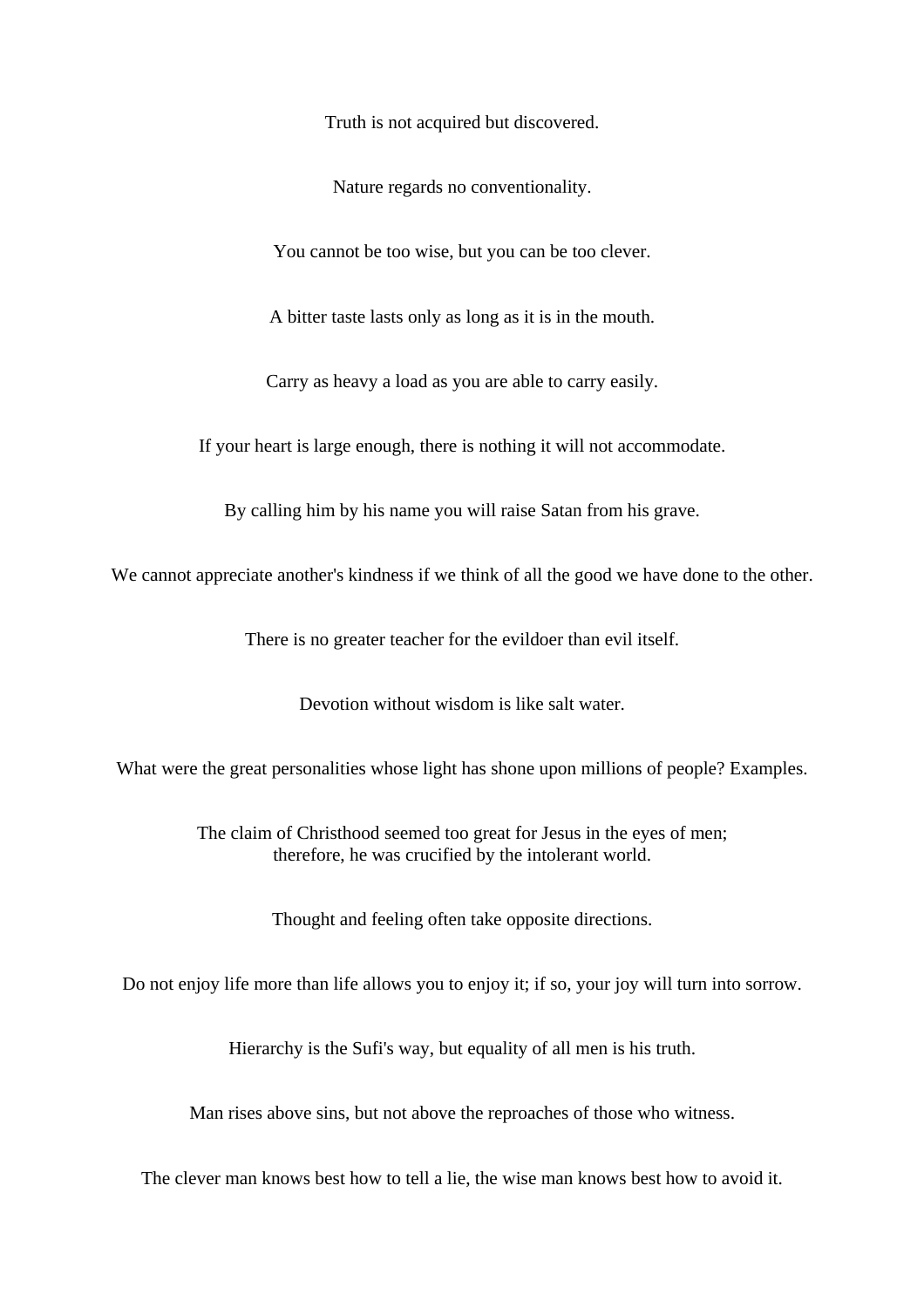Truth is not acquired but discovered.

Nature regards no conventionality.

You cannot be too wise, but you can be too clever.

A bitter taste lasts only as long as it is in the mouth.

Carry as heavy a load as you are able to carry easily.

If your heart is large enough, there is nothing it will not accommodate.

By calling him by his name you will raise Satan from his grave.

We cannot appreciate another's kindness if we think of all the good we have done to the other.

There is no greater teacher for the evildoer than evil itself.

Devotion without wisdom is like salt water.

What were the great personalities whose light has shone upon millions of people? Examples.

The claim of Christhood seemed too great for Jesus in the eyes of men;
therefore, he was crucified by the intolerant world.

Thought and feeling often take opposite directions.

Do not enjoy life more than life allows you to enjoy it; if so, your joy will turn into sorrow.

Hierarchy is the Sufi's way, but equality of all men is his truth.

Man rises above sins, but not above the reproaches of those who witness.

The clever man knows best how to tell a lie, the wise man knows best how to avoid it.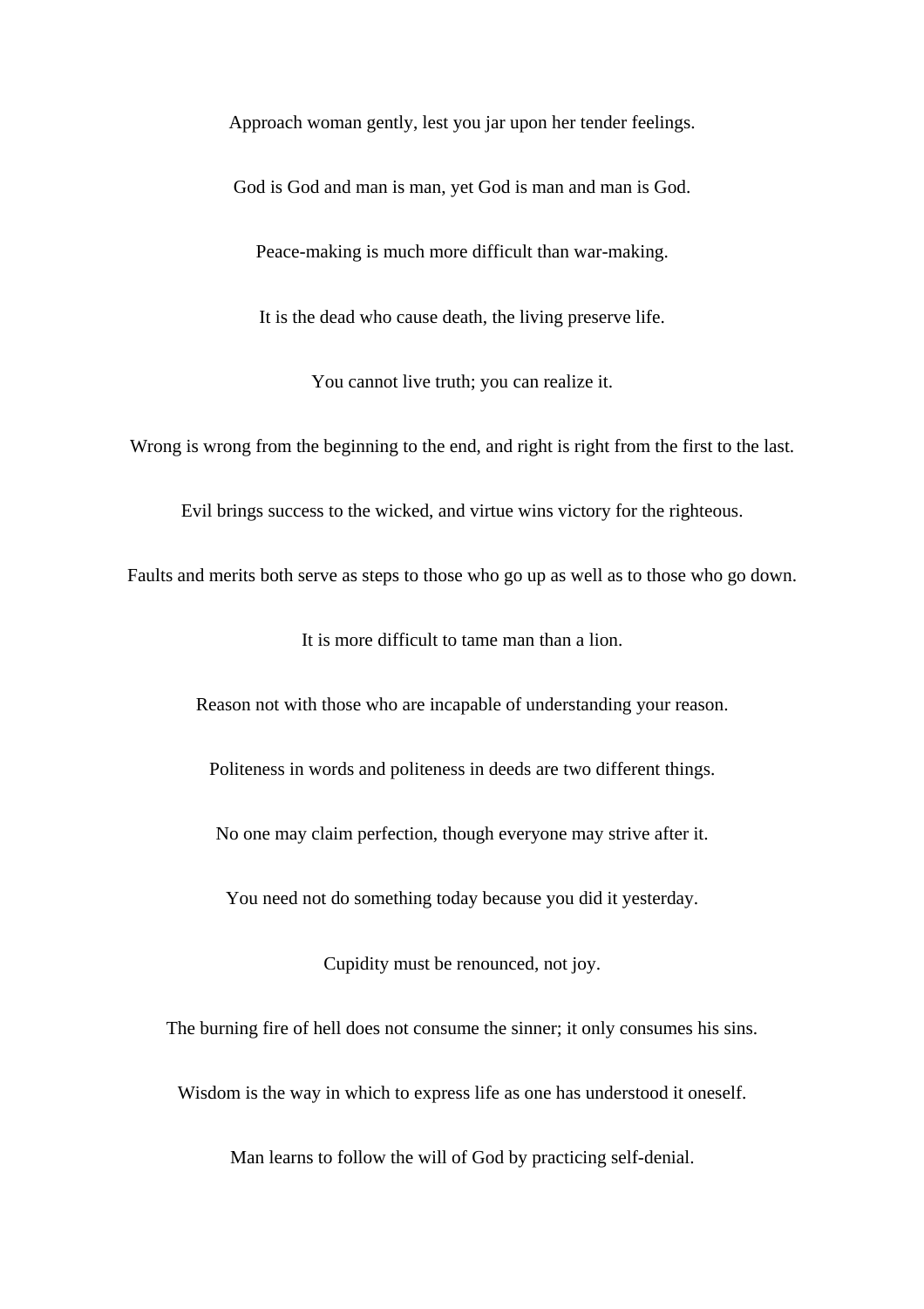Approach woman gently, lest you jar upon her tender feelings.

God is God and man is man, yet God is man and man is God.

Peace-making is much more difficult than war-making.

It is the dead who cause death, the living preserve life.

You cannot live truth; you can realize it.

Wrong is wrong from the beginning to the end, and right is right from the first to the last.

Evil brings success to the wicked, and virtue wins victory for the righteous.

Faults and merits both serve as steps to those who go up as well as to those who go down.

It is more difficult to tame man than a lion.

Reason not with those who are incapable of understanding your reason.

Politeness in words and politeness in deeds are two different things.

No one may claim perfection, though everyone may strive after it.

You need not do something today because you did it yesterday.

Cupidity must be renounced, not joy.

The burning fire of hell does not consume the sinner; it only consumes his sins.

Wisdom is the way in which to express life as one has understood it oneself.

Man learns to follow the will of God by practicing self-denial.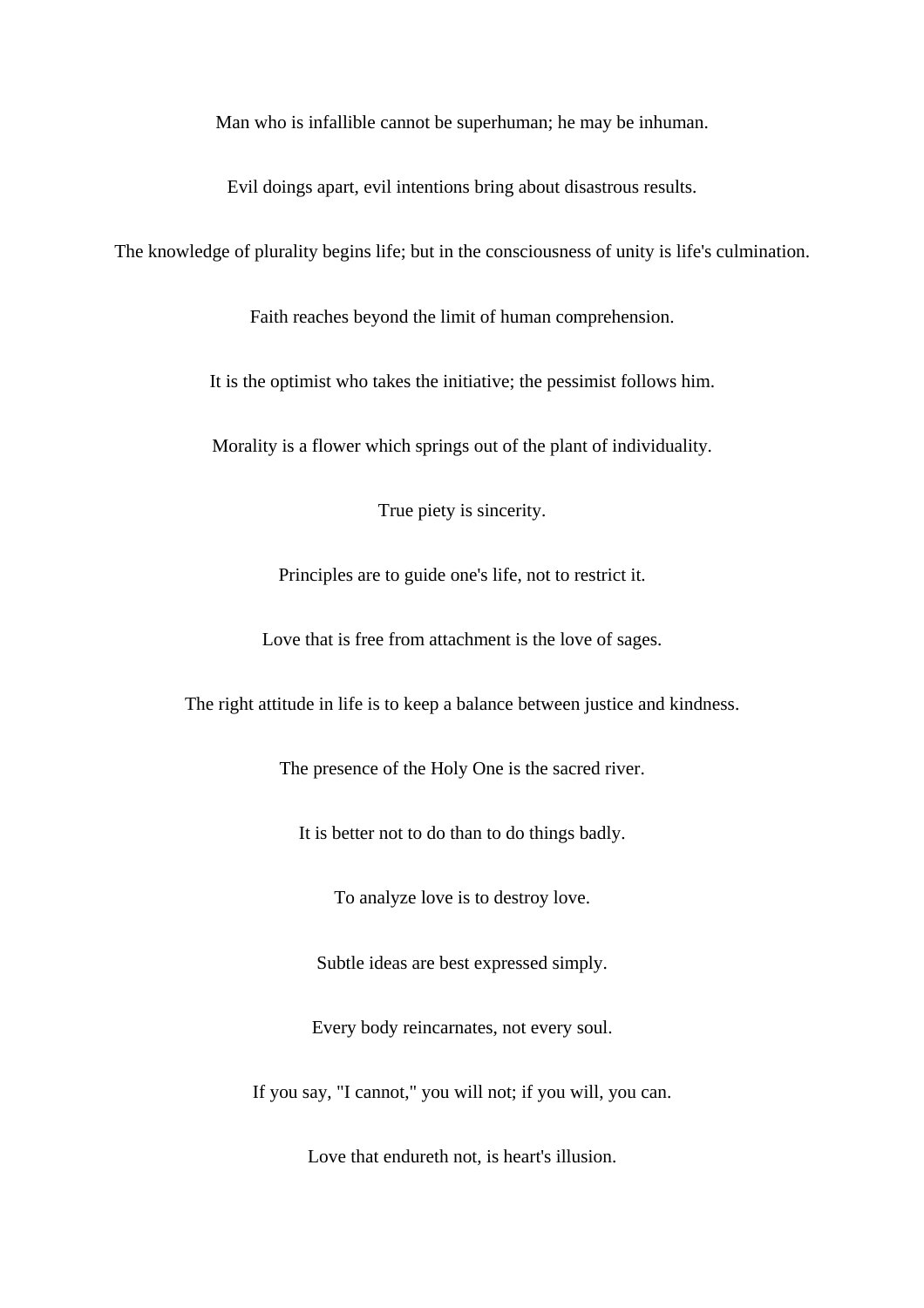Man who is infallible cannot be superhuman; he may be inhuman.

Evil doings apart, evil intentions bring about disastrous results.

The knowledge of plurality begins life; but in the consciousness of unity is life's culmination.

Faith reaches beyond the limit of human comprehension.

It is the optimist who takes the initiative; the pessimist follows him.

Morality is a flower which springs out of the plant of individuality.

True piety is sincerity.

Principles are to guide one's life, not to restrict it.

Love that is free from attachment is the love of sages.

The right attitude in life is to keep a balance between justice and kindness.

The presence of the Holy One is the sacred river.

It is better not to do than to do things badly.

To analyze love is to destroy love.

Subtle ideas are best expressed simply.

Every body reincarnates, not every soul.

If you say, "I cannot," you will not; if you will, you can.

Love that endureth not, is heart's illusion.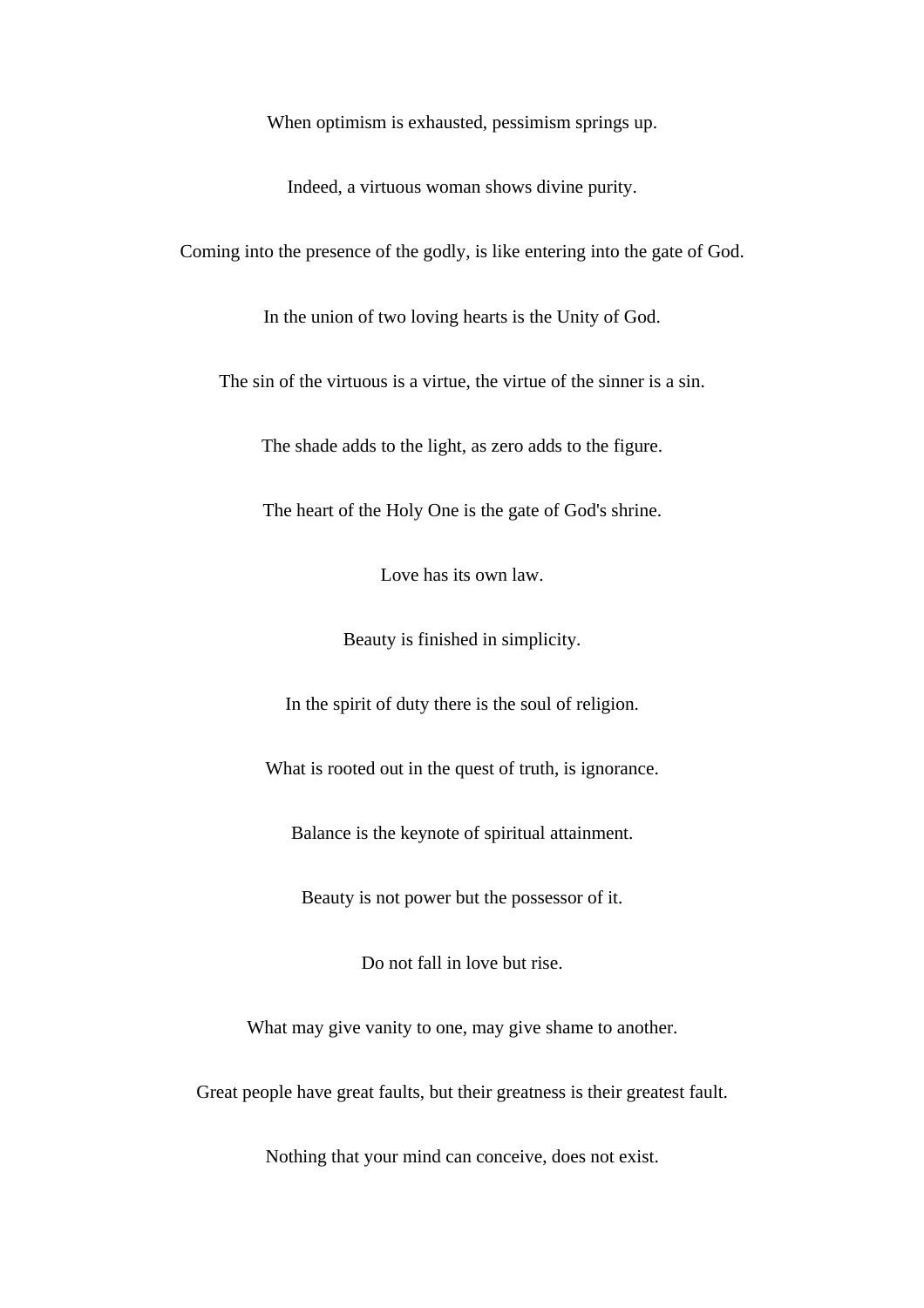When optimism is exhausted, pessimism springs up.

Indeed, a virtuous woman shows divine purity.

Coming into the presence of the godly, is like entering into the gate of God.

In the union of two loving hearts is the Unity of God.

The sin of the virtuous is a virtue, the virtue of the sinner is a sin.

The shade adds to the light, as zero adds to the figure.

The heart of the Holy One is the gate of God's shrine.

Love has its own law.

Beauty is finished in simplicity.

In the spirit of duty there is the soul of religion.

What is rooted out in the quest of truth, is ignorance.

Balance is the keynote of spiritual attainment.

Beauty is not power but the possessor of it.

Do not fall in love but rise.

What may give vanity to one, may give shame to another.

Great people have great faults, but their greatness is their greatest fault.

Nothing that your mind can conceive, does not exist.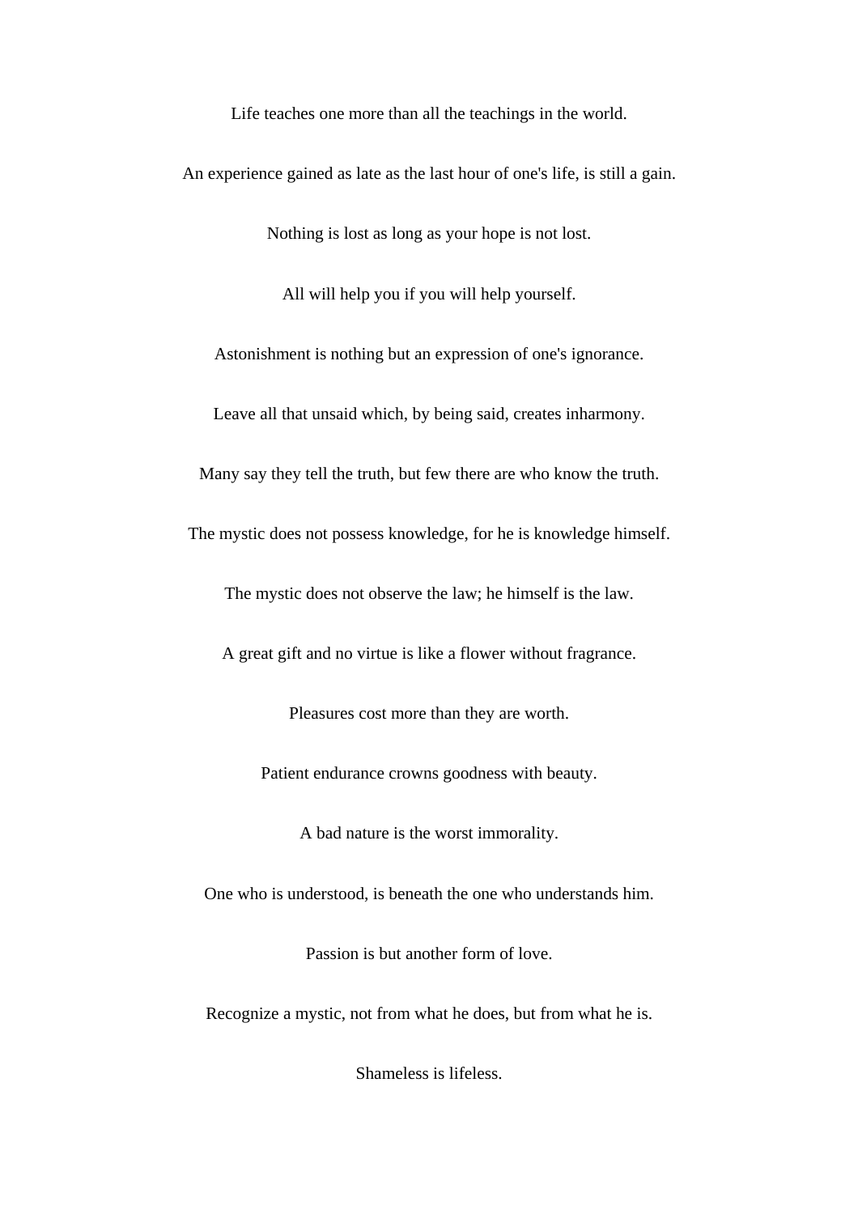Life teaches one more than all the teachings in the world.

An experience gained as late as the last hour of one's life, is still a gain.

Nothing is lost as long as your hope is not lost.

All will help you if you will help yourself.

Astonishment is nothing but an expression of one's ignorance.

Leave all that unsaid which, by being said, creates inharmony.

Many say they tell the truth, but few there are who know the truth.

The mystic does not possess knowledge, for he is knowledge himself.

The mystic does not observe the law; he himself is the law.

A great gift and no virtue is like a flower without fragrance.

Pleasures cost more than they are worth.

Patient endurance crowns goodness with beauty.

A bad nature is the worst immorality.

One who is understood, is beneath the one who understands him.

Passion is but another form of love.

Recognize a mystic, not from what he does, but from what he is.

Shameless is lifeless.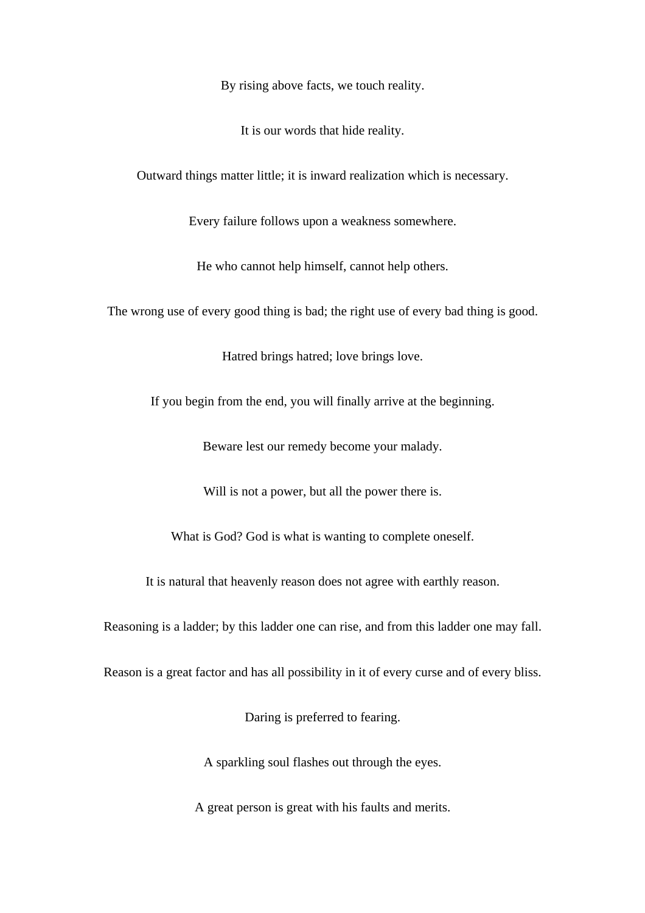By rising above facts, we touch reality.

It is our words that hide reality.

Outward things matter little; it is inward realization which is necessary.

Every failure follows upon a weakness somewhere.

He who cannot help himself, cannot help others.

The wrong use of every good thing is bad; the right use of every bad thing is good.

Hatred brings hatred; love brings love.

If you begin from the end, you will finally arrive at the beginning.

Beware lest our remedy become your malady.

Will is not a power, but all the power there is.

What is God? God is what is wanting to complete oneself.

It is natural that heavenly reason does not agree with earthly reason.

Reasoning is a ladder; by this ladder one can rise, and from this ladder one may fall.

Reason is a great factor and has all possibility in it of every curse and of every bliss.

Daring is preferred to fearing.

A sparkling soul flashes out through the eyes.

A great person is great with his faults and merits.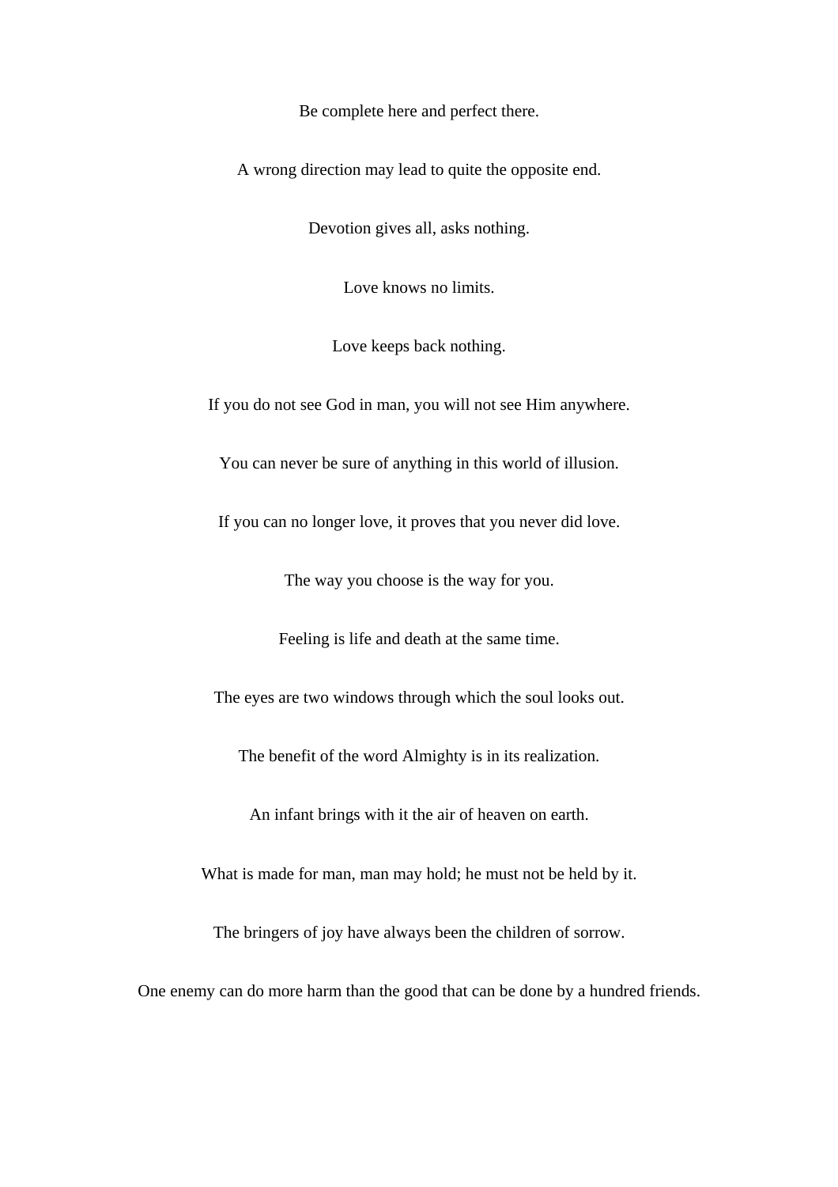Be complete here and perfect there.

A wrong direction may lead to quite the opposite end.

Devotion gives all, asks nothing.

Love knows no limits.

Love keeps back nothing.

If you do not see God in man, you will not see Him anywhere.

You can never be sure of anything in this world of illusion.

If you can no longer love, it proves that you never did love.

The way you choose is the way for you.

Feeling is life and death at the same time.

The eyes are two windows through which the soul looks out.

The benefit of the word Almighty is in its realization.

An infant brings with it the air of heaven on earth.

What is made for man, man may hold; he must not be held by it.

The bringers of joy have always been the children of sorrow.

One enemy can do more harm than the good that can be done by a hundred friends.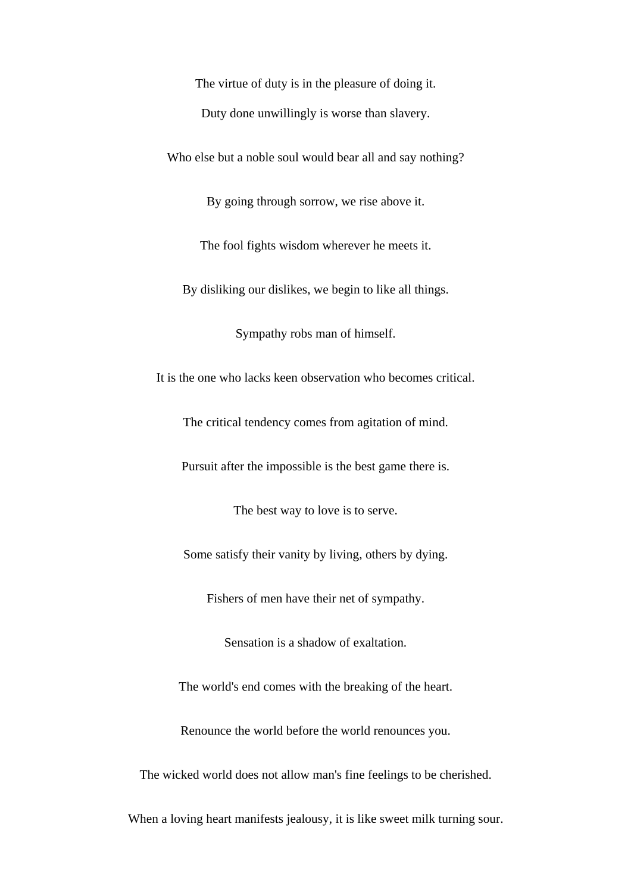The virtue of duty is in the pleasure of doing it.

Duty done unwillingly is worse than slavery.

Who else but a noble soul would bear all and say nothing?

By going through sorrow, we rise above it.

The fool fights wisdom wherever he meets it.

By disliking our dislikes, we begin to like all things.

Sympathy robs man of himself.

It is the one who lacks keen observation who becomes critical.

The critical tendency comes from agitation of mind.

Pursuit after the impossible is the best game there is.

The best way to love is to serve.

Some satisfy their vanity by living, others by dying.

Fishers of men have their net of sympathy.

Sensation is a shadow of exaltation.

The world's end comes with the breaking of the heart.

Renounce the world before the world renounces you.

The wicked world does not allow man's fine feelings to be cherished.

When a loving heart manifests jealousy, it is like sweet milk turning sour.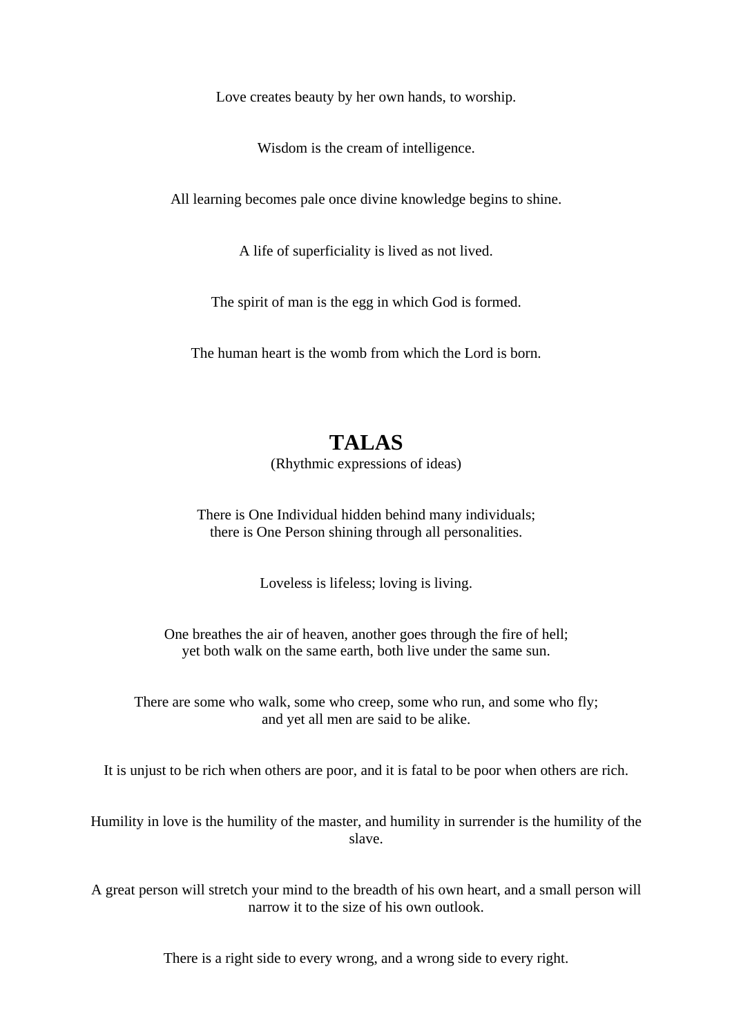Love creates beauty by her own hands, to worship.

Wisdom is the cream of intelligence.

All learning becomes pale once divine knowledge begins to shine.

A life of superficiality is lived as not lived.

The spirit of man is the egg in which God is formed.

The human heart is the womb from which the Lord is born.

# TALAS

(Rhythmic expressions of ideas)

There is One Individual hidden behind many individuals;
there is One Person shining through all personalities.

Loveless is lifeless; loving is living.

One breathes the air of heaven, another goes through the fire of hell;
yet both walk on the same earth, both live under the same sun.

There are some who walk, some who creep, some who run, and some who fly;
and yet all men are said to be alike.

It is unjust to be rich when others are poor, and it is fatal to be poor when others are rich.

Humility in love is the humility of the master, and humility in surrender is the humility of the slave.

A great person will stretch your mind to the breadth of his own heart, and a small person will narrow it to the size of his own outlook.

There is a right side to every wrong, and a wrong side to every right.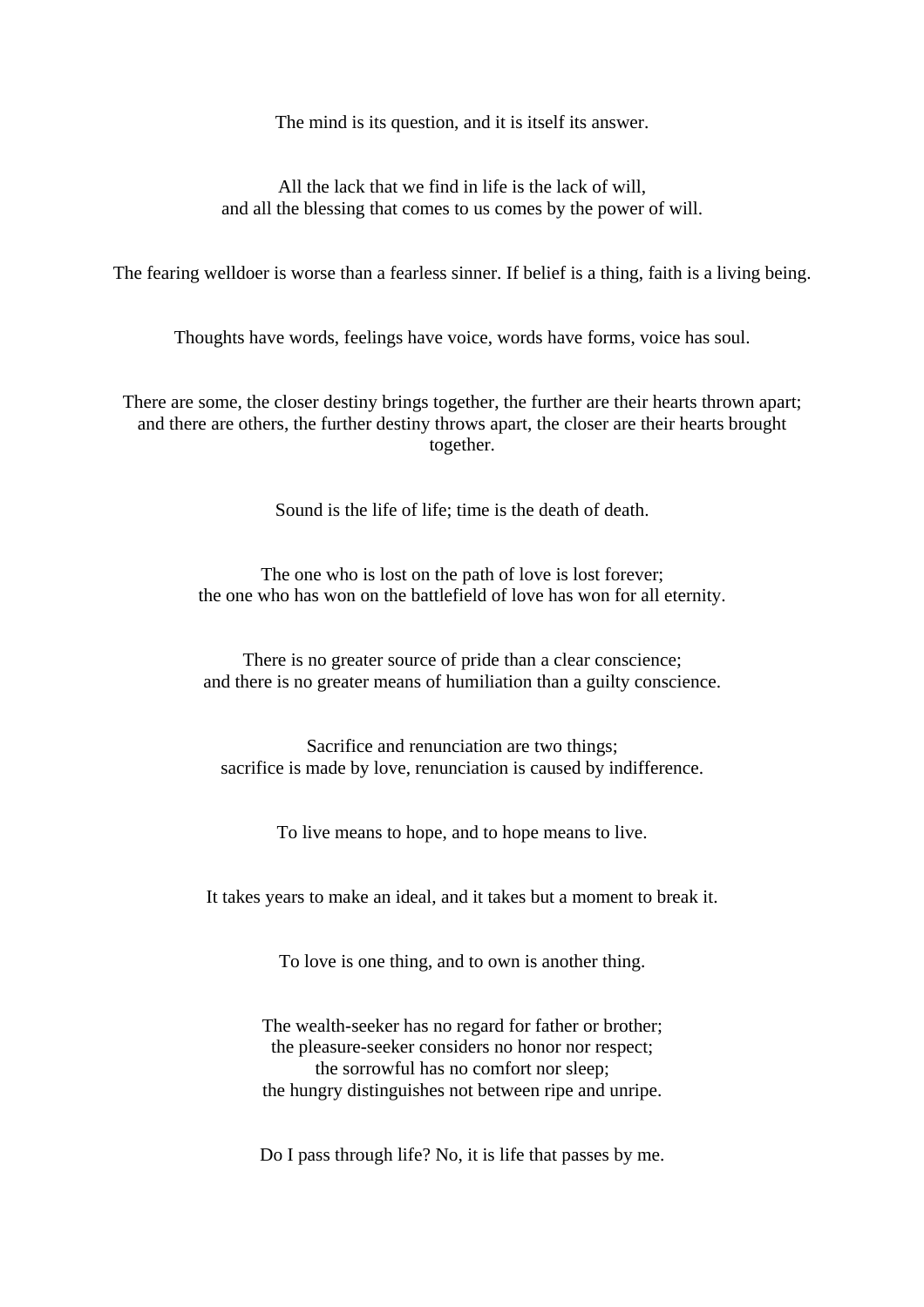The mind is its question, and it is itself its answer.

All the lack that we find in life is the lack of will,
and all the blessing that comes to us comes by the power of will.

The fearing welldoer is worse than a fearless sinner. If belief is a thing, faith is a living being.

Thoughts have words, feelings have voice, words have forms, voice has soul.

There are some, the closer destiny brings together, the further are their hearts thrown apart;
and there are others, the further destiny throws apart, the closer are their hearts brought together.

Sound is the life of life; time is the death of death.

The one who is lost on the path of love is lost forever;
the one who has won on the battlefield of love has won for all eternity.

There is no greater source of pride than a clear conscience;
and there is no greater means of humiliation than a guilty conscience.

Sacrifice and renunciation are two things;
sacrifice is made by love, renunciation is caused by indifference.

To live means to hope, and to hope means to live.

It takes years to make an ideal, and it takes but a moment to break it.

To love is one thing, and to own is another thing.

The wealth-seeker has no regard for father or brother;
the pleasure-seeker considers no honor nor respect;
the sorrowful has no comfort nor sleep;
the hungry distinguishes not between ripe and unripe.

Do I pass through life? No, it is life that passes by me.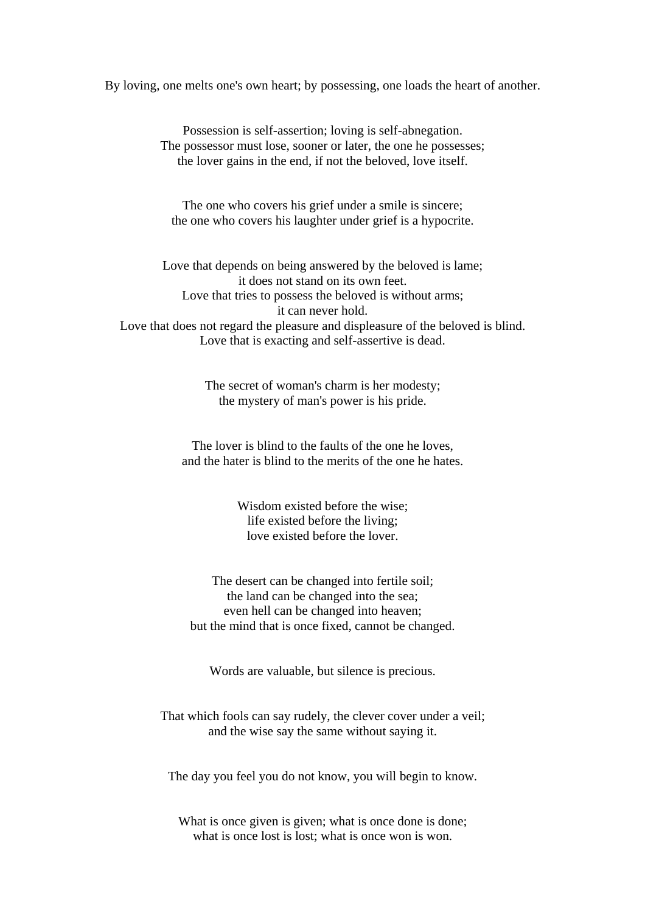By loving, one melts one's own heart; by possessing, one loads the heart of another.

Possession is self-assertion; loving is self-abnegation.
The possessor must lose, sooner or later, the one he possesses;
the lover gains in the end, if not the beloved, love itself.

The one who covers his grief under a smile is sincere;
the one who covers his laughter under grief is a hypocrite.

Love that depends on being answered by the beloved is lame;
it does not stand on its own feet.
Love that tries to possess the beloved is without arms;
it can never hold.
Love that does not regard the pleasure and displeasure of the beloved is blind.
Love that is exacting and self-assertive is dead.

The secret of woman's charm is her modesty;
the mystery of man's power is his pride.

The lover is blind to the faults of the one he loves,
and the hater is blind to the merits of the one he hates.

Wisdom existed before the wise;
life existed before the living;
love existed before the lover.

The desert can be changed into fertile soil;
the land can be changed into the sea;
even hell can be changed into heaven;
but the mind that is once fixed, cannot be changed.

Words are valuable, but silence is precious.

That which fools can say rudely, the clever cover under a veil;
and the wise say the same without saying it.

The day you feel you do not know, you will begin to know.

What is once given is given; what is once done is done;
what is once lost is lost; what is once won is won.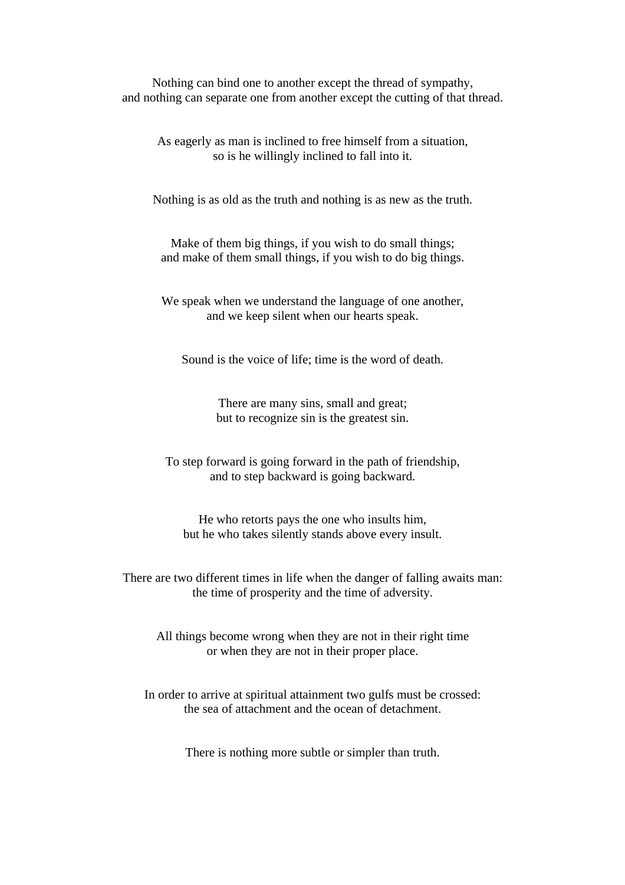Nothing can bind one to another except the thread of sympathy,  
and nothing can separate one from another except the cutting of that thread.

As eagerly as man is inclined to free himself from a situation,  
so is he willingly inclined to fall into it.

Nothing is as old as the truth and nothing is as new as the truth.

Make of them big things, if you wish to do small things;  
and make of them small things, if you wish to do big things.

We speak when we understand the language of one another,  
and we keep silent when our hearts speak.

Sound is the voice of life; time is the word of death.

There are many sins, small and great;  
but to recognize sin is the greatest sin.

To step forward is going forward in the path of friendship,  
and to step backward is going backward.

He who retorts pays the one who insults him,  
but he who takes silently stands above every insult.

There are two different times in life when the danger of falling awaits man:  
the time of prosperity and the time of adversity.

All things become wrong when they are not in their right time  
or when they are not in their proper place.

In order to arrive at spiritual attainment two gulfs must be crossed:  
the sea of attachment and the ocean of detachment.

There is nothing more subtle or simpler than truth.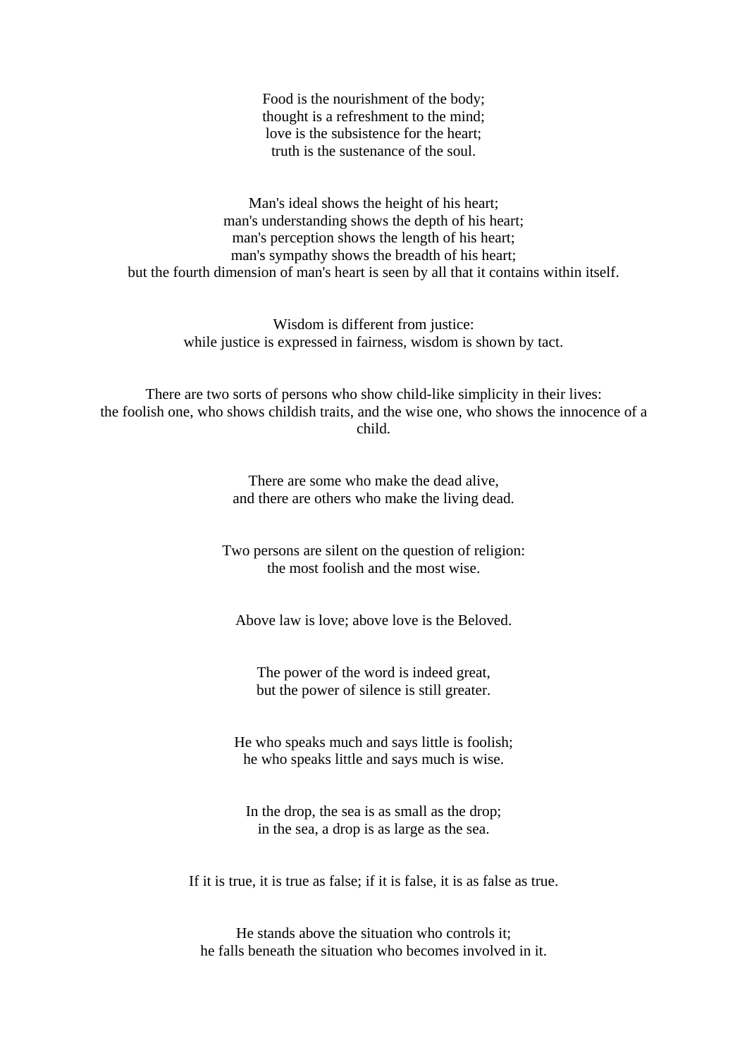Food is the nourishment of the body;
thought is a refreshment to the mind;
love is the subsistence for the heart;
truth is the sustenance of the soul.

Man's ideal shows the height of his heart;
man's understanding shows the depth of his heart;
man's perception shows the length of his heart;
man's sympathy shows the breadth of his heart;
but the fourth dimension of man's heart is seen by all that it contains within itself.

Wisdom is different from justice:
while justice is expressed in fairness, wisdom is shown by tact.

There are two sorts of persons who show child-like simplicity in their lives:
the foolish one, who shows childish traits, and the wise one, who shows the innocence of a child.

There are some who make the dead alive,
and there are others who make the living dead.

Two persons are silent on the question of religion:
the most foolish and the most wise.

Above law is love; above love is the Beloved.

The power of the word is indeed great,
but the power of silence is still greater.

He who speaks much and says little is foolish;
he who speaks little and says much is wise.

In the drop, the sea is as small as the drop;
in the sea, a drop is as large as the sea.

If it is true, it is true as false; if it is false, it is as false as true.

He stands above the situation who controls it;
he falls beneath the situation who becomes involved in it.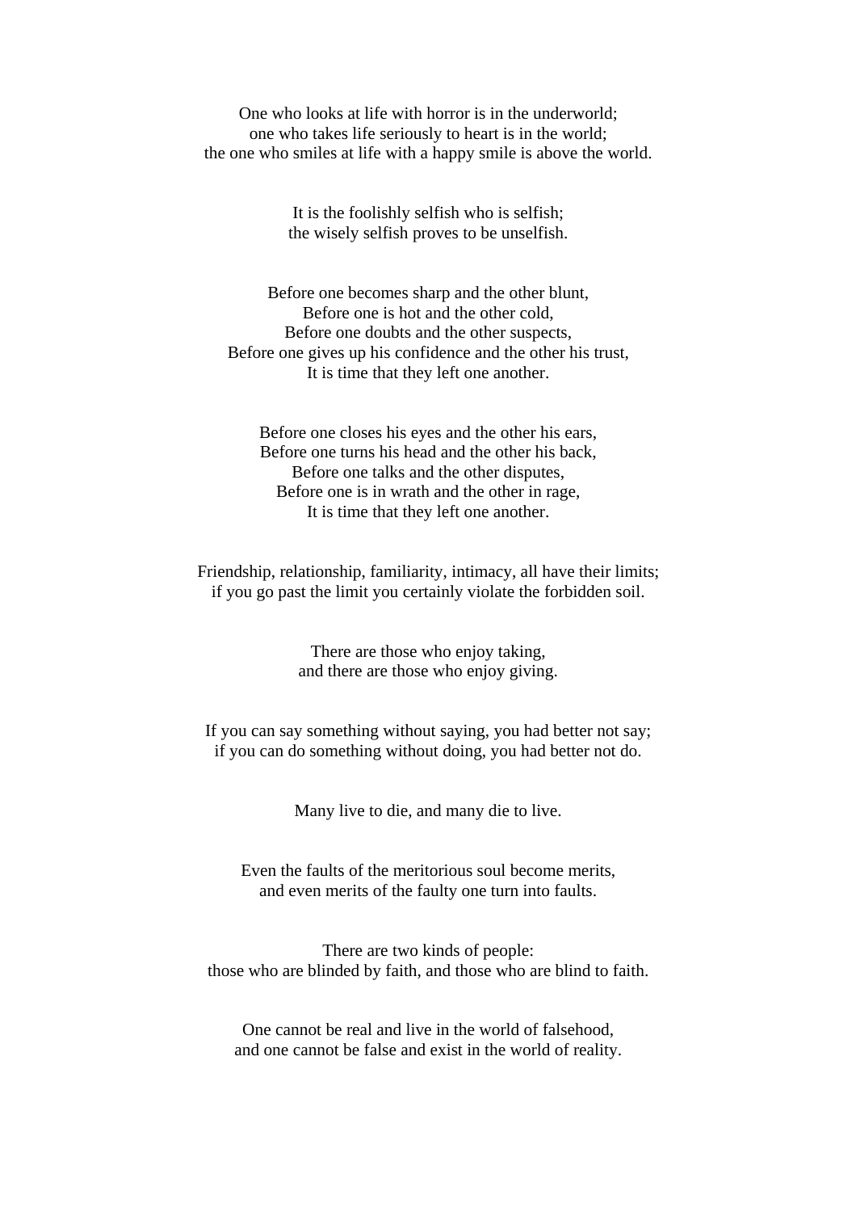One who looks at life with horror is in the underworld;
one who takes life seriously to heart is in the world;
the one who smiles at life with a happy smile is above the world.

It is the foolishly selfish who is selfish;
the wisely selfish proves to be unselfish.

Before one becomes sharp and the other blunt,
Before one is hot and the other cold,
Before one doubts and the other suspects,
Before one gives up his confidence and the other his trust,
It is time that they left one another.

Before one closes his eyes and the other his ears,
Before one turns his head and the other his back,
Before one talks and the other disputes,
Before one is in wrath and the other in rage,
It is time that they left one another.

Friendship, relationship, familiarity, intimacy, all have their limits;
if you go past the limit you certainly violate the forbidden soil.

There are those who enjoy taking,
and there are those who enjoy giving.

If you can say something without saying, you had better not say;
if you can do something without doing, you had better not do.

Many live to die, and many die to live.

Even the faults of the meritorious soul become merits,
and even merits of the faulty one turn into faults.

There are two kinds of people:
those who are blinded by faith, and those who are blind to faith.

One cannot be real and live in the world of falsehood,
and one cannot be false and exist in the world of reality.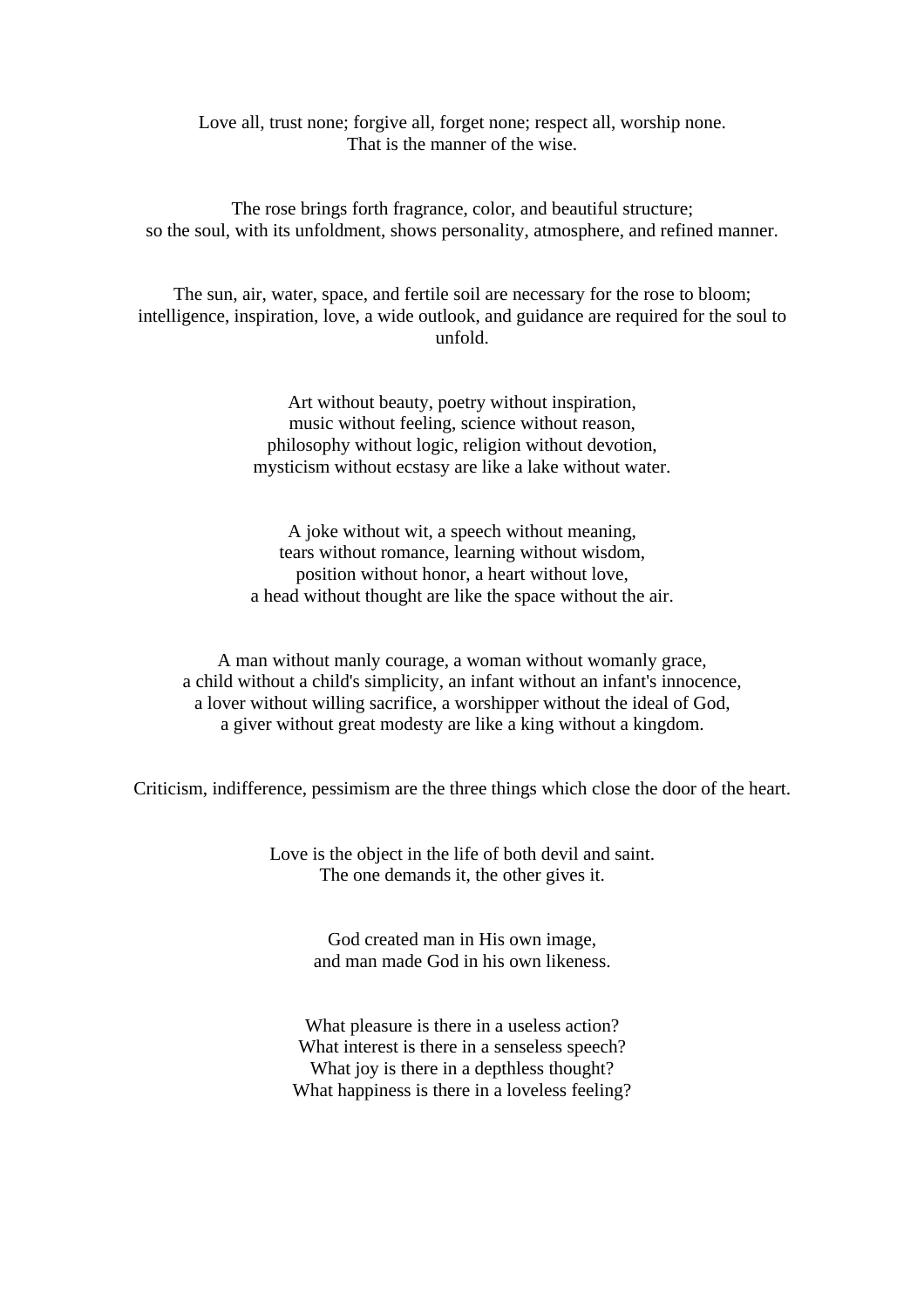Love all, trust none; forgive all, forget none; respect all, worship none.
That is the manner of the wise.

The rose brings forth fragrance, color, and beautiful structure;
so the soul, with its unfoldment, shows personality, atmosphere, and refined manner.

The sun, air, water, space, and fertile soil are necessary for the rose to bloom;
intelligence, inspiration, love, a wide outlook, and guidance are required for the soul to unfold.

Art without beauty, poetry without inspiration,
music without feeling, science without reason,
philosophy without logic, religion without devotion,
mysticism without ecstasy are like a lake without water.

A joke without wit, a speech without meaning,
tears without romance, learning without wisdom,
position without honor, a heart without love,
a head without thought are like the space without the air.

A man without manly courage, a woman without womanly grace,
a child without a child's simplicity, an infant without an infant's innocence,
a lover without willing sacrifice, a worshipper without the ideal of God,
a giver without great modesty are like a king without a kingdom.

Criticism, indifference, pessimism are the three things which close the door of the heart.

Love is the object in the life of both devil and saint.
The one demands it, the other gives it.

God created man in His own image,
and man made God in his own likeness.

What pleasure is there in a useless action?
What interest is there in a senseless speech?
What joy is there in a depthless thought?
What happiness is there in a loveless feeling?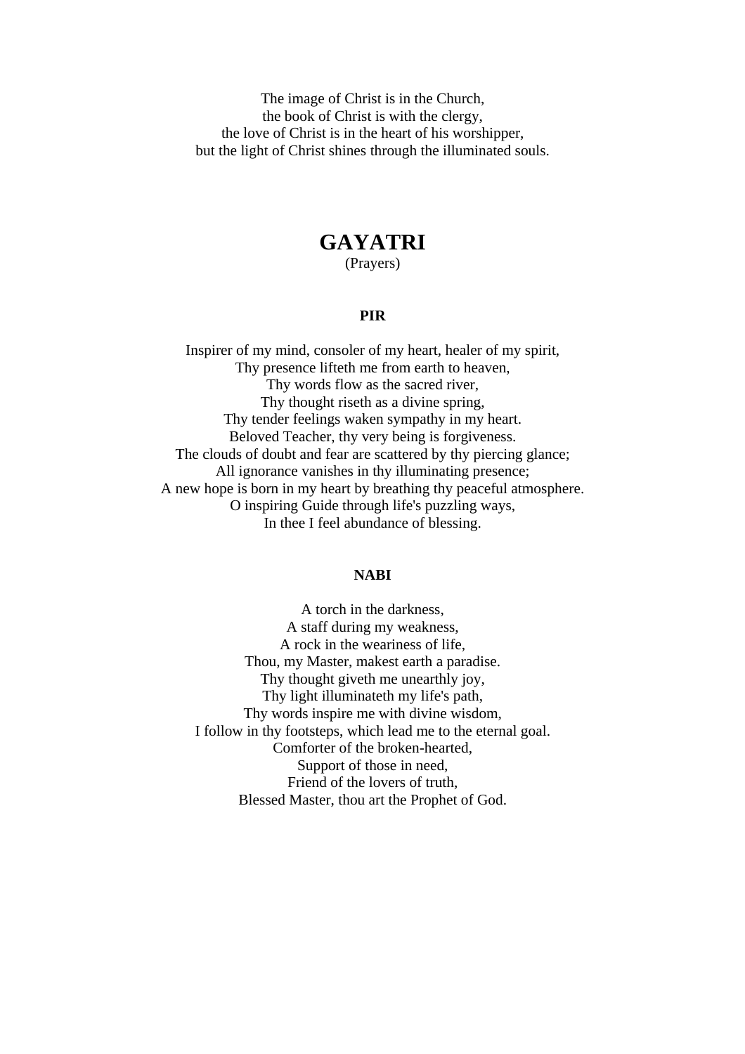The image of Christ is in the Church,
the book of Christ is with the clergy,
the love of Christ is in the heart of his worshipper,
but the light of Christ shines through the illuminated souls.

# GAYATRI

(Prayers)

### PIR

Inspirer of my mind, consoler of my heart, healer of my spirit,
Thy presence lifteth me from earth to heaven,
Thy words flow as the sacred river,
Thy thought riseth as a divine spring,
Thy tender feelings waken sympathy in my heart.
Beloved Teacher, thy very being is forgiveness.
The clouds of doubt and fear are scattered by thy piercing glance;
All ignorance vanishes in thy illuminating presence;
A new hope is born in my heart by breathing thy peaceful atmosphere.
O inspiring Guide through life's puzzling ways,
In thee I feel abundance of blessing.

### NABI

A torch in the darkness,
A staff during my weakness,
A rock in the weariness of life,
Thou, my Master, makest earth a paradise.
Thy thought giveth me unearthly joy,
Thy light illuminateth my life's path,
Thy words inspire me with divine wisdom,
I follow in thy footsteps, which lead me to the eternal goal.
Comforter of the broken-hearted,
Support of those in need,
Friend of the lovers of truth,
Blessed Master, thou art the Prophet of God.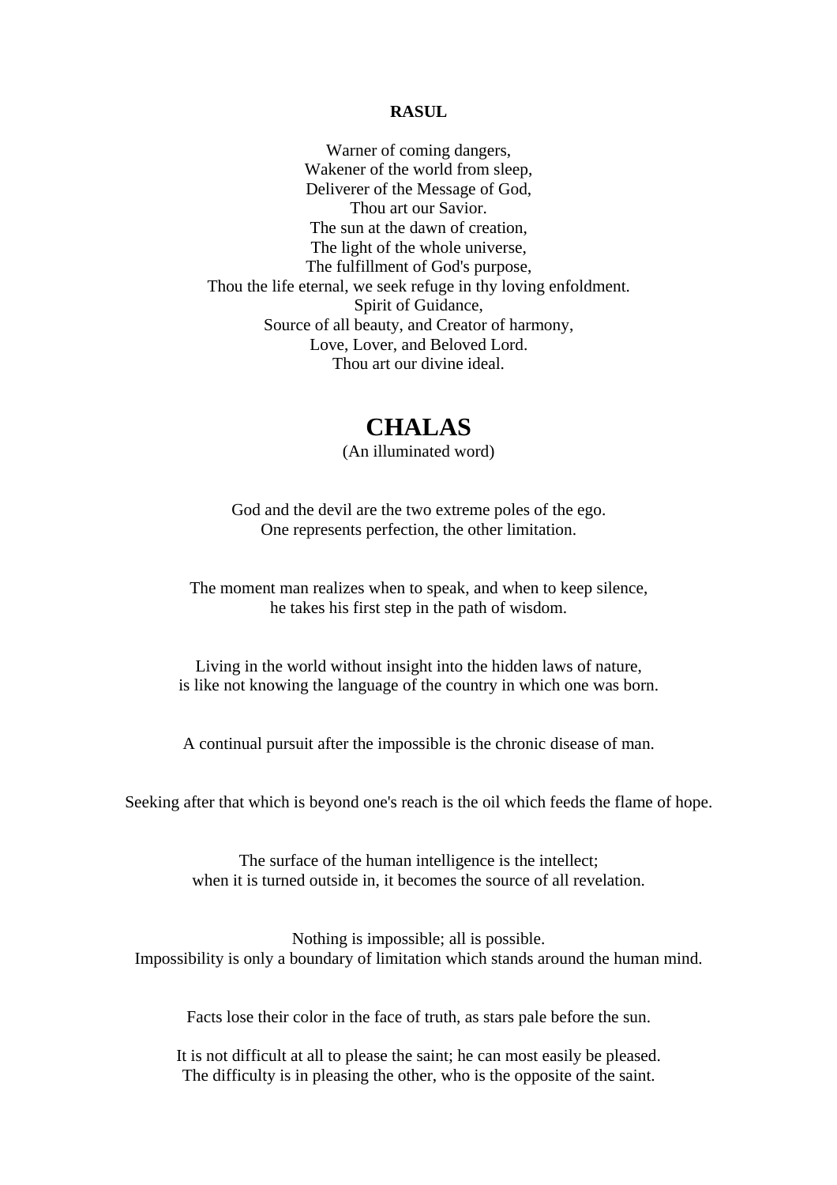**RASUL**

Warner of coming dangers,
Wakener of the world from sleep,
Deliverer of the Message of God,
Thou art our Savior.
The sun at the dawn of creation,
The light of the whole universe,
The fulfillment of God's purpose,
Thou the life eternal, we seek refuge in thy loving enfoldment.
Spirit of Guidance,
Source of all beauty, and Creator of harmony,
Love, Lover, and Beloved Lord.
Thou art our divine ideal.

# CHALAS

(An illuminated word)

God and the devil are the two extreme poles of the ego.
One represents perfection, the other limitation.

The moment man realizes when to speak, and when to keep silence,
he takes his first step in the path of wisdom.

Living in the world without insight into the hidden laws of nature,
is like not knowing the language of the country in which one was born.

A continual pursuit after the impossible is the chronic disease of man.

Seeking after that which is beyond one's reach is the oil which feeds the flame of hope.

The surface of the human intelligence is the intellect;
when it is turned outside in, it becomes the source of all revelation.

Nothing is impossible; all is possible.
Impossibility is only a boundary of limitation which stands around the human mind.

Facts lose their color in the face of truth, as stars pale before the sun.

It is not difficult at all to please the saint; he can most easily be pleased.
The difficulty is in pleasing the other, who is the opposite of the saint.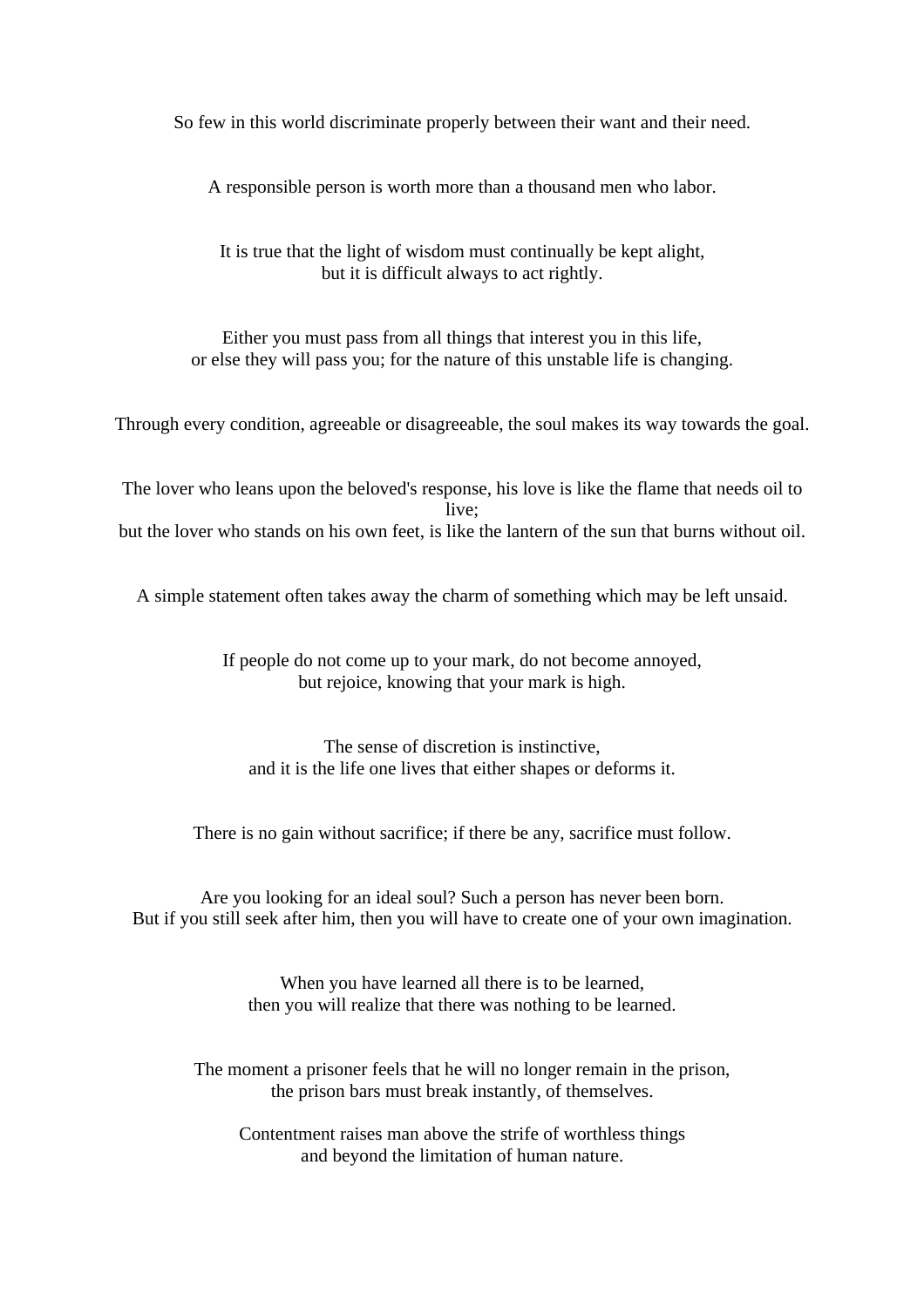So few in this world discriminate properly between their want and their need.

A responsible person is worth more than a thousand men who labor.

It is true that the light of wisdom must continually be kept alight,
but it is difficult always to act rightly.

Either you must pass from all things that interest you in this life,
or else they will pass you; for the nature of this unstable life is changing.

Through every condition, agreeable or disagreeable, the soul makes its way towards the goal.

The lover who leans upon the beloved's response, his love is like the flame that needs oil to live;
but the lover who stands on his own feet, is like the lantern of the sun that burns without oil.

A simple statement often takes away the charm of something which may be left unsaid.

If people do not come up to your mark, do not become annoyed,
but rejoice, knowing that your mark is high.

The sense of discretion is instinctive,
and it is the life one lives that either shapes or deforms it.

There is no gain without sacrifice; if there be any, sacrifice must follow.

Are you looking for an ideal soul? Such a person has never been born.
But if you still seek after him, then you will have to create one of your own imagination.

When you have learned all there is to be learned,
then you will realize that there was nothing to be learned.

The moment a prisoner feels that he will no longer remain in the prison,
the prison bars must break instantly, of themselves.

Contentment raises man above the strife of worthless things
and beyond the limitation of human nature.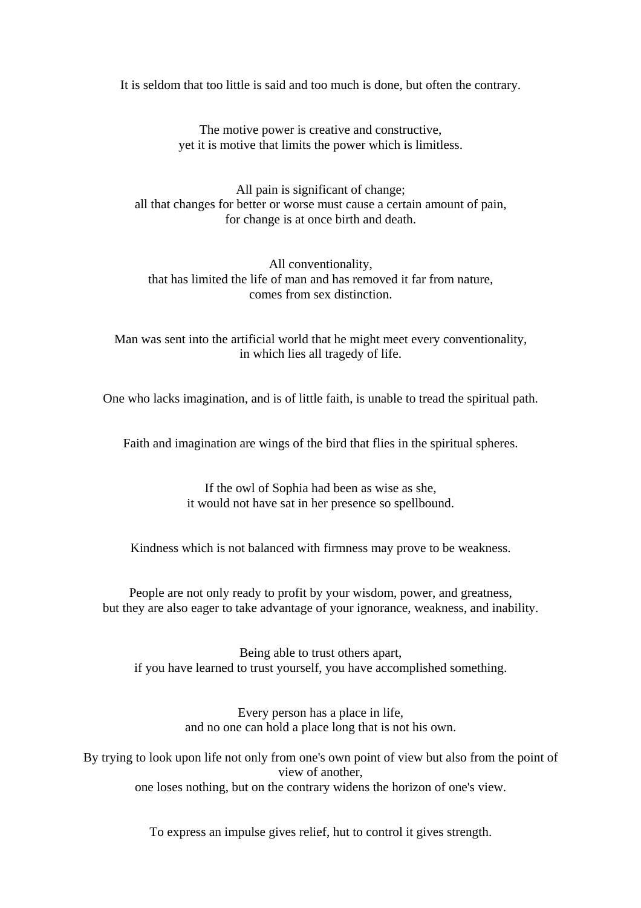It is seldom that too little is said and too much is done, but often the contrary.

The motive power is creative and constructive,
yet it is motive that limits the power which is limitless.

All pain is significant of change;
all that changes for better or worse must cause a certain amount of pain,
for change is at once birth and death.

All conventionality,
that has limited the life of man and has removed it far from nature,
comes from sex distinction.

Man was sent into the artificial world that he might meet every conventionality,
in which lies all tragedy of life.

One who lacks imagination, and is of little faith, is unable to tread the spiritual path.

Faith and imagination are wings of the bird that flies in the spiritual spheres.

If the owl of Sophia had been as wise as she,
it would not have sat in her presence so spellbound.

Kindness which is not balanced with firmness may prove to be weakness.

People are not only ready to profit by your wisdom, power, and greatness,
but they are also eager to take advantage of your ignorance, weakness, and inability.

Being able to trust others apart,
if you have learned to trust yourself, you have accomplished something.

Every person has a place in life,
and no one can hold a place long that is not his own.

By trying to look upon life not only from one's own point of view but also from the point of view of another,
one loses nothing, but on the contrary widens the horizon of one's view.

To express an impulse gives relief, hut to control it gives strength.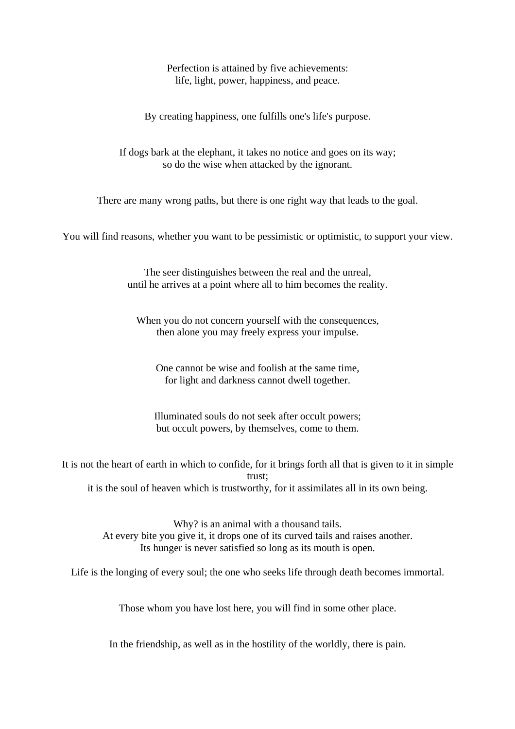Perfection is attained by five achievements:
life, light, power, happiness, and peace.

By creating happiness, one fulfills one's life's purpose.

If dogs bark at the elephant, it takes no notice and goes on its way;
so do the wise when attacked by the ignorant.

There are many wrong paths, but there is one right way that leads to the goal.

You will find reasons, whether you want to be pessimistic or optimistic, to support your view.

The seer distinguishes between the real and the unreal,
until he arrives at a point where all to him becomes the reality.

When you do not concern yourself with the consequences,
then alone you may freely express your impulse.

One cannot be wise and foolish at the same time,
for light and darkness cannot dwell together.

Illuminated souls do not seek after occult powers;
but occult powers, by themselves, come to them.

It is not the heart of earth in which to confide, for it brings forth all that is given to it in simple trust;
it is the soul of heaven which is trustworthy, for it assimilates all in its own being.

Why? is an animal with a thousand tails.
At every bite you give it, it drops one of its curved tails and raises another.
Its hunger is never satisfied so long as its mouth is open.

Life is the longing of every soul; the one who seeks life through death becomes immortal.

Those whom you have lost here, you will find in some other place.

In the friendship, as well as in the hostility of the worldly, there is pain.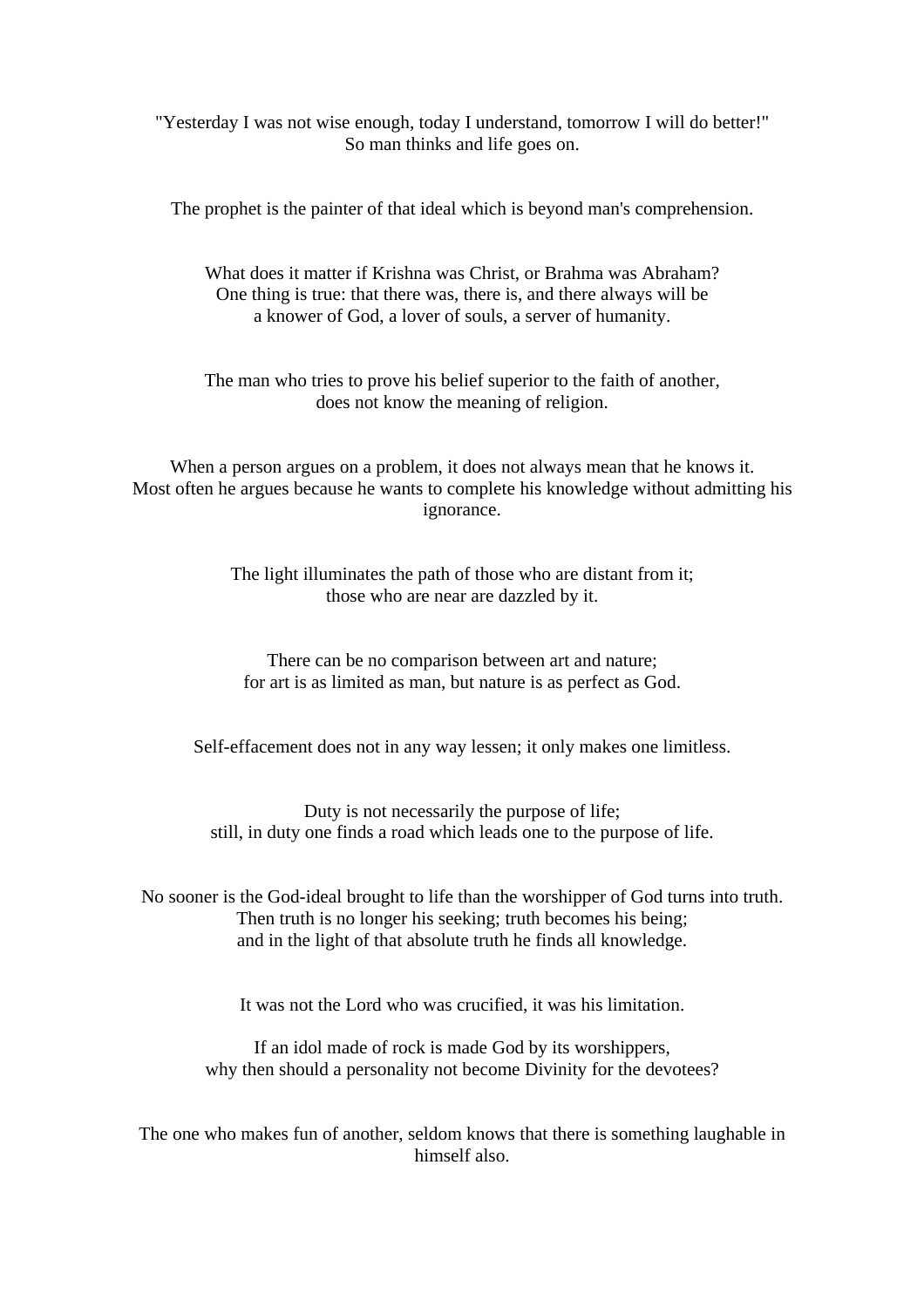"Yesterday I was not wise enough, today I understand, tomorrow I will do better!"  
So man thinks and life goes on.

The prophet is the painter of that ideal which is beyond man's comprehension.

What does it matter if Krishna was Christ, or Brahma was Abraham?  
One thing is true: that there was, there is, and there always will be  
a knower of God, a lover of souls, a server of humanity.

The man who tries to prove his belief superior to the faith of another,  
does not know the meaning of religion.

When a person argues on a problem, it does not always mean that he knows it.  
Most often he argues because he wants to complete his knowledge without admitting his ignorance.

The light illuminates the path of those who are distant from it;  
those who are near are dazzled by it.

There can be no comparison between art and nature;  
for art is as limited as man, but nature is as perfect as God.

Self-effacement does not in any way lessen; it only makes one limitless.

Duty is not necessarily the purpose of life;  
still, in duty one finds a road which leads one to the purpose of life.

No sooner is the God-ideal brought to life than the worshipper of God turns into truth.  
Then truth is no longer his seeking; truth becomes his being;  
and in the light of that absolute truth he finds all knowledge.

It was not the Lord who was crucified, it was his limitation.

If an idol made of rock is made God by its worshippers,  
why then should a personality not become Divinity for the devotees?

The one who makes fun of another, seldom knows that there is something laughable in himself also.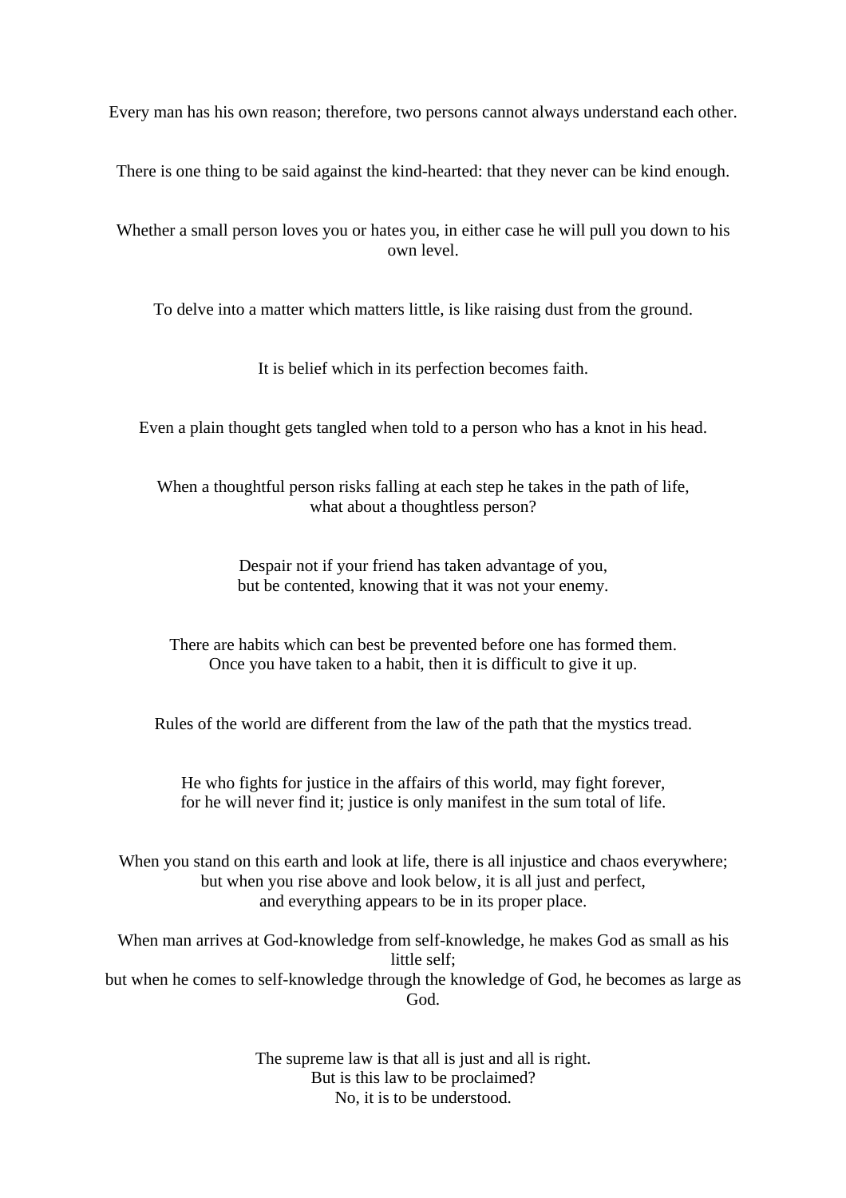Every man has his own reason; therefore, two persons cannot always understand each other.

There is one thing to be said against the kind-hearted: that they never can be kind enough.

Whether a small person loves you or hates you, in either case he will pull you down to his own level.

To delve into a matter which matters little, is like raising dust from the ground.

It is belief which in its perfection becomes faith.

Even a plain thought gets tangled when told to a person who has a knot in his head.

When a thoughtful person risks falling at each step he takes in the path of life,
what about a thoughtless person?

Despair not if your friend has taken advantage of you,
but be contented, knowing that it was not your enemy.

There are habits which can best be prevented before one has formed them.
Once you have taken to a habit, then it is difficult to give it up.

Rules of the world are different from the law of the path that the mystics tread.

He who fights for justice in the affairs of this world, may fight forever,
for he will never find it; justice is only manifest in the sum total of life.

When you stand on this earth and look at life, there is all injustice and chaos everywhere;
but when you rise above and look below, it is all just and perfect,
and everything appears to be in its proper place.

When man arrives at God-knowledge from self-knowledge, he makes God as small as his little self;
but when he comes to self-knowledge through the knowledge of God, he becomes as large as God.

The supreme law is that all is just and all is right.
But is this law to be proclaimed?
No, it is to be understood.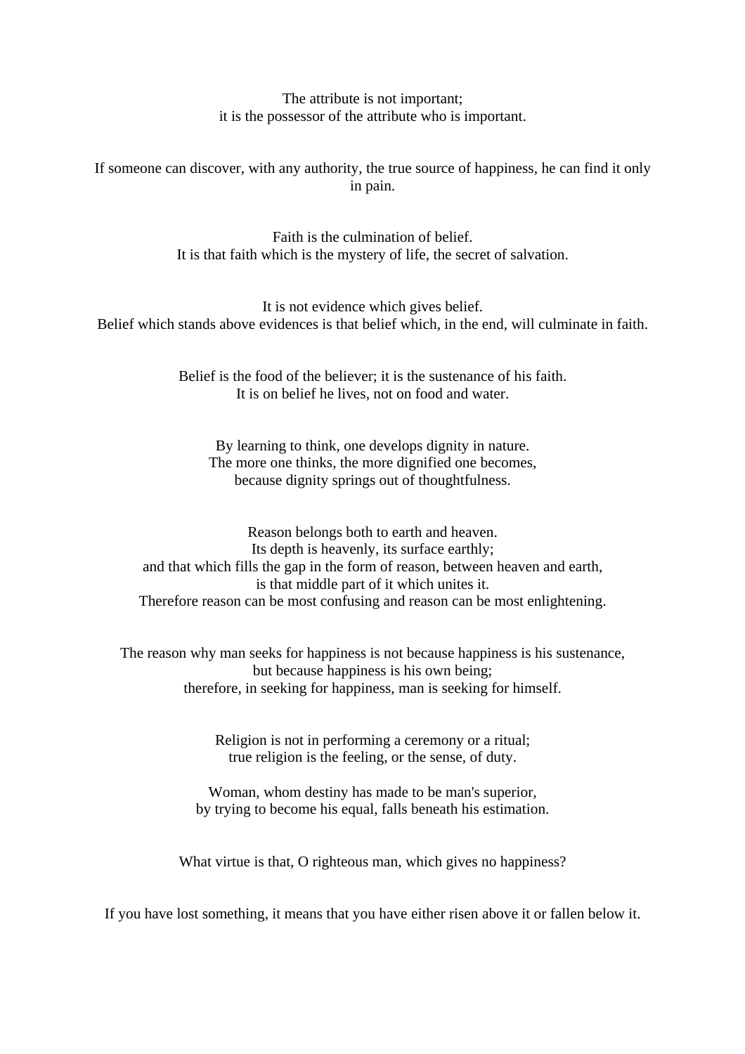The attribute is not important;  
it is the possessor of the attribute who is important.

If someone can discover, with any authority, the true source of happiness, he can find it only in pain.

Faith is the culmination of belief.  
It is that faith which is the mystery of life, the secret of salvation.

It is not evidence which gives belief.  
Belief which stands above evidences is that belief which, in the end, will culminate in faith.

Belief is the food of the believer; it is the sustenance of his faith.  
It is on belief he lives, not on food and water.

By learning to think, one develops dignity in nature.  
The more one thinks, the more dignified one becomes,  
because dignity springs out of thoughtfulness.

Reason belongs both to earth and heaven.  
Its depth is heavenly, its surface earthly;  
and that which fills the gap in the form of reason, between heaven and earth,  
is that middle part of it which unites it.  
Therefore reason can be most confusing and reason can be most enlightening.

The reason why man seeks for happiness is not because happiness is his sustenance,  
but because happiness is his own being;  
therefore, in seeking for happiness, man is seeking for himself.

Religion is not in performing a ceremony or a ritual;  
true religion is the feeling, or the sense, of duty.

Woman, whom destiny has made to be man's superior,  
by trying to become his equal, falls beneath his estimation.

What virtue is that, O righteous man, which gives no happiness?

If you have lost something, it means that you have either risen above it or fallen below it.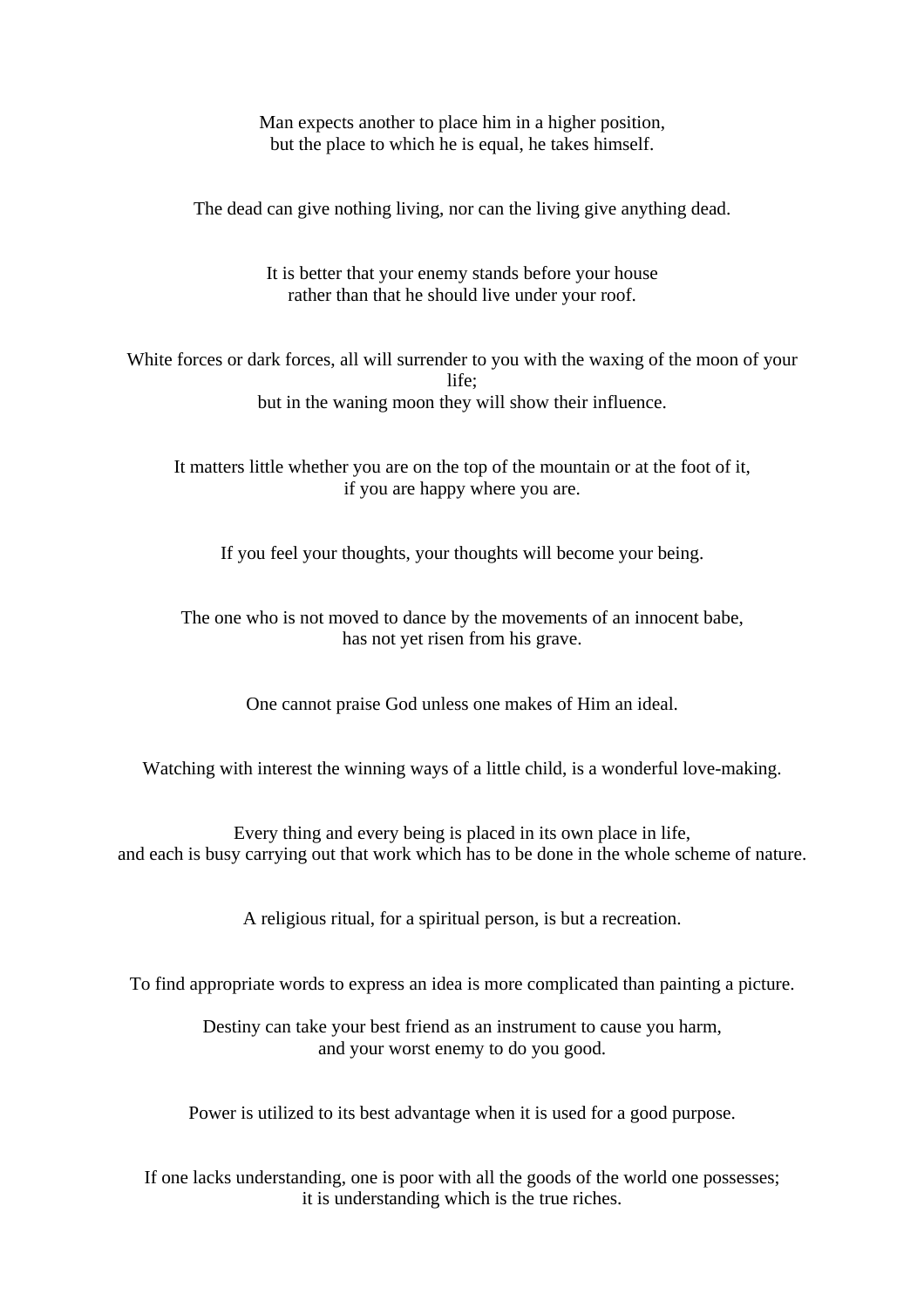Man expects another to place him in a higher position,
but the place to which he is equal, he takes himself.

The dead can give nothing living, nor can the living give anything dead.

It is better that your enemy stands before your house
rather than that he should live under your roof.

White forces or dark forces, all will surrender to you with the waxing of the moon of your life;
but in the waning moon they will show their influence.

It matters little whether you are on the top of the mountain or at the foot of it,
if you are happy where you are.

If you feel your thoughts, your thoughts will become your being.

The one who is not moved to dance by the movements of an innocent babe,
has not yet risen from his grave.

One cannot praise God unless one makes of Him an ideal.

Watching with interest the winning ways of a little child, is a wonderful love-making.

Every thing and every being is placed in its own place in life,
and each is busy carrying out that work which has to be done in the whole scheme of nature.

A religious ritual, for a spiritual person, is but a recreation.

To find appropriate words to express an idea is more complicated than painting a picture.

Destiny can take your best friend as an instrument to cause you harm,
and your worst enemy to do you good.

Power is utilized to its best advantage when it is used for a good purpose.

If one lacks understanding, one is poor with all the goods of the world one possesses;
it is understanding which is the true riches.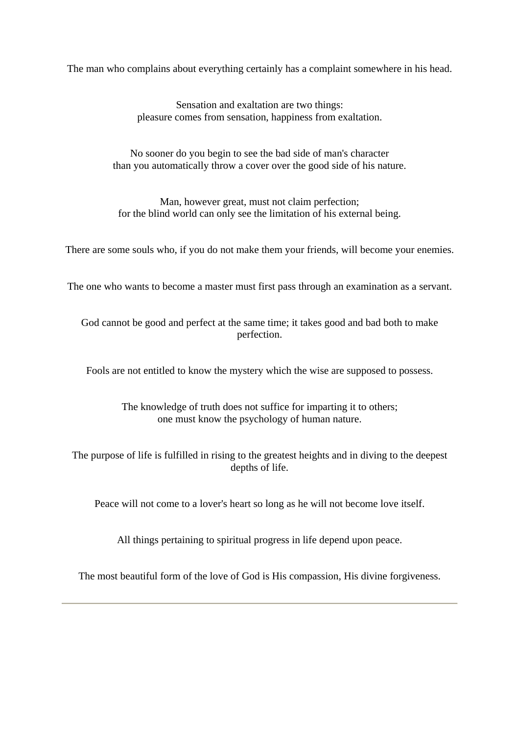The man who complains about everything certainly has a complaint somewhere in his head.

Sensation and exaltation are two things:
pleasure comes from sensation, happiness from exaltation.

No sooner do you begin to see the bad side of man's character
than you automatically throw a cover over the good side of his nature.

Man, however great, must not claim perfection;
for the blind world can only see the limitation of his external being.

There are some souls who, if you do not make them your friends, will become your enemies.

The one who wants to become a master must first pass through an examination as a servant.

God cannot be good and perfect at the same time; it takes good and bad both to make perfection.

Fools are not entitled to know the mystery which the wise are supposed to possess.

The knowledge of truth does not suffice for imparting it to others;
one must know the psychology of human nature.

The purpose of life is fulfilled in rising to the greatest heights and in diving to the deepest depths of life.

Peace will not come to a lover's heart so long as he will not become love itself.

All things pertaining to spiritual progress in life depend upon peace.

The most beautiful form of the love of God is His compassion, His divine forgiveness.

---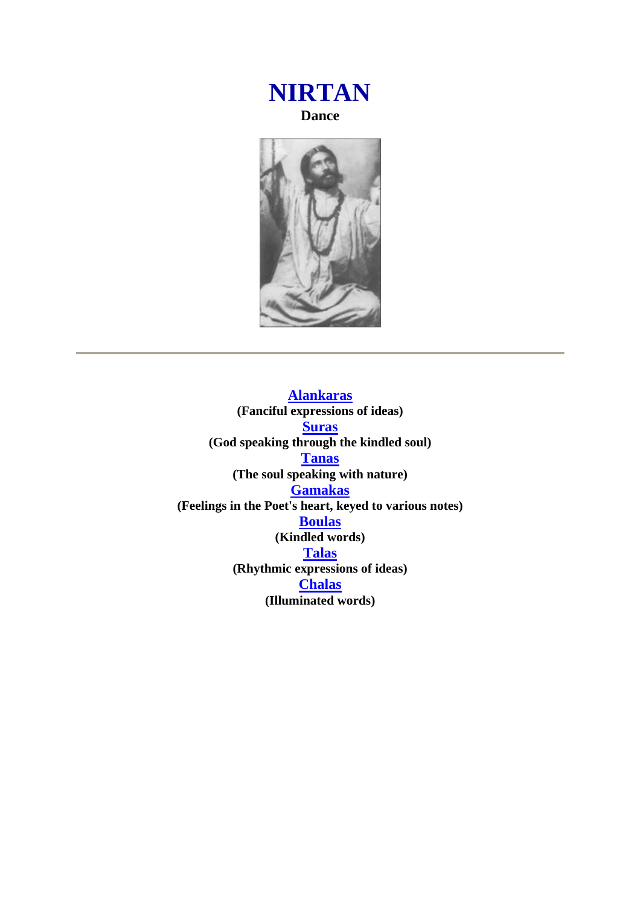# NIRTAN

**Dance**

---

**Alankaras**
**(Fanciful expressions of ideas)**

**Suras**
**(God speaking through the kindled soul)**

**Tanas**
**(The soul speaking with nature)**

**Gamakas**
**(Feelings in the Poet's heart, keyed to various notes)**

**Boulas**
**(Kindled words)**

**Talas**
**(Rhythmic expressions of ideas)**

**Chalas**
**(Illuminated words)**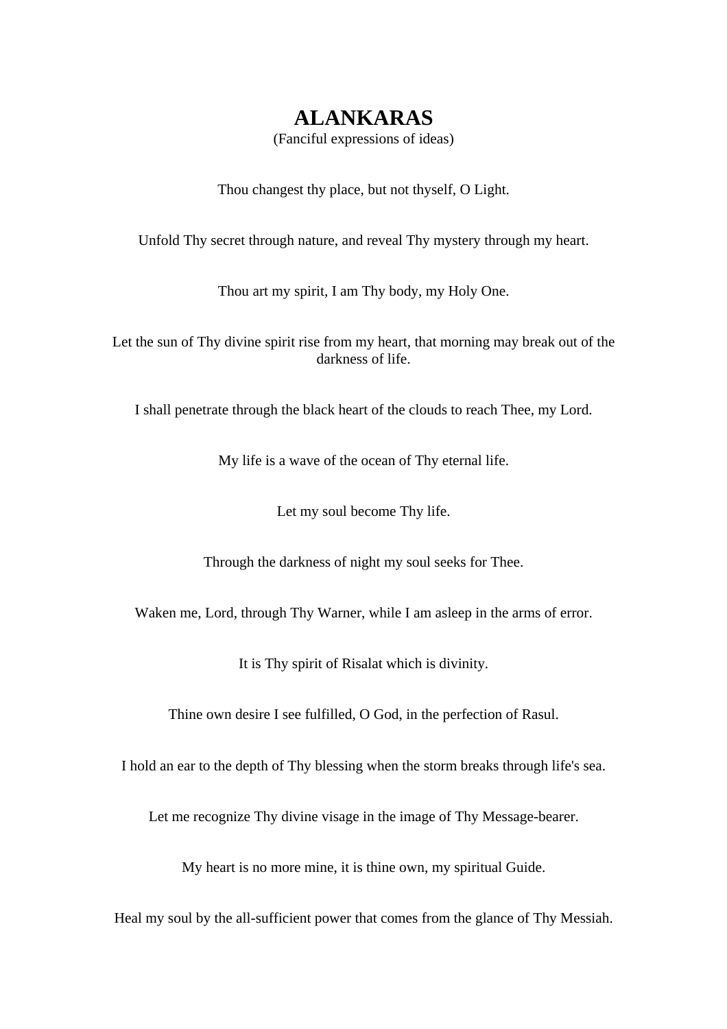# ALANKARAS

(Fanciful expressions of ideas)

Thou changest thy place, but not thyself, O Light.

Unfold Thy secret through nature, and reveal Thy mystery through my heart.

Thou art my spirit, I am Thy body, my Holy One.

Let the sun of Thy divine spirit rise from my heart, that morning may break out of the darkness of life.

I shall penetrate through the black heart of the clouds to reach Thee, my Lord.

My life is a wave of the ocean of Thy eternal life.

Let my soul become Thy life.

Through the darkness of night my soul seeks for Thee.

Waken me, Lord, through Thy Warner, while I am asleep in the arms of error.

It is Thy spirit of Risalat which is divinity.

Thine own desire I see fulfilled, O God, in the perfection of Rasul.

I hold an ear to the depth of Thy blessing when the storm breaks through life's sea.

Let me recognize Thy divine visage in the image of Thy Message-bearer.

My heart is no more mine, it is thine own, my spiritual Guide.

Heal my soul by the all-sufficient power that comes from the glance of Thy Messiah.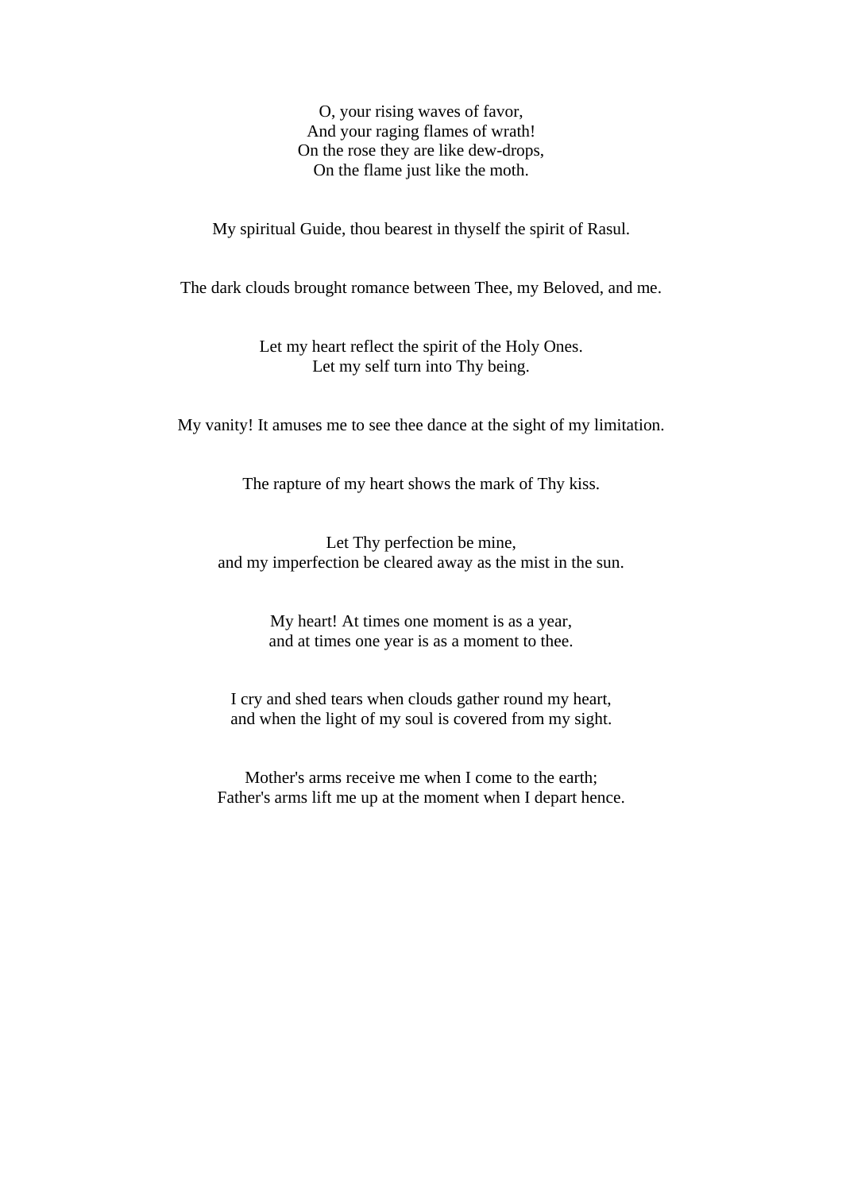O, your rising waves of favor,  
And your raging flames of wrath!  
On the rose they are like dew-drops,  
On the flame just like the moth.

My spiritual Guide, thou bearest in thyself the spirit of Rasul.

The dark clouds brought romance between Thee, my Beloved, and me.

Let my heart reflect the spirit of the Holy Ones.  
Let my self turn into Thy being.

My vanity! It amuses me to see thee dance at the sight of my limitation.

The rapture of my heart shows the mark of Thy kiss.

Let Thy perfection be mine,  
and my imperfection be cleared away as the mist in the sun.

My heart! At times one moment is as a year,  
and at times one year is as a moment to thee.

I cry and shed tears when clouds gather round my heart,  
and when the light of my soul is covered from my sight.

Mother's arms receive me when I come to the earth;  
Father's arms lift me up at the moment when I depart hence.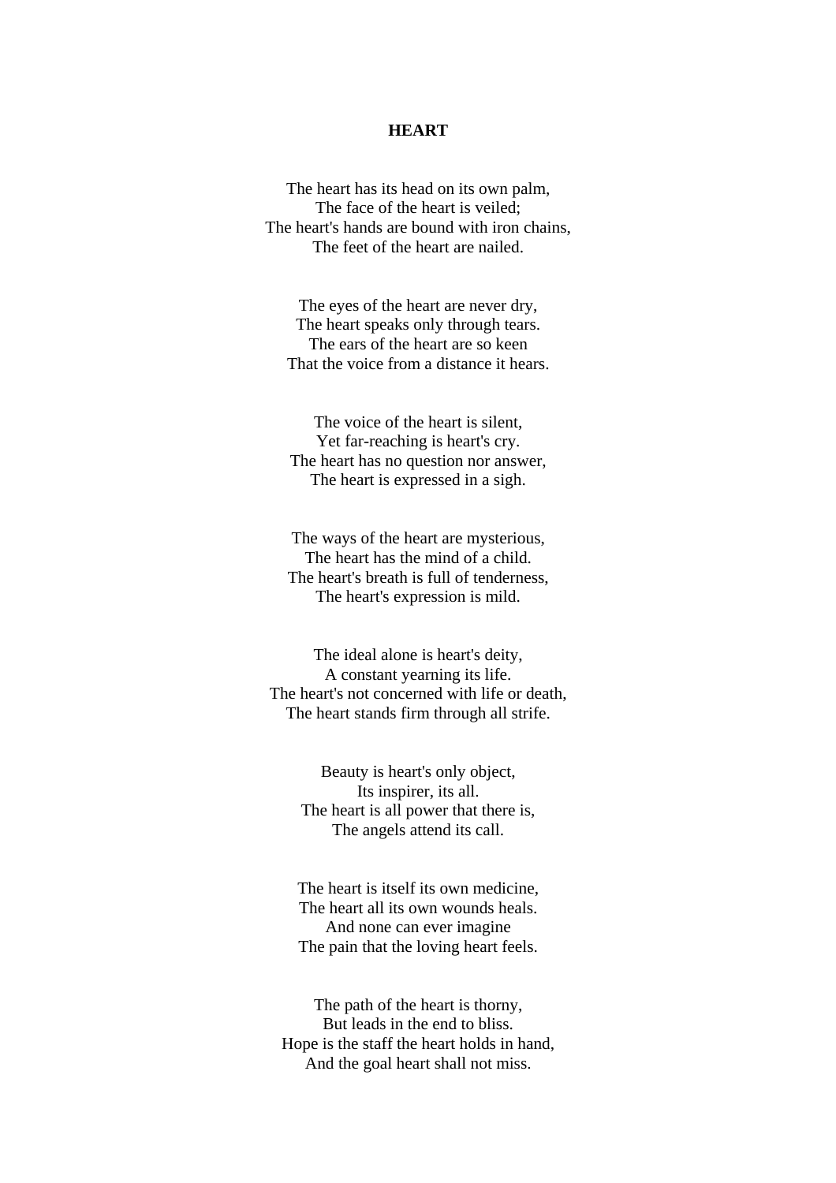# HEART

The heart has its head on its own palm,
The face of the heart is veiled;
The heart's hands are bound with iron chains,
The feet of the heart are nailed.

The eyes of the heart are never dry,
The heart speaks only through tears.
The ears of the heart are so keen
That the voice from a distance it hears.

The voice of the heart is silent,
Yet far-reaching is heart's cry.
The heart has no question nor answer,
The heart is expressed in a sigh.

The ways of the heart are mysterious,
The heart has the mind of a child.
The heart's breath is full of tenderness,
The heart's expression is mild.

The ideal alone is heart's deity,
A constant yearning its life.
The heart's not concerned with life or death,
The heart stands firm through all strife.

Beauty is heart's only object,
Its inspirer, its all.
The heart is all power that there is,
The angels attend its call.

The heart is itself its own medicine,
The heart all its own wounds heals.
And none can ever imagine
The pain that the loving heart feels.

The path of the heart is thorny,
But leads in the end to bliss.
Hope is the staff the heart holds in hand,
And the goal heart shall not miss.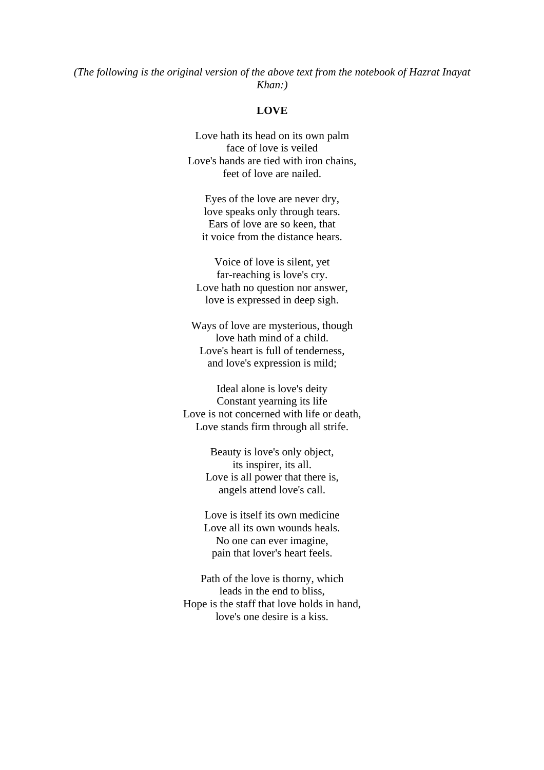*(The following is the original version of the above text from the notebook of Hazrat Inayat Khan:)*

**LOVE**

Love hath its head on its own palm  
face of love is veiled  
Love's hands are tied with iron chains,  
feet of love are nailed.

Eyes of the love are never dry,  
love speaks only through tears.  
Ears of love are so keen, that  
it voice from the distance hears.

Voice of love is silent, yet  
far-reaching is love's cry.  
Love hath no question nor answer,  
love is expressed in deep sigh.

Ways of love are mysterious, though  
love hath mind of a child.  
Love's heart is full of tenderness,  
and love's expression is mild;

Ideal alone is love's deity  
Constant yearning its life  
Love is not concerned with life or death,  
Love stands firm through all strife.

Beauty is love's only object,  
its inspirer, its all.  
Love is all power that there is,  
angels attend love's call.

Love is itself its own medicine  
Love all its own wounds heals.  
No one can ever imagine,  
pain that lover's heart feels.

Path of the love is thorny, which  
leads in the end to bliss,  
Hope is the staff that love holds in hand,  
love's one desire is a kiss.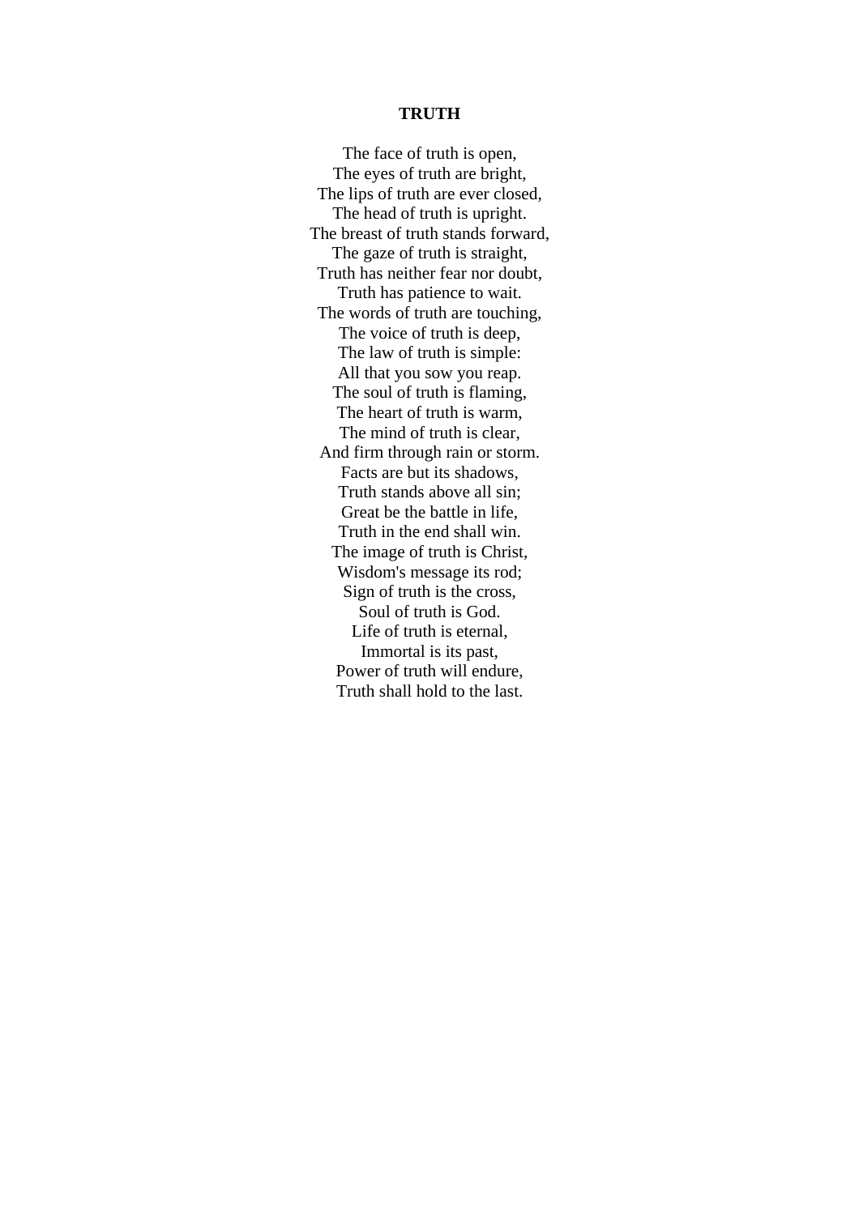**TRUTH**

The face of truth is open,  
The eyes of truth are bright,  
The lips of truth are ever closed,  
The head of truth is upright.  
The breast of truth stands forward,  
The gaze of truth is straight,  
Truth has neither fear nor doubt,  
Truth has patience to wait.  
The words of truth are touching,  
The voice of truth is deep,  
The law of truth is simple:  
All that you sow you reap.  
The soul of truth is flaming,  
The heart of truth is warm,  
The mind of truth is clear,  
And firm through rain or storm.  
Facts are but its shadows,  
Truth stands above all sin;  
Great be the battle in life,  
Truth in the end shall win.  
The image of truth is Christ,  
Wisdom's message its rod;  
Sign of truth is the cross,  
Soul of truth is God.  
Life of truth is eternal,  
Immortal is its past,  
Power of truth will endure,  
Truth shall hold to the last.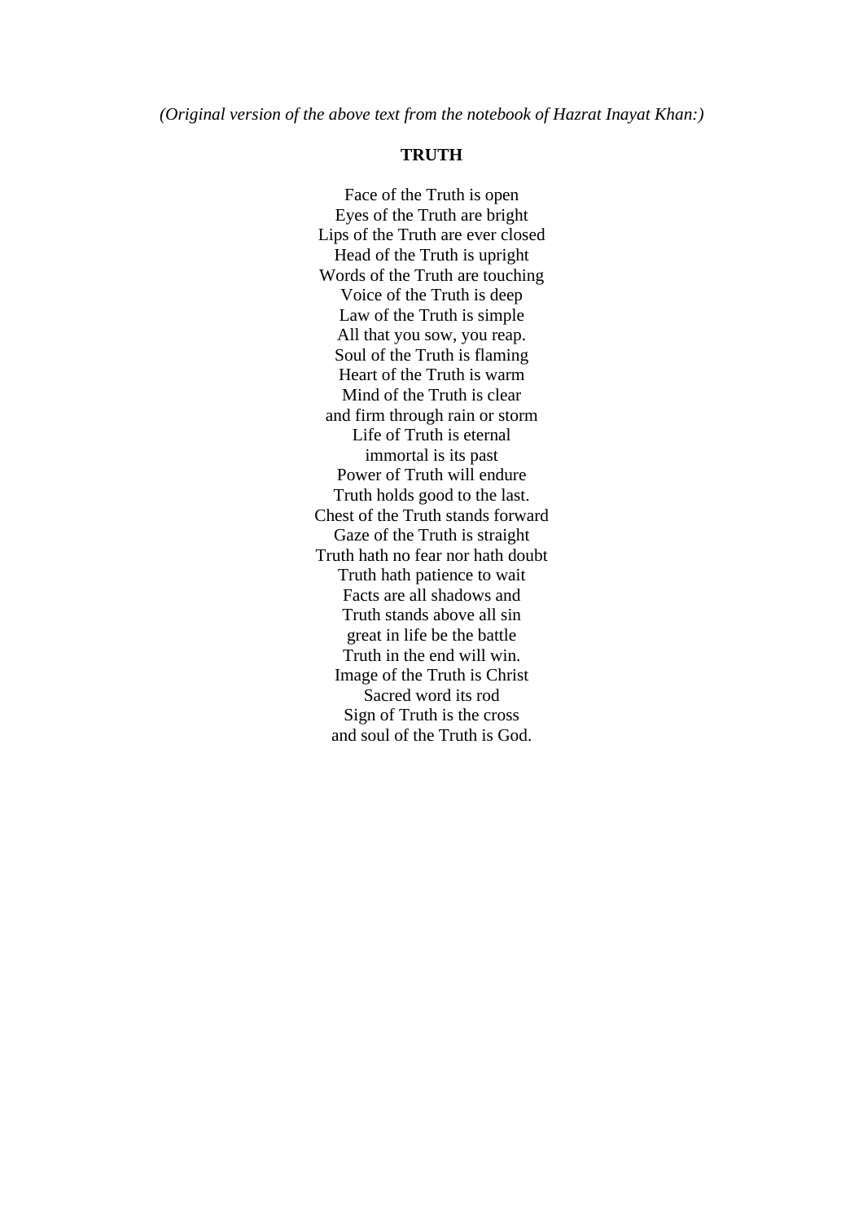*(Original version of the above text from the notebook of Hazrat Inayat Khan:)*

**TRUTH**

Face of the Truth is open  
Eyes of the Truth are bright  
Lips of the Truth are ever closed  
Head of the Truth is upright  
Words of the Truth are touching  
Voice of the Truth is deep  
Law of the Truth is simple  
All that you sow, you reap.  
Soul of the Truth is flaming  
Heart of the Truth is warm  
Mind of the Truth is clear  
and firm through rain or storm  
Life of Truth is eternal  
immortal is its past  
Power of Truth will endure  
Truth holds good to the last.  
Chest of the Truth stands forward  
Gaze of the Truth is straight  
Truth hath no fear nor hath doubt  
Truth hath patience to wait  
Facts are all shadows and  
Truth stands above all sin  
great in life be the battle  
Truth in the end will win.  
Image of the Truth is Christ  
Sacred word its rod  
Sign of Truth is the cross  
and soul of the Truth is God.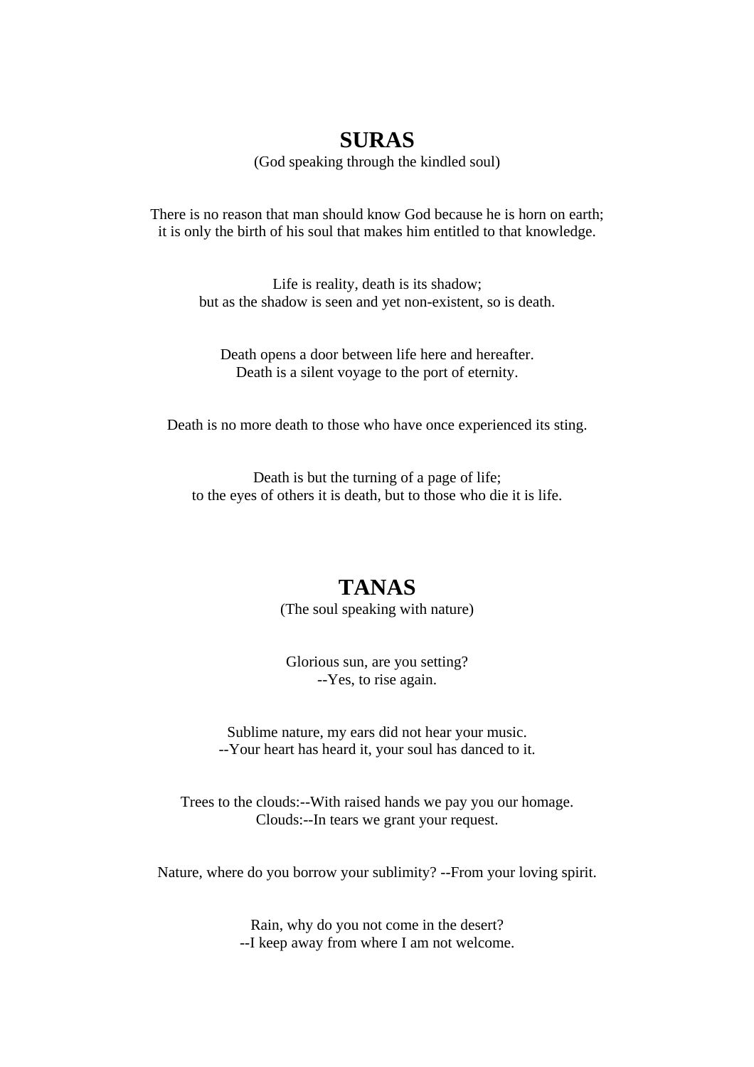## SURAS

(God speaking through the kindled soul)

There is no reason that man should know God because he is horn on earth;
it is only the birth of his soul that makes him entitled to that knowledge.

Life is reality, death is its shadow;
but as the shadow is seen and yet non-existent, so is death.

Death opens a door between life here and hereafter.
Death is a silent voyage to the port of eternity.

Death is no more death to those who have once experienced its sting.

Death is but the turning of a page of life;
to the eyes of others it is death, but to those who die it is life.

## TANAS

(The soul speaking with nature)

Glorious sun, are you setting?
--Yes, to rise again.

Sublime nature, my ears did not hear your music.
--Your heart has heard it, your soul has danced to it.

Trees to the clouds:--With raised hands we pay you our homage.
Clouds:--In tears we grant your request.

Nature, where do you borrow your sublimity? --From your loving spirit.

Rain, why do you not come in the desert?
--I keep away from where I am not welcome.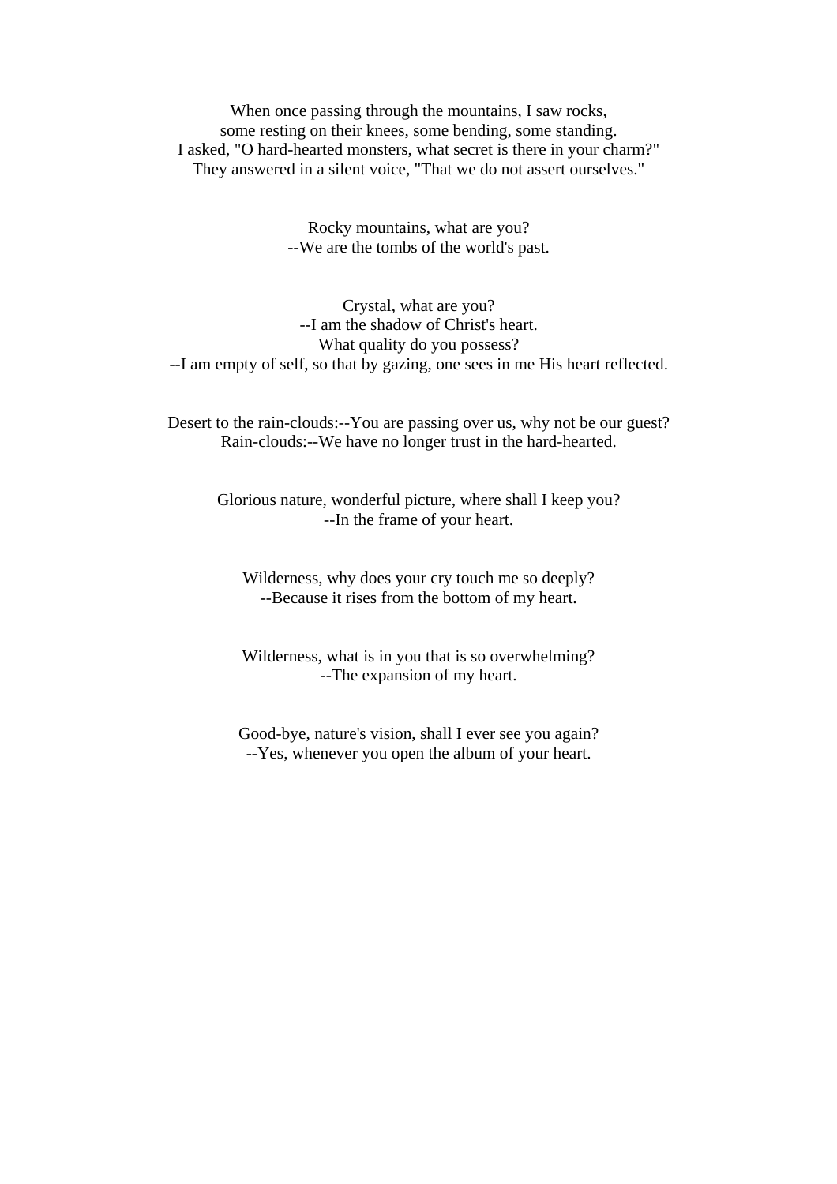When once passing through the mountains, I saw rocks,  
some resting on their knees, some bending, some standing.  
I asked, "O hard-hearted monsters, what secret is there in your charm?"  
They answered in a silent voice, "That we do not assert ourselves."

Rocky mountains, what are you?  
--We are the tombs of the world's past.

Crystal, what are you?  
--I am the shadow of Christ's heart.  
What quality do you possess?  
--I am empty of self, so that by gazing, one sees in me His heart reflected.

Desert to the rain-clouds:--You are passing over us, why not be our guest?  
Rain-clouds:--We have no longer trust in the hard-hearted.

Glorious nature, wonderful picture, where shall I keep you?  
--In the frame of your heart.

Wilderness, why does your cry touch me so deeply?  
--Because it rises from the bottom of my heart.

Wilderness, what is in you that is so overwhelming?  
--The expansion of my heart.

Good-bye, nature's vision, shall I ever see you again?  
--Yes, whenever you open the album of your heart.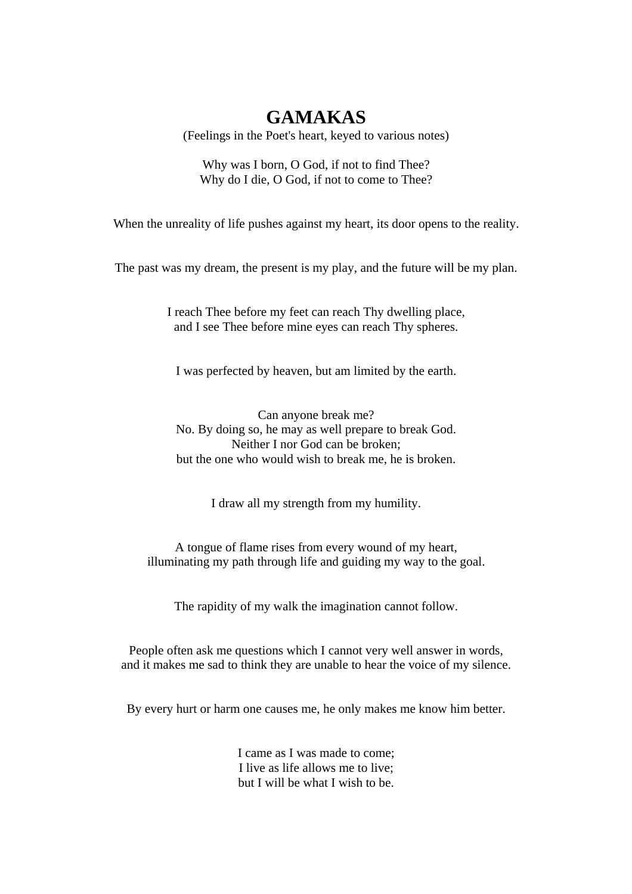# GAMAKAS

(Feelings in the Poet's heart, keyed to various notes)

Why was I born, O God, if not to find Thee?
Why do I die, O God, if not to come to Thee?

When the unreality of life pushes against my heart, its door opens to the reality.

The past was my dream, the present is my play, and the future will be my plan.

I reach Thee before my feet can reach Thy dwelling place,
and I see Thee before mine eyes can reach Thy spheres.

I was perfected by heaven, but am limited by the earth.

Can anyone break me?
No. By doing so, he may as well prepare to break God.
Neither I nor God can be broken;
but the one who would wish to break me, he is broken.

I draw all my strength from my humility.

A tongue of flame rises from every wound of my heart,
illuminating my path through life and guiding my way to the goal.

The rapidity of my walk the imagination cannot follow.

People often ask me questions which I cannot very well answer in words,
and it makes me sad to think they are unable to hear the voice of my silence.

By every hurt or harm one causes me, he only makes me know him better.

I came as I was made to come;
I live as life allows me to live;
but I will be what I wish to be.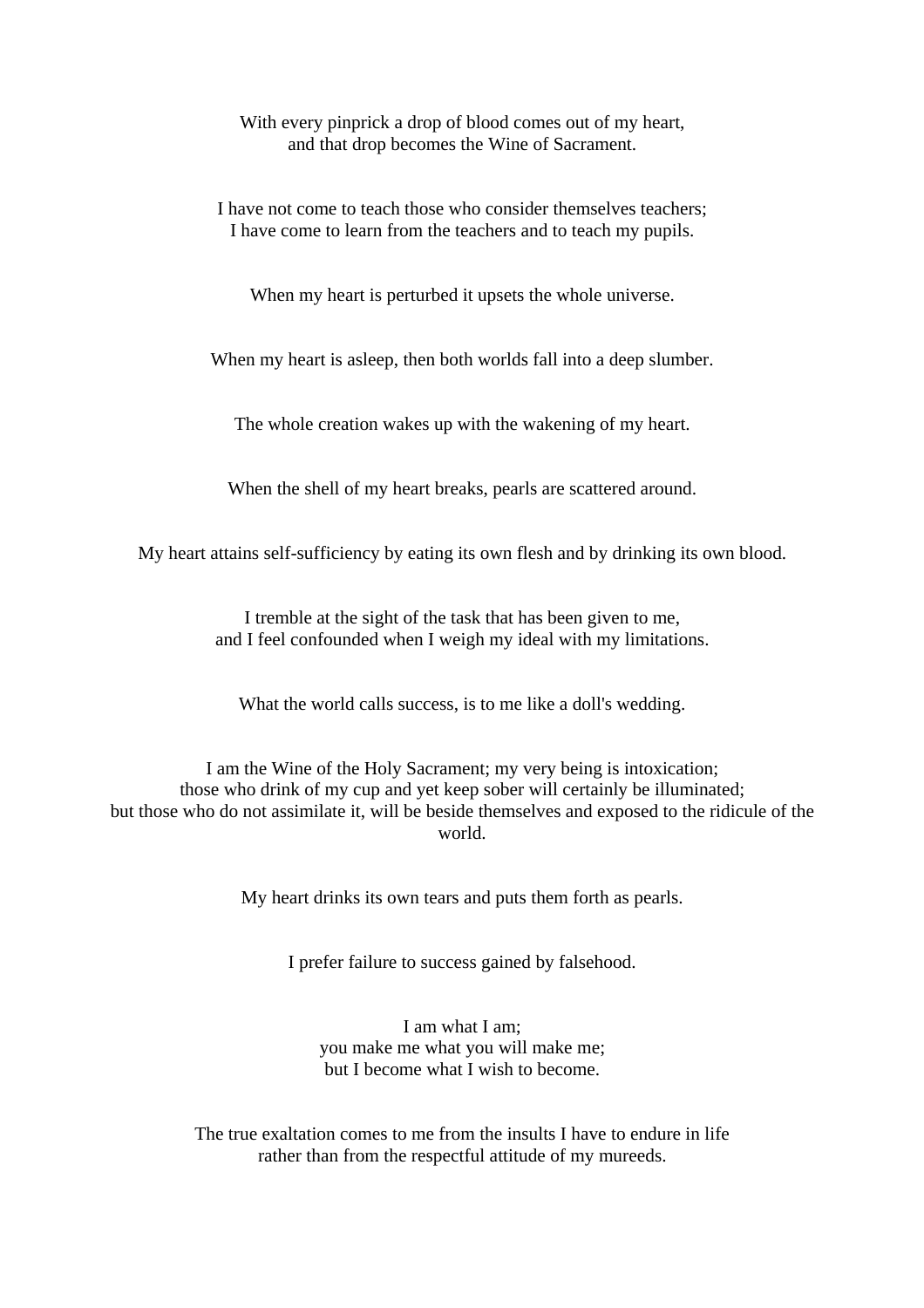With every pinprick a drop of blood comes out of my heart,
and that drop becomes the Wine of Sacrament.

I have not come to teach those who consider themselves teachers;
I have come to learn from the teachers and to teach my pupils.

When my heart is perturbed it upsets the whole universe.

When my heart is asleep, then both worlds fall into a deep slumber.

The whole creation wakes up with the wakening of my heart.

When the shell of my heart breaks, pearls are scattered around.

My heart attains self-sufficiency by eating its own flesh and by drinking its own blood.

I tremble at the sight of the task that has been given to me,
and I feel confounded when I weigh my ideal with my limitations.

What the world calls success, is to me like a doll's wedding.

I am the Wine of the Holy Sacrament; my very being is intoxication;
those who drink of my cup and yet keep sober will certainly be illuminated;
but those who do not assimilate it, will be beside themselves and exposed to the ridicule of the world.

My heart drinks its own tears and puts them forth as pearls.

I prefer failure to success gained by falsehood.

I am what I am;
you make me what you will make me;
but I become what I wish to become.

The true exaltation comes to me from the insults I have to endure in life
rather than from the respectful attitude of my mureeds.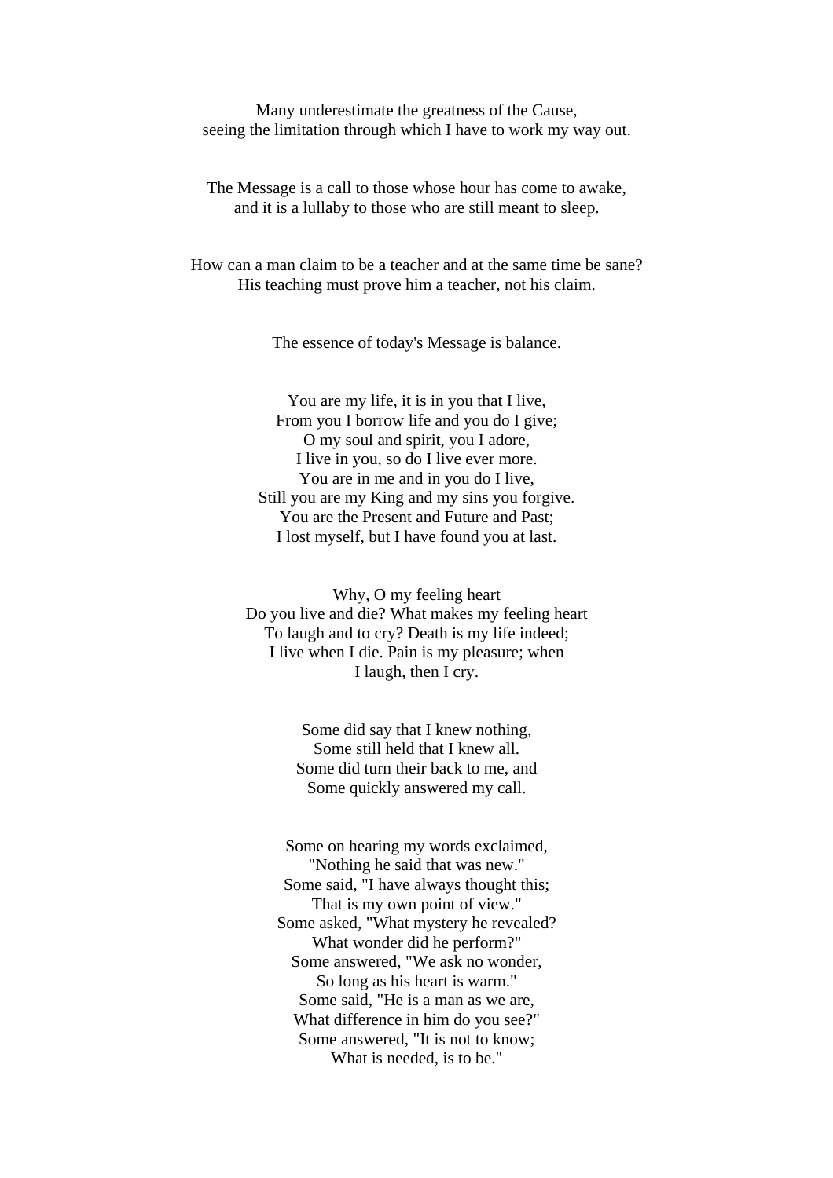Many underestimate the greatness of the Cause,
seeing the limitation through which I have to work my way out.

The Message is a call to those whose hour has come to awake,
and it is a lullaby to those who are still meant to sleep.

How can a man claim to be a teacher and at the same time be sane?
His teaching must prove him a teacher, not his claim.

The essence of today's Message is balance.

You are my life, it is in you that I live,
From you I borrow life and you do I give;
O my soul and spirit, you I adore,
I live in you, so do I live ever more.
You are in me and in you do I live,
Still you are my King and my sins you forgive.
You are the Present and Future and Past;
I lost myself, but I have found you at last.

Why, O my feeling heart
Do you live and die? What makes my feeling heart
To laugh and to cry? Death is my life indeed;
I live when I die. Pain is my pleasure; when
I laugh, then I cry.

Some did say that I knew nothing,
Some still held that I knew all.
Some did turn their back to me, and
Some quickly answered my call.

Some on hearing my words exclaimed,
"Nothing he said that was new."
Some said, "I have always thought this;
That is my own point of view."
Some asked, "What mystery he revealed?
What wonder did he perform?"
Some answered, "We ask no wonder,
So long as his heart is warm."
Some said, "He is a man as we are,
What difference in him do you see?"
Some answered, "It is not to know;
What is needed, is to be."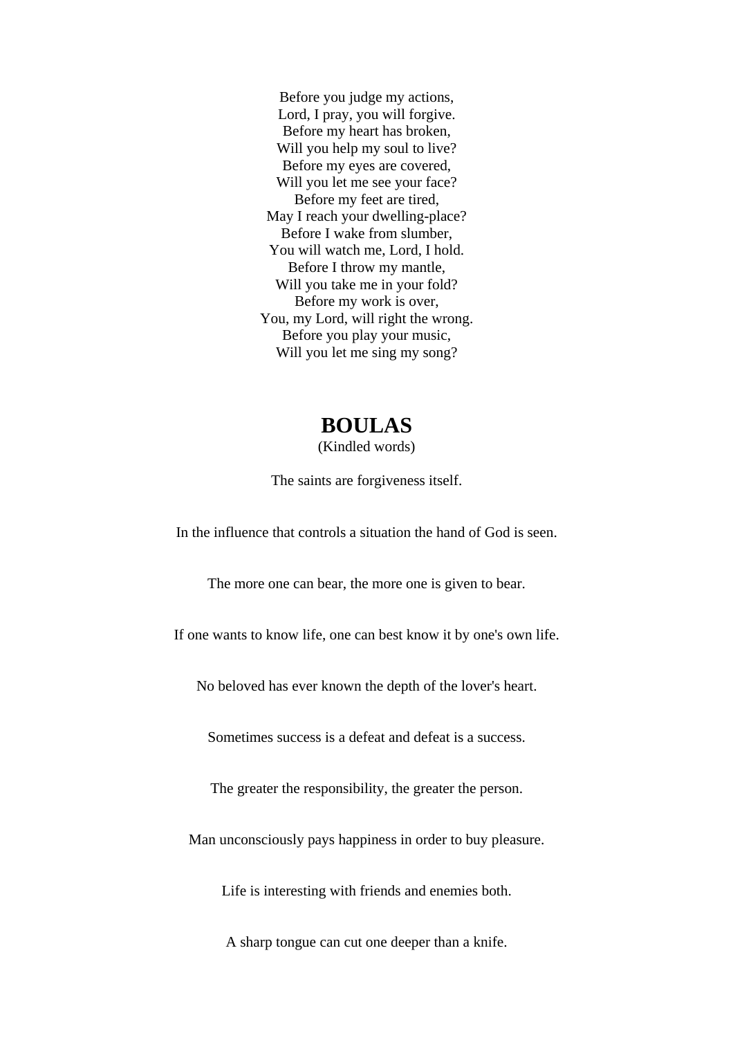Before you judge my actions,  
Lord, I pray, you will forgive.  
Before my heart has broken,  
Will you help my soul to live?  
Before my eyes are covered,  
Will you let me see your face?  
Before my feet are tired,  
May I reach your dwelling-place?  
Before I wake from slumber,  
You will watch me, Lord, I hold.  
Before I throw my mantle,  
Will you take me in your fold?  
Before my work is over,  
You, my Lord, will right the wrong.  
Before you play your music,  
Will you let me sing my song?

## BOULAS

(Kindled words)

The saints are forgiveness itself.

In the influence that controls a situation the hand of God is seen.

The more one can bear, the more one is given to bear.

If one wants to know life, one can best know it by one's own life.

No beloved has ever known the depth of the lover's heart.

Sometimes success is a defeat and defeat is a success.

The greater the responsibility, the greater the person.

Man unconsciously pays happiness in order to buy pleasure.

Life is interesting with friends and enemies both.

A sharp tongue can cut one deeper than a knife.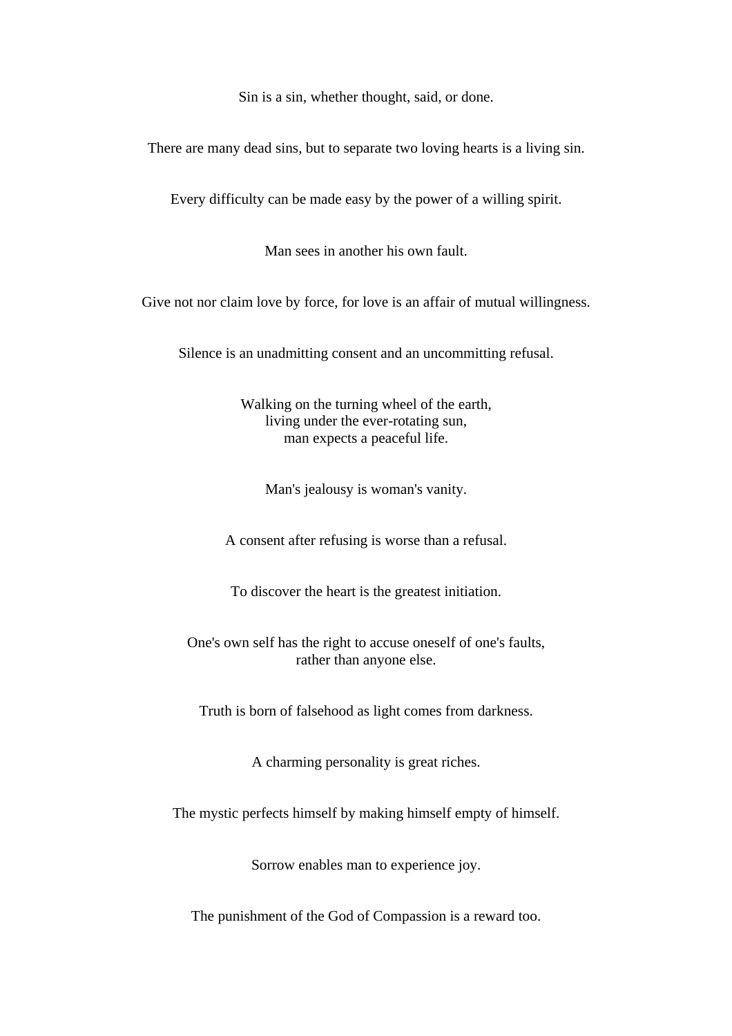Sin is a sin, whether thought, said, or done.

There are many dead sins, but to separate two loving hearts is a living sin.

Every difficulty can be made easy by the power of a willing spirit.

Man sees in another his own fault.

Give not nor claim love by force, for love is an affair of mutual willingness.

Silence is an unadmitting consent and an uncommitting refusal.

Walking on the turning wheel of the earth,
living under the ever-rotating sun,
man expects a peaceful life.

Man's jealousy is woman's vanity.

A consent after refusing is worse than a refusal.

To discover the heart is the greatest initiation.

One's own self has the right to accuse oneself of one's faults,
rather than anyone else.

Truth is born of falsehood as light comes from darkness.

A charming personality is great riches.

The mystic perfects himself by making himself empty of himself.

Sorrow enables man to experience joy.

The punishment of the God of Compassion is a reward too.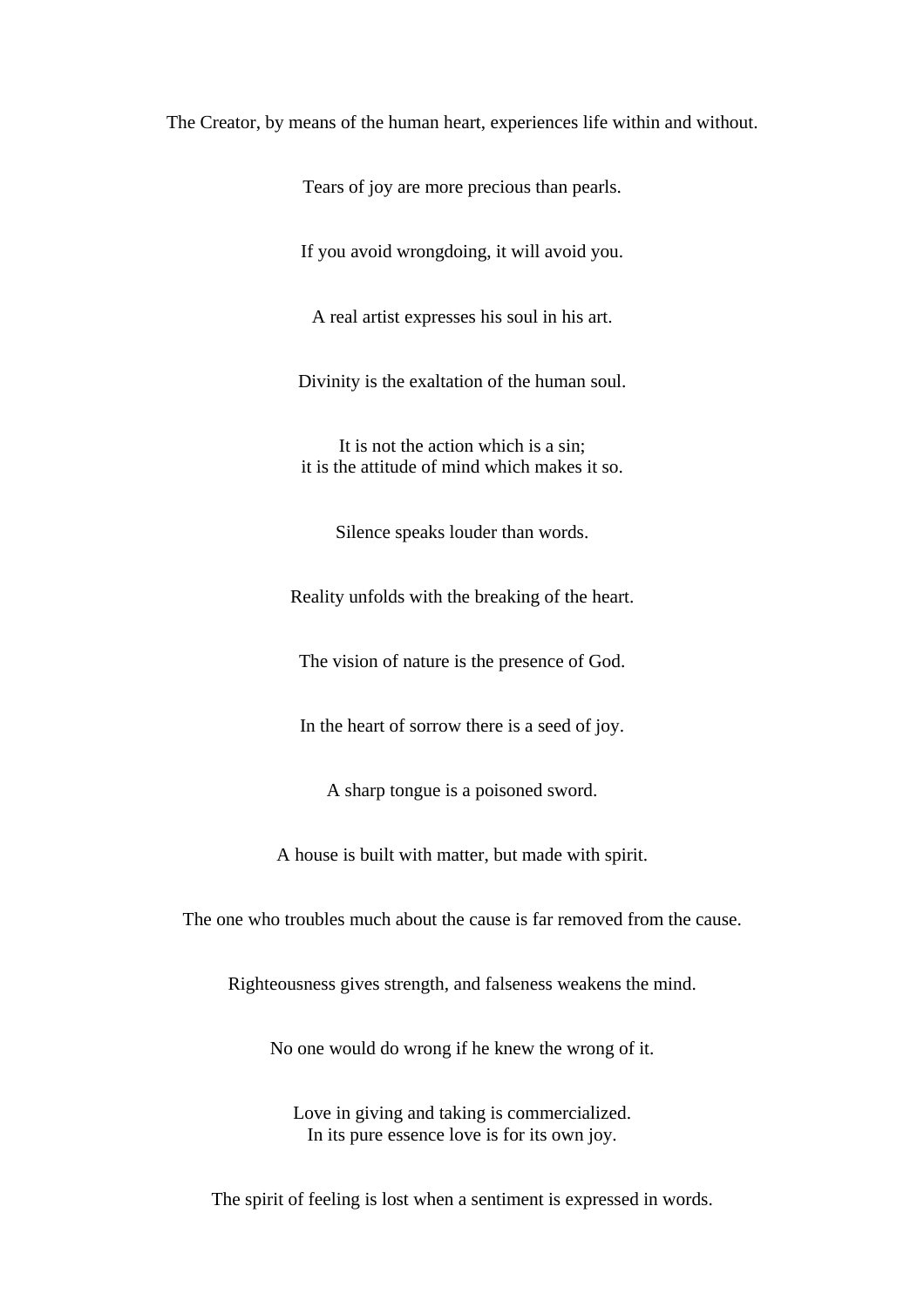The Creator, by means of the human heart, experiences life within and without.

Tears of joy are more precious than pearls.

If you avoid wrongdoing, it will avoid you.

A real artist expresses his soul in his art.

Divinity is the exaltation of the human soul.

It is not the action which is a sin;
it is the attitude of mind which makes it so.

Silence speaks louder than words.

Reality unfolds with the breaking of the heart.

The vision of nature is the presence of God.

In the heart of sorrow there is a seed of joy.

A sharp tongue is a poisoned sword.

A house is built with matter, but made with spirit.

The one who troubles much about the cause is far removed from the cause.

Righteousness gives strength, and falseness weakens the mind.

No one would do wrong if he knew the wrong of it.

Love in giving and taking is commercialized.
In its pure essence love is for its own joy.

The spirit of feeling is lost when a sentiment is expressed in words.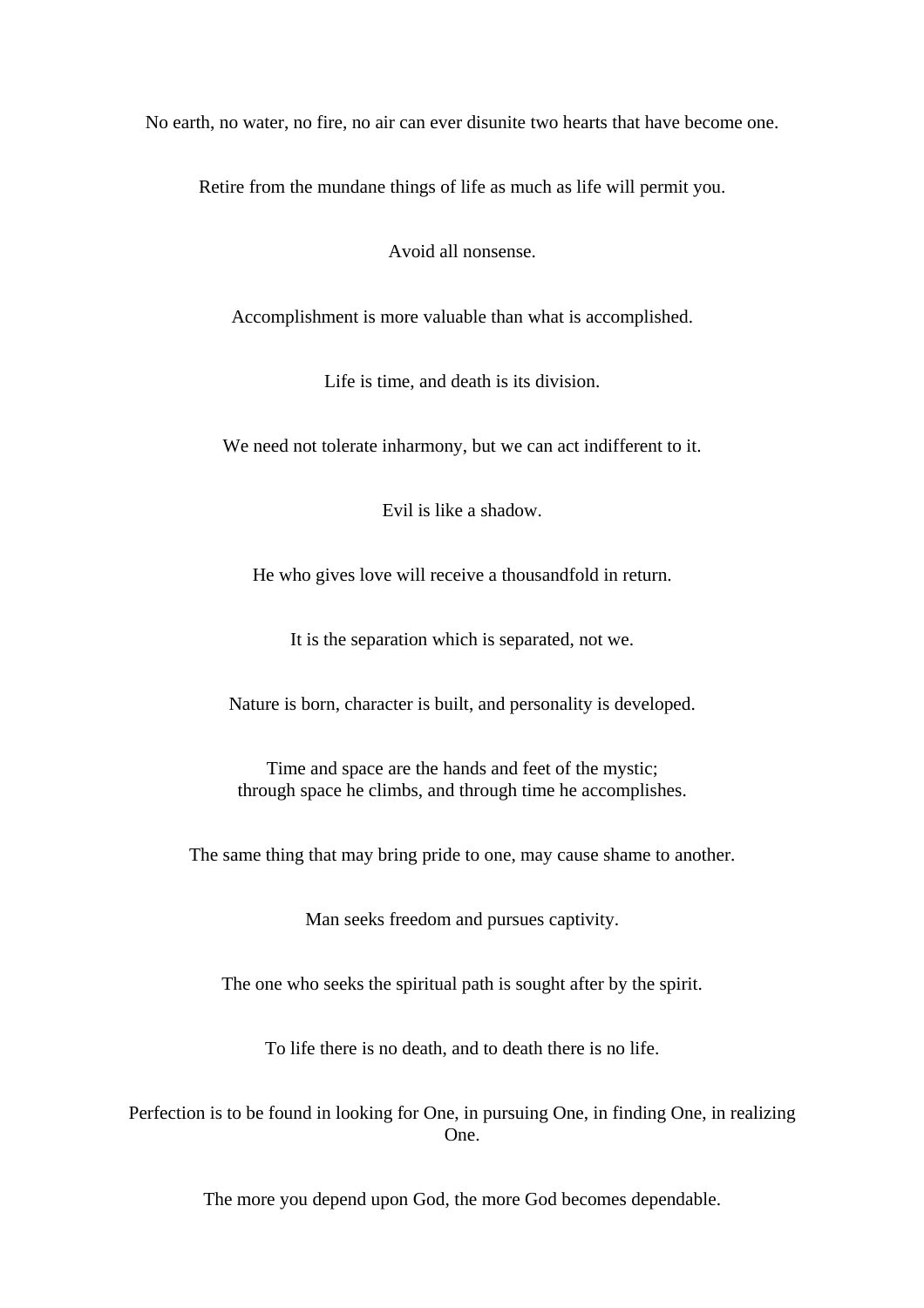No earth, no water, no fire, no air can ever disunite two hearts that have become one.

Retire from the mundane things of life as much as life will permit you.

Avoid all nonsense.

Accomplishment is more valuable than what is accomplished.

Life is time, and death is its division.

We need not tolerate inharmony, but we can act indifferent to it.

Evil is like a shadow.

He who gives love will receive a thousandfold in return.

It is the separation which is separated, not we.

Nature is born, character is built, and personality is developed.

Time and space are the hands and feet of the mystic;
through space he climbs, and through time he accomplishes.

The same thing that may bring pride to one, may cause shame to another.

Man seeks freedom and pursues captivity.

The one who seeks the spiritual path is sought after by the spirit.

To life there is no death, and to death there is no life.

Perfection is to be found in looking for One, in pursuing One, in finding One, in realizing One.

The more you depend upon God, the more God becomes dependable.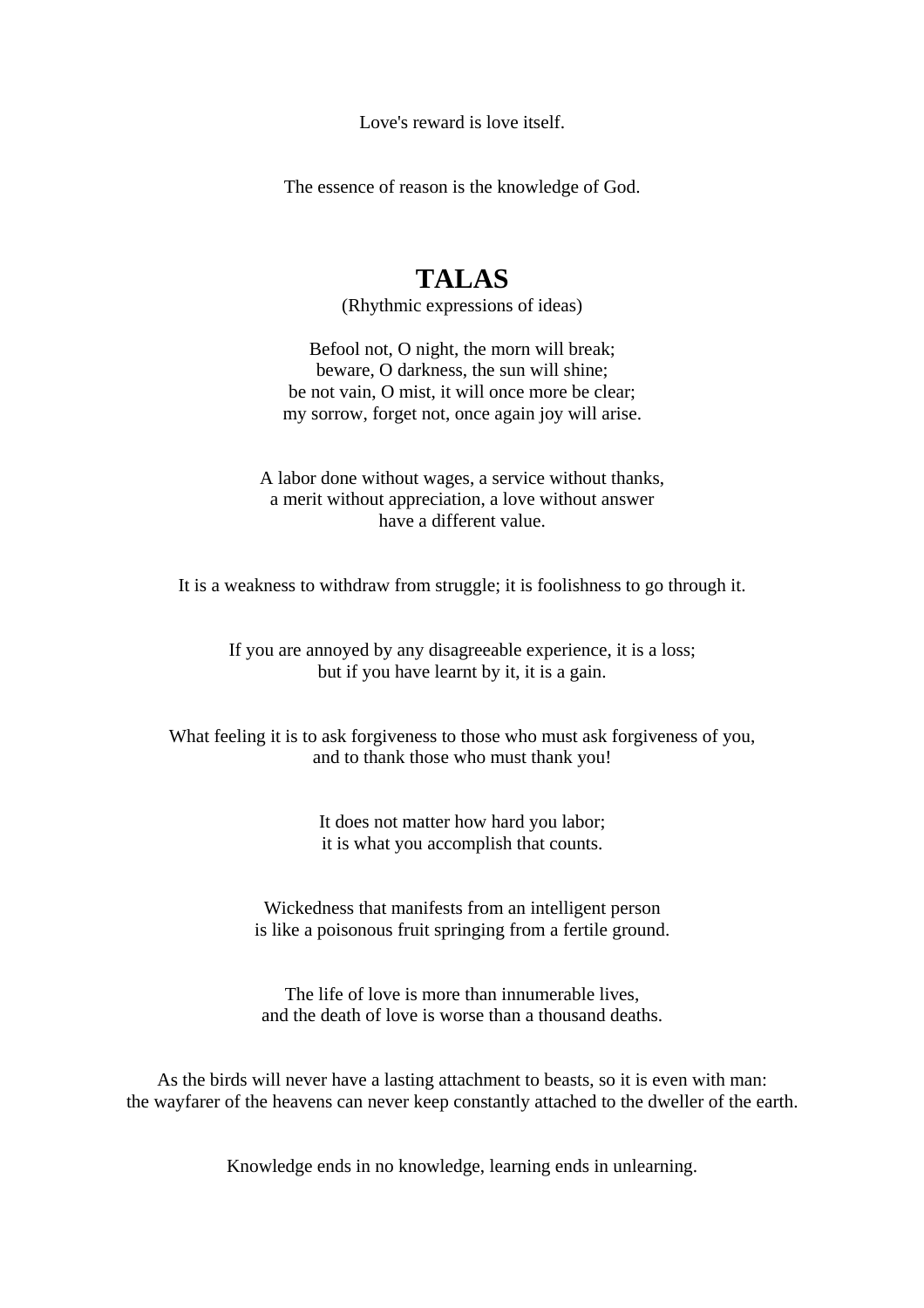Love's reward is love itself.

The essence of reason is the knowledge of God.

# TALAS

(Rhythmic expressions of ideas)

Befool not, O night, the morn will break;
beware, O darkness, the sun will shine;
be not vain, O mist, it will once more be clear;
my sorrow, forget not, once again joy will arise.

A labor done without wages, a service without thanks,
a merit without appreciation, a love without answer
have a different value.

It is a weakness to withdraw from struggle; it is foolishness to go through it.

If you are annoyed by any disagreeable experience, it is a loss;
but if you have learnt by it, it is a gain.

What feeling it is to ask forgiveness to those who must ask forgiveness of you,
and to thank those who must thank you!

It does not matter how hard you labor;
it is what you accomplish that counts.

Wickedness that manifests from an intelligent person
is like a poisonous fruit springing from a fertile ground.

The life of love is more than innumerable lives,
and the death of love is worse than a thousand deaths.

As the birds will never have a lasting attachment to beasts, so it is even with man:
the wayfarer of the heavens can never keep constantly attached to the dweller of the earth.

Knowledge ends in no knowledge, learning ends in unlearning.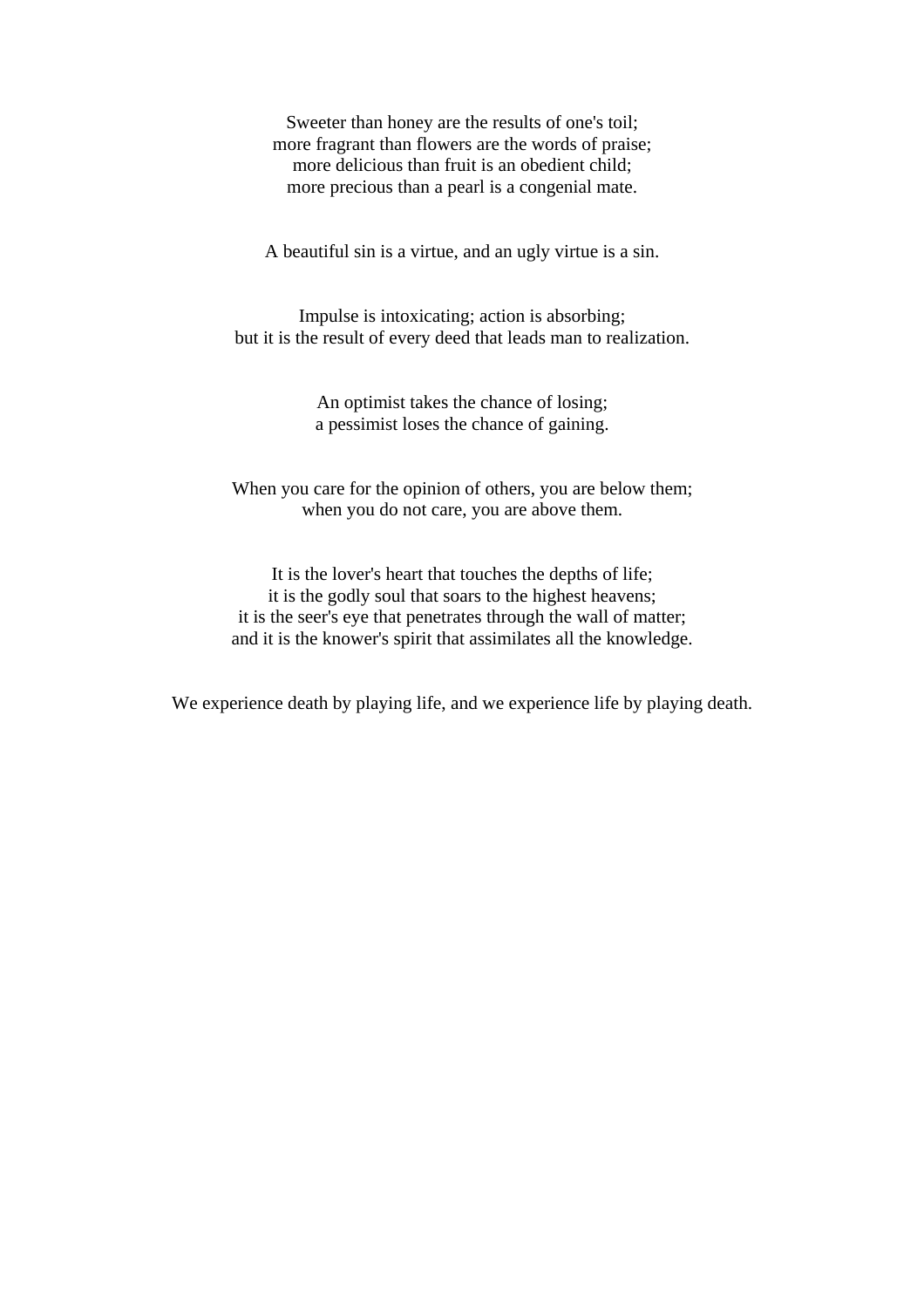Sweeter than honey are the results of one's toil;
more fragrant than flowers are the words of praise;
more delicious than fruit is an obedient child;
more precious than a pearl is a congenial mate.

A beautiful sin is a virtue, and an ugly virtue is a sin.

Impulse is intoxicating; action is absorbing;
but it is the result of every deed that leads man to realization.

An optimist takes the chance of losing;
a pessimist loses the chance of gaining.

When you care for the opinion of others, you are below them;
when you do not care, you are above them.

It is the lover's heart that touches the depths of life;
it is the godly soul that soars to the highest heavens;
it is the seer's eye that penetrates through the wall of matter;
and it is the knower's spirit that assimilates all the knowledge.

We experience death by playing life, and we experience life by playing death.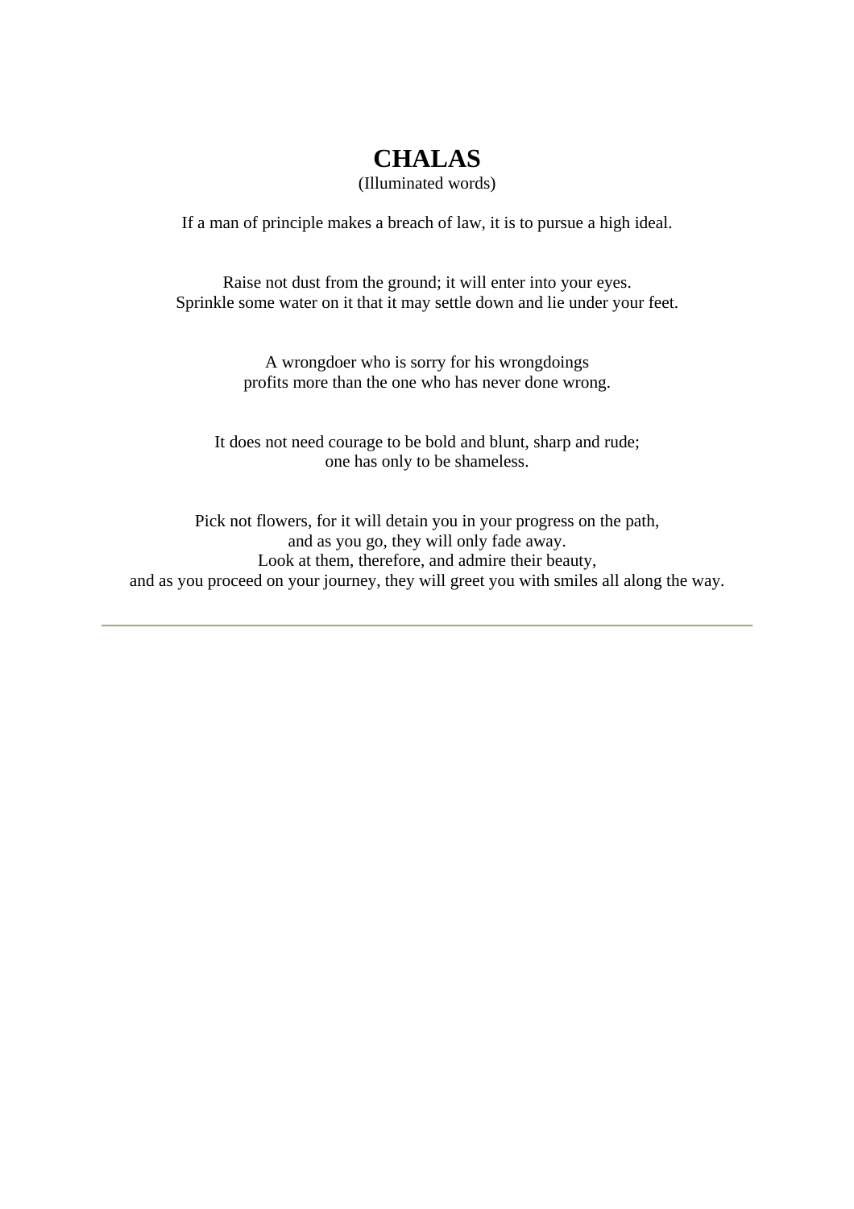# CHALAS

(Illuminated words)

If a man of principle makes a breach of law, it is to pursue a high ideal.

Raise not dust from the ground; it will enter into your eyes.
Sprinkle some water on it that it may settle down and lie under your feet.

A wrongdoer who is sorry for his wrongdoings
profits more than the one who has never done wrong.

It does not need courage to be bold and blunt, sharp and rude;
one has only to be shameless.

Pick not flowers, for it will detain you in your progress on the path,
and as you go, they will only fade away.
Look at them, therefore, and admire their beauty,
and as you proceed on your journey, they will greet you with smiles all along the way.

---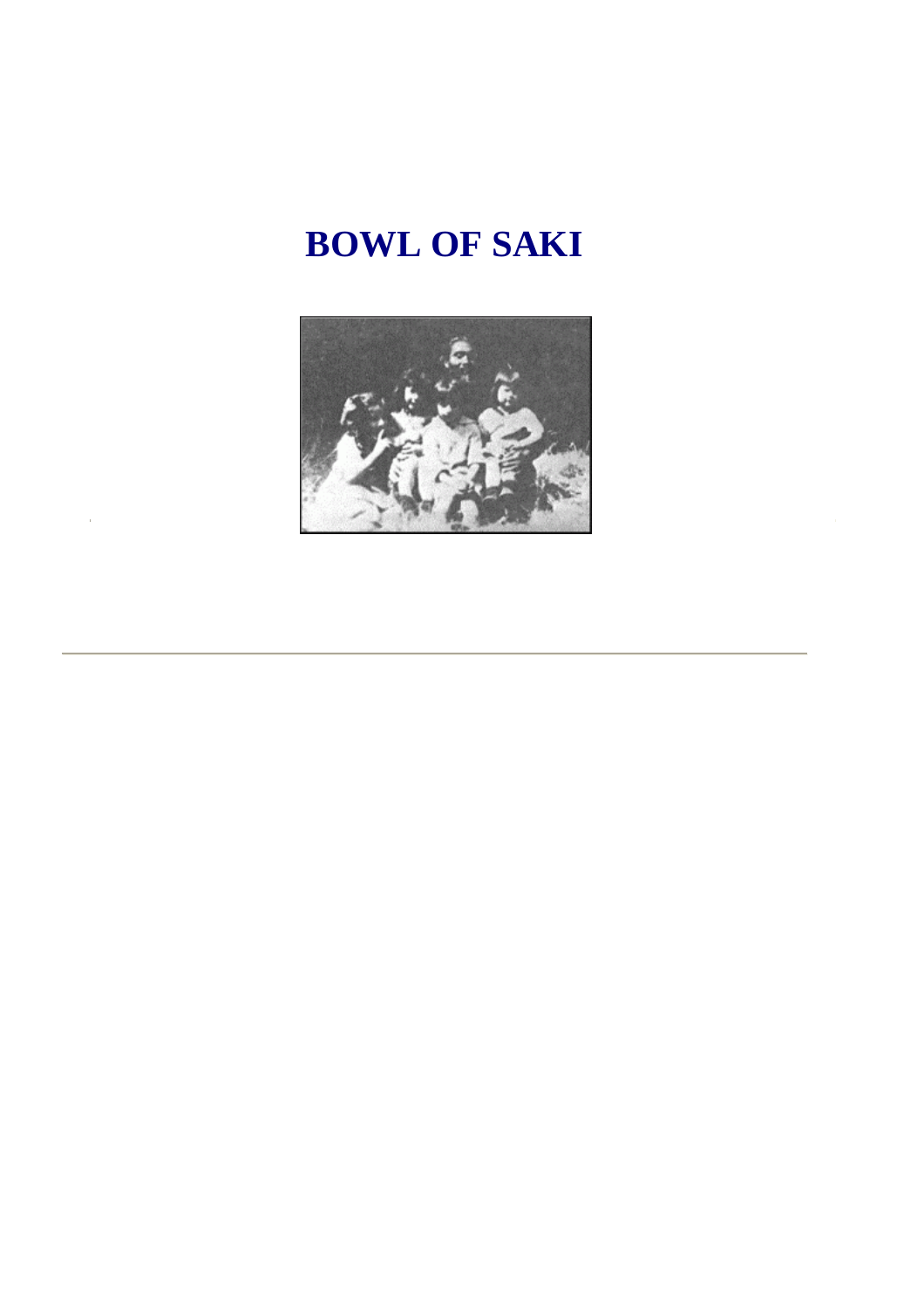# BOWL OF SAKI

---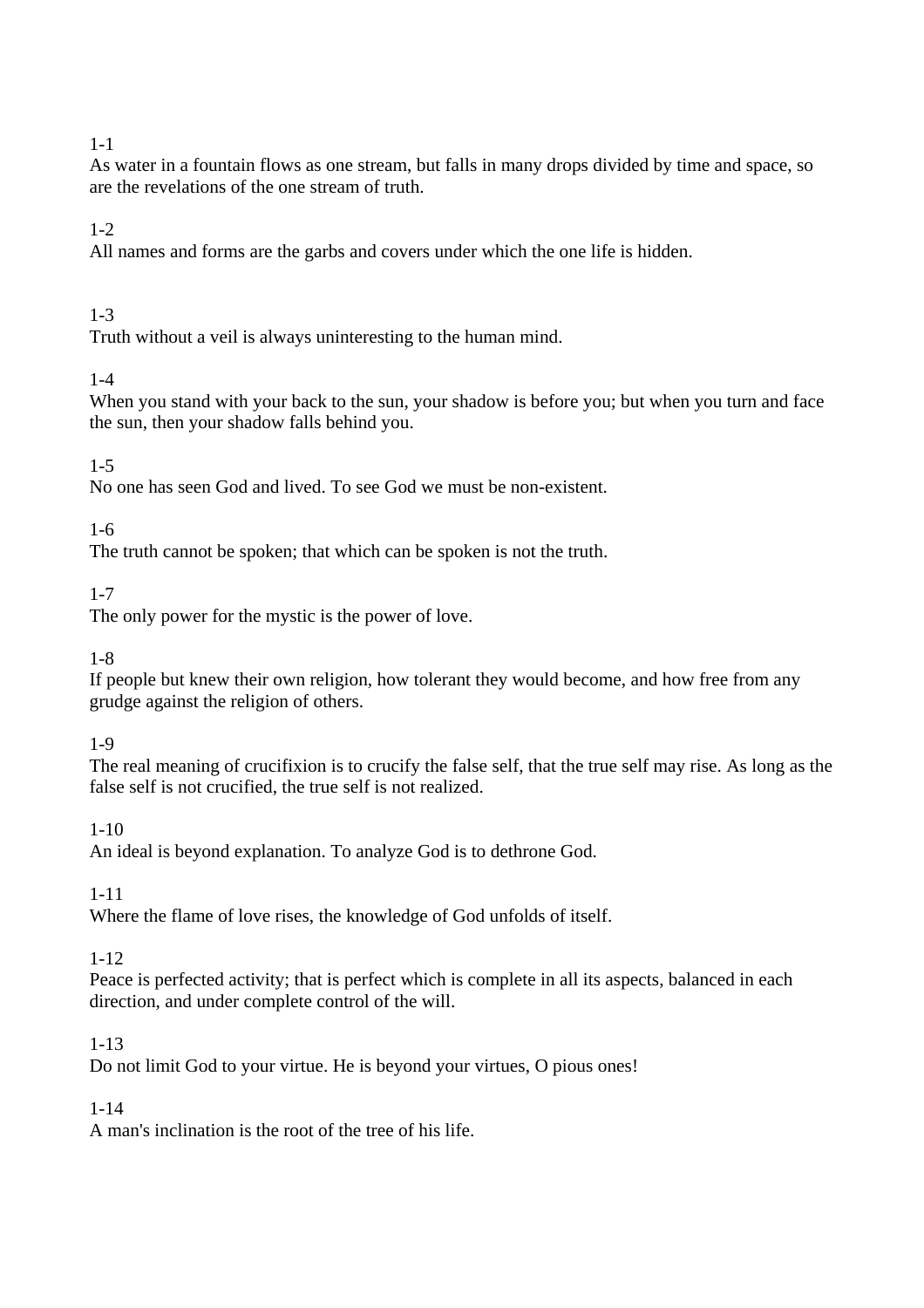1-1
As water in a fountain flows as one stream, but falls in many drops divided by time and space, so are the revelations of the one stream of truth.

1-2
All names and forms are the garbs and covers under which the one life is hidden.

1-3
Truth without a veil is always uninteresting to the human mind.

1-4
When you stand with your back to the sun, your shadow is before you; but when you turn and face the sun, then your shadow falls behind you.

1-5
No one has seen God and lived. To see God we must be non-existent.

1-6
The truth cannot be spoken; that which can be spoken is not the truth.

1-7
The only power for the mystic is the power of love.

1-8
If people but knew their own religion, how tolerant they would become, and how free from any grudge against the religion of others.

1-9
The real meaning of crucifixion is to crucify the false self, that the true self may rise. As long as the false self is not crucified, the true self is not realized.

1-10
An ideal is beyond explanation. To analyze God is to dethrone God.

1-11
Where the flame of love rises, the knowledge of God unfolds of itself.

1-12
Peace is perfected activity; that is perfect which is complete in all its aspects, balanced in each direction, and under complete control of the will.

1-13
Do not limit God to your virtue. He is beyond your virtues, O pious ones!

1-14
A man's inclination is the root of the tree of his life.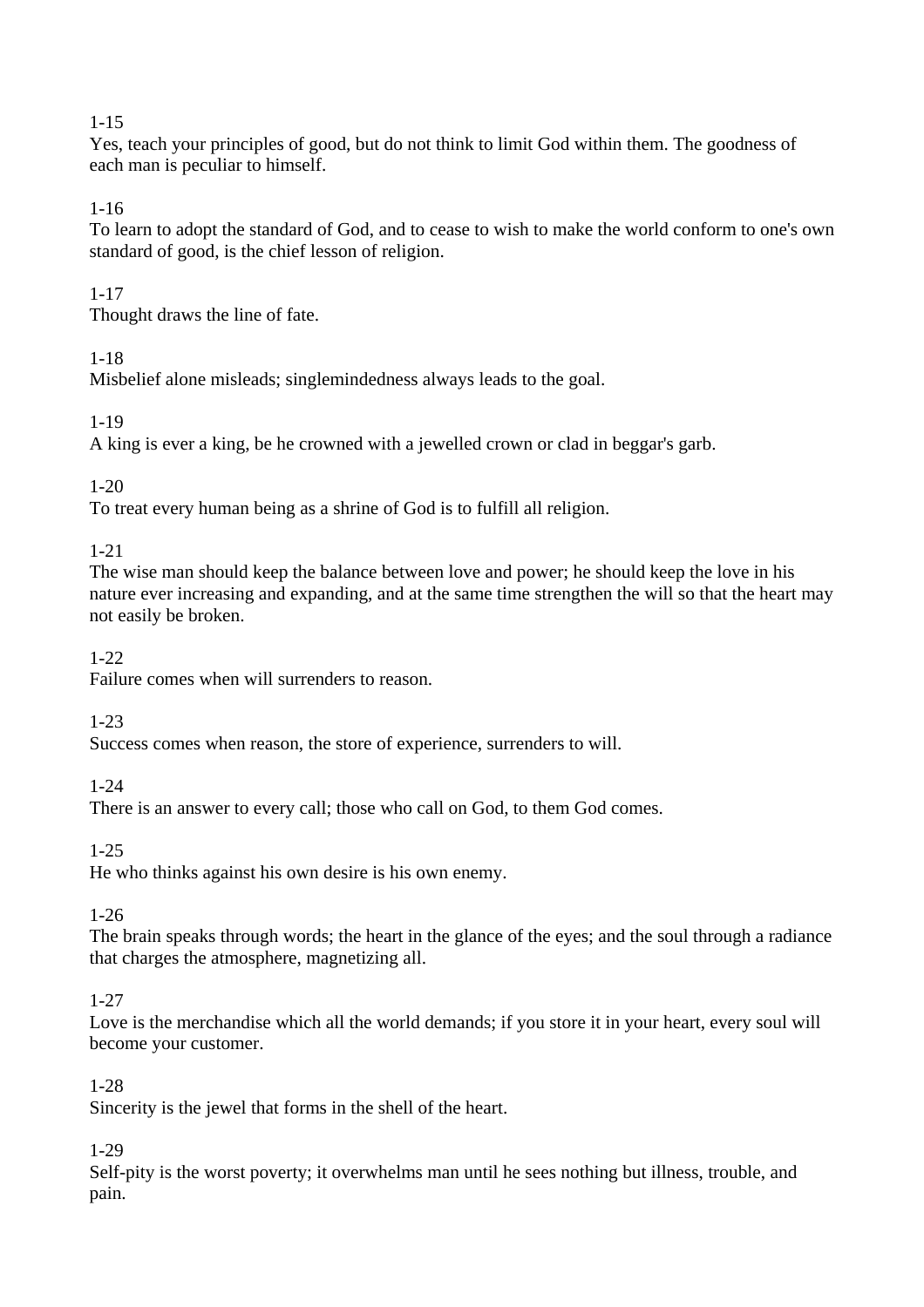1-15
Yes, teach your principles of good, but do not think to limit God within them. The goodness of each man is peculiar to himself.

1-16
To learn to adopt the standard of God, and to cease to wish to make the world conform to one's own standard of good, is the chief lesson of religion.

1-17
Thought draws the line of fate.

1-18
Misbelief alone misleads; singlemindedness always leads to the goal.

1-19
A king is ever a king, be he crowned with a jewelled crown or clad in beggar's garb.

1-20
To treat every human being as a shrine of God is to fulfill all religion.

1-21
The wise man should keep the balance between love and power; he should keep the love in his nature ever increasing and expanding, and at the same time strengthen the will so that the heart may not easily be broken.

1-22
Failure comes when will surrenders to reason.

1-23
Success comes when reason, the store of experience, surrenders to will.

1-24
There is an answer to every call; those who call on God, to them God comes.

1-25
He who thinks against his own desire is his own enemy.

1-26
The brain speaks through words; the heart in the glance of the eyes; and the soul through a radiance that charges the atmosphere, magnetizing all.

1-27
Love is the merchandise which all the world demands; if you store it in your heart, every soul will become your customer.

1-28
Sincerity is the jewel that forms in the shell of the heart.

1-29
Self-pity is the worst poverty; it overwhelms man until he sees nothing but illness, trouble, and pain.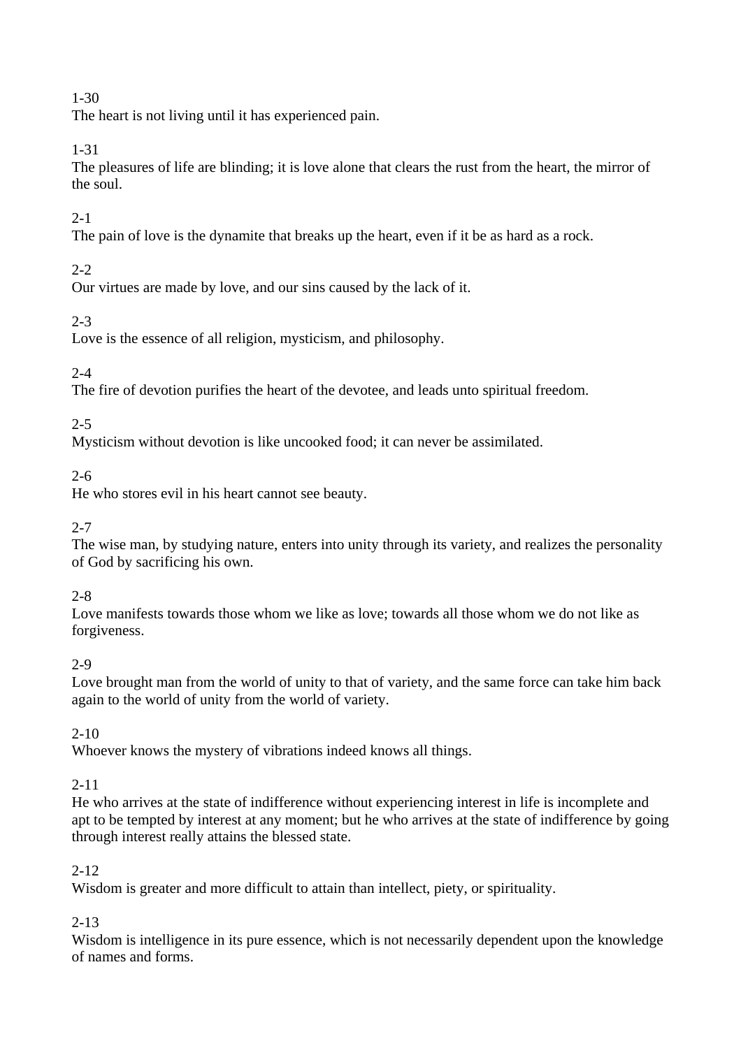1-30
The heart is not living until it has experienced pain.

1-31
The pleasures of life are blinding; it is love alone that clears the rust from the heart, the mirror of the soul.

2-1
The pain of love is the dynamite that breaks up the heart, even if it be as hard as a rock.

2-2
Our virtues are made by love, and our sins caused by the lack of it.

2-3
Love is the essence of all religion, mysticism, and philosophy.

2-4
The fire of devotion purifies the heart of the devotee, and leads unto spiritual freedom.

2-5
Mysticism without devotion is like uncooked food; it can never be assimilated.

2-6
He who stores evil in his heart cannot see beauty.

2-7
The wise man, by studying nature, enters into unity through its variety, and realizes the personality of God by sacrificing his own.

2-8
Love manifests towards those whom we like as love; towards all those whom we do not like as forgiveness.

2-9
Love brought man from the world of unity to that of variety, and the same force can take him back again to the world of unity from the world of variety.

2-10
Whoever knows the mystery of vibrations indeed knows all things.

2-11
He who arrives at the state of indifference without experiencing interest in life is incomplete and apt to be tempted by interest at any moment; but he who arrives at the state of indifference by going through interest really attains the blessed state.

2-12
Wisdom is greater and more difficult to attain than intellect, piety, or spirituality.

2-13
Wisdom is intelligence in its pure essence, which is not necessarily dependent upon the knowledge of names and forms.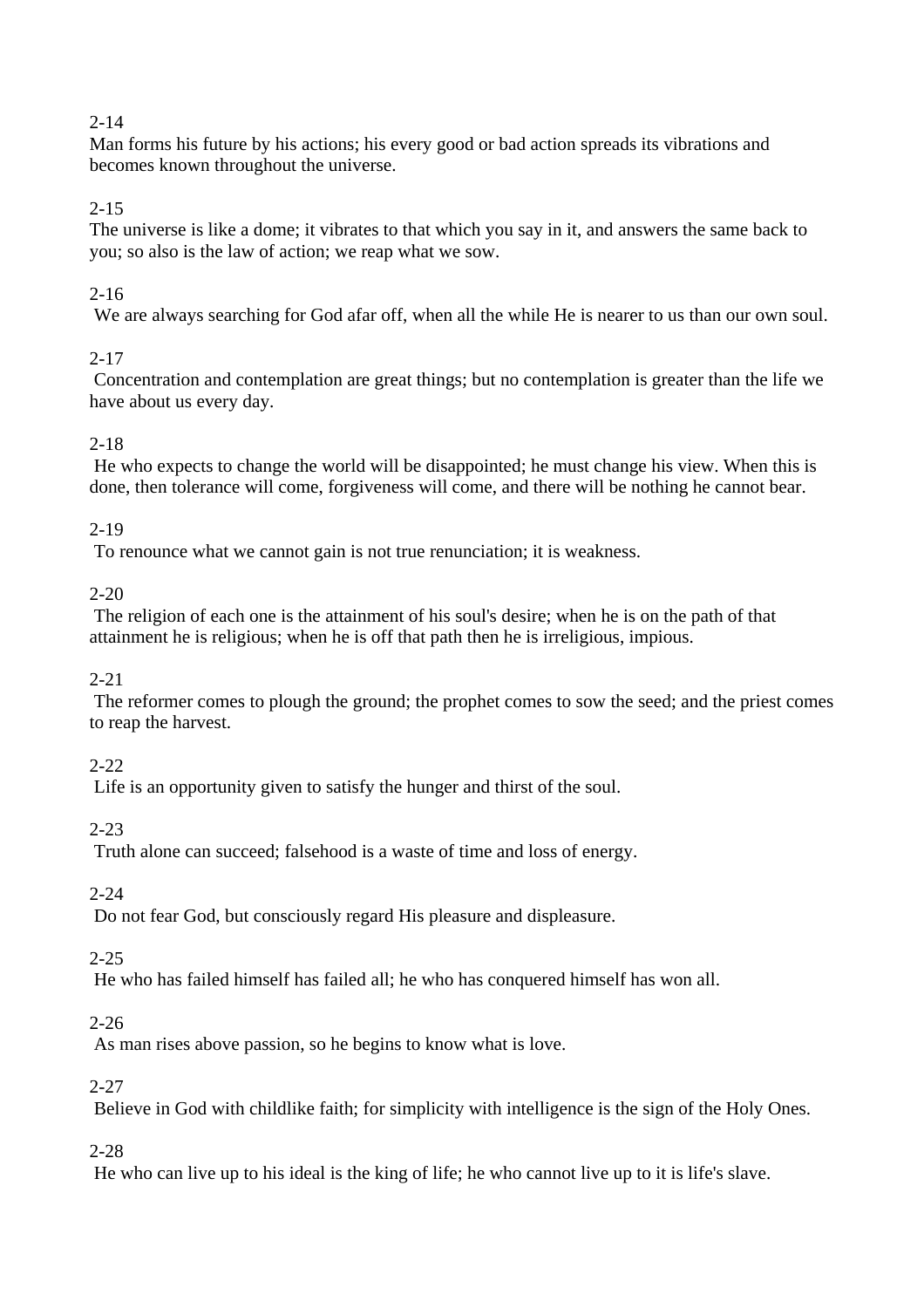2-14
Man forms his future by his actions; his every good or bad action spreads its vibrations and becomes known throughout the universe.

2-15
The universe is like a dome; it vibrates to that which you say in it, and answers the same back to you; so also is the law of action; we reap what we sow.

2-16
We are always searching for God afar off, when all the while He is nearer to us than our own soul.

2-17
Concentration and contemplation are great things; but no contemplation is greater than the life we have about us every day.

2-18
He who expects to change the world will be disappointed; he must change his view. When this is done, then tolerance will come, forgiveness will come, and there will be nothing he cannot bear.

2-19
To renounce what we cannot gain is not true renunciation; it is weakness.

2-20
The religion of each one is the attainment of his soul's desire; when he is on the path of that attainment he is religious; when he is off that path then he is irreligious, impious.

2-21
The reformer comes to plough the ground; the prophet comes to sow the seed; and the priest comes to reap the harvest.

2-22
Life is an opportunity given to satisfy the hunger and thirst of the soul.

2-23
Truth alone can succeed; falsehood is a waste of time and loss of energy.

2-24
Do not fear God, but consciously regard His pleasure and displeasure.

2-25
He who has failed himself has failed all; he who has conquered himself has won all.

2-26
As man rises above passion, so he begins to know what is love.

2-27
Believe in God with childlike faith; for simplicity with intelligence is the sign of the Holy Ones.

2-28
He who can live up to his ideal is the king of life; he who cannot live up to it is life's slave.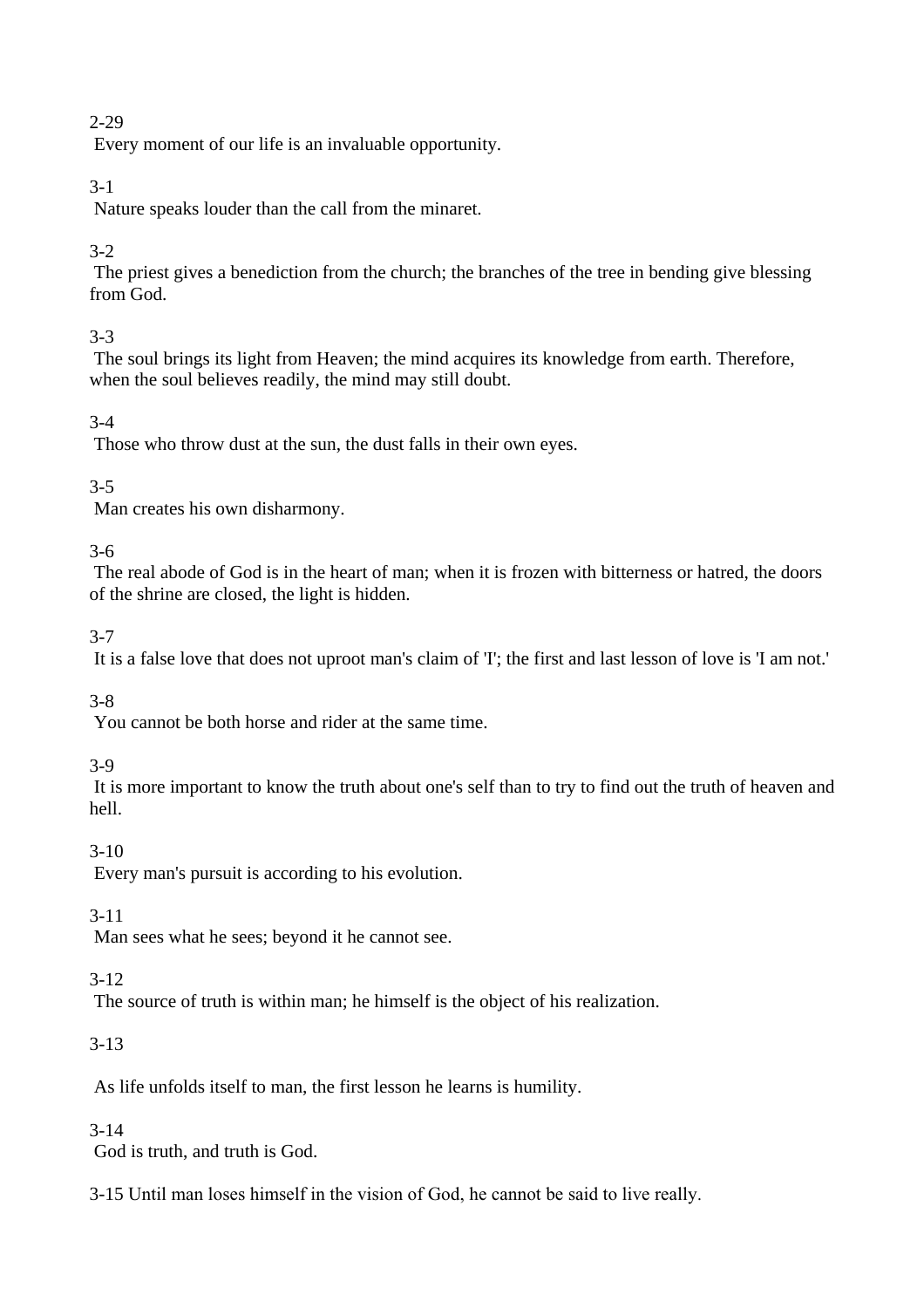2-29
Every moment of our life is an invaluable opportunity.

3-1
Nature speaks louder than the call from the minaret.

3-2
The priest gives a benediction from the church; the branches of the tree in bending give blessing from God.

3-3
The soul brings its light from Heaven; the mind acquires its knowledge from earth. Therefore, when the soul believes readily, the mind may still doubt.

3-4
Those who throw dust at the sun, the dust falls in their own eyes.

3-5
Man creates his own disharmony.

3-6
The real abode of God is in the heart of man; when it is frozen with bitterness or hatred, the doors of the shrine are closed, the light is hidden.

3-7
It is a false love that does not uproot man's claim of 'I'; the first and last lesson of love is 'I am not.'

3-8
You cannot be both horse and rider at the same time.

3-9
It is more important to know the truth about one's self than to try to find out the truth of heaven and hell.

3-10
Every man's pursuit is according to his evolution.

3-11
Man sees what he sees; beyond it he cannot see.

3-12
The source of truth is within man; he himself is the object of his realization.

3-13

As life unfolds itself to man, the first lesson he learns is humility.

3-14
God is truth, and truth is God.

3-15 Until man loses himself in the vision of God, he cannot be said to live really.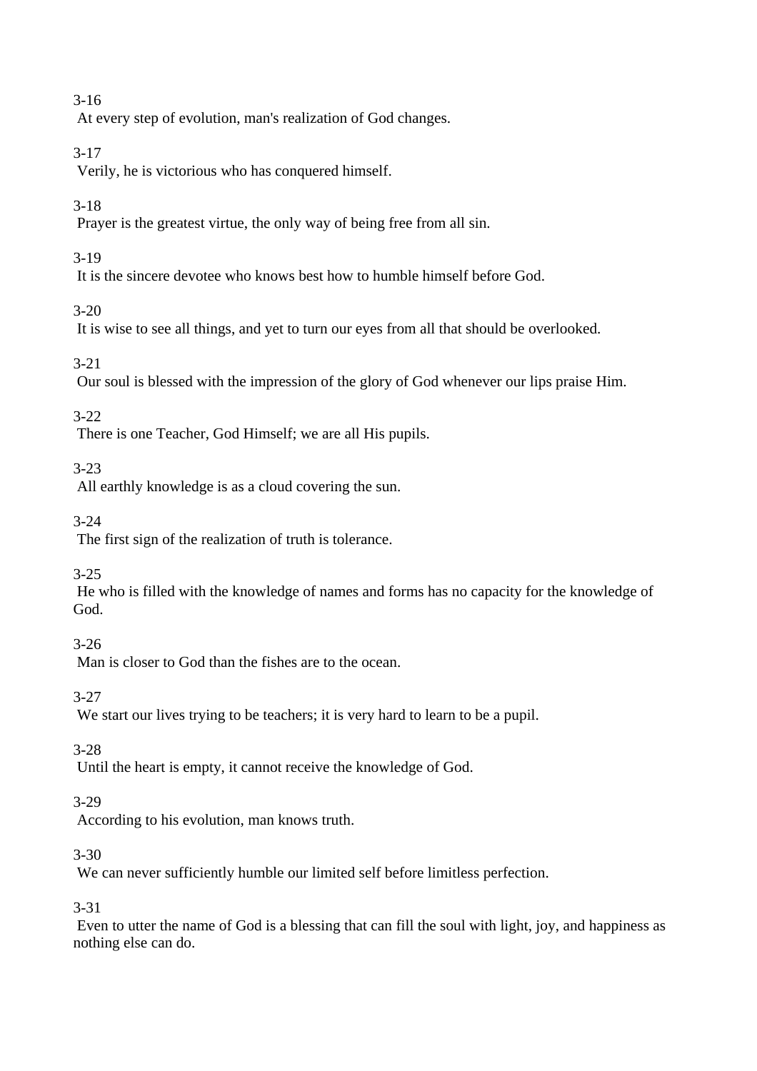3-16
At every step of evolution, man's realization of God changes.

3-17
Verily, he is victorious who has conquered himself.

3-18
Prayer is the greatest virtue, the only way of being free from all sin.

3-19
It is the sincere devotee who knows best how to humble himself before God.

3-20
It is wise to see all things, and yet to turn our eyes from all that should be overlooked.

3-21
Our soul is blessed with the impression of the glory of God whenever our lips praise Him.

3-22
There is one Teacher, God Himself; we are all His pupils.

3-23
All earthly knowledge is as a cloud covering the sun.

3-24
The first sign of the realization of truth is tolerance.

3-25
He who is filled with the knowledge of names and forms has no capacity for the knowledge of God.

3-26
Man is closer to God than the fishes are to the ocean.

3-27
We start our lives trying to be teachers; it is very hard to learn to be a pupil.

3-28
Until the heart is empty, it cannot receive the knowledge of God.

3-29
According to his evolution, man knows truth.

3-30
We can never sufficiently humble our limited self before limitless perfection.

3-31
Even to utter the name of God is a blessing that can fill the soul with light, joy, and happiness as nothing else can do.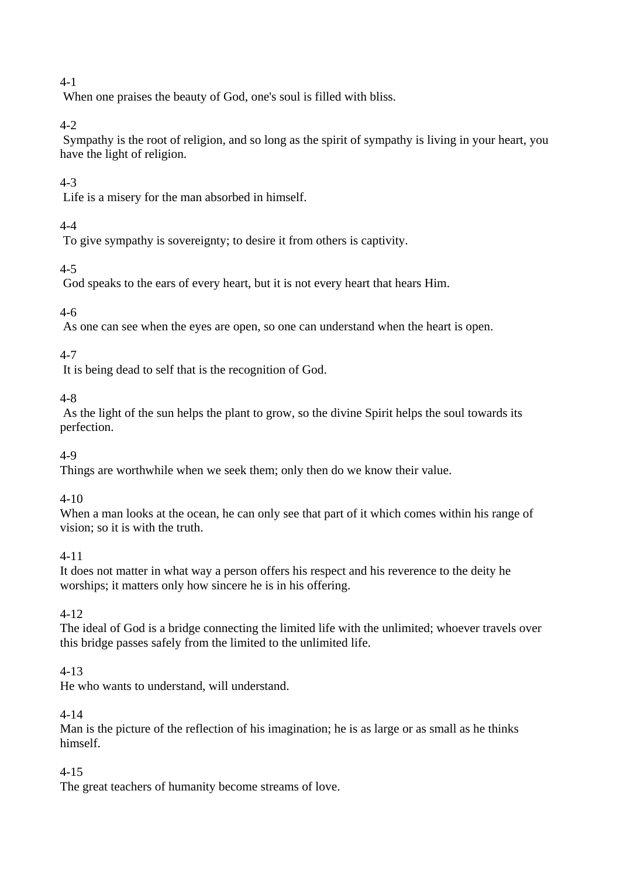4-1

When one praises the beauty of God, one's soul is filled with bliss.

4-2

Sympathy is the root of religion, and so long as the spirit of sympathy is living in your heart, you have the light of religion.

4-3

Life is a misery for the man absorbed in himself.

4-4

To give sympathy is sovereignty; to desire it from others is captivity.

4-5

God speaks to the ears of every heart, but it is not every heart that hears Him.

4-6

As one can see when the eyes are open, so one can understand when the heart is open.

4-7

It is being dead to self that is the recognition of God.

4-8

As the light of the sun helps the plant to grow, so the divine Spirit helps the soul towards its perfection.

4-9

Things are worthwhile when we seek them; only then do we know their value.

4-10

When a man looks at the ocean, he can only see that part of it which comes within his range of vision; so it is with the truth.

4-11

It does not matter in what way a person offers his respect and his reverence to the deity he worships; it matters only how sincere he is in his offering.

4-12

The ideal of God is a bridge connecting the limited life with the unlimited; whoever travels over this bridge passes safely from the limited to the unlimited life.

4-13

He who wants to understand, will understand.

4-14

Man is the picture of the reflection of his imagination; he is as large or as small as he thinks himself.

4-15

The great teachers of humanity become streams of love.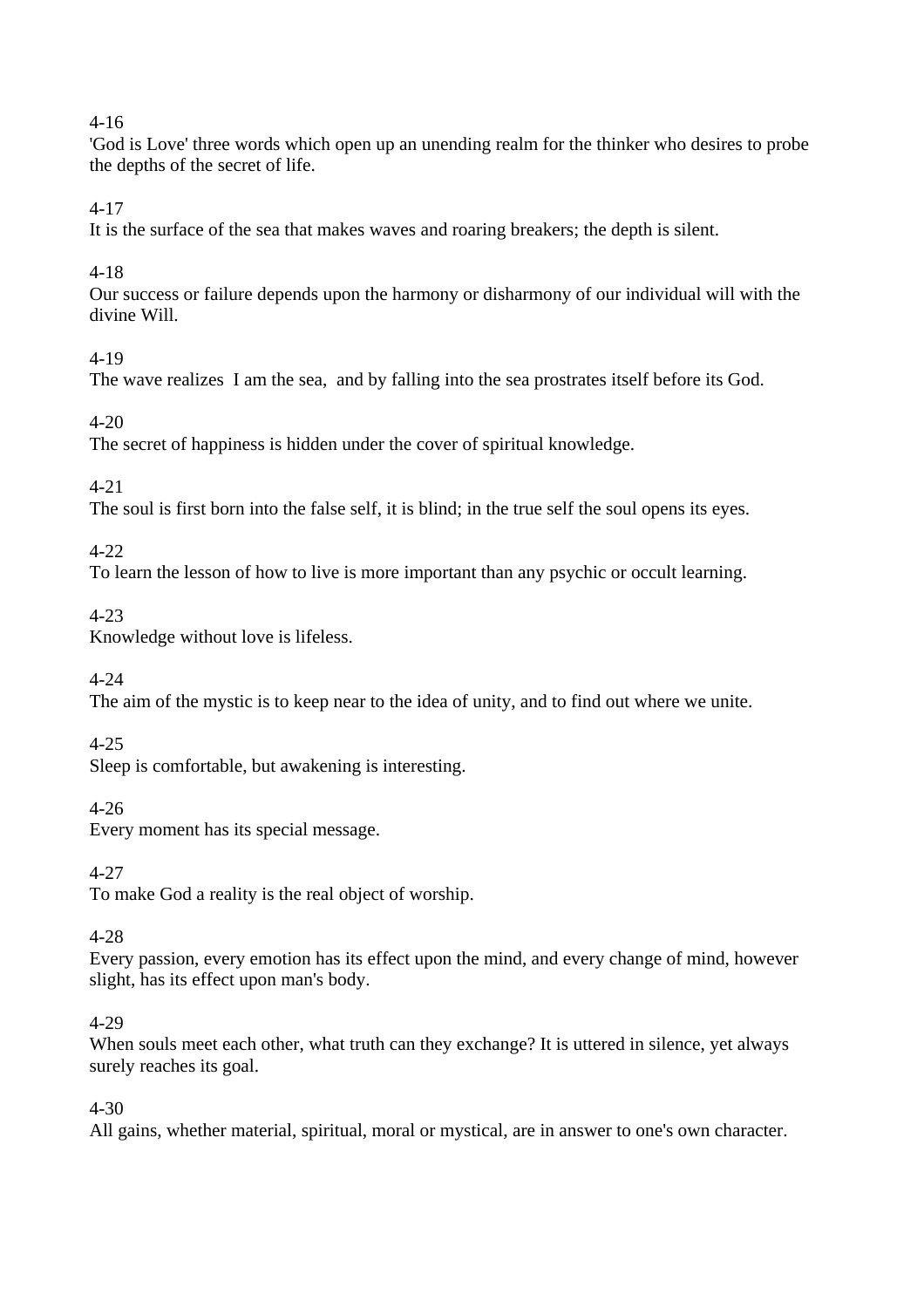4-16
'God is Love' three words which open up an unending realm for the thinker who desires to probe the depths of the secret of life.

4-17
It is the surface of the sea that makes waves and roaring breakers; the depth is silent.

4-18
Our success or failure depends upon the harmony or disharmony of our individual will with the divine Will.

4-19
The wave realizes  I am the sea,  and by falling into the sea prostrates itself before its God.

4-20
The secret of happiness is hidden under the cover of spiritual knowledge.

4-21
The soul is first born into the false self, it is blind; in the true self the soul opens its eyes.

4-22
To learn the lesson of how to live is more important than any psychic or occult learning.

4-23
Knowledge without love is lifeless.

4-24
The aim of the mystic is to keep near to the idea of unity, and to find out where we unite.

4-25
Sleep is comfortable, but awakening is interesting.

4-26
Every moment has its special message.

4-27
To make God a reality is the real object of worship.

4-28
Every passion, every emotion has its effect upon the mind, and every change of mind, however slight, has its effect upon man's body.

4-29
When souls meet each other, what truth can they exchange? It is uttered in silence, yet always surely reaches its goal.

4-30
All gains, whether material, spiritual, moral or mystical, are in answer to one's own character.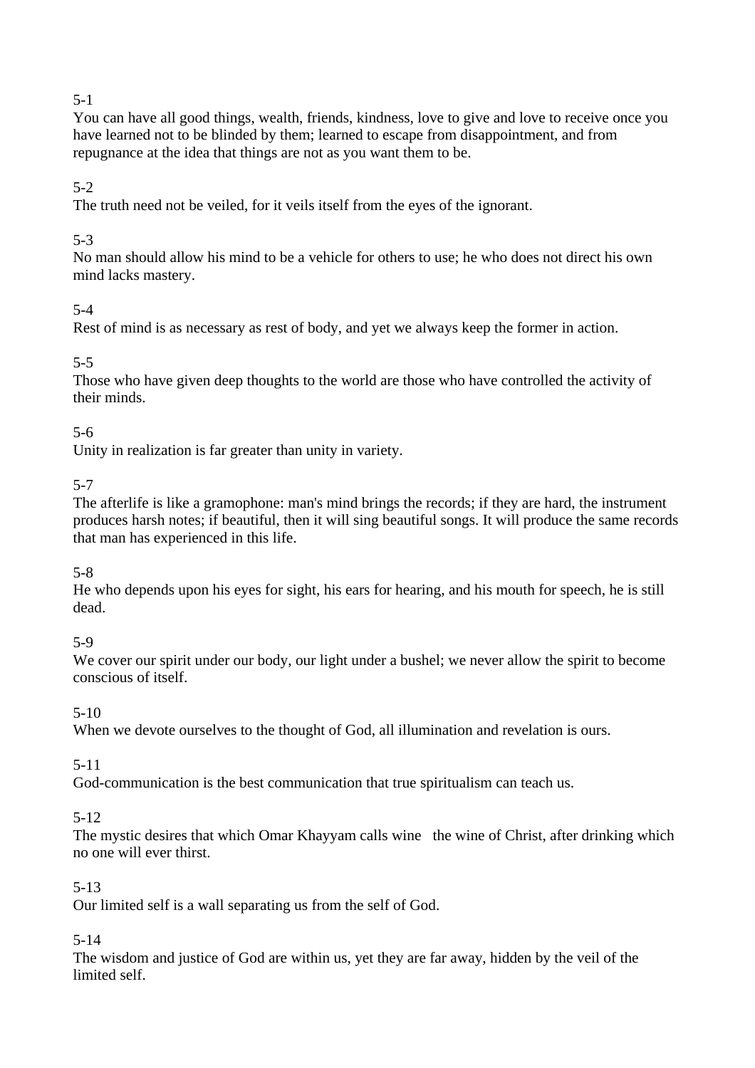5-1
You can have all good things, wealth, friends, kindness, love to give and love to receive once you have learned not to be blinded by them; learned to escape from disappointment, and from repugnance at the idea that things are not as you want them to be.

5-2
The truth need not be veiled, for it veils itself from the eyes of the ignorant.

5-3
No man should allow his mind to be a vehicle for others to use; he who does not direct his own mind lacks mastery.

5-4
Rest of mind is as necessary as rest of body, and yet we always keep the former in action.

5-5
Those who have given deep thoughts to the world are those who have controlled the activity of their minds.

5-6
Unity in realization is far greater than unity in variety.

5-7
The afterlife is like a gramophone: man's mind brings the records; if they are hard, the instrument produces harsh notes; if beautiful, then it will sing beautiful songs. It will produce the same records that man has experienced in this life.

5-8
He who depends upon his eyes for sight, his ears for hearing, and his mouth for speech, he is still dead.

5-9
We cover our spirit under our body, our light under a bushel; we never allow the spirit to become conscious of itself.

5-10
When we devote ourselves to the thought of God, all illumination and revelation is ours.

5-11
God-communication is the best communication that true spiritualism can teach us.

5-12
The mystic desires that which Omar Khayyam calls wine the wine of Christ, after drinking which no one will ever thirst.

5-13
Our limited self is a wall separating us from the self of God.

5-14
The wisdom and justice of God are within us, yet they are far away, hidden by the veil of the limited self.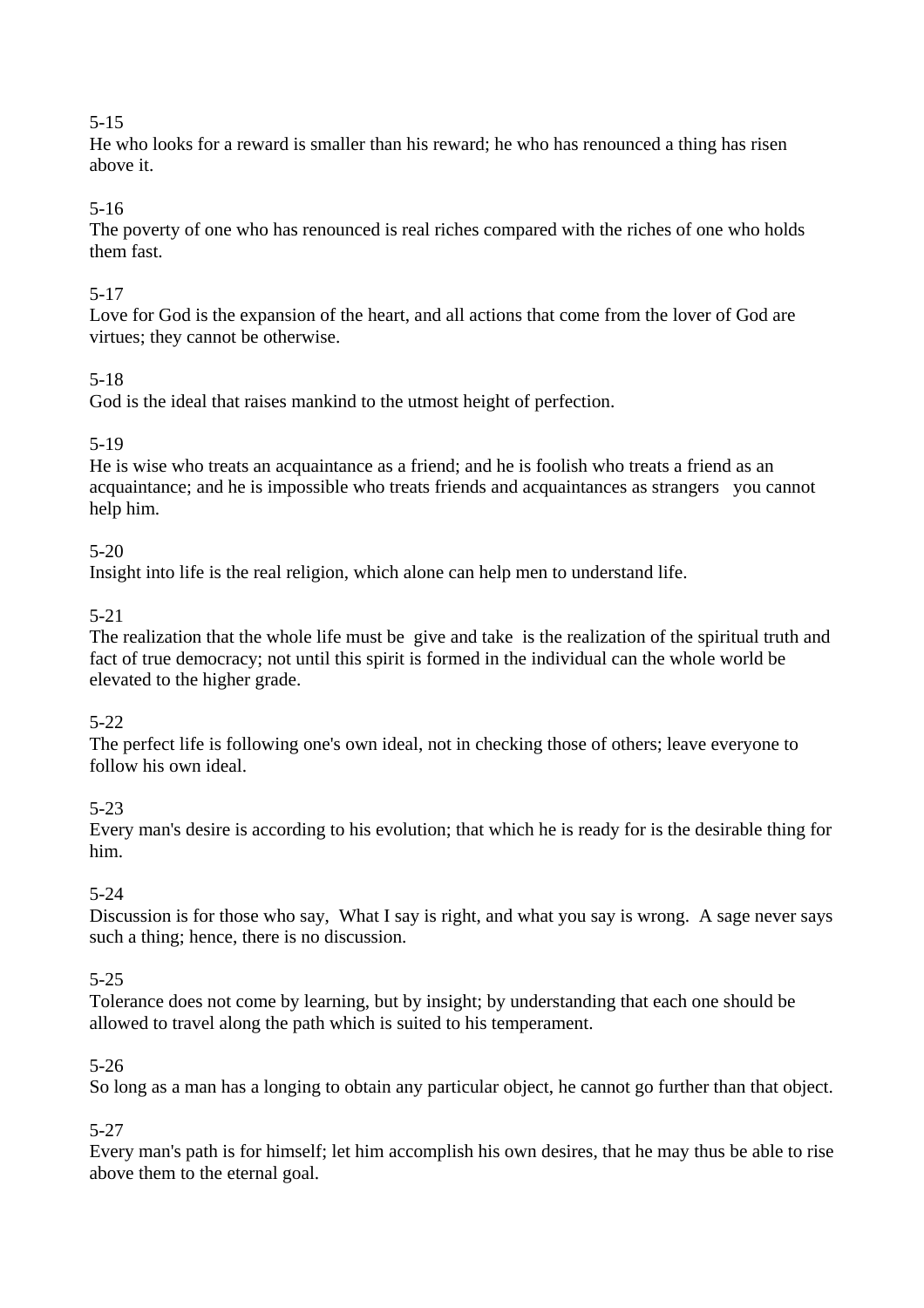5-15
He who looks for a reward is smaller than his reward; he who has renounced a thing has risen above it.

5-16
The poverty of one who has renounced is real riches compared with the riches of one who holds them fast.

5-17
Love for God is the expansion of the heart, and all actions that come from the lover of God are virtues; they cannot be otherwise.

5-18
God is the ideal that raises mankind to the utmost height of perfection.

5-19
He is wise who treats an acquaintance as a friend; and he is foolish who treats a friend as an acquaintance; and he is impossible who treats friends and acquaintances as strangers   you cannot help him.

5-20
Insight into life is the real religion, which alone can help men to understand life.

5-21
The realization that the whole life must be  give and take  is the realization of the spiritual truth and fact of true democracy; not until this spirit is formed in the individual can the whole world be elevated to the higher grade.

5-22
The perfect life is following one's own ideal, not in checking those of others; leave everyone to follow his own ideal.

5-23
Every man's desire is according to his evolution; that which he is ready for is the desirable thing for him.

5-24
Discussion is for those who say,  What I say is right, and what you say is wrong.  A sage never says such a thing; hence, there is no discussion.

5-25
Tolerance does not come by learning, but by insight; by understanding that each one should be allowed to travel along the path which is suited to his temperament.

5-26
So long as a man has a longing to obtain any particular object, he cannot go further than that object.

5-27
Every man's path is for himself; let him accomplish his own desires, that he may thus be able to rise above them to the eternal goal.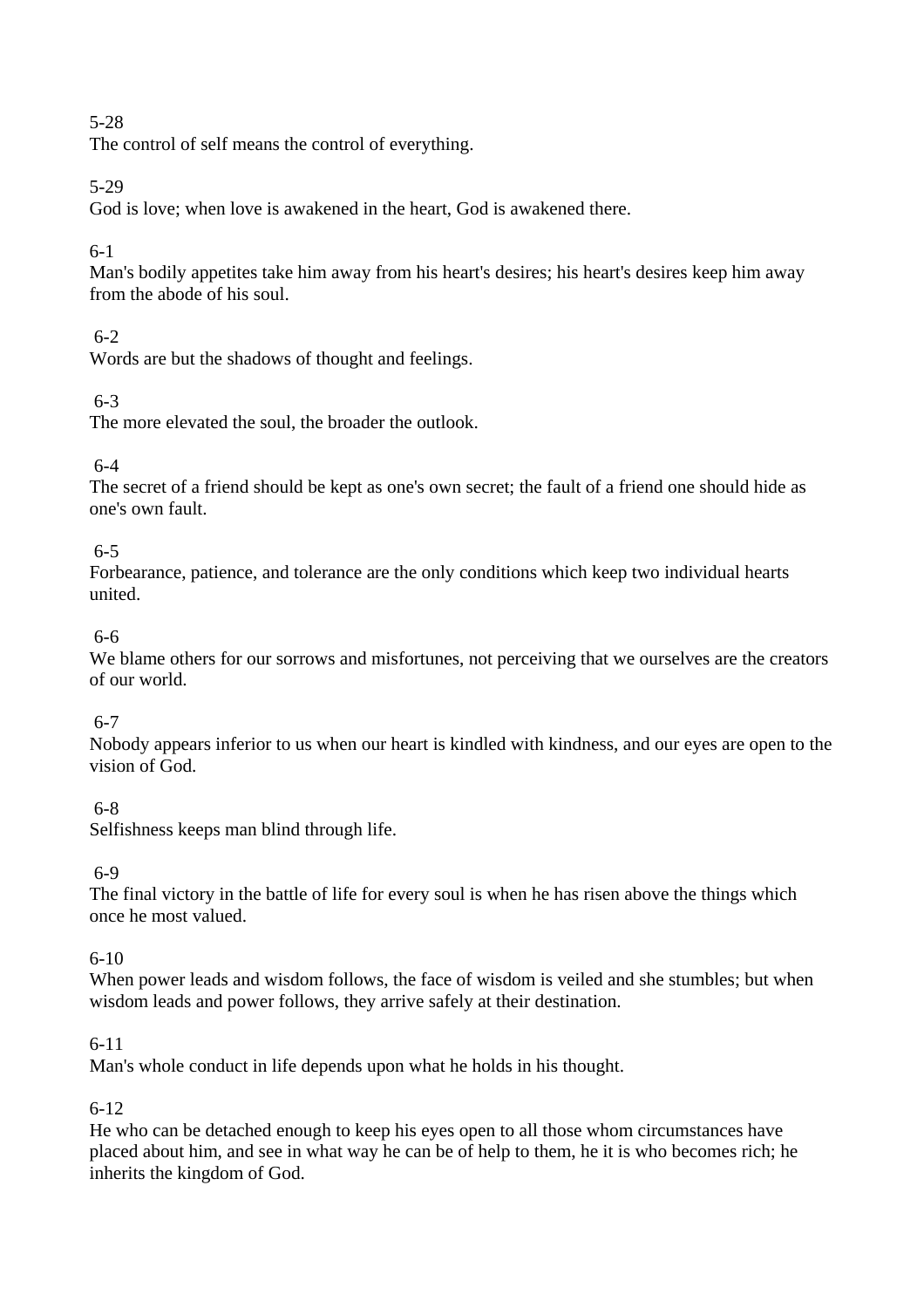5-28
The control of self means the control of everything.

5-29
God is love; when love is awakened in the heart, God is awakened there.

6-1
Man's bodily appetites take him away from his heart's desires; his heart's desires keep him away from the abode of his soul.

6-2
Words are but the shadows of thought and feelings.

6-3
The more elevated the soul, the broader the outlook.

6-4
The secret of a friend should be kept as one's own secret; the fault of a friend one should hide as one's own fault.

6-5
Forbearance, patience, and tolerance are the only conditions which keep two individual hearts united.

6-6
We blame others for our sorrows and misfortunes, not perceiving that we ourselves are the creators of our world.

6-7
Nobody appears inferior to us when our heart is kindled with kindness, and our eyes are open to the vision of God.

6-8
Selfishness keeps man blind through life.

6-9
The final victory in the battle of life for every soul is when he has risen above the things which once he most valued.

6-10
When power leads and wisdom follows, the face of wisdom is veiled and she stumbles; but when wisdom leads and power follows, they arrive safely at their destination.

6-11
Man's whole conduct in life depends upon what he holds in his thought.

6-12
He who can be detached enough to keep his eyes open to all those whom circumstances have placed about him, and see in what way he can be of help to them, he it is who becomes rich; he inherits the kingdom of God.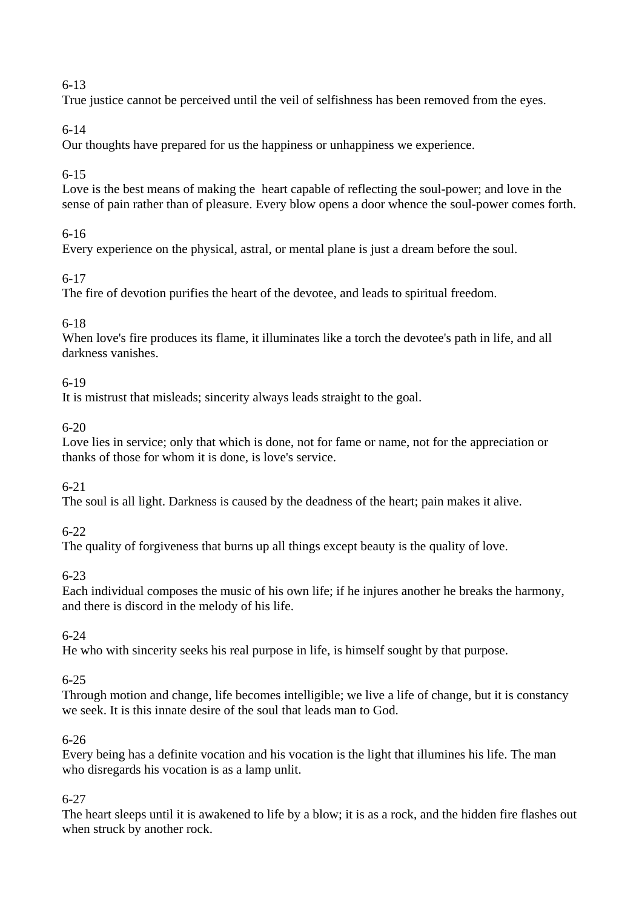6-13
True justice cannot be perceived until the veil of selfishness has been removed from the eyes.

6-14
Our thoughts have prepared for us the happiness or unhappiness we experience.

6-15
Love is the best means of making the heart capable of reflecting the soul-power; and love in the sense of pain rather than of pleasure. Every blow opens a door whence the soul-power comes forth.

6-16
Every experience on the physical, astral, or mental plane is just a dream before the soul.

6-17
The fire of devotion purifies the heart of the devotee, and leads to spiritual freedom.

6-18
When love's fire produces its flame, it illuminates like a torch the devotee's path in life, and all darkness vanishes.

6-19
It is mistrust that misleads; sincerity always leads straight to the goal.

6-20
Love lies in service; only that which is done, not for fame or name, not for the appreciation or thanks of those for whom it is done, is love's service.

6-21
The soul is all light. Darkness is caused by the deadness of the heart; pain makes it alive.

6-22
The quality of forgiveness that burns up all things except beauty is the quality of love.

6-23
Each individual composes the music of his own life; if he injures another he breaks the harmony, and there is discord in the melody of his life.

6-24
He who with sincerity seeks his real purpose in life, is himself sought by that purpose.

6-25
Through motion and change, life becomes intelligible; we live a life of change, but it is constancy we seek. It is this innate desire of the soul that leads man to God.

6-26
Every being has a definite vocation and his vocation is the light that illumines his life. The man who disregards his vocation is as a lamp unlit.

6-27
The heart sleeps until it is awakened to life by a blow; it is as a rock, and the hidden fire flashes out when struck by another rock.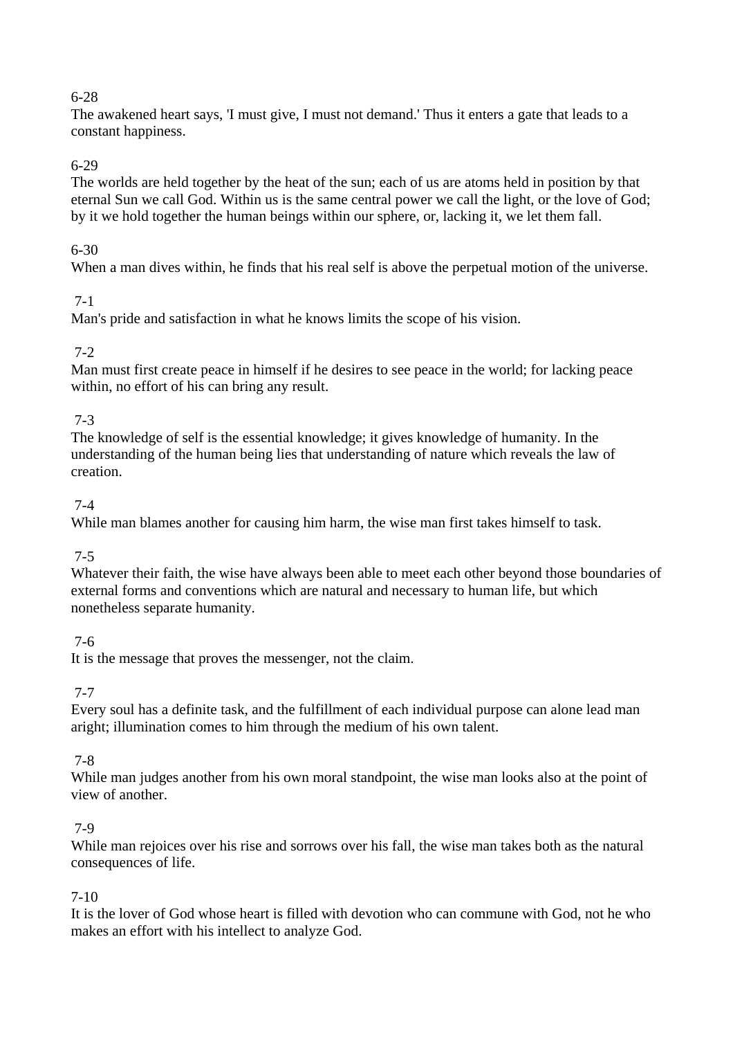6-28
The awakened heart says, 'I must give, I must not demand.' Thus it enters a gate that leads to a constant happiness.

6-29
The worlds are held together by the heat of the sun; each of us are atoms held in position by that eternal Sun we call God. Within us is the same central power we call the light, or the love of God; by it we hold together the human beings within our sphere, or, lacking it, we let them fall.

6-30
When a man dives within, he finds that his real self is above the perpetual motion of the universe.

7-1
Man's pride and satisfaction in what he knows limits the scope of his vision.

7-2
Man must first create peace in himself if he desires to see peace in the world; for lacking peace within, no effort of his can bring any result.

7-3
The knowledge of self is the essential knowledge; it gives knowledge of humanity. In the understanding of the human being lies that understanding of nature which reveals the law of creation.

7-4
While man blames another for causing him harm, the wise man first takes himself to task.

7-5
Whatever their faith, the wise have always been able to meet each other beyond those boundaries of external forms and conventions which are natural and necessary to human life, but which nonetheless separate humanity.

7-6
It is the message that proves the messenger, not the claim.

7-7
Every soul has a definite task, and the fulfillment of each individual purpose can alone lead man aright; illumination comes to him through the medium of his own talent.

7-8
While man judges another from his own moral standpoint, the wise man looks also at the point of view of another.

7-9
While man rejoices over his rise and sorrows over his fall, the wise man takes both as the natural consequences of life.

7-10
It is the lover of God whose heart is filled with devotion who can commune with God, not he who makes an effort with his intellect to analyze God.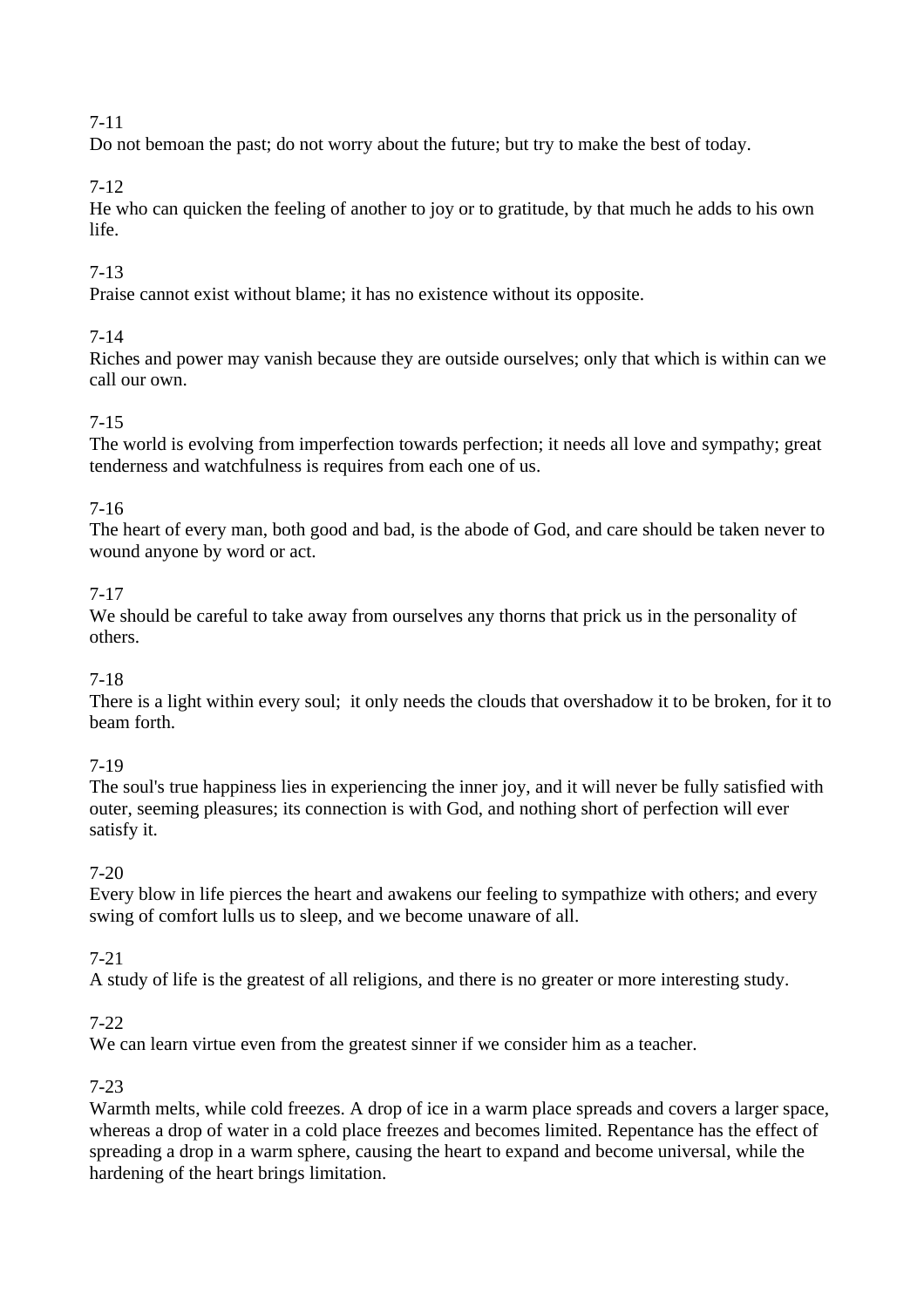7-11

Do not bemoan the past; do not worry about the future; but try to make the best of today.

7-12

He who can quicken the feeling of another to joy or to gratitude, by that much he adds to his own life.

7-13

Praise cannot exist without blame; it has no existence without its opposite.

7-14

Riches and power may vanish because they are outside ourselves; only that which is within can we call our own.

7-15

The world is evolving from imperfection towards perfection; it needs all love and sympathy; great tenderness and watchfulness is requires from each one of us.

7-16

The heart of every man, both good and bad, is the abode of God, and care should be taken never to wound anyone by word or act.

7-17

We should be careful to take away from ourselves any thorns that prick us in the personality of others.

7-18

There is a light within every soul;  it only needs the clouds that overshadow it to be broken, for it to beam forth.

7-19

The soul's true happiness lies in experiencing the inner joy, and it will never be fully satisfied with outer, seeming pleasures; its connection is with God, and nothing short of perfection will ever satisfy it.

7-20

Every blow in life pierces the heart and awakens our feeling to sympathize with others; and every swing of comfort lulls us to sleep, and we become unaware of all.

7-21

A study of life is the greatest of all religions, and there is no greater or more interesting study.

7-22

We can learn virtue even from the greatest sinner if we consider him as a teacher.

7-23

Warmth melts, while cold freezes. A drop of ice in a warm place spreads and covers a larger space, whereas a drop of water in a cold place freezes and becomes limited. Repentance has the effect of spreading a drop in a warm sphere, causing the heart to expand and become universal, while the hardening of the heart brings limitation.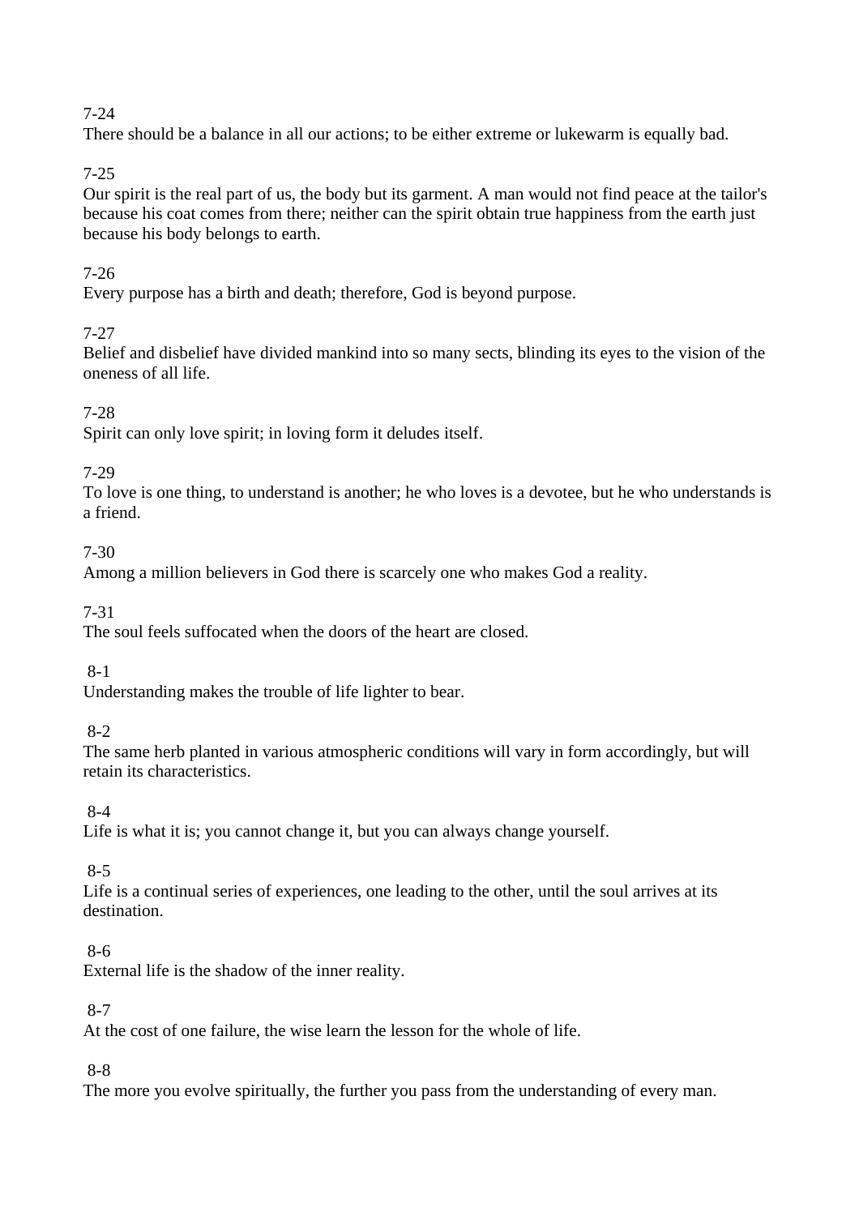7-24
There should be a balance in all our actions; to be either extreme or lukewarm is equally bad.

7-25
Our spirit is the real part of us, the body but its garment. A man would not find peace at the tailor's because his coat comes from there; neither can the spirit obtain true happiness from the earth just because his body belongs to earth.

7-26
Every purpose has a birth and death; therefore, God is beyond purpose.

7-27
Belief and disbelief have divided mankind into so many sects, blinding its eyes to the vision of the oneness of all life.

7-28
Spirit can only love spirit; in loving form it deludes itself.

7-29
To love is one thing, to understand is another; he who loves is a devotee, but he who understands is a friend.

7-30
Among a million believers in God there is scarcely one who makes God a reality.

7-31
The soul feels suffocated when the doors of the heart are closed.

8-1
Understanding makes the trouble of life lighter to bear.

8-2
The same herb planted in various atmospheric conditions will vary in form accordingly, but will retain its characteristics.

8-4
Life is what it is; you cannot change it, but you can always change yourself.

8-5
Life is a continual series of experiences, one leading to the other, until the soul arrives at its destination.

8-6
External life is the shadow of the inner reality.

8-7
At the cost of one failure, the wise learn the lesson for the whole of life.

8-8
The more you evolve spiritually, the further you pass from the understanding of every man.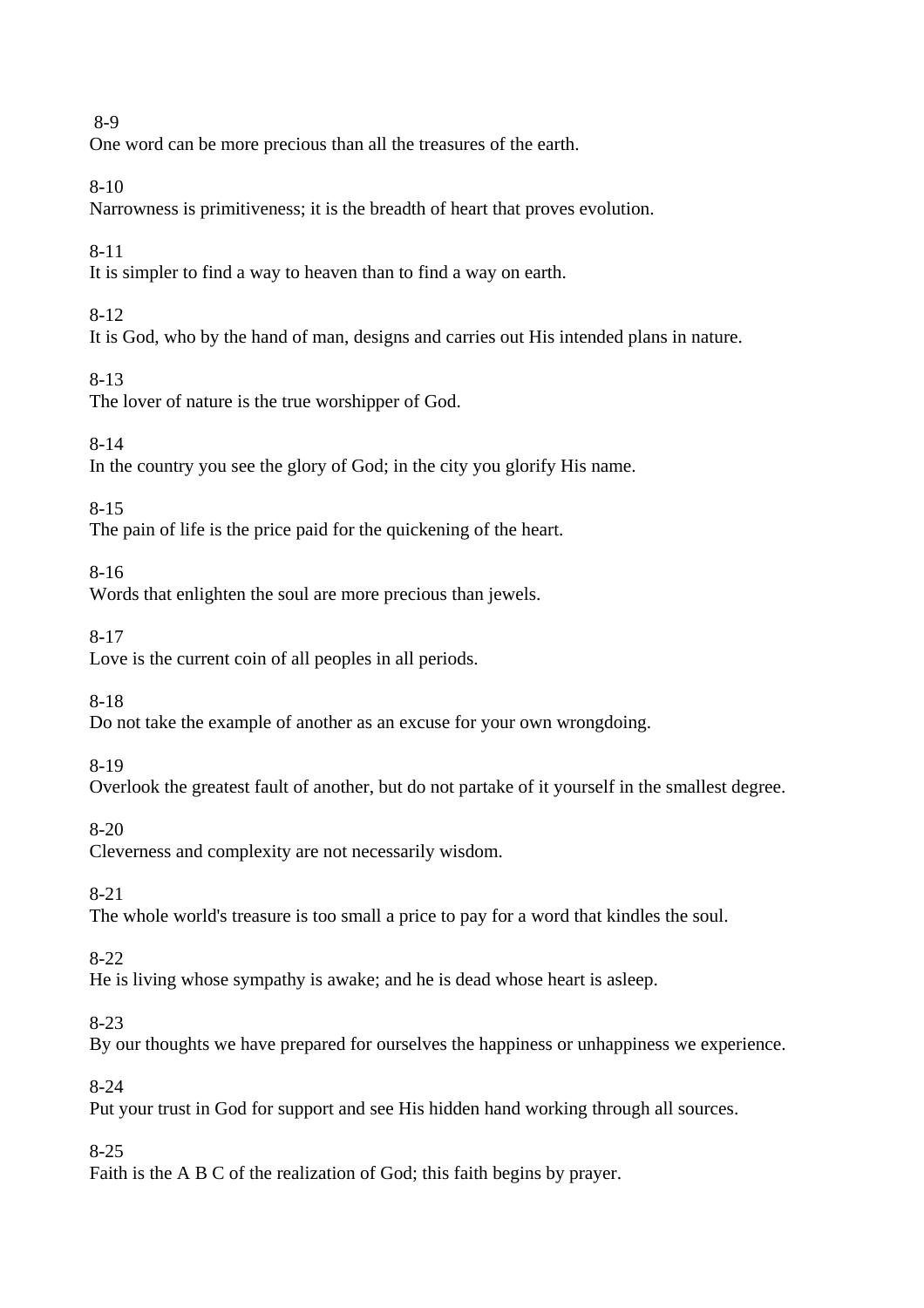8-9
One word can be more precious than all the treasures of the earth.

8-10
Narrowness is primitiveness; it is the breadth of heart that proves evolution.

8-11
It is simpler to find a way to heaven than to find a way on earth.

8-12
It is God, who by the hand of man, designs and carries out His intended plans in nature.

8-13
The lover of nature is the true worshipper of God.

8-14
In the country you see the glory of God; in the city you glorify His name.

8-15
The pain of life is the price paid for the quickening of the heart.

8-16
Words that enlighten the soul are more precious than jewels.

8-17
Love is the current coin of all peoples in all periods.

8-18
Do not take the example of another as an excuse for your own wrongdoing.

8-19
Overlook the greatest fault of another, but do not partake of it yourself in the smallest degree.

8-20
Cleverness and complexity are not necessarily wisdom.

8-21
The whole world's treasure is too small a price to pay for a word that kindles the soul.

8-22
He is living whose sympathy is awake; and he is dead whose heart is asleep.

8-23
By our thoughts we have prepared for ourselves the happiness or unhappiness we experience.

8-24
Put your trust in God for support and see His hidden hand working through all sources.

8-25
Faith is the A B C of the realization of God; this faith begins by prayer.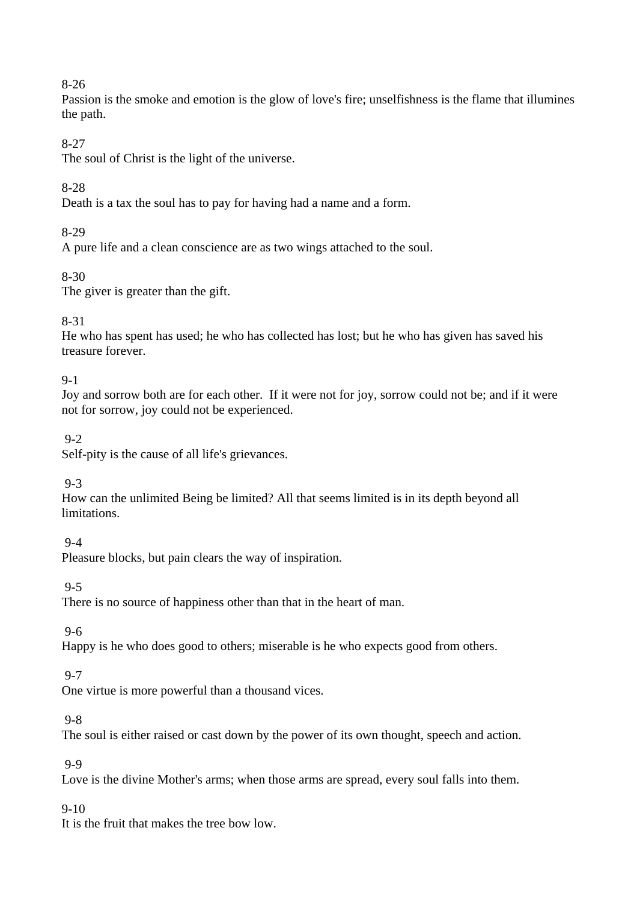8-26
Passion is the smoke and emotion is the glow of love's fire; unselfishness is the flame that illumines the path.

8-27
The soul of Christ is the light of the universe.

8-28
Death is a tax the soul has to pay for having had a name and a form.

8-29
A pure life and a clean conscience are as two wings attached to the soul.

8-30
The giver is greater than the gift.

8-31
He who has spent has used; he who has collected has lost; but he who has given has saved his treasure forever.

9-1
Joy and sorrow both are for each other. If it were not for joy, sorrow could not be; and if it were not for sorrow, joy could not be experienced.

9-2
Self-pity is the cause of all life's grievances.

9-3
How can the unlimited Being be limited? All that seems limited is in its depth beyond all limitations.

9-4
Pleasure blocks, but pain clears the way of inspiration.

9-5
There is no source of happiness other than that in the heart of man.

9-6
Happy is he who does good to others; miserable is he who expects good from others.

9-7
One virtue is more powerful than a thousand vices.

9-8
The soul is either raised or cast down by the power of its own thought, speech and action.

9-9
Love is the divine Mother's arms; when those arms are spread, every soul falls into them.

9-10
It is the fruit that makes the tree bow low.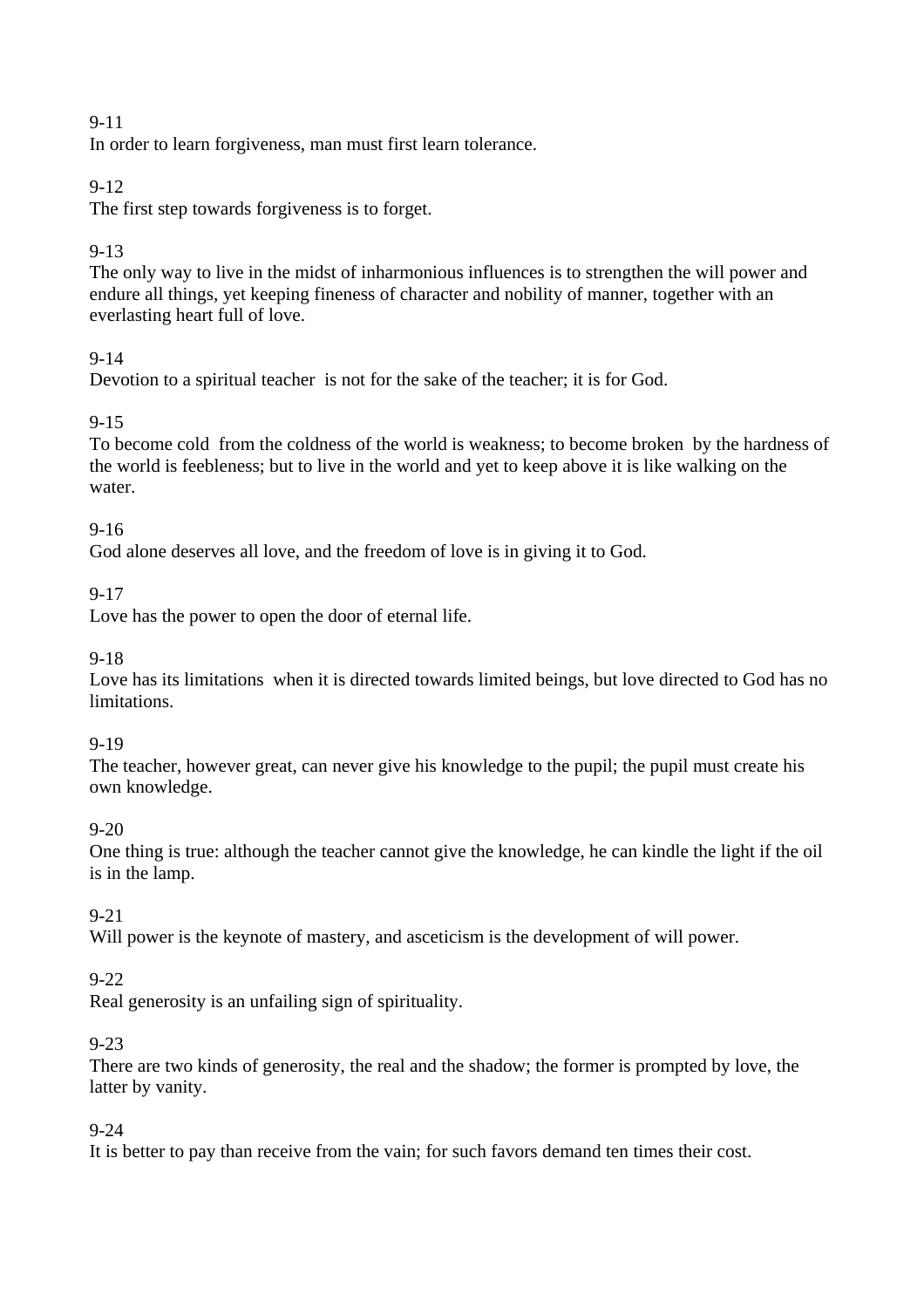9-11
In order to learn forgiveness, man must first learn tolerance.

9-12
The first step towards forgiveness is to forget.

9-13
The only way to live in the midst of inharmonious influences is to strengthen the will power and endure all things, yet keeping fineness of character and nobility of manner, together with an everlasting heart full of love.

9-14
Devotion to a spiritual teacher is not for the sake of the teacher; it is for God.

9-15
To become cold from the coldness of the world is weakness; to become broken by the hardness of the world is feebleness; but to live in the world and yet to keep above it is like walking on the water.

9-16
God alone deserves all love, and the freedom of love is in giving it to God.

9-17
Love has the power to open the door of eternal life.

9-18
Love has its limitations when it is directed towards limited beings, but love directed to God has no limitations.

9-19
The teacher, however great, can never give his knowledge to the pupil; the pupil must create his own knowledge.

9-20
One thing is true: although the teacher cannot give the knowledge, he can kindle the light if the oil is in the lamp.

9-21
Will power is the keynote of mastery, and asceticism is the development of will power.

9-22
Real generosity is an unfailing sign of spirituality.

9-23
There are two kinds of generosity, the real and the shadow; the former is prompted by love, the latter by vanity.

9-24
It is better to pay than receive from the vain; for such favors demand ten times their cost.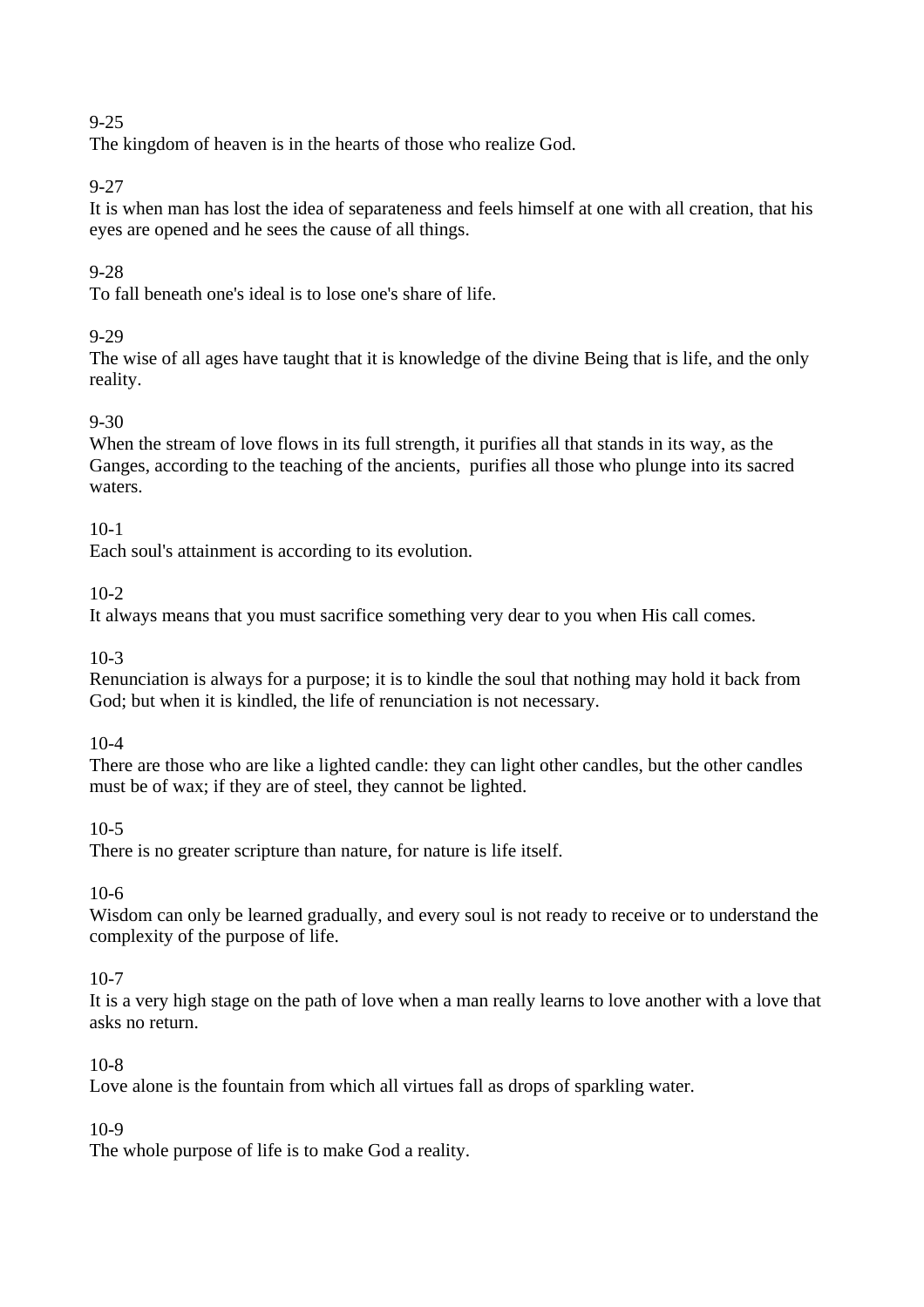9-25
The kingdom of heaven is in the hearts of those who realize God.

9-27
It is when man has lost the idea of separateness and feels himself at one with all creation, that his eyes are opened and he sees the cause of all things.

9-28
To fall beneath one's ideal is to lose one's share of life.

9-29
The wise of all ages have taught that it is knowledge of the divine Being that is life, and the only reality.

9-30
When the stream of love flows in its full strength, it purifies all that stands in its way, as the Ganges, according to the teaching of the ancients, purifies all those who plunge into its sacred waters.

10-1
Each soul's attainment is according to its evolution.

10-2
It always means that you must sacrifice something very dear to you when His call comes.

10-3
Renunciation is always for a purpose; it is to kindle the soul that nothing may hold it back from God; but when it is kindled, the life of renunciation is not necessary.

10-4
There are those who are like a lighted candle: they can light other candles, but the other candles must be of wax; if they are of steel, they cannot be lighted.

10-5
There is no greater scripture than nature, for nature is life itself.

10-6
Wisdom can only be learned gradually, and every soul is not ready to receive or to understand the complexity of the purpose of life.

10-7
It is a very high stage on the path of love when a man really learns to love another with a love that asks no return.

10-8
Love alone is the fountain from which all virtues fall as drops of sparkling water.

10-9
The whole purpose of life is to make God a reality.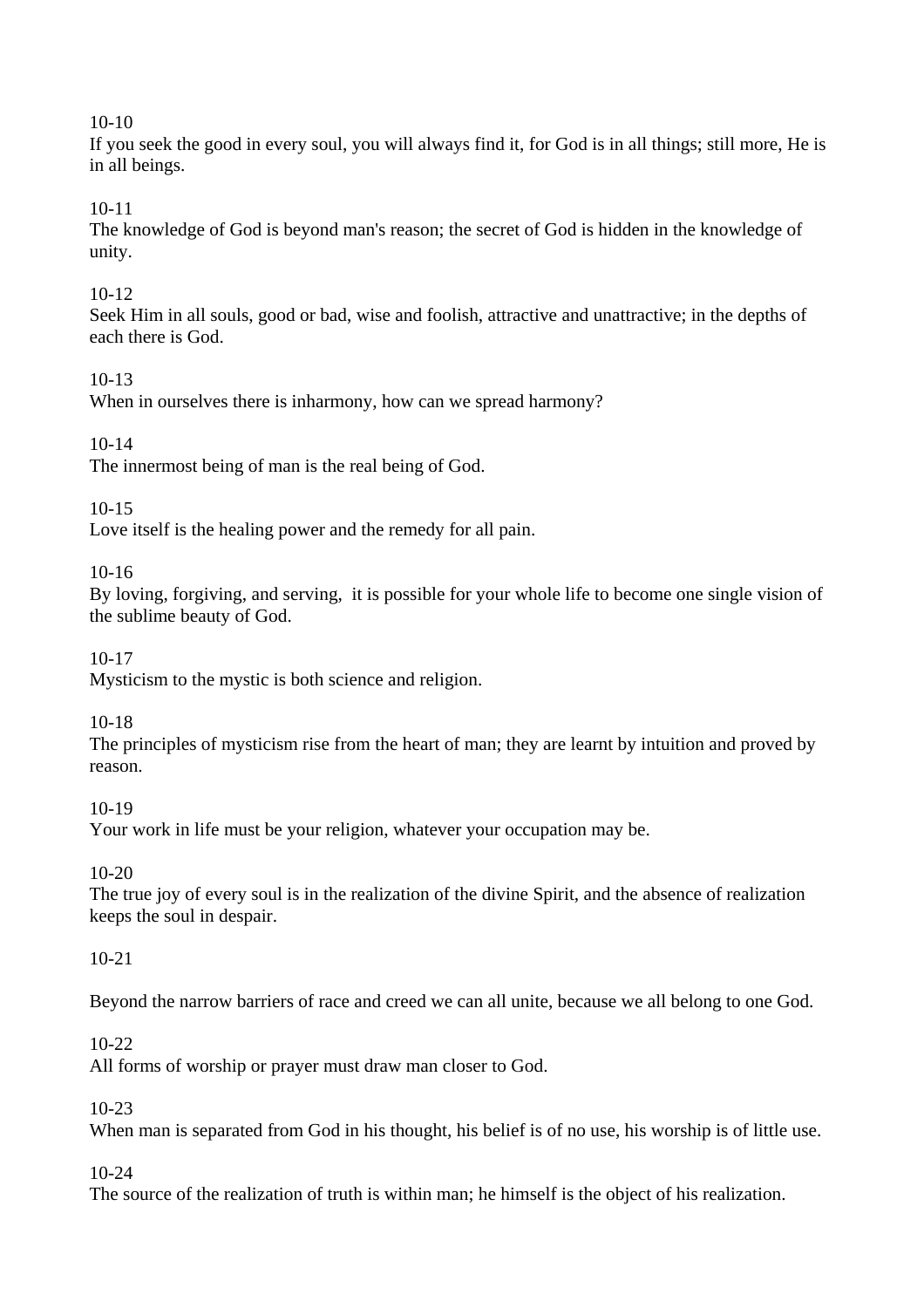10-10
If you seek the good in every soul, you will always find it, for God is in all things; still more, He is in all beings.

10-11
The knowledge of God is beyond man's reason; the secret of God is hidden in the knowledge of unity.

10-12
Seek Him in all souls, good or bad, wise and foolish, attractive and unattractive; in the depths of each there is God.

10-13
When in ourselves there is inharmony, how can we spread harmony?

10-14
The innermost being of man is the real being of God.

10-15
Love itself is the healing power and the remedy for all pain.

10-16
By loving, forgiving, and serving, it is possible for your whole life to become one single vision of the sublime beauty of God.

10-17
Mysticism to the mystic is both science and religion.

10-18
The principles of mysticism rise from the heart of man; they are learnt by intuition and proved by reason.

10-19
Your work in life must be your religion, whatever your occupation may be.

10-20
The true joy of every soul is in the realization of the divine Spirit, and the absence of realization keeps the soul in despair.

10-21

Beyond the narrow barriers of race and creed we can all unite, because we all belong to one God.

10-22
All forms of worship or prayer must draw man closer to God.

10-23
When man is separated from God in his thought, his belief is of no use, his worship is of little use.

10-24
The source of the realization of truth is within man; he himself is the object of his realization.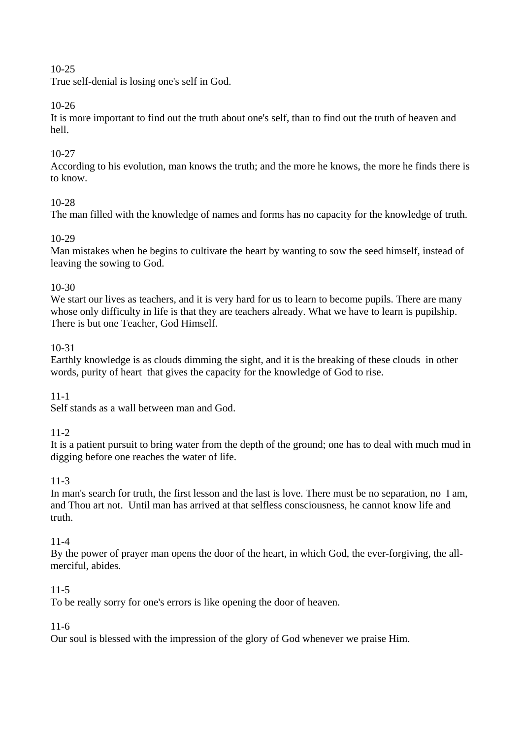10-25
True self-denial is losing one's self in God.

10-26
It is more important to find out the truth about one's self, than to find out the truth of heaven and hell.

10-27
According to his evolution, man knows the truth; and the more he knows, the more he finds there is to know.

10-28
The man filled with the knowledge of names and forms has no capacity for the knowledge of truth.

10-29
Man mistakes when he begins to cultivate the heart by wanting to sow the seed himself, instead of leaving the sowing to God.

10-30
We start our lives as teachers, and it is very hard for us to learn to become pupils. There are many whose only difficulty in life is that they are teachers already. What we have to learn is pupilship. There is but one Teacher, God Himself.

10-31
Earthly knowledge is as clouds dimming the sight, and it is the breaking of these clouds  in other words, purity of heart  that gives the capacity for the knowledge of God to rise.

11-1
Self stands as a wall between man and God.

11-2
It is a patient pursuit to bring water from the depth of the ground; one has to deal with much mud in digging before one reaches the water of life.

11-3
In man's search for truth, the first lesson and the last is love. There must be no separation, no  I am, and Thou art not.  Until man has arrived at that selfless consciousness, he cannot know life and truth.

11-4
By the power of prayer man opens the door of the heart, in which God, the ever-forgiving, the all-merciful, abides.

11-5
To be really sorry for one's errors is like opening the door of heaven.

11-6
Our soul is blessed with the impression of the glory of God whenever we praise Him.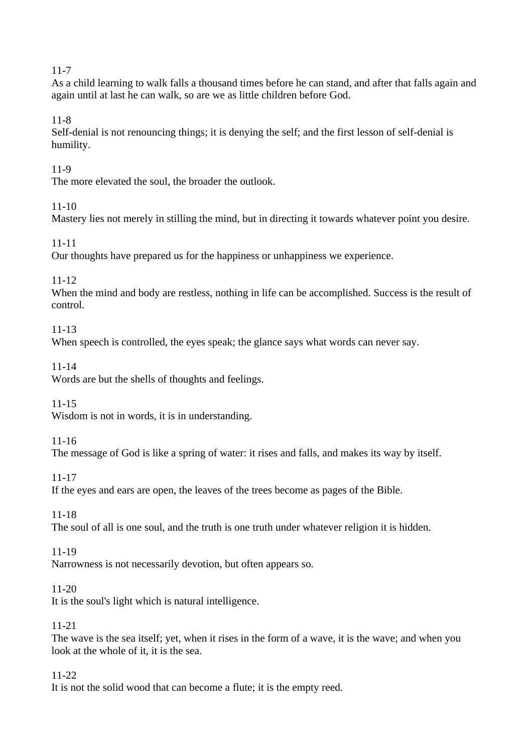11-7
As a child learning to walk falls a thousand times before he can stand, and after that falls again and again until at last he can walk, so are we as little children before God.

11-8
Self-denial is not renouncing things; it is denying the self; and the first lesson of self-denial is humility.

11-9
The more elevated the soul, the broader the outlook.

11-10
Mastery lies not merely in stilling the mind, but in directing it towards whatever point you desire.

11-11
Our thoughts have prepared us for the happiness or unhappiness we experience.

11-12
When the mind and body are restless, nothing in life can be accomplished. Success is the result of control.

11-13
When speech is controlled, the eyes speak; the glance says what words can never say.

11-14
Words are but the shells of thoughts and feelings.

11-15
Wisdom is not in words, it is in understanding.

11-16
The message of God is like a spring of water: it rises and falls, and makes its way by itself.

11-17
If the eyes and ears are open, the leaves of the trees become as pages of the Bible.

11-18
The soul of all is one soul, and the truth is one truth under whatever religion it is hidden.

11-19
Narrowness is not necessarily devotion, but often appears so.

11-20
It is the soul's light which is natural intelligence.

11-21
The wave is the sea itself; yet, when it rises in the form of a wave, it is the wave; and when you look at the whole of it, it is the sea.

11-22
It is not the solid wood that can become a flute; it is the empty reed.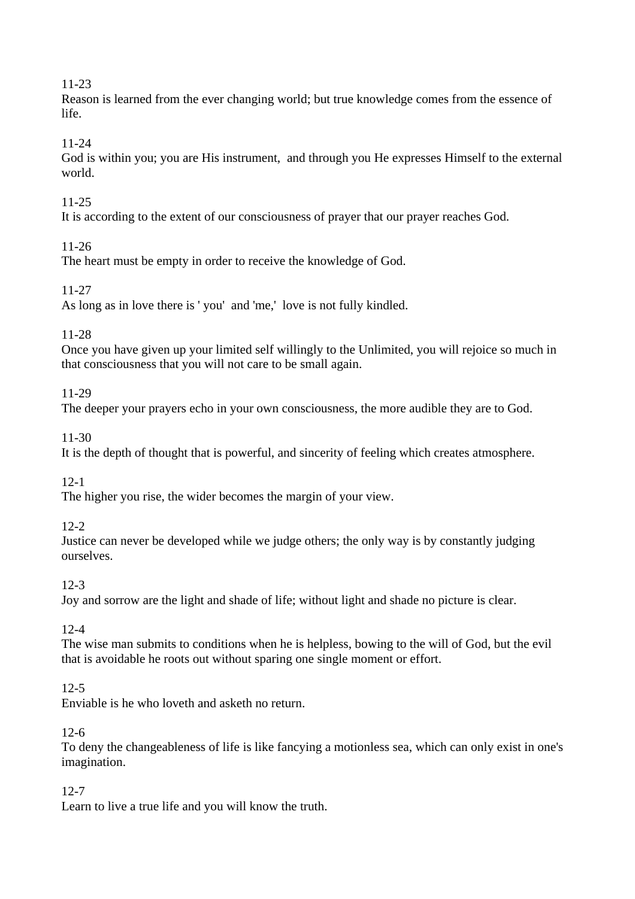11-23
Reason is learned from the ever changing world; but true knowledge comes from the essence of life.

11-24
God is within you; you are His instrument, and through you He expresses Himself to the external world.

11-25
It is according to the extent of our consciousness of prayer that our prayer reaches God.

11-26
The heart must be empty in order to receive the knowledge of God.

11-27
As long as in love there is ' you' and 'me,' love is not fully kindled.

11-28
Once you have given up your limited self willingly to the Unlimited, you will rejoice so much in that consciousness that you will not care to be small again.

11-29
The deeper your prayers echo in your own consciousness, the more audible they are to God.

11-30
It is the depth of thought that is powerful, and sincerity of feeling which creates atmosphere.

12-1
The higher you rise, the wider becomes the margin of your view.

12-2
Justice can never be developed while we judge others; the only way is by constantly judging ourselves.

12-3
Joy and sorrow are the light and shade of life; without light and shade no picture is clear.

12-4
The wise man submits to conditions when he is helpless, bowing to the will of God, but the evil that is avoidable he roots out without sparing one single moment or effort.

12-5
Enviable is he who loveth and asketh no return.

12-6
To deny the changeableness of life is like fancying a motionless sea, which can only exist in one's imagination.

12-7
Learn to live a true life and you will know the truth.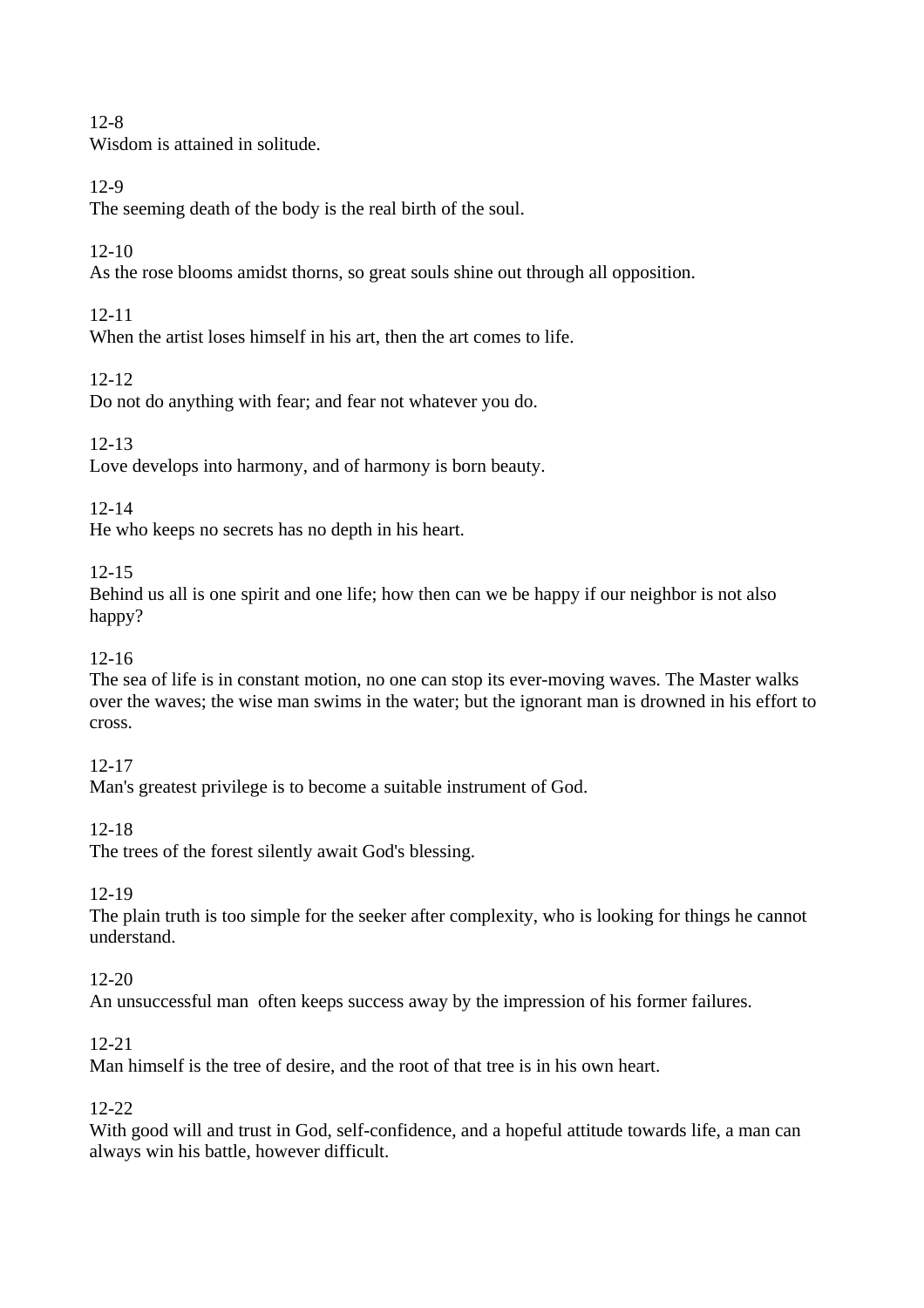12-8
Wisdom is attained in solitude.

12-9
The seeming death of the body is the real birth of the soul.

12-10
As the rose blooms amidst thorns, so great souls shine out through all opposition.

12-11
When the artist loses himself in his art, then the art comes to life.

12-12
Do not do anything with fear; and fear not whatever you do.

12-13
Love develops into harmony, and of harmony is born beauty.

12-14
He who keeps no secrets has no depth in his heart.

12-15
Behind us all is one spirit and one life; how then can we be happy if our neighbor is not also happy?

12-16
The sea of life is in constant motion, no one can stop its ever-moving waves. The Master walks over the waves; the wise man swims in the water; but the ignorant man is drowned in his effort to cross.

12-17
Man's greatest privilege is to become a suitable instrument of God.

12-18
The trees of the forest silently await God's blessing.

12-19
The plain truth is too simple for the seeker after complexity, who is looking for things he cannot understand.

12-20
An unsuccessful man often keeps success away by the impression of his former failures.

12-21
Man himself is the tree of desire, and the root of that tree is in his own heart.

12-22
With good will and trust in God, self-confidence, and a hopeful attitude towards life, a man can always win his battle, however difficult.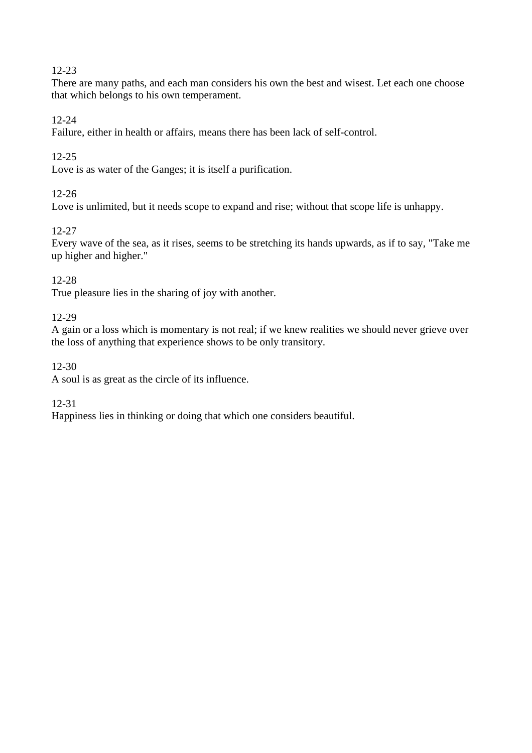12-23
There are many paths, and each man considers his own the best and wisest. Let each one choose that which belongs to his own temperament.

12-24
Failure, either in health or affairs, means there has been lack of self-control.

12-25
Love is as water of the Ganges; it is itself a purification.

12-26
Love is unlimited, but it needs scope to expand and rise; without that scope life is unhappy.

12-27
Every wave of the sea, as it rises, seems to be stretching its hands upwards, as if to say, "Take me up higher and higher."

12-28
True pleasure lies in the sharing of joy with another.

12-29
A gain or a loss which is momentary is not real; if we knew realities we should never grieve over the loss of anything that experience shows to be only transitory.

12-30
A soul is as great as the circle of its influence.

12-31
Happiness lies in thinking or doing that which one considers beautiful.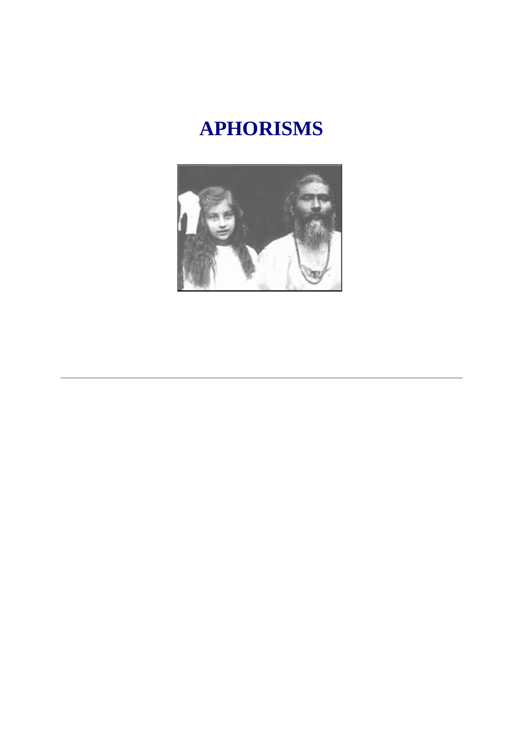# APHORISMS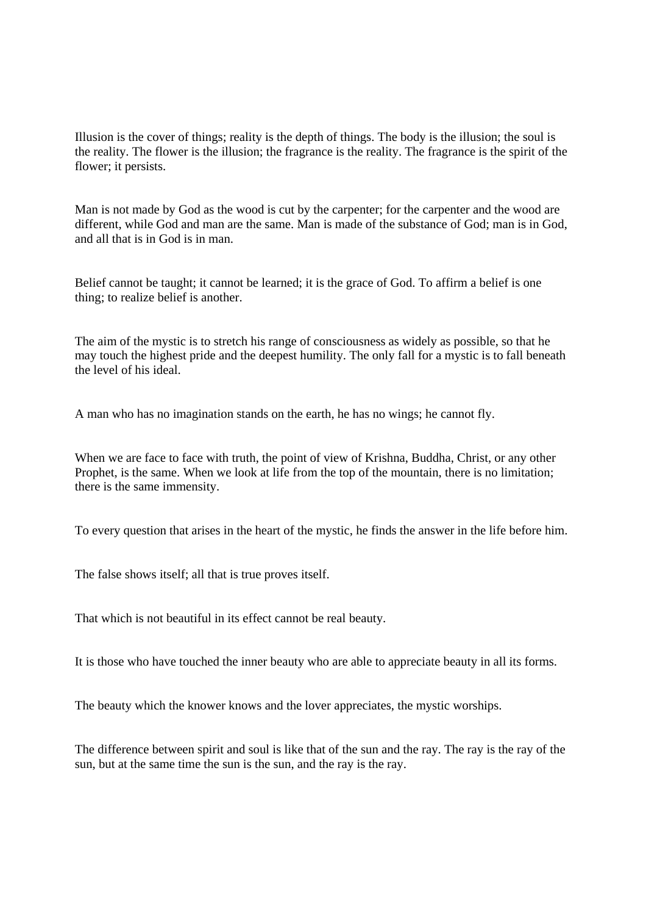Illusion is the cover of things; reality is the depth of things. The body is the illusion; the soul is the reality. The flower is the illusion; the fragrance is the reality. The fragrance is the spirit of the flower; it persists.

Man is not made by God as the wood is cut by the carpenter; for the carpenter and the wood are different, while God and man are the same. Man is made of the substance of God; man is in God, and all that is in God is in man.

Belief cannot be taught; it cannot be learned; it is the grace of God. To affirm a belief is one thing; to realize belief is another.

The aim of the mystic is to stretch his range of consciousness as widely as possible, so that he may touch the highest pride and the deepest humility. The only fall for a mystic is to fall beneath the level of his ideal.

A man who has no imagination stands on the earth, he has no wings; he cannot fly.

When we are face to face with truth, the point of view of Krishna, Buddha, Christ, or any other Prophet, is the same. When we look at life from the top of the mountain, there is no limitation; there is the same immensity.

To every question that arises in the heart of the mystic, he finds the answer in the life before him.

The false shows itself; all that is true proves itself.

That which is not beautiful in its effect cannot be real beauty.

It is those who have touched the inner beauty who are able to appreciate beauty in all its forms.

The beauty which the knower knows and the lover appreciates, the mystic worships.

The difference between spirit and soul is like that of the sun and the ray. The ray is the ray of the sun, but at the same time the sun is the sun, and the ray is the ray.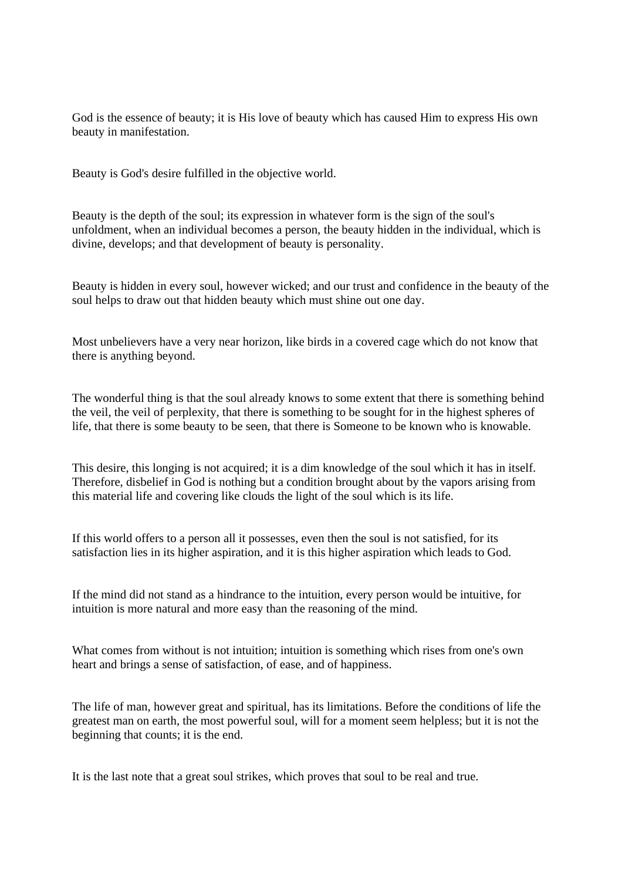God is the essence of beauty; it is His love of beauty which has caused Him to express His own beauty in manifestation.

Beauty is God's desire fulfilled in the objective world.

Beauty is the depth of the soul; its expression in whatever form is the sign of the soul's unfoldment, when an individual becomes a person, the beauty hidden in the individual, which is divine, develops; and that development of beauty is personality.

Beauty is hidden in every soul, however wicked; and our trust and confidence in the beauty of the soul helps to draw out that hidden beauty which must shine out one day.

Most unbelievers have a very near horizon, like birds in a covered cage which do not know that there is anything beyond.

The wonderful thing is that the soul already knows to some extent that there is something behind the veil, the veil of perplexity, that there is something to be sought for in the highest spheres of life, that there is some beauty to be seen, that there is Someone to be known who is knowable.

This desire, this longing is not acquired; it is a dim knowledge of the soul which it has in itself. Therefore, disbelief in God is nothing but a condition brought about by the vapors arising from this material life and covering like clouds the light of the soul which is its life.

If this world offers to a person all it possesses, even then the soul is not satisfied, for its satisfaction lies in its higher aspiration, and it is this higher aspiration which leads to God.

If the mind did not stand as a hindrance to the intuition, every person would be intuitive, for intuition is more natural and more easy than the reasoning of the mind.

What comes from without is not intuition; intuition is something which rises from one's own heart and brings a sense of satisfaction, of ease, and of happiness.

The life of man, however great and spiritual, has its limitations. Before the conditions of life the greatest man on earth, the most powerful soul, will for a moment seem helpless; but it is not the beginning that counts; it is the end.

It is the last note that a great soul strikes, which proves that soul to be real and true.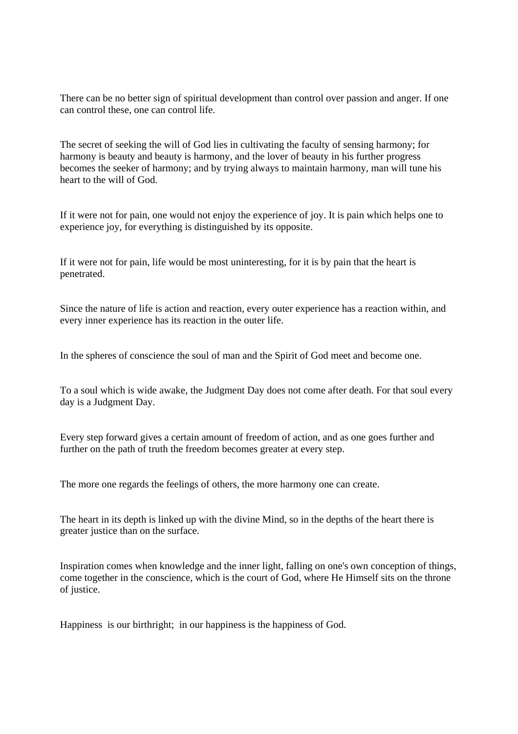There can be no better sign of spiritual development than control over passion and anger. If one can control these, one can control life.

The secret of seeking the will of God lies in cultivating the faculty of sensing harmony; for harmony is beauty and beauty is harmony, and the lover of beauty in his further progress becomes the seeker of harmony; and by trying always to maintain harmony, man will tune his heart to the will of God.

If it were not for pain, one would not enjoy the experience of joy. It is pain which helps one to experience joy, for everything is distinguished by its opposite.

If it were not for pain, life would be most uninteresting, for it is by pain that the heart is penetrated.

Since the nature of life is action and reaction, every outer experience has a reaction within, and every inner experience has its reaction in the outer life.

In the spheres of conscience the soul of man and the Spirit of God meet and become one.

To a soul which is wide awake, the Judgment Day does not come after death. For that soul every day is a Judgment Day.

Every step forward gives a certain amount of freedom of action, and as one goes further and further on the path of truth the freedom becomes greater at every step.

The more one regards the feelings of others, the more harmony one can create.

The heart in its depth is linked up with the divine Mind, so in the depths of the heart there is greater justice than on the surface.

Inspiration comes when knowledge and the inner light, falling on one's own conception of things, come together in the conscience, which is the court of God, where He Himself sits on the throne of justice.

Happiness is our birthright; in our happiness is the happiness of God.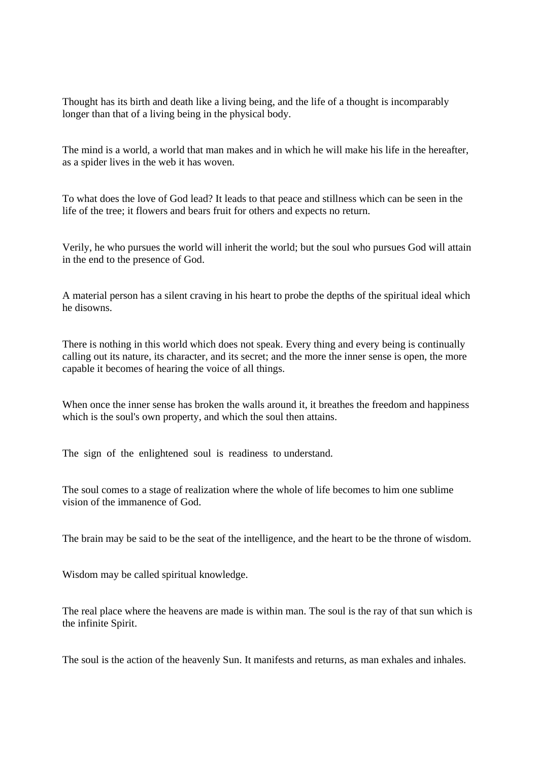Thought has its birth and death like a living being, and the life of a thought is incomparably longer than that of a living being in the physical body.

The mind is a world, a world that man makes and in which he will make his life in the hereafter, as a spider lives in the web it has woven.

To what does the love of God lead? It leads to that peace and stillness which can be seen in the life of the tree; it flowers and bears fruit for others and expects no return.

Verily, he who pursues the world will inherit the world; but the soul who pursues God will attain in the end to the presence of God.

A material person has a silent craving in his heart to probe the depths of the spiritual ideal which he disowns.

There is nothing in this world which does not speak. Every thing and every being is continually calling out its nature, its character, and its secret; and the more the inner sense is open, the more capable it becomes of hearing the voice of all things.

When once the inner sense has broken the walls around it, it breathes the freedom and happiness which is the soul's own property, and which the soul then attains.

The sign of the enlightened soul is readiness to understand.

The soul comes to a stage of realization where the whole of life becomes to him one sublime vision of the immanence of God.

The brain may be said to be the seat of the intelligence, and the heart to be the throne of wisdom.

Wisdom may be called spiritual knowledge.

The real place where the heavens are made is within man. The soul is the ray of that sun which is the infinite Spirit.

The soul is the action of the heavenly Sun. It manifests and returns, as man exhales and inhales.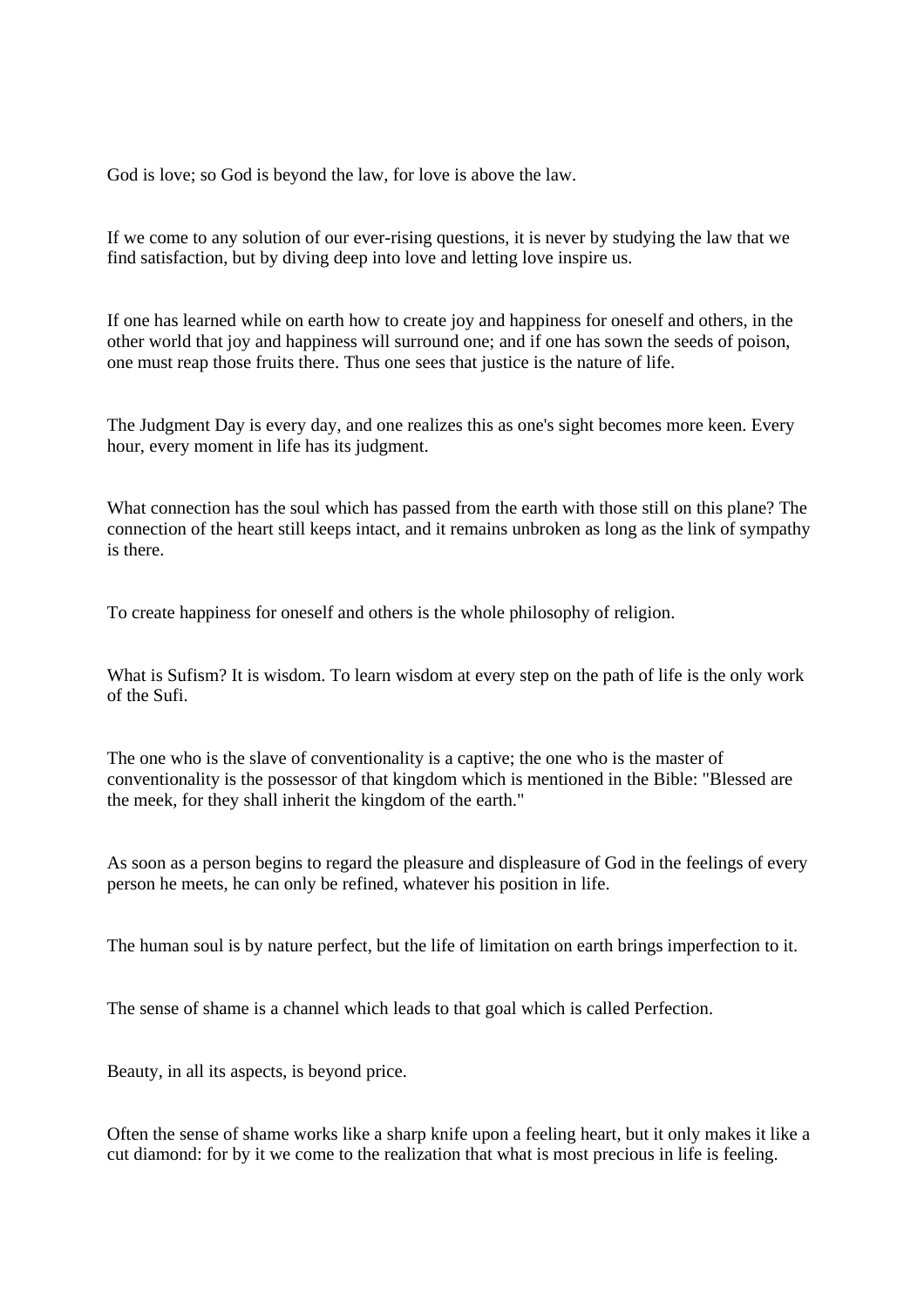God is love; so God is beyond the law, for love is above the law.

If we come to any solution of our ever-rising questions, it is never by studying the law that we find satisfaction, but by diving deep into love and letting love inspire us.

If one has learned while on earth how to create joy and happiness for oneself and others, in the other world that joy and happiness will surround one; and if one has sown the seeds of poison, one must reap those fruits there. Thus one sees that justice is the nature of life.

The Judgment Day is every day, and one realizes this as one's sight becomes more keen. Every hour, every moment in life has its judgment.

What connection has the soul which has passed from the earth with those still on this plane? The connection of the heart still keeps intact, and it remains unbroken as long as the link of sympathy is there.

To create happiness for oneself and others is the whole philosophy of religion.

What is Sufism? It is wisdom. To learn wisdom at every step on the path of life is the only work of the Sufi.

The one who is the slave of conventionality is a captive; the one who is the master of conventionality is the possessor of that kingdom which is mentioned in the Bible: "Blessed are the meek, for they shall inherit the kingdom of the earth."

As soon as a person begins to regard the pleasure and displeasure of God in the feelings of every person he meets, he can only be refined, whatever his position in life.

The human soul is by nature perfect, but the life of limitation on earth brings imperfection to it.

The sense of shame is a channel which leads to that goal which is called Perfection.

Beauty, in all its aspects, is beyond price.

Often the sense of shame works like a sharp knife upon a feeling heart, but it only makes it like a cut diamond: for by it we come to the realization that what is most precious in life is feeling.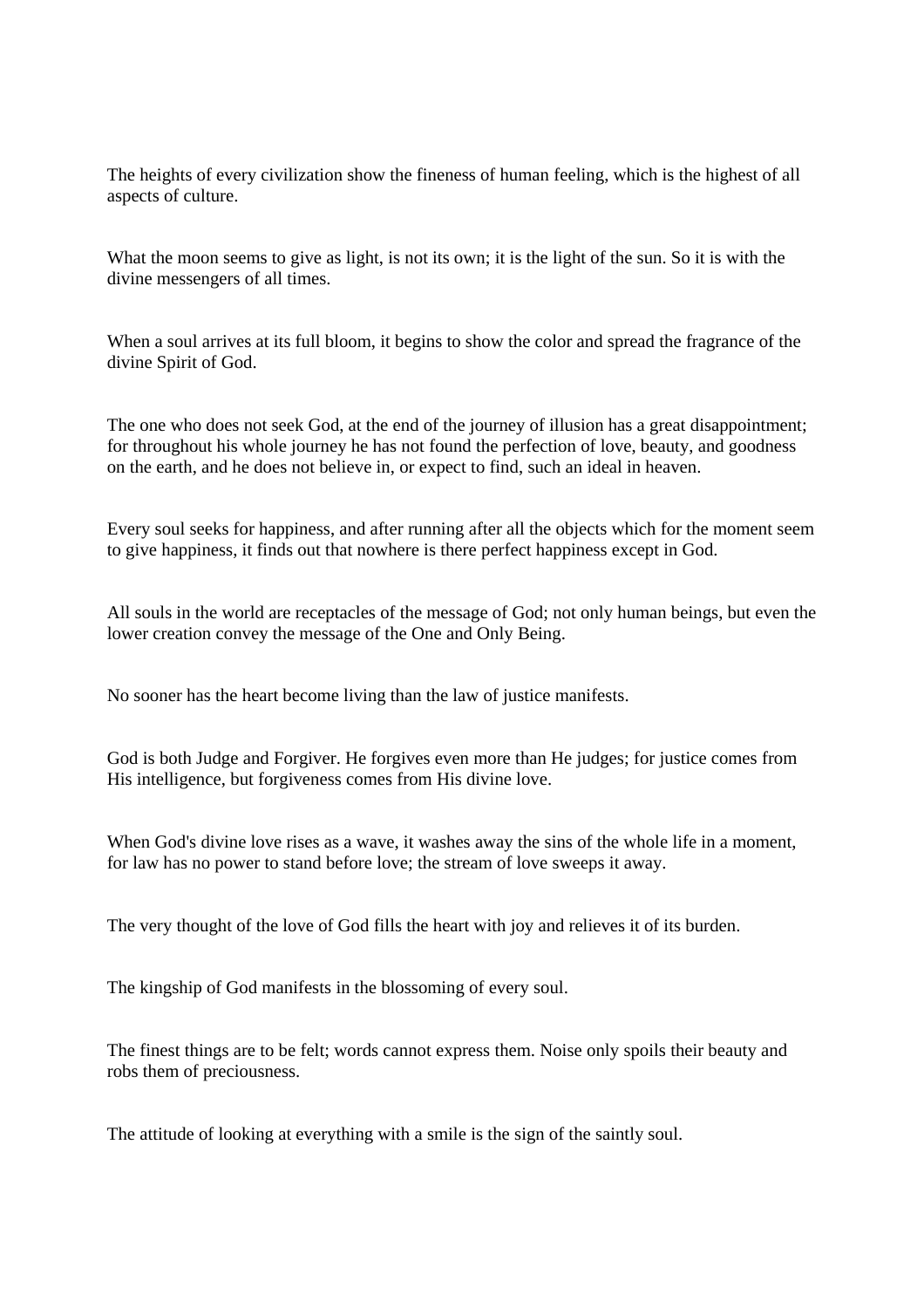The heights of every civilization show the fineness of human feeling, which is the highest of all aspects of culture.

What the moon seems to give as light, is not its own; it is the light of the sun. So it is with the divine messengers of all times.

When a soul arrives at its full bloom, it begins to show the color and spread the fragrance of the divine Spirit of God.

The one who does not seek God, at the end of the journey of illusion has a great disappointment; for throughout his whole journey he has not found the perfection of love, beauty, and goodness on the earth, and he does not believe in, or expect to find, such an ideal in heaven.

Every soul seeks for happiness, and after running after all the objects which for the moment seem to give happiness, it finds out that nowhere is there perfect happiness except in God.

All souls in the world are receptacles of the message of God; not only human beings, but even the lower creation convey the message of the One and Only Being.

No sooner has the heart become living than the law of justice manifests.

God is both Judge and Forgiver. He forgives even more than He judges; for justice comes from His intelligence, but forgiveness comes from His divine love.

When God's divine love rises as a wave, it washes away the sins of the whole life in a moment, for law has no power to stand before love; the stream of love sweeps it away.

The very thought of the love of God fills the heart with joy and relieves it of its burden.

The kingship of God manifests in the blossoming of every soul.

The finest things are to be felt; words cannot express them. Noise only spoils their beauty and robs them of preciousness.

The attitude of looking at everything with a smile is the sign of the saintly soul.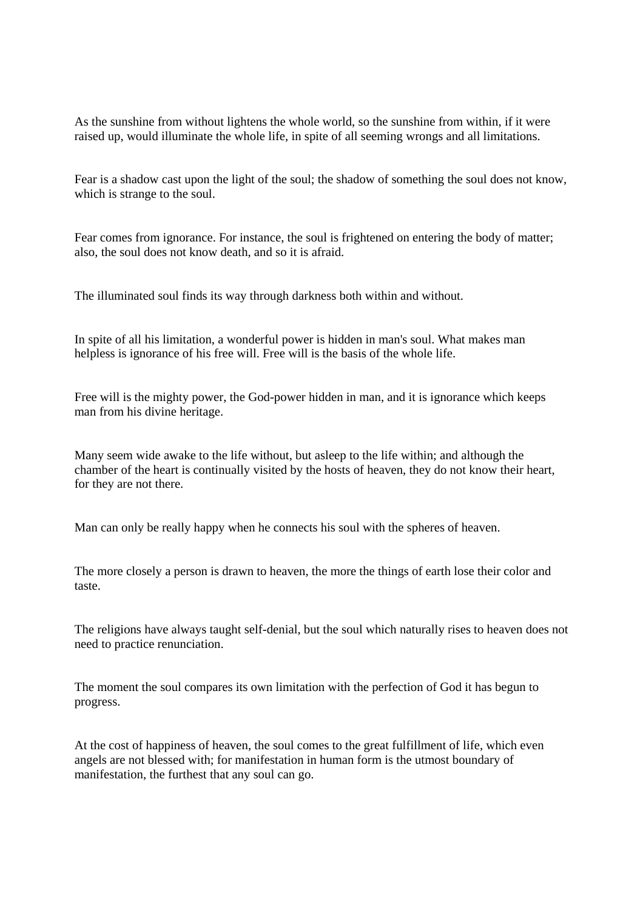As the sunshine from without lightens the whole world, so the sunshine from within, if it were raised up, would illuminate the whole life, in spite of all seeming wrongs and all limitations.

Fear is a shadow cast upon the light of the soul; the shadow of something the soul does not know, which is strange to the soul.

Fear comes from ignorance. For instance, the soul is frightened on entering the body of matter; also, the soul does not know death, and so it is afraid.

The illuminated soul finds its way through darkness both within and without.

In spite of all his limitation, a wonderful power is hidden in man's soul. What makes man helpless is ignorance of his free will. Free will is the basis of the whole life.

Free will is the mighty power, the God-power hidden in man, and it is ignorance which keeps man from his divine heritage.

Many seem wide awake to the life without, but asleep to the life within; and although the chamber of the heart is continually visited by the hosts of heaven, they do not know their heart, for they are not there.

Man can only be really happy when he connects his soul with the spheres of heaven.

The more closely a person is drawn to heaven, the more the things of earth lose their color and taste.

The religions have always taught self-denial, but the soul which naturally rises to heaven does not need to practice renunciation.

The moment the soul compares its own limitation with the perfection of God it has begun to progress.

At the cost of happiness of heaven, the soul comes to the great fulfillment of life, which even angels are not blessed with; for manifestation in human form is the utmost boundary of manifestation, the furthest that any soul can go.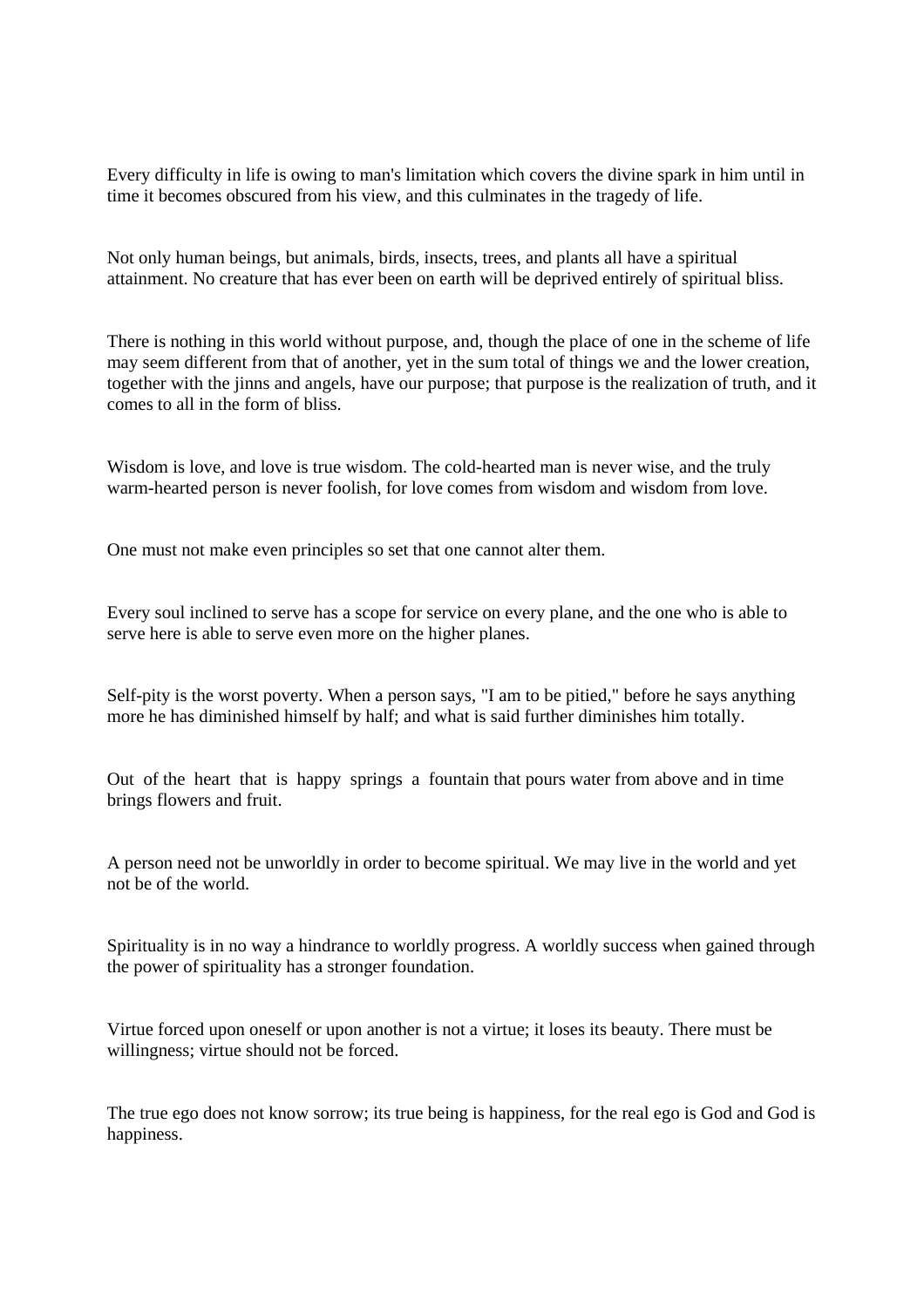Every difficulty in life is owing to man's limitation which covers the divine spark in him until in time it becomes obscured from his view, and this culminates in the tragedy of life.

Not only human beings, but animals, birds, insects, trees, and plants all have a spiritual attainment. No creature that has ever been on earth will be deprived entirely of spiritual bliss.

There is nothing in this world without purpose, and, though the place of one in the scheme of life may seem different from that of another, yet in the sum total of things we and the lower creation, together with the jinns and angels, have our purpose; that purpose is the realization of truth, and it comes to all in the form of bliss.

Wisdom is love, and love is true wisdom. The cold-hearted man is never wise, and the truly warm-hearted person is never foolish, for love comes from wisdom and wisdom from love.

One must not make even principles so set that one cannot alter them.

Every soul inclined to serve has a scope for service on every plane, and the one who is able to serve here is able to serve even more on the higher planes.

Self-pity is the worst poverty. When a person says, "I am to be pitied," before he says anything more he has diminished himself by half; and what is said further diminishes him totally.

Out of the heart that is happy springs a fountain that pours water from above and in time brings flowers and fruit.

A person need not be unworldly in order to become spiritual. We may live in the world and yet not be of the world.

Spirituality is in no way a hindrance to worldly progress. A worldly success when gained through the power of spirituality has a stronger foundation.

Virtue forced upon oneself or upon another is not a virtue; it loses its beauty. There must be willingness; virtue should not be forced.

The true ego does not know sorrow; its true being is happiness, for the real ego is God and God is happiness.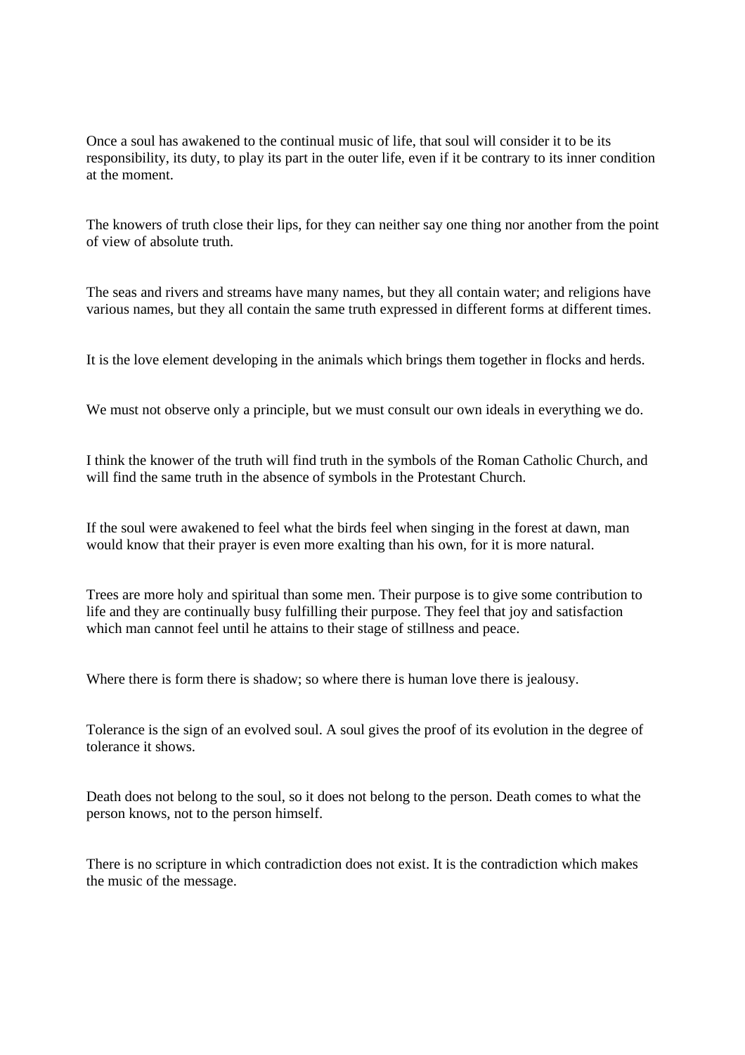Once a soul has awakened to the continual music of life, that soul will consider it to be its responsibility, its duty, to play its part in the outer life, even if it be contrary to its inner condition at the moment.

The knowers of truth close their lips, for they can neither say one thing nor another from the point of view of absolute truth.

The seas and rivers and streams have many names, but they all contain water; and religions have various names, but they all contain the same truth expressed in different forms at different times.

It is the love element developing in the animals which brings them together in flocks and herds.

We must not observe only a principle, but we must consult our own ideals in everything we do.

I think the knower of the truth will find truth in the symbols of the Roman Catholic Church, and will find the same truth in the absence of symbols in the Protestant Church.

If the soul were awakened to feel what the birds feel when singing in the forest at dawn, man would know that their prayer is even more exalting than his own, for it is more natural.

Trees are more holy and spiritual than some men. Their purpose is to give some contribution to life and they are continually busy fulfilling their purpose. They feel that joy and satisfaction which man cannot feel until he attains to their stage of stillness and peace.

Where there is form there is shadow; so where there is human love there is jealousy.

Tolerance is the sign of an evolved soul. A soul gives the proof of its evolution in the degree of tolerance it shows.

Death does not belong to the soul, so it does not belong to the person. Death comes to what the person knows, not to the person himself.

There is no scripture in which contradiction does not exist. It is the contradiction which makes the music of the message.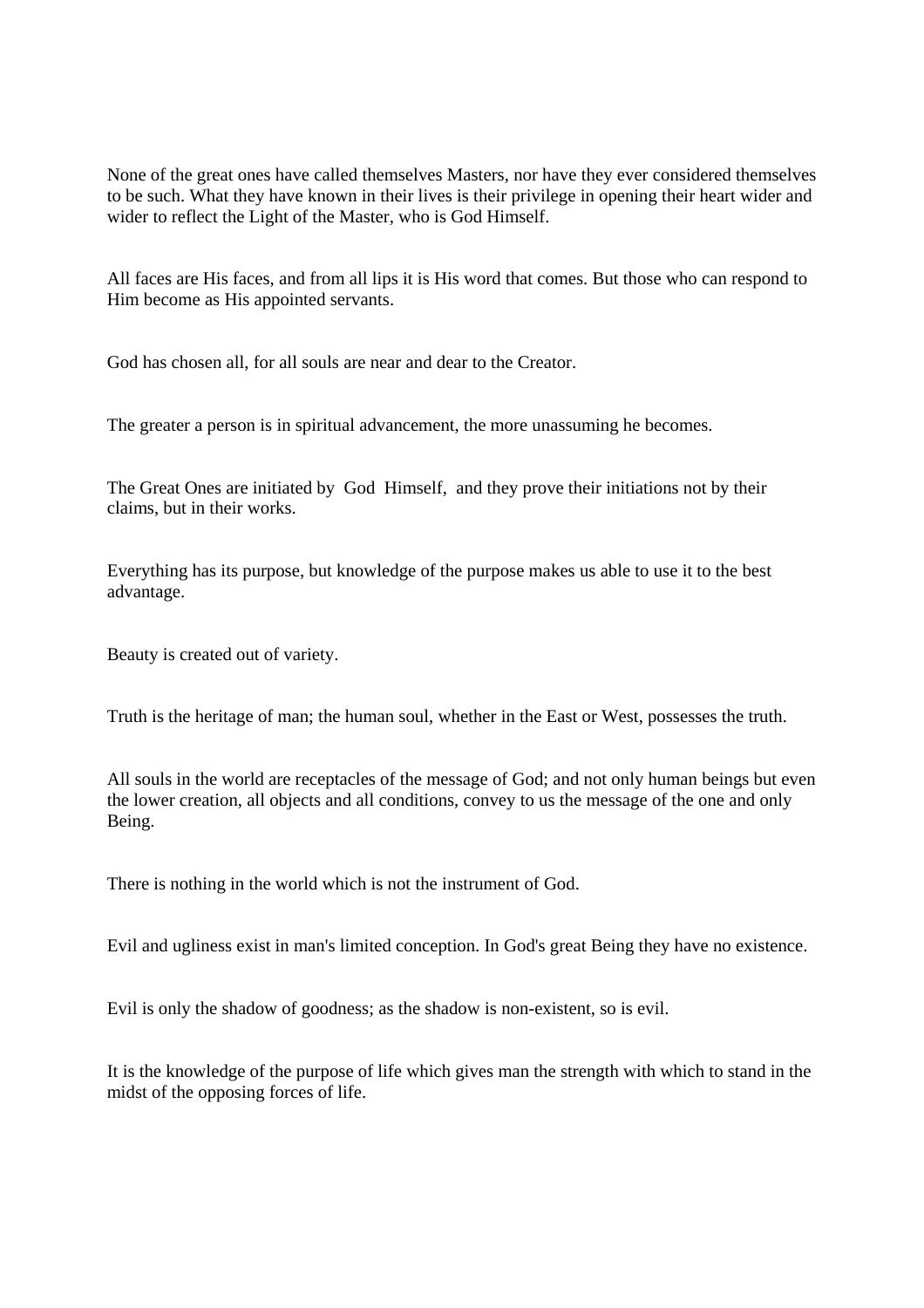None of the great ones have called themselves Masters, nor have they ever considered themselves to be such. What they have known in their lives is their privilege in opening their heart wider and wider to reflect the Light of the Master, who is God Himself.

All faces are His faces, and from all lips it is His word that comes. But those who can respond to Him become as His appointed servants.

God has chosen all, for all souls are near and dear to the Creator.

The greater a person is in spiritual advancement, the more unassuming he becomes.

The Great Ones are initiated by God Himself, and they prove their initiations not by their claims, but in their works.

Everything has its purpose, but knowledge of the purpose makes us able to use it to the best advantage.

Beauty is created out of variety.

Truth is the heritage of man; the human soul, whether in the East or West, possesses the truth.

All souls in the world are receptacles of the message of God; and not only human beings but even the lower creation, all objects and all conditions, convey to us the message of the one and only Being.

There is nothing in the world which is not the instrument of God.

Evil and ugliness exist in man's limited conception. In God's great Being they have no existence.

Evil is only the shadow of goodness; as the shadow is non-existent, so is evil.

It is the knowledge of the purpose of life which gives man the strength with which to stand in the midst of the opposing forces of life.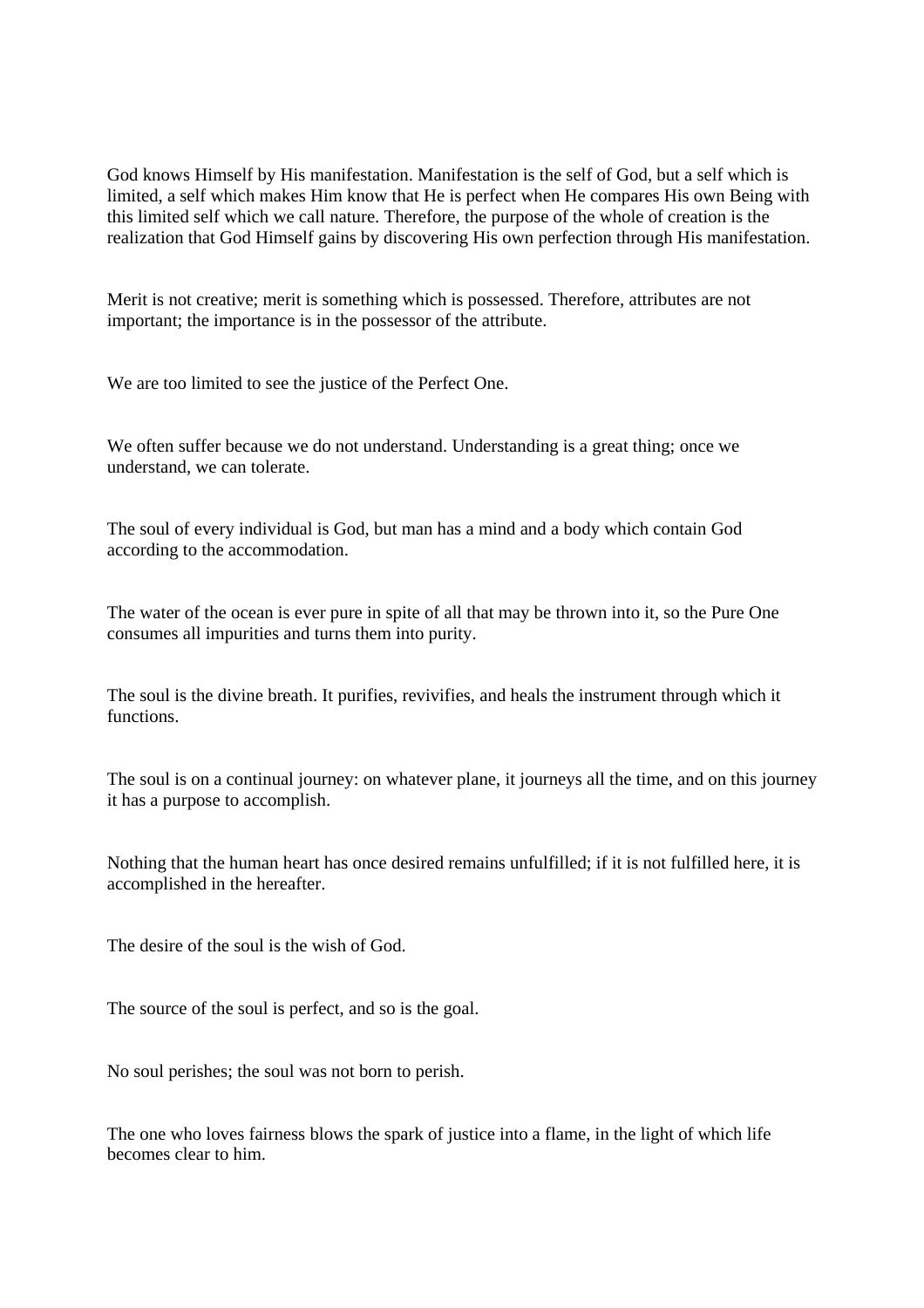God knows Himself by His manifestation. Manifestation is the self of God, but a self which is limited, a self which makes Him know that He is perfect when He compares His own Being with this limited self which we call nature. Therefore, the purpose of the whole of creation is the realization that God Himself gains by discovering His own perfection through His manifestation.

Merit is not creative; merit is something which is possessed. Therefore, attributes are not important; the importance is in the possessor of the attribute.

We are too limited to see the justice of the Perfect One.

We often suffer because we do not understand. Understanding is a great thing; once we understand, we can tolerate.

The soul of every individual is God, but man has a mind and a body which contain God according to the accommodation.

The water of the ocean is ever pure in spite of all that may be thrown into it, so the Pure One consumes all impurities and turns them into purity.

The soul is the divine breath. It purifies, revivifies, and heals the instrument through which it functions.

The soul is on a continual journey: on whatever plane, it journeys all the time, and on this journey it has a purpose to accomplish.

Nothing that the human heart has once desired remains unfulfilled; if it is not fulfilled here, it is accomplished in the hereafter.

The desire of the soul is the wish of God.

The source of the soul is perfect, and so is the goal.

No soul perishes; the soul was not born to perish.

The one who loves fairness blows the spark of justice into a flame, in the light of which life becomes clear to him.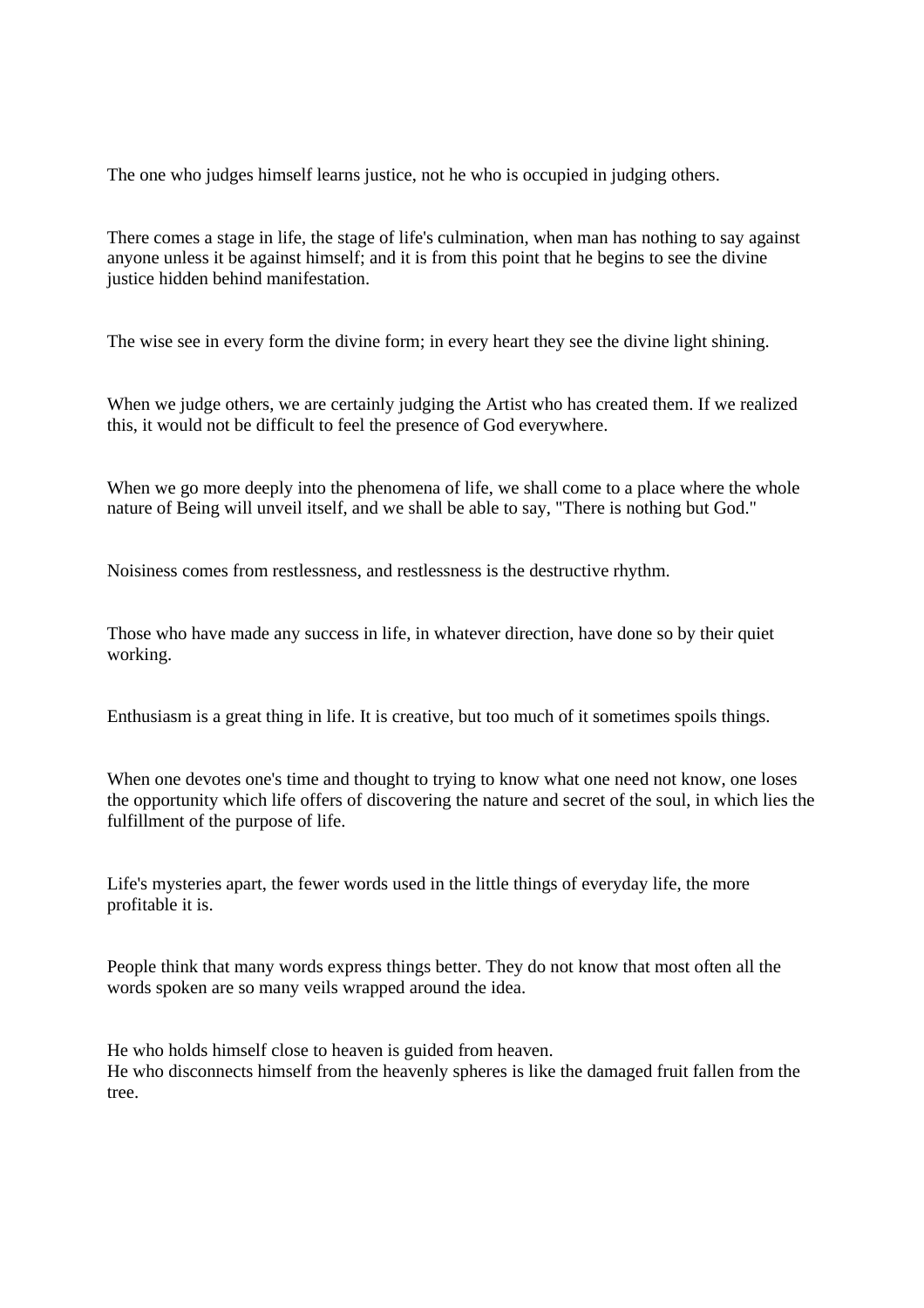The one who judges himself learns justice, not he who is occupied in judging others.

There comes a stage in life, the stage of life's culmination, when man has nothing to say against anyone unless it be against himself; and it is from this point that he begins to see the divine justice hidden behind manifestation.

The wise see in every form the divine form; in every heart they see the divine light shining.

When we judge others, we are certainly judging the Artist who has created them. If we realized this, it would not be difficult to feel the presence of God everywhere.

When we go more deeply into the phenomena of life, we shall come to a place where the whole nature of Being will unveil itself, and we shall be able to say, "There is nothing but God."

Noisiness comes from restlessness, and restlessness is the destructive rhythm.

Those who have made any success in life, in whatever direction, have done so by their quiet working.

Enthusiasm is a great thing in life. It is creative, but too much of it sometimes spoils things.

When one devotes one's time and thought to trying to know what one need not know, one loses the opportunity which life offers of discovering the nature and secret of the soul, in which lies the fulfillment of the purpose of life.

Life's mysteries apart, the fewer words used in the little things of everyday life, the more profitable it is.

People think that many words express things better. They do not know that most often all the words spoken are so many veils wrapped around the idea.

He who holds himself close to heaven is guided from heaven.
He who disconnects himself from the heavenly spheres is like the damaged fruit fallen from the tree.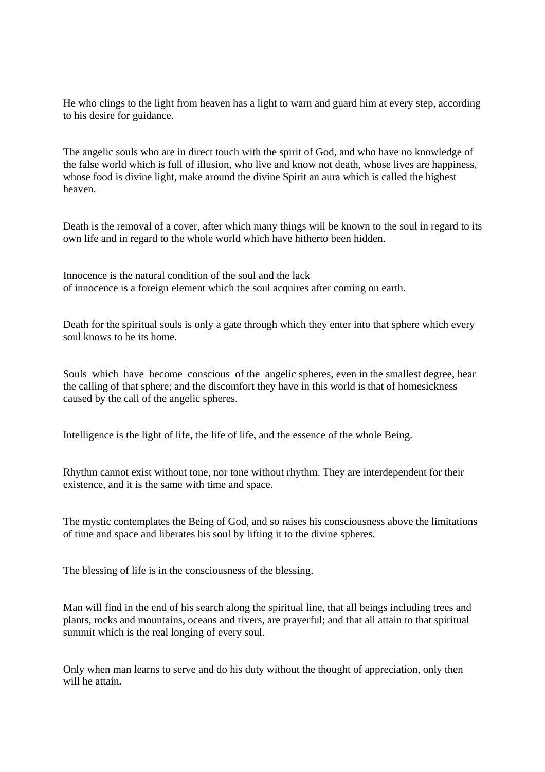He who clings to the light from heaven has a light to warn and guard him at every step, according to his desire for guidance.

The angelic souls who are in direct touch with the spirit of God, and who have no knowledge of the false world which is full of illusion, who live and know not death, whose lives are happiness, whose food is divine light, make around the divine Spirit an aura which is called the highest heaven.

Death is the removal of a cover, after which many things will be known to the soul in regard to its own life and in regard to the whole world which have hitherto been hidden.

Innocence is the natural condition of the soul and the lack of innocence is a foreign element which the soul acquires after coming on earth.

Death for the spiritual souls is only a gate through which they enter into that sphere which every soul knows to be its home.

Souls which have become conscious of the angelic spheres, even in the smallest degree, hear the calling of that sphere; and the discomfort they have in this world is that of homesickness caused by the call of the angelic spheres.

Intelligence is the light of life, the life of life, and the essence of the whole Being.

Rhythm cannot exist without tone, nor tone without rhythm. They are interdependent for their existence, and it is the same with time and space.

The mystic contemplates the Being of God, and so raises his consciousness above the limitations of time and space and liberates his soul by lifting it to the divine spheres.

The blessing of life is in the consciousness of the blessing.

Man will find in the end of his search along the spiritual line, that all beings including trees and plants, rocks and mountains, oceans and rivers, are prayerful; and that all attain to that spiritual summit which is the real longing of every soul.

Only when man learns to serve and do his duty without the thought of appreciation, only then will he attain.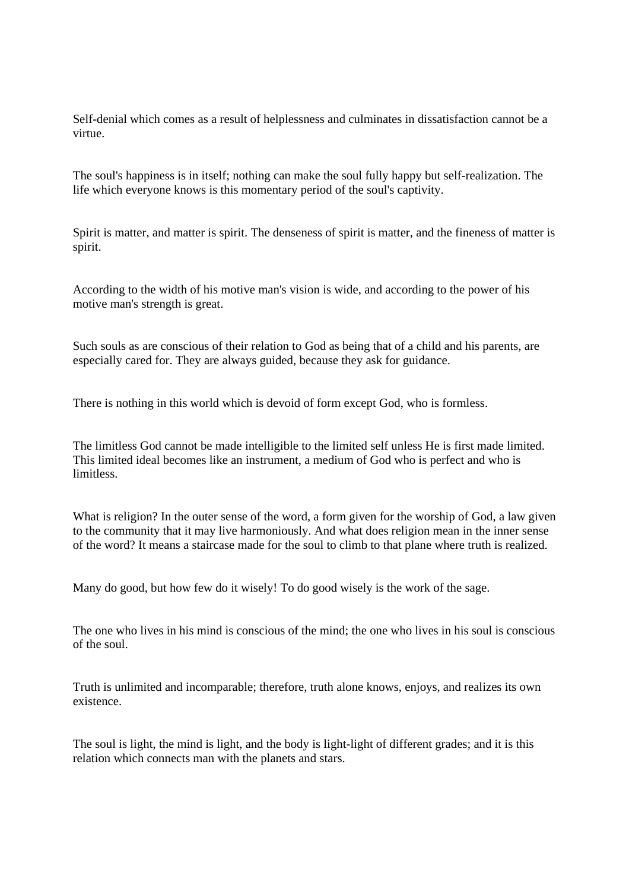Self-denial which comes as a result of helplessness and culminates in dissatisfaction cannot be a virtue.

The soul's happiness is in itself; nothing can make the soul fully happy but self-realization. The life which everyone knows is this momentary period of the soul's captivity.

Spirit is matter, and matter is spirit. The denseness of spirit is matter, and the fineness of matter is spirit.

According to the width of his motive man's vision is wide, and according to the power of his motive man's strength is great.

Such souls as are conscious of their relation to God as being that of a child and his parents, are especially cared for. They are always guided, because they ask for guidance.

There is nothing in this world which is devoid of form except God, who is formless.

The limitless God cannot be made intelligible to the limited self unless He is first made limited. This limited ideal becomes like an instrument, a medium of God who is perfect and who is limitless.

What is religion? In the outer sense of the word, a form given for the worship of God, a law given to the community that it may live harmoniously. And what does religion mean in the inner sense of the word? It means a staircase made for the soul to climb to that plane where truth is realized.

Many do good, but how few do it wisely! To do good wisely is the work of the sage.

The one who lives in his mind is conscious of the mind; the one who lives in his soul is conscious of the soul.

Truth is unlimited and incomparable; therefore, truth alone knows, enjoys, and realizes its own existence.

The soul is light, the mind is light, and the body is light-light of different grades; and it is this relation which connects man with the planets and stars.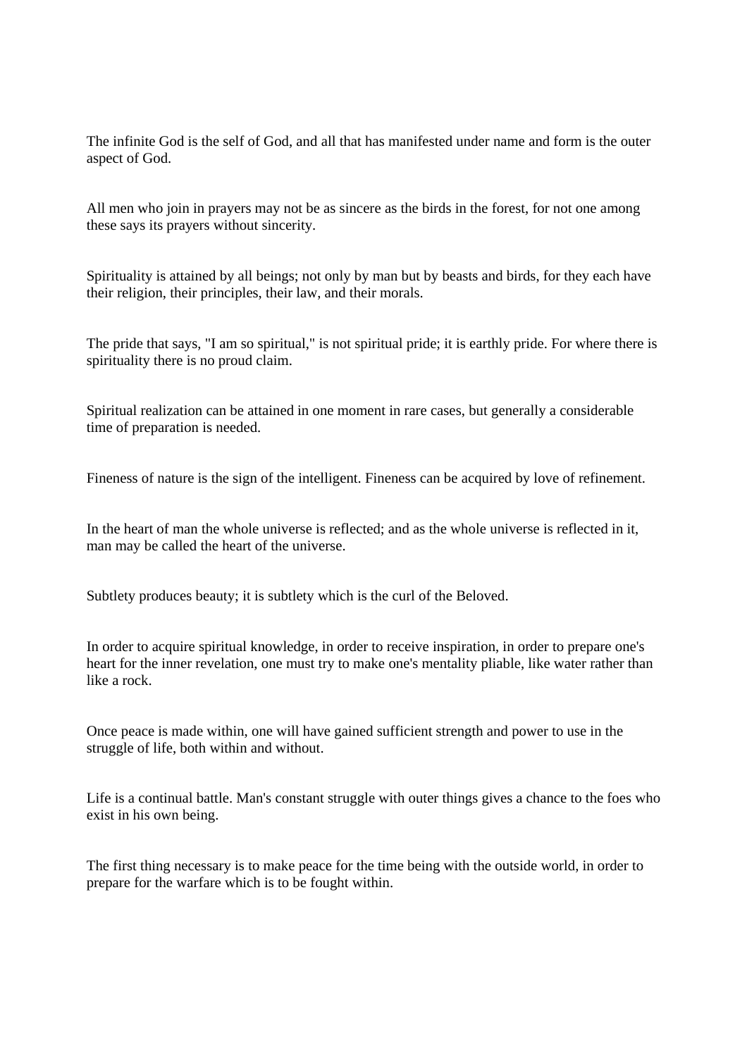The infinite God is the self of God, and all that has manifested under name and form is the outer aspect of God.

All men who join in prayers may not be as sincere as the birds in the forest, for not one among these says its prayers without sincerity.

Spirituality is attained by all beings; not only by man but by beasts and birds, for they each have their religion, their principles, their law, and their morals.

The pride that says, "I am so spiritual," is not spiritual pride; it is earthly pride. For where there is spirituality there is no proud claim.

Spiritual realization can be attained in one moment in rare cases, but generally a considerable time of preparation is needed.

Fineness of nature is the sign of the intelligent. Fineness can be acquired by love of refinement.

In the heart of man the whole universe is reflected; and as the whole universe is reflected in it, man may be called the heart of the universe.

Subtlety produces beauty; it is subtlety which is the curl of the Beloved.

In order to acquire spiritual knowledge, in order to receive inspiration, in order to prepare one's heart for the inner revelation, one must try to make one's mentality pliable, like water rather than like a rock.

Once peace is made within, one will have gained sufficient strength and power to use in the struggle of life, both within and without.

Life is a continual battle. Man's constant struggle with outer things gives a chance to the foes who exist in his own being.

The first thing necessary is to make peace for the time being with the outside world, in order to prepare for the warfare which is to be fought within.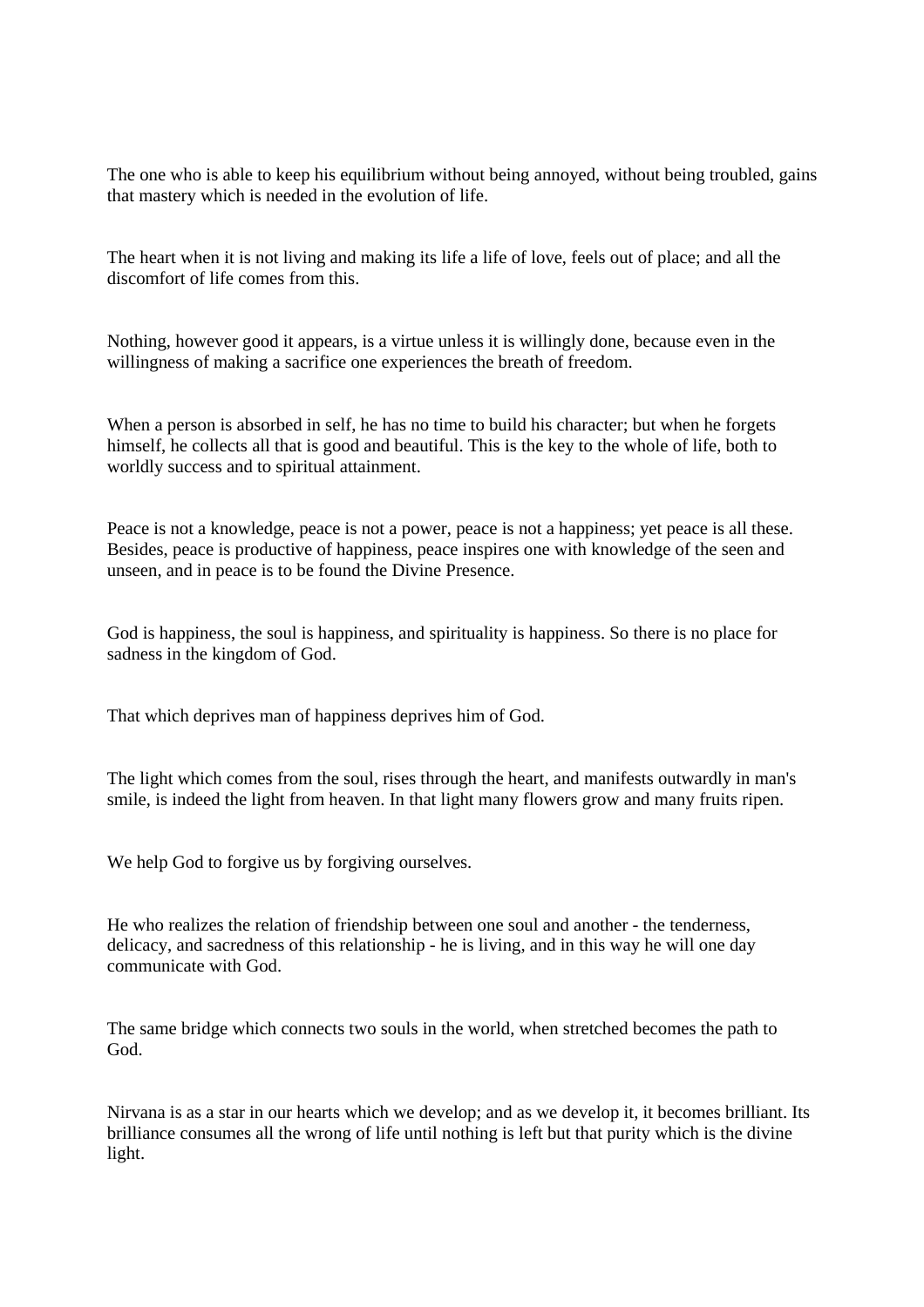The one who is able to keep his equilibrium without being annoyed, without being troubled, gains that mastery which is needed in the evolution of life.

The heart when it is not living and making its life a life of love, feels out of place; and all the discomfort of life comes from this.

Nothing, however good it appears, is a virtue unless it is willingly done, because even in the willingness of making a sacrifice one experiences the breath of freedom.

When a person is absorbed in self, he has no time to build his character; but when he forgets himself, he collects all that is good and beautiful. This is the key to the whole of life, both to worldly success and to spiritual attainment.

Peace is not a knowledge, peace is not a power, peace is not a happiness; yet peace is all these. Besides, peace is productive of happiness, peace inspires one with knowledge of the seen and unseen, and in peace is to be found the Divine Presence.

God is happiness, the soul is happiness, and spirituality is happiness. So there is no place for sadness in the kingdom of God.

That which deprives man of happiness deprives him of God.

The light which comes from the soul, rises through the heart, and manifests outwardly in man's smile, is indeed the light from heaven. In that light many flowers grow and many fruits ripen.

We help God to forgive us by forgiving ourselves.

He who realizes the relation of friendship between one soul and another - the tenderness, delicacy, and sacredness of this relationship - he is living, and in this way he will one day communicate with God.

The same bridge which connects two souls in the world, when stretched becomes the path to God.

Nirvana is as a star in our hearts which we develop; and as we develop it, it becomes brilliant. Its brilliance consumes all the wrong of life until nothing is left but that purity which is the divine light.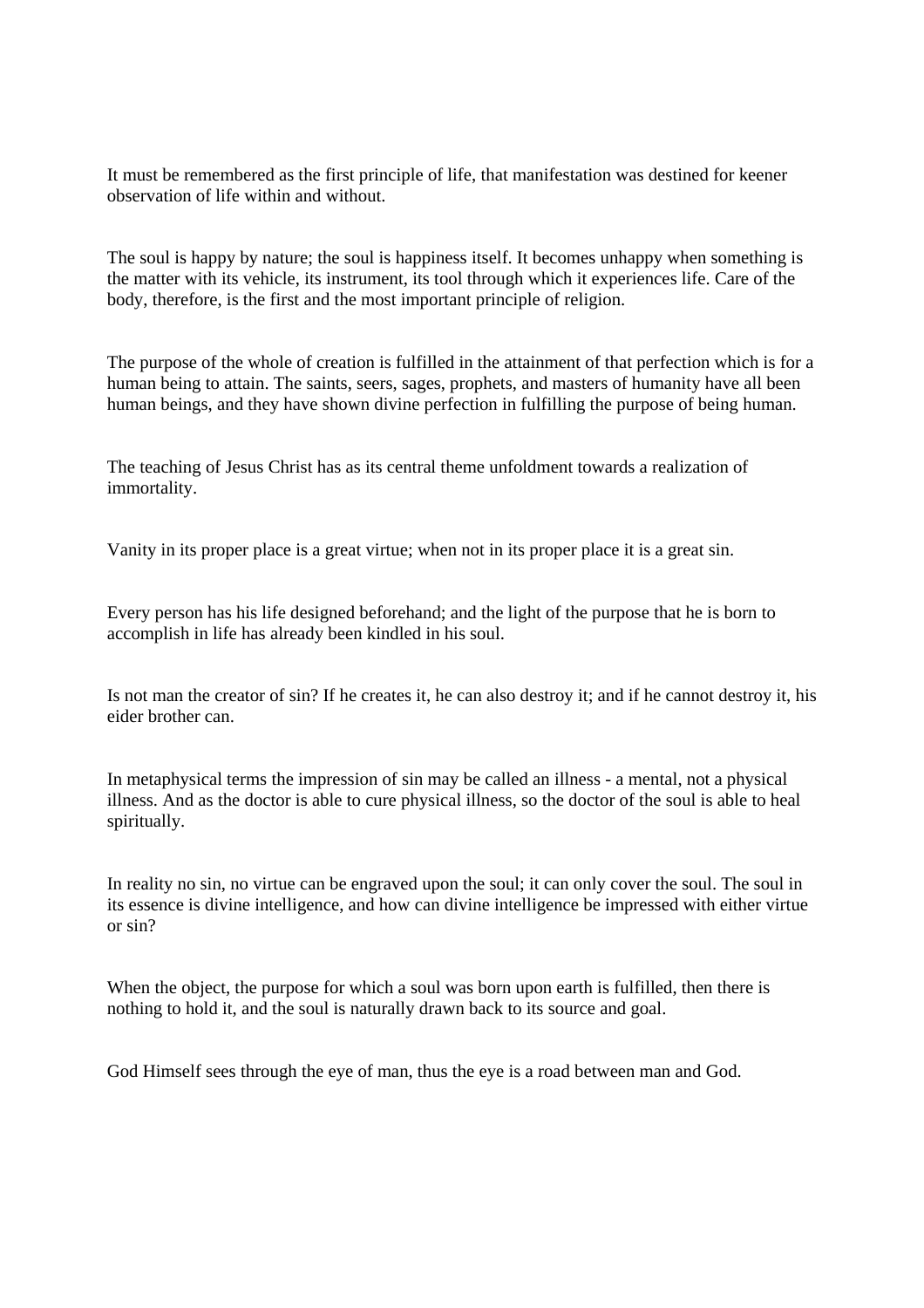It must be remembered as the first principle of life, that manifestation was destined for keener observation of life within and without.

The soul is happy by nature; the soul is happiness itself. It becomes unhappy when something is the matter with its vehicle, its instrument, its tool through which it experiences life. Care of the body, therefore, is the first and the most important principle of religion.

The purpose of the whole of creation is fulfilled in the attainment of that perfection which is for a human being to attain. The saints, seers, sages, prophets, and masters of humanity have all been human beings, and they have shown divine perfection in fulfilling the purpose of being human.

The teaching of Jesus Christ has as its central theme unfoldment towards a realization of immortality.

Vanity in its proper place is a great virtue; when not in its proper place it is a great sin.

Every person has his life designed beforehand; and the light of the purpose that he is born to accomplish in life has already been kindled in his soul.

Is not man the creator of sin? If he creates it, he can also destroy it; and if he cannot destroy it, his eider brother can.

In metaphysical terms the impression of sin may be called an illness - a mental, not a physical illness. And as the doctor is able to cure physical illness, so the doctor of the soul is able to heal spiritually.

In reality no sin, no virtue can be engraved upon the soul; it can only cover the soul. The soul in its essence is divine intelligence, and how can divine intelligence be impressed with either virtue or sin?

When the object, the purpose for which a soul was born upon earth is fulfilled, then there is nothing to hold it, and the soul is naturally drawn back to its source and goal.

God Himself sees through the eye of man, thus the eye is a road between man and God.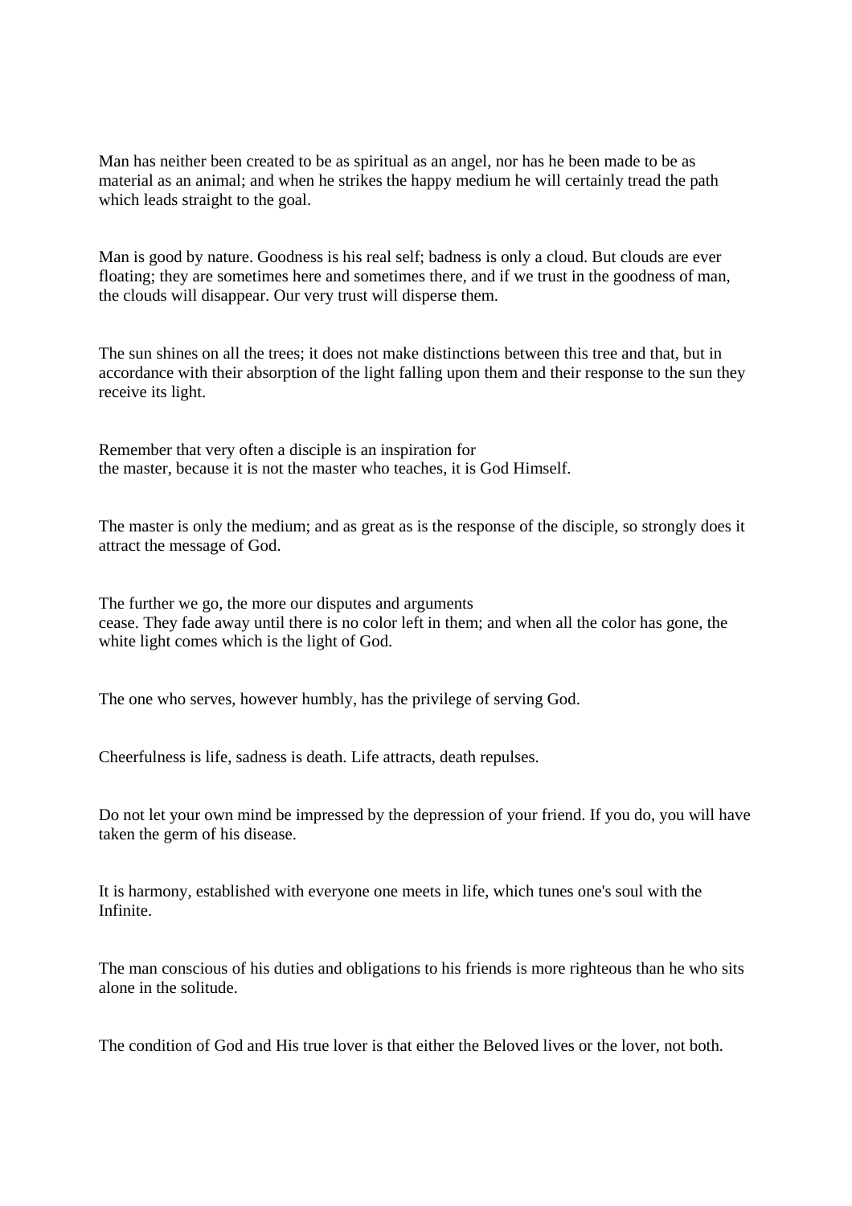Man has neither been created to be as spiritual as an angel, nor has he been made to be as material as an animal; and when he strikes the happy medium he will certainly tread the path which leads straight to the goal.

Man is good by nature. Goodness is his real self; badness is only a cloud. But clouds are ever floating; they are sometimes here and sometimes there, and if we trust in the goodness of man, the clouds will disappear. Our very trust will disperse them.

The sun shines on all the trees; it does not make distinctions between this tree and that, but in accordance with their absorption of the light falling upon them and their response to the sun they receive its light.

Remember that very often a disciple is an inspiration for the master, because it is not the master who teaches, it is God Himself.

The master is only the medium; and as great as is the response of the disciple, so strongly does it attract the message of God.

The further we go, the more our disputes and arguments cease. They fade away until there is no color left in them; and when all the color has gone, the white light comes which is the light of God.

The one who serves, however humbly, has the privilege of serving God.

Cheerfulness is life, sadness is death. Life attracts, death repulses.

Do not let your own mind be impressed by the depression of your friend. If you do, you will have taken the germ of his disease.

It is harmony, established with everyone one meets in life, which tunes one's soul with the Infinite.

The man conscious of his duties and obligations to his friends is more righteous than he who sits alone in the solitude.

The condition of God and His true lover is that either the Beloved lives or the lover, not both.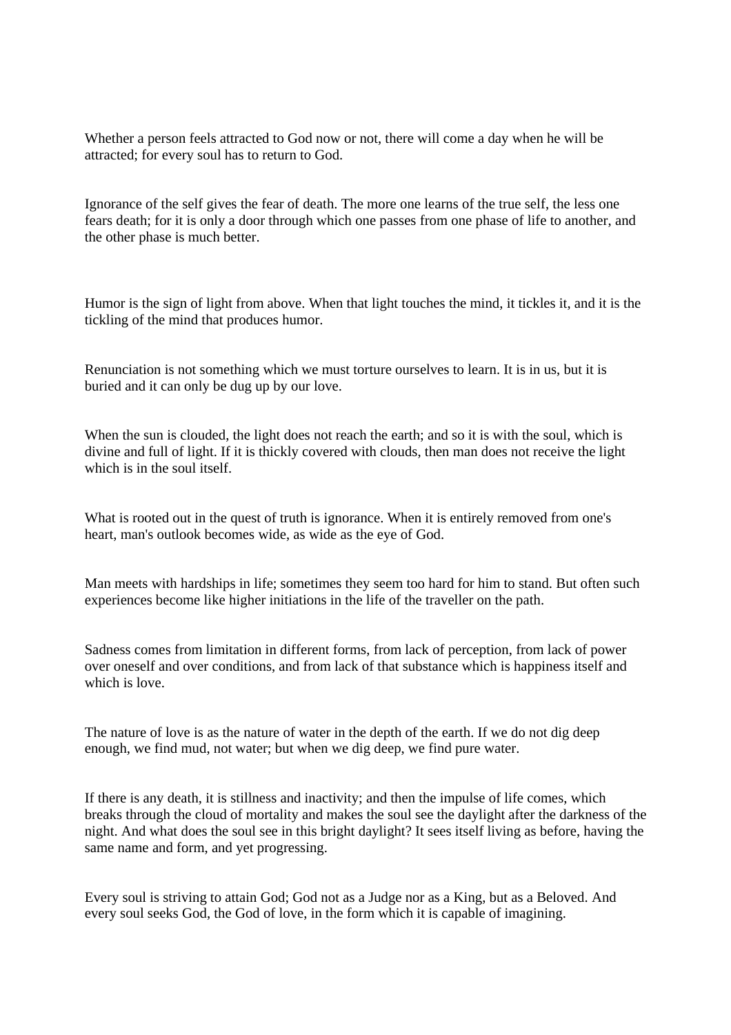Whether a person feels attracted to God now or not, there will come a day when he will be attracted; for every soul has to return to God.

Ignorance of the self gives the fear of death. The more one learns of the true self, the less one fears death; for it is only a door through which one passes from one phase of life to another, and the other phase is much better.

Humor is the sign of light from above. When that light touches the mind, it tickles it, and it is the tickling of the mind that produces humor.

Renunciation is not something which we must torture ourselves to learn. It is in us, but it is buried and it can only be dug up by our love.

When the sun is clouded, the light does not reach the earth; and so it is with the soul, which is divine and full of light. If it is thickly covered with clouds, then man does not receive the light which is in the soul itself.

What is rooted out in the quest of truth is ignorance. When it is entirely removed from one's heart, man's outlook becomes wide, as wide as the eye of God.

Man meets with hardships in life; sometimes they seem too hard for him to stand. But often such experiences become like higher initiations in the life of the traveller on the path.

Sadness comes from limitation in different forms, from lack of perception, from lack of power over oneself and over conditions, and from lack of that substance which is happiness itself and which is love.

The nature of love is as the nature of water in the depth of the earth. If we do not dig deep enough, we find mud, not water; but when we dig deep, we find pure water.

If there is any death, it is stillness and inactivity; and then the impulse of life comes, which breaks through the cloud of mortality and makes the soul see the daylight after the darkness of the night. And what does the soul see in this bright daylight? It sees itself living as before, having the same name and form, and yet progressing.

Every soul is striving to attain God; God not as a Judge nor as a King, but as a Beloved. And every soul seeks God, the God of love, in the form which it is capable of imagining.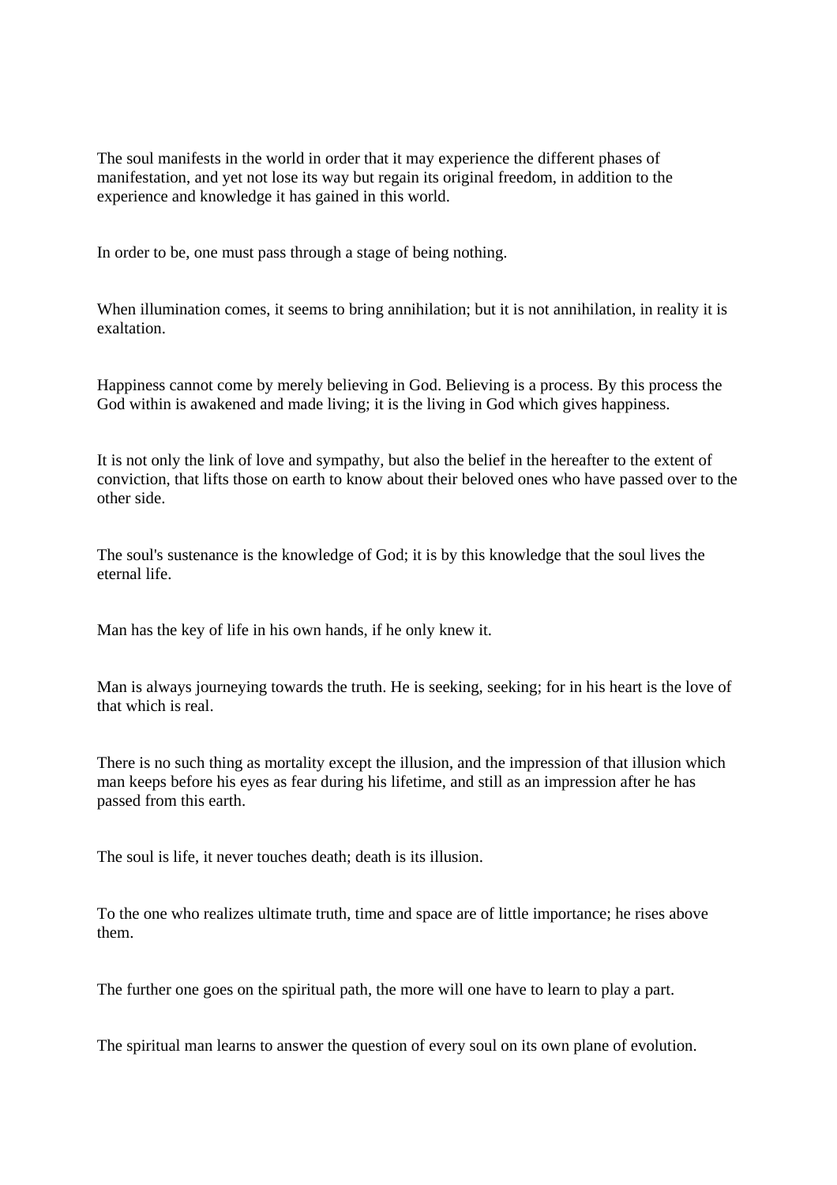The soul manifests in the world in order that it may experience the different phases of manifestation, and yet not lose its way but regain its original freedom, in addition to the experience and knowledge it has gained in this world.

In order to be, one must pass through a stage of being nothing.

When illumination comes, it seems to bring annihilation; but it is not annihilation, in reality it is exaltation.

Happiness cannot come by merely believing in God. Believing is a process. By this process the God within is awakened and made living; it is the living in God which gives happiness.

It is not only the link of love and sympathy, but also the belief in the hereafter to the extent of conviction, that lifts those on earth to know about their beloved ones who have passed over to the other side.

The soul's sustenance is the knowledge of God; it is by this knowledge that the soul lives the eternal life.

Man has the key of life in his own hands, if he only knew it.

Man is always journeying towards the truth. He is seeking, seeking; for in his heart is the love of that which is real.

There is no such thing as mortality except the illusion, and the impression of that illusion which man keeps before his eyes as fear during his lifetime, and still as an impression after he has passed from this earth.

The soul is life, it never touches death; death is its illusion.

To the one who realizes ultimate truth, time and space are of little importance; he rises above them.

The further one goes on the spiritual path, the more will one have to learn to play a part.

The spiritual man learns to answer the question of every soul on its own plane of evolution.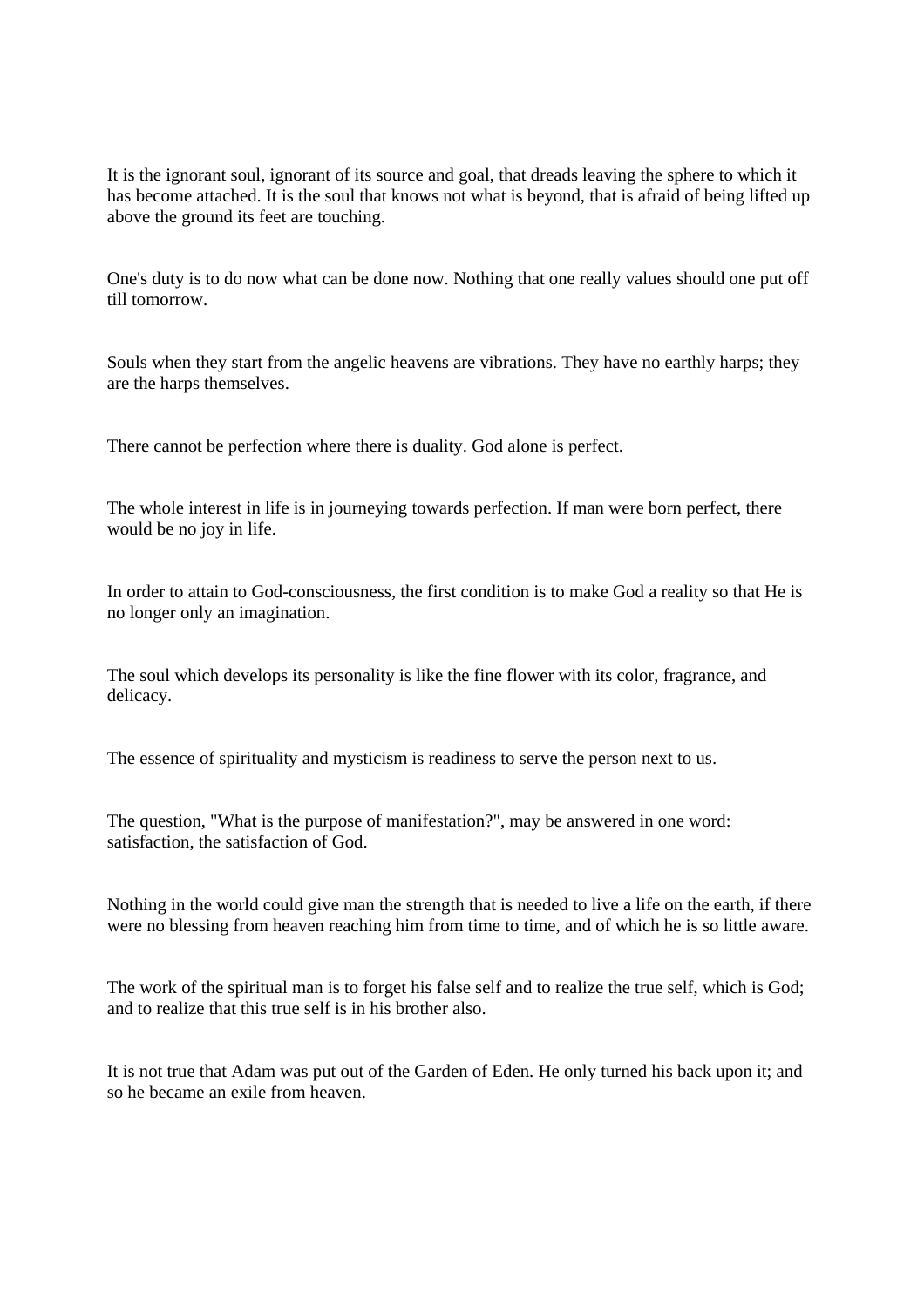It is the ignorant soul, ignorant of its source and goal, that dreads leaving the sphere to which it has become attached. It is the soul that knows not what is beyond, that is afraid of being lifted up above the ground its feet are touching.

One's duty is to do now what can be done now. Nothing that one really values should one put off till tomorrow.

Souls when they start from the angelic heavens are vibrations. They have no earthly harps; they are the harps themselves.

There cannot be perfection where there is duality. God alone is perfect.

The whole interest in life is in journeying towards perfection. If man were born perfect, there would be no joy in life.

In order to attain to God-consciousness, the first condition is to make God a reality so that He is no longer only an imagination.

The soul which develops its personality is like the fine flower with its color, fragrance, and delicacy.

The essence of spirituality and mysticism is readiness to serve the person next to us.

The question, "What is the purpose of manifestation?", may be answered in one word: satisfaction, the satisfaction of God.

Nothing in the world could give man the strength that is needed to live a life on the earth, if there were no blessing from heaven reaching him from time to time, and of which he is so little aware.

The work of the spiritual man is to forget his false self and to realize the true self, which is God; and to realize that this true self is in his brother also.

It is not true that Adam was put out of the Garden of Eden. He only turned his back upon it; and so he became an exile from heaven.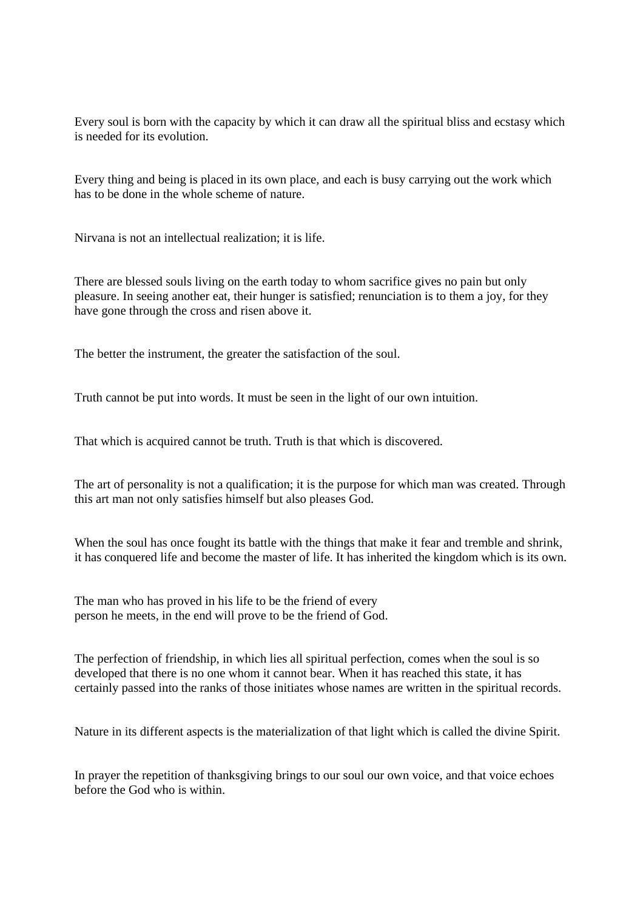Every soul is born with the capacity by which it can draw all the spiritual bliss and ecstasy which is needed for its evolution.

Every thing and being is placed in its own place, and each is busy carrying out the work which has to be done in the whole scheme of nature.

Nirvana is not an intellectual realization; it is life.

There are blessed souls living on the earth today to whom sacrifice gives no pain but only pleasure. In seeing another eat, their hunger is satisfied; renunciation is to them a joy, for they have gone through the cross and risen above it.

The better the instrument, the greater the satisfaction of the soul.

Truth cannot be put into words. It must be seen in the light of our own intuition.

That which is acquired cannot be truth. Truth is that which is discovered.

The art of personality is not a qualification; it is the purpose for which man was created. Through this art man not only satisfies himself but also pleases God.

When the soul has once fought its battle with the things that make it fear and tremble and shrink, it has conquered life and become the master of life. It has inherited the kingdom which is its own.

The man who has proved in his life to be the friend of every person he meets, in the end will prove to be the friend of God.

The perfection of friendship, in which lies all spiritual perfection, comes when the soul is so developed that there is no one whom it cannot bear. When it has reached this state, it has certainly passed into the ranks of those initiates whose names are written in the spiritual records.

Nature in its different aspects is the materialization of that light which is called the divine Spirit.

In prayer the repetition of thanksgiving brings to our soul our own voice, and that voice echoes before the God who is within.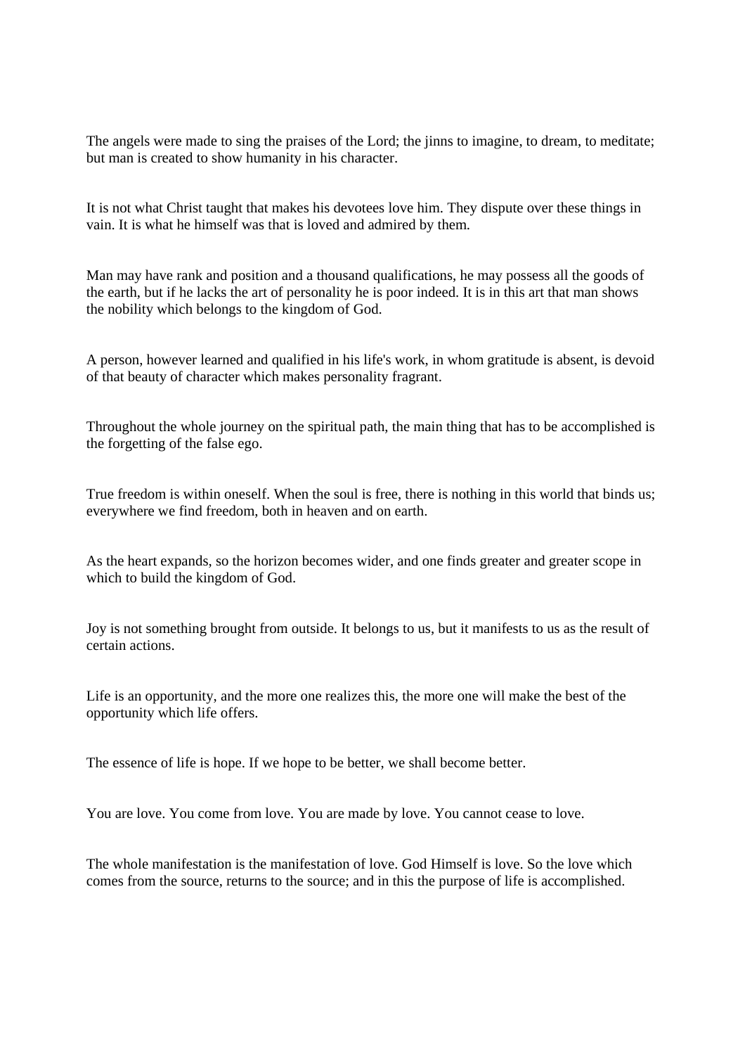The angels were made to sing the praises of the Lord; the jinns to imagine, to dream, to meditate; but man is created to show humanity in his character.

It is not what Christ taught that makes his devotees love him. They dispute over these things in vain. It is what he himself was that is loved and admired by them.

Man may have rank and position and a thousand qualifications, he may possess all the goods of the earth, but if he lacks the art of personality he is poor indeed. It is in this art that man shows the nobility which belongs to the kingdom of God.

A person, however learned and qualified in his life's work, in whom gratitude is absent, is devoid of that beauty of character which makes personality fragrant.

Throughout the whole journey on the spiritual path, the main thing that has to be accomplished is the forgetting of the false ego.

True freedom is within oneself. When the soul is free, there is nothing in this world that binds us; everywhere we find freedom, both in heaven and on earth.

As the heart expands, so the horizon becomes wider, and one finds greater and greater scope in which to build the kingdom of God.

Joy is not something brought from outside. It belongs to us, but it manifests to us as the result of certain actions.

Life is an opportunity, and the more one realizes this, the more one will make the best of the opportunity which life offers.

The essence of life is hope. If we hope to be better, we shall become better.

You are love. You come from love. You are made by love. You cannot cease to love.

The whole manifestation is the manifestation of love. God Himself is love. So the love which comes from the source, returns to the source; and in this the purpose of life is accomplished.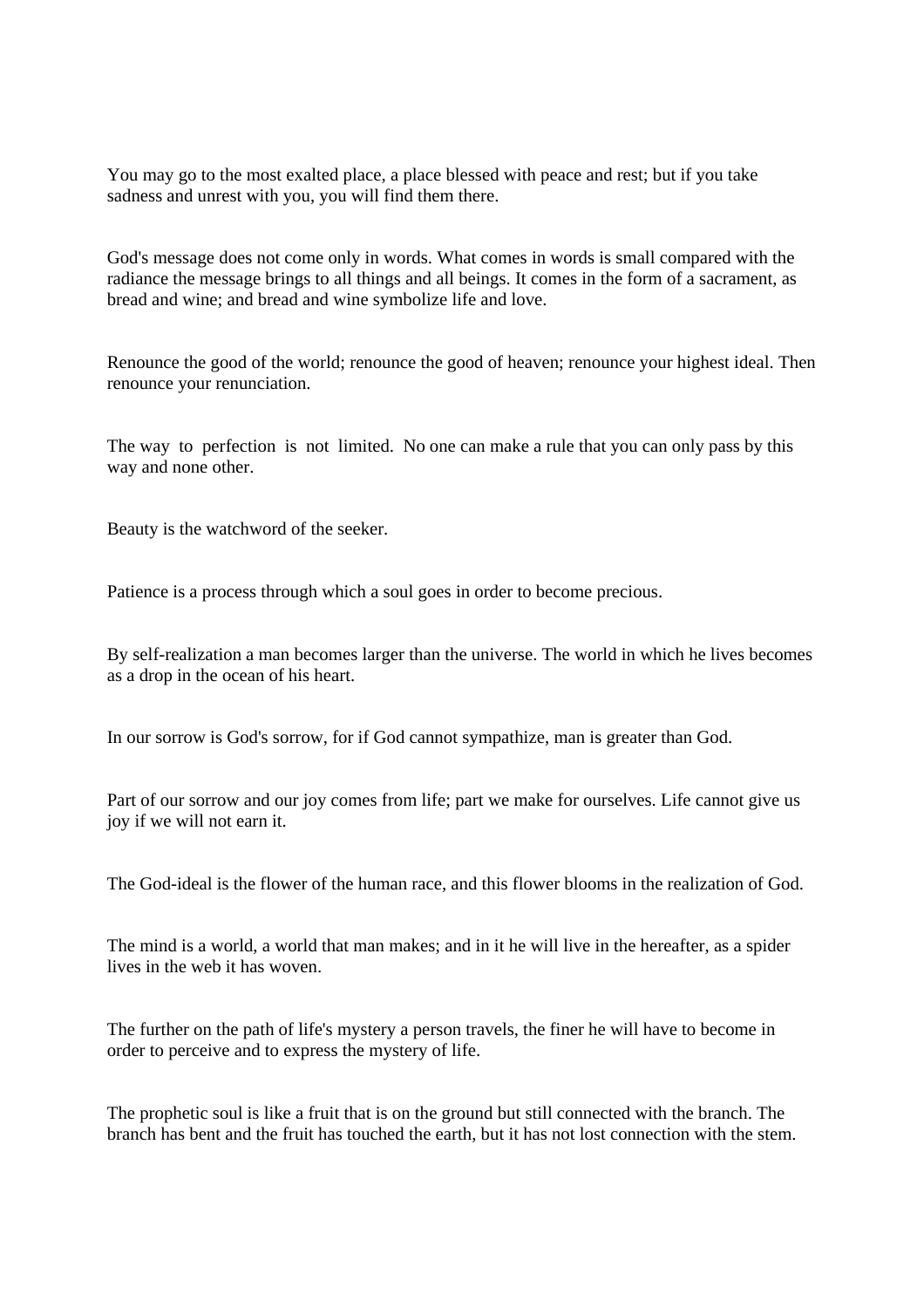You may go to the most exalted place, a place blessed with peace and rest; but if you take sadness and unrest with you, you will find them there.

God's message does not come only in words. What comes in words is small compared with the radiance the message brings to all things and all beings. It comes in the form of a sacrament, as bread and wine; and bread and wine symbolize life and love.

Renounce the good of the world; renounce the good of heaven; renounce your highest ideal. Then renounce your renunciation.

The way to perfection is not limited. No one can make a rule that you can only pass by this way and none other.

Beauty is the watchword of the seeker.

Patience is a process through which a soul goes in order to become precious.

By self-realization a man becomes larger than the universe. The world in which he lives becomes as a drop in the ocean of his heart.

In our sorrow is God's sorrow, for if God cannot sympathize, man is greater than God.

Part of our sorrow and our joy comes from life; part we make for ourselves. Life cannot give us joy if we will not earn it.

The God-ideal is the flower of the human race, and this flower blooms in the realization of God.

The mind is a world, a world that man makes; and in it he will live in the hereafter, as a spider lives in the web it has woven.

The further on the path of life's mystery a person travels, the finer he will have to become in order to perceive and to express the mystery of life.

The prophetic soul is like a fruit that is on the ground but still connected with the branch. The branch has bent and the fruit has touched the earth, but it has not lost connection with the stem.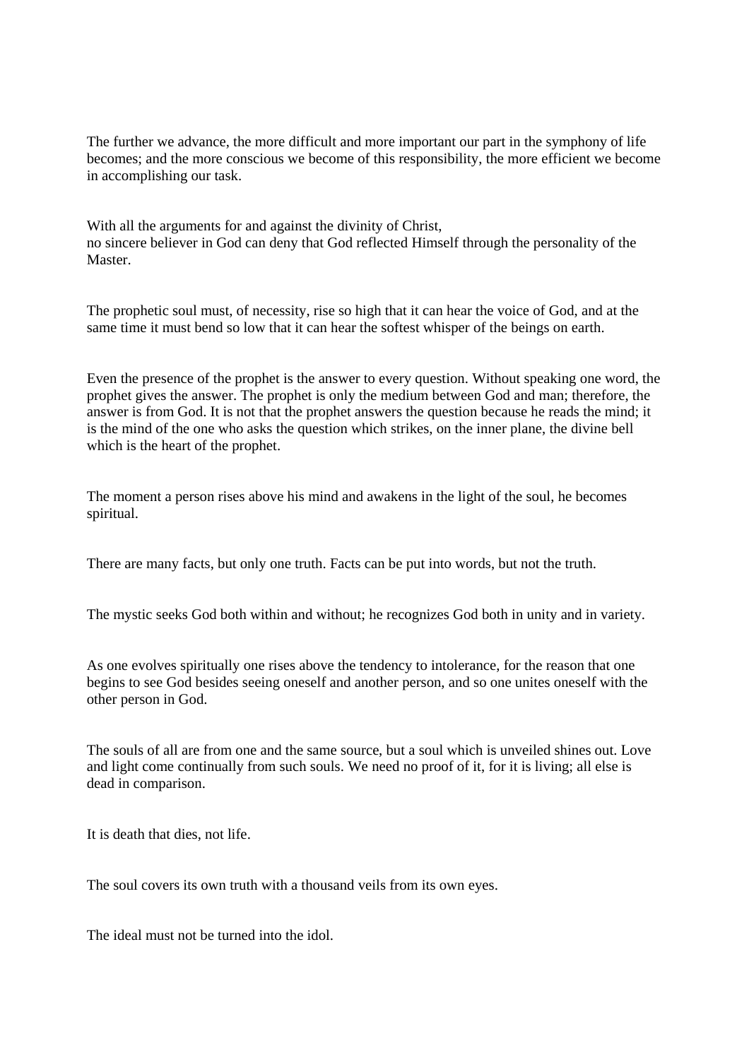The further we advance, the more difficult and more important our part in the symphony of life becomes; and the more conscious we become of this responsibility, the more efficient we become in accomplishing our task.

With all the arguments for and against the divinity of Christ,
no sincere believer in God can deny that God reflected Himself through the personality of the Master.

The prophetic soul must, of necessity, rise so high that it can hear the voice of God, and at the same time it must bend so low that it can hear the softest whisper of the beings on earth.

Even the presence of the prophet is the answer to every question. Without speaking one word, the prophet gives the answer. The prophet is only the medium between God and man; therefore, the answer is from God. It is not that the prophet answers the question because he reads the mind; it is the mind of the one who asks the question which strikes, on the inner plane, the divine bell which is the heart of the prophet.

The moment a person rises above his mind and awakens in the light of the soul, he becomes spiritual.

There are many facts, but only one truth. Facts can be put into words, but not the truth.

The mystic seeks God both within and without; he recognizes God both in unity and in variety.

As one evolves spiritually one rises above the tendency to intolerance, for the reason that one begins to see God besides seeing oneself and another person, and so one unites oneself with the other person in God.

The souls of all are from one and the same source, but a soul which is unveiled shines out. Love and light come continually from such souls. We need no proof of it, for it is living; all else is dead in comparison.

It is death that dies, not life.

The soul covers its own truth with a thousand veils from its own eyes.

The ideal must not be turned into the idol.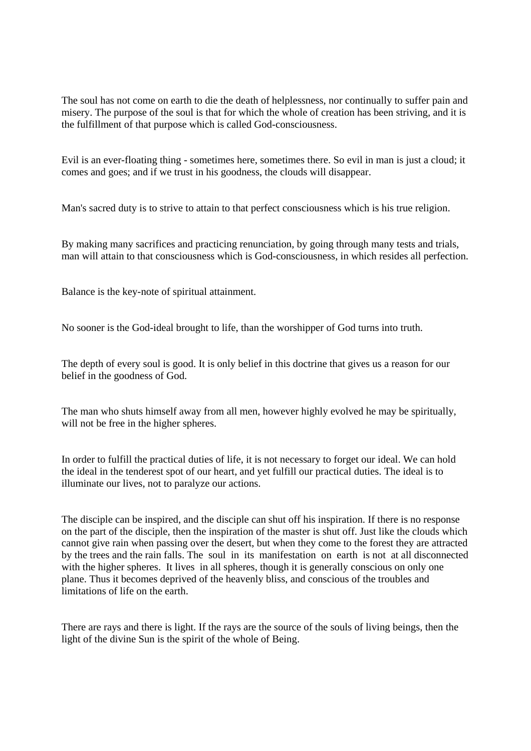The soul has not come on earth to die the death of helplessness, nor continually to suffer pain and misery. The purpose of the soul is that for which the whole of creation has been striving, and it is the fulfillment of that purpose which is called God-consciousness.

Evil is an ever-floating thing - sometimes here, sometimes there. So evil in man is just a cloud; it comes and goes; and if we trust in his goodness, the clouds will disappear.

Man's sacred duty is to strive to attain to that perfect consciousness which is his true religion.

By making many sacrifices and practicing renunciation, by going through many tests and trials, man will attain to that consciousness which is God-consciousness, in which resides all perfection.

Balance is the key-note of spiritual attainment.

No sooner is the God-ideal brought to life, than the worshipper of God turns into truth.

The depth of every soul is good. It is only belief in this doctrine that gives us a reason for our belief in the goodness of God.

The man who shuts himself away from all men, however highly evolved he may be spiritually, will not be free in the higher spheres.

In order to fulfill the practical duties of life, it is not necessary to forget our ideal. We can hold the ideal in the tenderest spot of our heart, and yet fulfill our practical duties. The ideal is to illuminate our lives, not to paralyze our actions.

The disciple can be inspired, and the disciple can shut off his inspiration. If there is no response on the part of the disciple, then the inspiration of the master is shut off. Just like the clouds which cannot give rain when passing over the desert, but when they come to the forest they are attracted by the trees and the rain falls. The soul in its manifestation on earth is not at all disconnected with the higher spheres. It lives in all spheres, though it is generally conscious on only one plane. Thus it becomes deprived of the heavenly bliss, and conscious of the troubles and limitations of life on the earth.

There are rays and there is light. If the rays are the source of the souls of living beings, then the light of the divine Sun is the spirit of the whole of Being.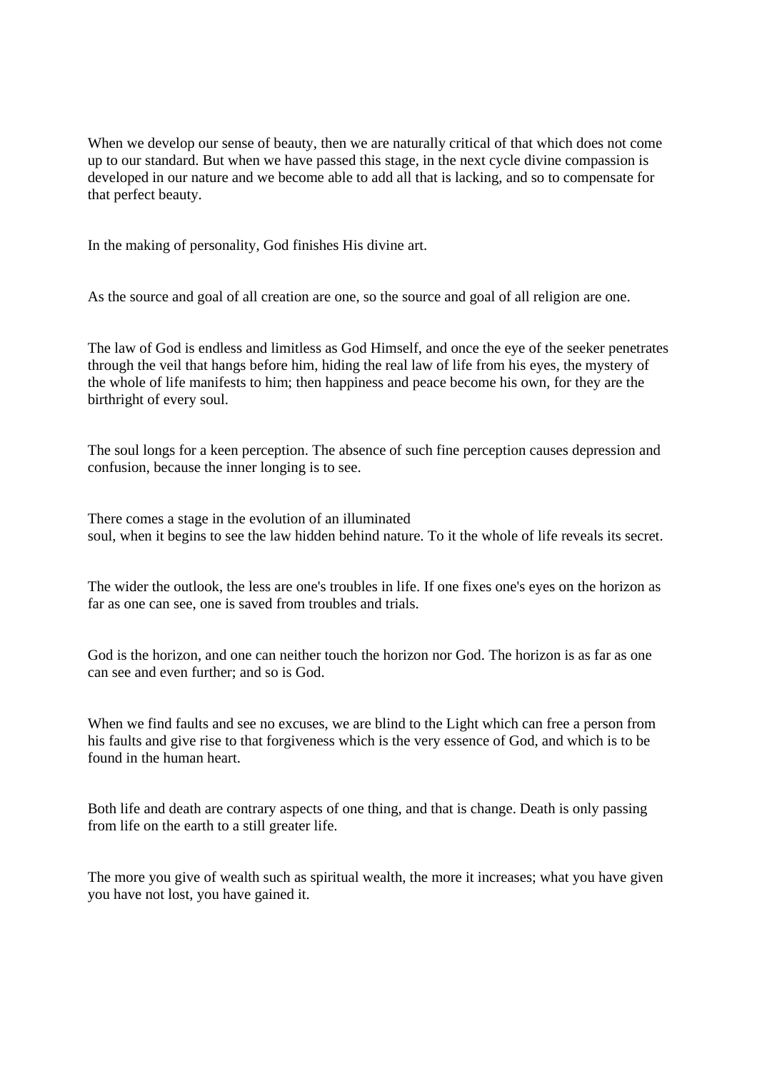When we develop our sense of beauty, then we are naturally critical of that which does not come up to our standard. But when we have passed this stage, in the next cycle divine compassion is developed in our nature and we become able to add all that is lacking, and so to compensate for that perfect beauty.

In the making of personality, God finishes His divine art.

As the source and goal of all creation are one, so the source and goal of all religion are one.

The law of God is endless and limitless as God Himself, and once the eye of the seeker penetrates through the veil that hangs before him, hiding the real law of life from his eyes, the mystery of the whole of life manifests to him; then happiness and peace become his own, for they are the birthright of every soul.

The soul longs for a keen perception. The absence of such fine perception causes depression and confusion, because the inner longing is to see.

There comes a stage in the evolution of an illuminated soul, when it begins to see the law hidden behind nature. To it the whole of life reveals its secret.

The wider the outlook, the less are one's troubles in life. If one fixes one's eyes on the horizon as far as one can see, one is saved from troubles and trials.

God is the horizon, and one can neither touch the horizon nor God. The horizon is as far as one can see and even further; and so is God.

When we find faults and see no excuses, we are blind to the Light which can free a person from his faults and give rise to that forgiveness which is the very essence of God, and which is to be found in the human heart.

Both life and death are contrary aspects of one thing, and that is change. Death is only passing from life on the earth to a still greater life.

The more you give of wealth such as spiritual wealth, the more it increases; what you have given you have not lost, you have gained it.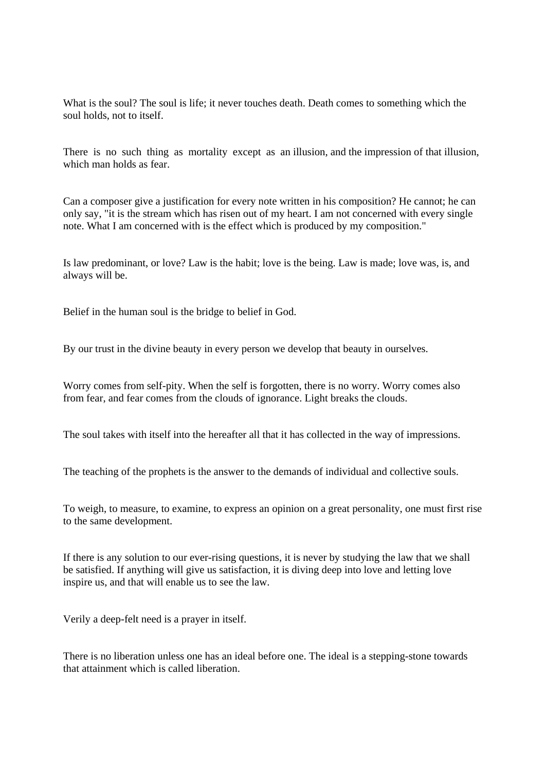What is the soul? The soul is life; it never touches death. Death comes to something which the soul holds, not to itself.

There is no such thing as mortality except as an illusion, and the impression of that illusion, which man holds as fear.

Can a composer give a justification for every note written in his composition? He cannot; he can only say, "it is the stream which has risen out of my heart. I am not concerned with every single note. What I am concerned with is the effect which is produced by my composition."

Is law predominant, or love? Law is the habit; love is the being. Law is made; love was, is, and always will be.

Belief in the human soul is the bridge to belief in God.

By our trust in the divine beauty in every person we develop that beauty in ourselves.

Worry comes from self-pity. When the self is forgotten, there is no worry. Worry comes also from fear, and fear comes from the clouds of ignorance. Light breaks the clouds.

The soul takes with itself into the hereafter all that it has collected in the way of impressions.

The teaching of the prophets is the answer to the demands of individual and collective souls.

To weigh, to measure, to examine, to express an opinion on a great personality, one must first rise to the same development.

If there is any solution to our ever-rising questions, it is never by studying the law that we shall be satisfied. If anything will give us satisfaction, it is diving deep into love and letting love inspire us, and that will enable us to see the law.

Verily a deep-felt need is a prayer in itself.

There is no liberation unless one has an ideal before one. The ideal is a stepping-stone towards that attainment which is called liberation.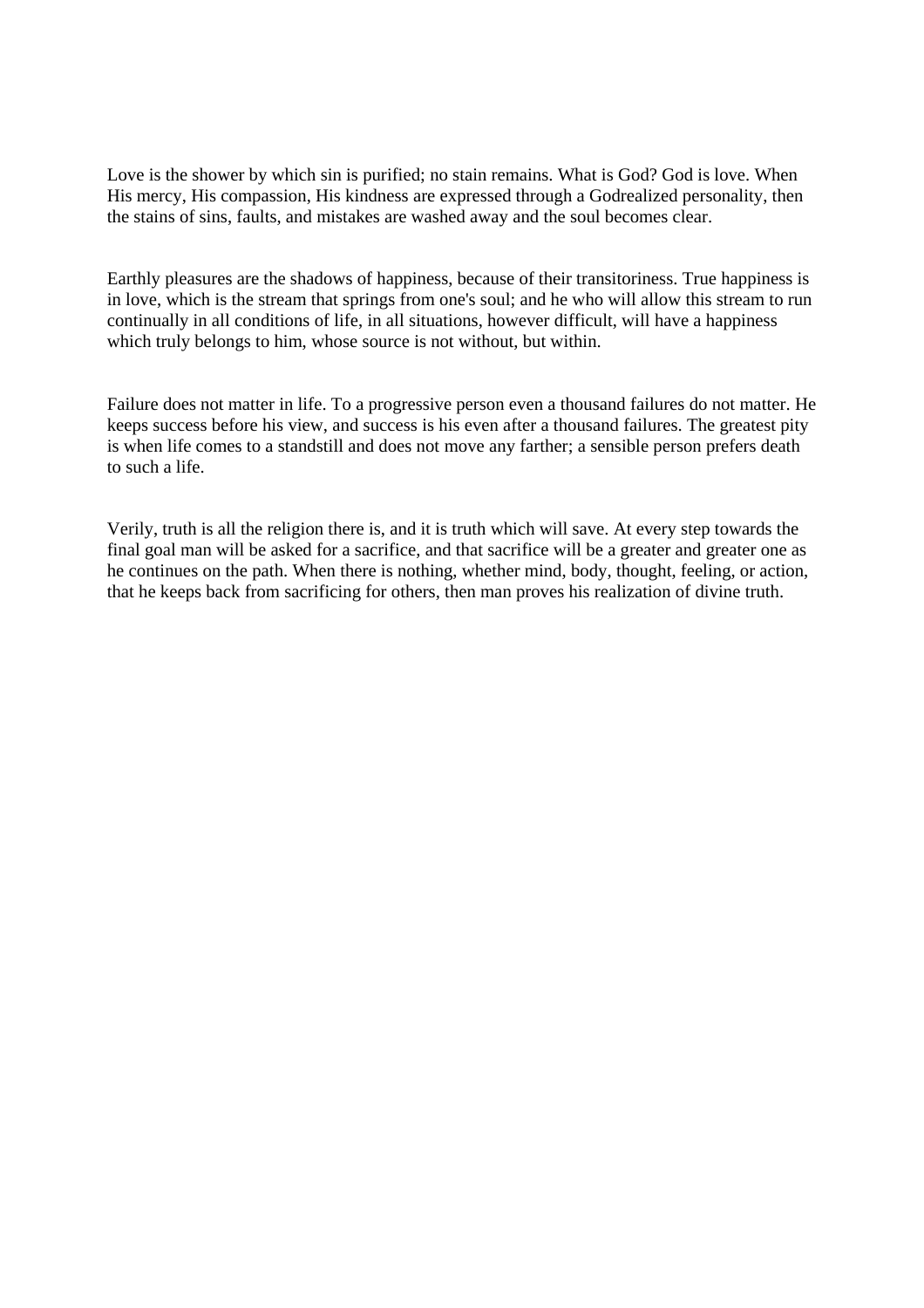Love is the shower by which sin is purified; no stain remains. What is God? God is love. When His mercy, His compassion, His kindness are expressed through a Godrealized personality, then the stains of sins, faults, and mistakes are washed away and the soul becomes clear.

Earthly pleasures are the shadows of happiness, because of their transitoriness. True happiness is in love, which is the stream that springs from one's soul; and he who will allow this stream to run continually in all conditions of life, in all situations, however difficult, will have a happiness which truly belongs to him, whose source is not without, but within.

Failure does not matter in life. To a progressive person even a thousand failures do not matter. He keeps success before his view, and success is his even after a thousand failures. The greatest pity is when life comes to a standstill and does not move any farther; a sensible person prefers death to such a life.

Verily, truth is all the religion there is, and it is truth which will save. At every step towards the final goal man will be asked for a sacrifice, and that sacrifice will be a greater and greater one as he continues on the path. When there is nothing, whether mind, body, thought, feeling, or action, that he keeps back from sacrificing for others, then man proves his realization of divine truth.